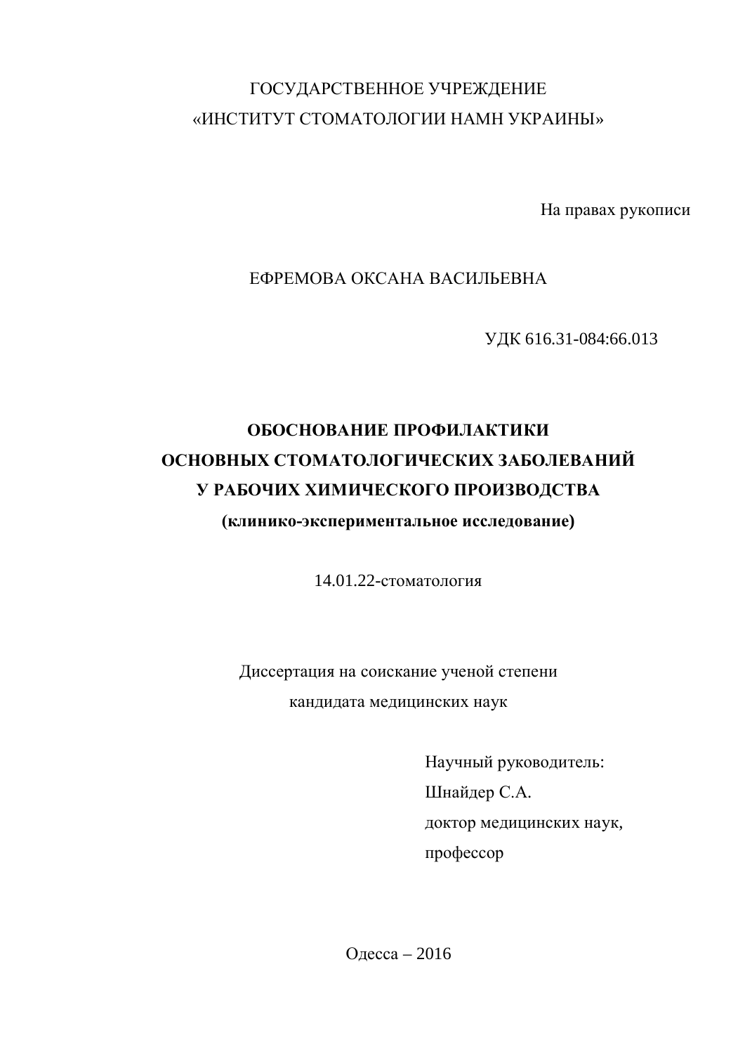ГОСУДАРСТВЕННОЕ УЧРЕЖДЕНИЕ
«ИНСТИТУТ СТОМАТОЛОГИИ НАМН УКРАИНЫ»

На правах рукописи

ЕФРЕМОВА ОКСАНА ВАСИЛЬЕВНА

УДК 616.31-084:66.013

# ОБОСНОВАНИЕ ПРОФИЛАКТИКИ ОСНОВНЫХ СТОМАТОЛОГИЧЕСКИХ ЗАБОЛЕВАНИЙ У РАБОЧИХ ХИМИЧЕСКОГО ПРОИЗВОДСТВА

**(клинико-экспериментальное исследование)**

14.01.22-стоматология

Диссертация на соискание ученой степени
кандидата медицинских наук

Научный руководитель:
Шнайдер С.А.
доктор медицинских наук,
профессор

Одесса – 2016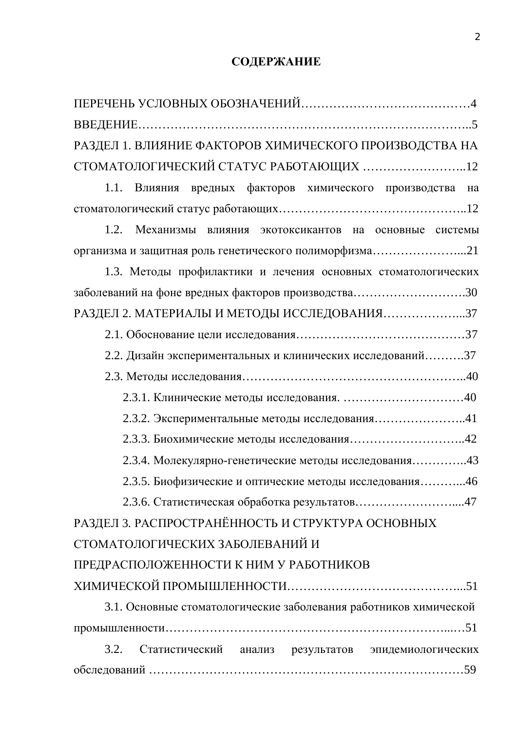## СОДЕРЖАНИЕ

ПЕРЕЧЕНЬ УСЛОВНЫХ ОБОЗНАЧЕНИЙ…………………………………4

ВВЕДЕНИЕ……………………………………………………………………..5

РАЗДЕЛ 1. ВЛИЯНИЕ ФАКТОРОВ ХИМИЧЕСКОГО ПРОИЗВОДСТВА НА СТОМАТОЛОГИЧЕСКИЙ СТАТУС РАБОТАЮЩИХ ……………………..12

1.1. Влияния вредных факторов химического производства на стоматологический статус работающих………………………………………..12

1.2. Механизмы влияния экотоксикантов на основные системы организма и защитная роль генетического полиморфизма…………………...21

1.3. Методы профилактики и лечения основных стоматологических заболеваний на фоне вредных факторов производства……………………….30

РАЗДЕЛ 2. МАТЕРИАЛЫ И МЕТОДЫ ИССЛЕДОВАНИЯ………………...37

2.1. Обоснование цели исследования……………………………………37

2.2. Дизайн экспериментальных и клинических исследований……….37

2.3. Методы исследования……………………………………………..40

2.3.1. Клинические методы исследования. …………………………40

2.3.2. Экспериментальные методы исследования…………………..41

2.3.3. Биохимические методы исследования………………………..42

2.3.4. Молекулярно-генетические методы исследования…………..43

2.3.5. Биофизические и оптические методы исследования………...46

2.3.6. Статистическая обработка результатов…………………….....47

РАЗДЕЛ 3. РАСПРОСТРАНЁННОСТЬ И СТРУКТУРА ОСНОВНЫХ СТОМАТОЛОГИЧЕСКИХ ЗАБОЛЕВАНИЙ И ПРЕДРАСПОЛОЖЕННОСТИ К НИМ У РАБОТНИКОВ ХИМИЧЕСКОЙ ПРОМЫШЛЕННОСТИ…………………………………….....51

3.1. Основные стоматологические заболевания работников химической промышленности……………………………………………………………...…51

3.2. Статистический анализ результатов эпидемиологических обследований ……………………………………………………………………59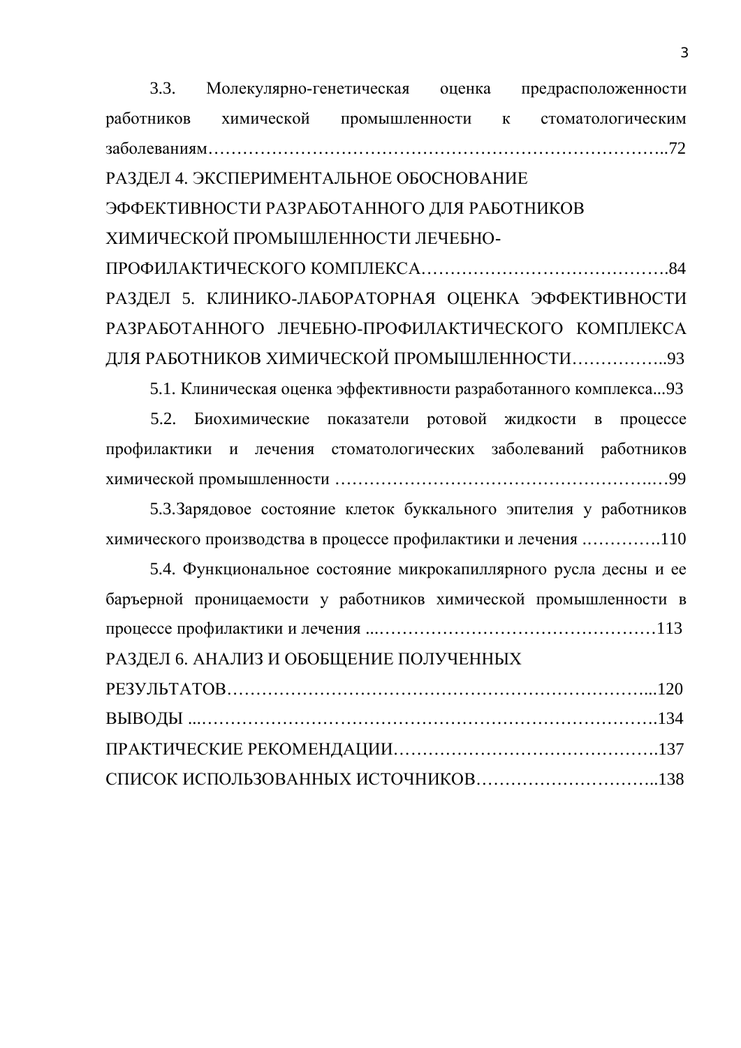3.3. Молекулярно-генетическая оценка предрасположенности работников химической промышленности к стоматологическим заболеваниям………………………………………………………………………..72

РАЗДЕЛ 4. ЭКСПЕРИМЕНТАЛЬНОЕ ОБОСНОВАНИЕ ЭФФЕКТИВНОСТИ РАЗРАБОТАННОГО ДЛЯ РАБОТНИКОВ ХИМИЧЕСКОЙ ПРОМЫШЛЕННОСТИ ЛЕЧЕБНО-ПРОФИЛАКТИЧЕСКОГО КОМПЛЕКСА…………………………………….84

РАЗДЕЛ 5. КЛИНИКО-ЛАБОРАТОРНАЯ ОЦЕНКА ЭФФЕКТИВНОСТИ РАЗРАБОТАННОГО ЛЕЧЕБНО-ПРОФИЛАКТИЧЕСКОГО КОМПЛЕКСА ДЛЯ РАБОТНИКОВ ХИМИЧЕСКОЙ ПРОМЫШЛЕННОСТИ……………..93

5.1. Клиническая оценка эффективности разработанного комплекса...93

5.2. Биохимические показатели ротовой жидкости в процессе профилактики и лечения стоматологических заболеваний работников химической промышленности ……………………………………………..…99

5.3.Зарядовое состояние клеток буккального эпителия у работников химического производства в процессе профилактики и лечения ………….110

5.4. Функциональное состояние микрокапиллярного русла десны и ее барьерной проницаемости у работников химической промышленности в процессе профилактики и лечения ...…………………………………………113

РАЗДЕЛ 6. АНАЛИЗ И ОБОБЩЕНИЕ ПОЛУЧЕННЫХ РЕЗУЛЬТАТОВ…………………………………………………………….....120

ВЫВОДЫ ...……………………………………………………………….134

ПРАКТИЧЕСКИЕ РЕКОМЕНДАЦИИ……………………………………..137

СПИСОК ИСПОЛЬЗОВАННЫХ ИСТОЧНИКОВ…………………………..138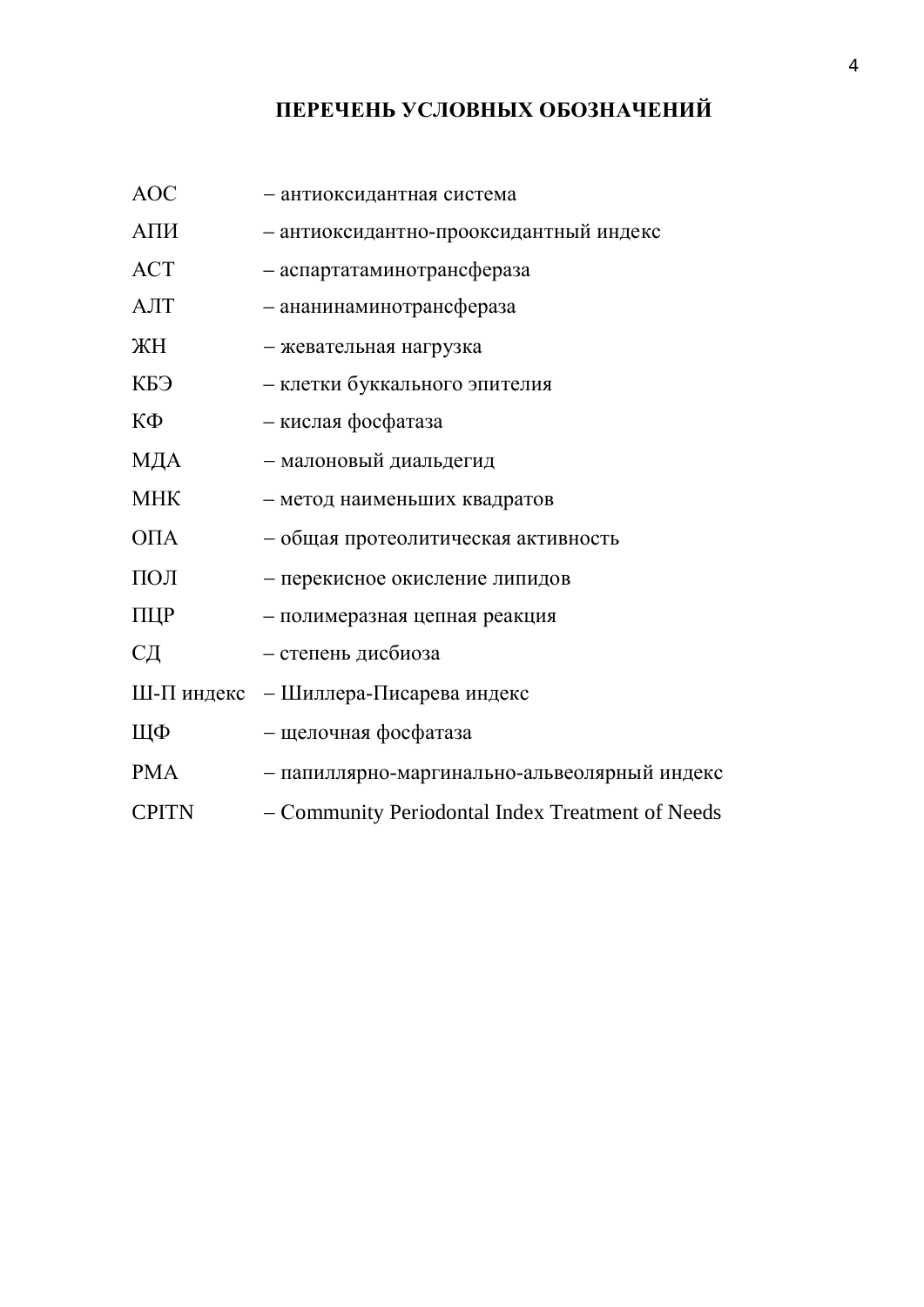# ПЕРЕЧЕНЬ УСЛОВНЫХ ОБОЗНАЧЕНИЙ

АОС – антиоксидантная система

АПИ – антиоксидантно-прооксидантный индекс

АСТ – аспартатаминотрансфераза

АЛТ – ананинаминотрансфераза

ЖН – жевательная нагрузка

КБЭ – клетки буккального эпителия

КФ – кислая фосфатаза

МДА – малоновый диальдегид

МНК – метод наименьших квадратов

ОПА – общая протеолитическая активность

ПОЛ – перекисное окисление липидов

ПЦР – полимеразная цепная реакция

СД – степень дисбиоза

Ш-П индекс – Шиллера-Писарева индекс

ЩФ – щелочная фосфатаза

PMA – папиллярно-маргинально-альвеолярный индекс

CPITN – Community Periodontal Index Treatment of Needs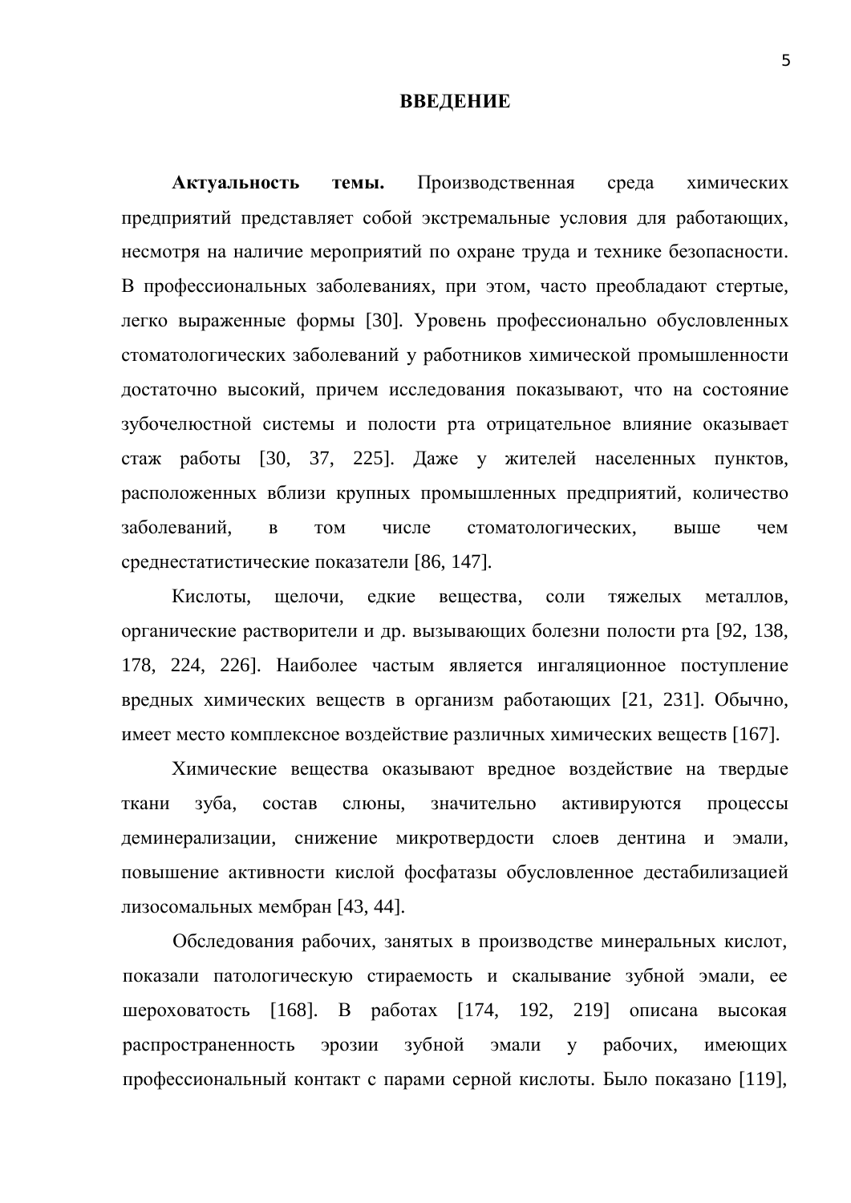# ВВЕДЕНИЕ

**Актуальность темы.** Производственная среда химических предприятий представляет собой экстремальные условия для работающих, несмотря на наличие мероприятий по охране труда и технике безопасности. В профессиональных заболеваниях, при этом, часто преобладают стертые, легко выраженные формы [30]. Уровень профессионально обусловленных стоматологических заболеваний у работников химической промышленности достаточно высокий, причем исследования показывают, что на состояние зубочелюстной системы и полости рта отрицательное влияние оказывает стаж работы [30, 37, 225]. Даже у жителей населенных пунктов, расположенных вблизи крупных промышленных предприятий, количество заболеваний, в том числе стоматологических, выше чем среднестатистические показатели [86, 147].

Кислоты, щелочи, едкие вещества, соли тяжелых металлов, органические растворители и др. вызывающих болезни полости рта [92, 138, 178, 224, 226]. Наиболее частым является ингаляционное поступление вредных химических веществ в организм работающих [21, 231]. Обычно, имеет место комплексное воздействие различных химических веществ [167].

Химические вещества оказывают вредное воздействие на твердые ткани зуба, состав слюны, значительно активируются процессы деминерализации, снижение микротвердости слоев дентина и эмали, повышение активности кислой фосфатазы обусловленное дестабилизацией лизосомальных мембран [43, 44].

Обследования рабочих, занятых в производстве минеральных кислот, показали патологическую стираемость и скалывание зубной эмали, ее шероховатость [168]. В работах [174, 192, 219] описана высокая распространенность эрозии зубной эмали у рабочих, имеющих профессиональный контакт с парами серной кислоты. Было показано [119],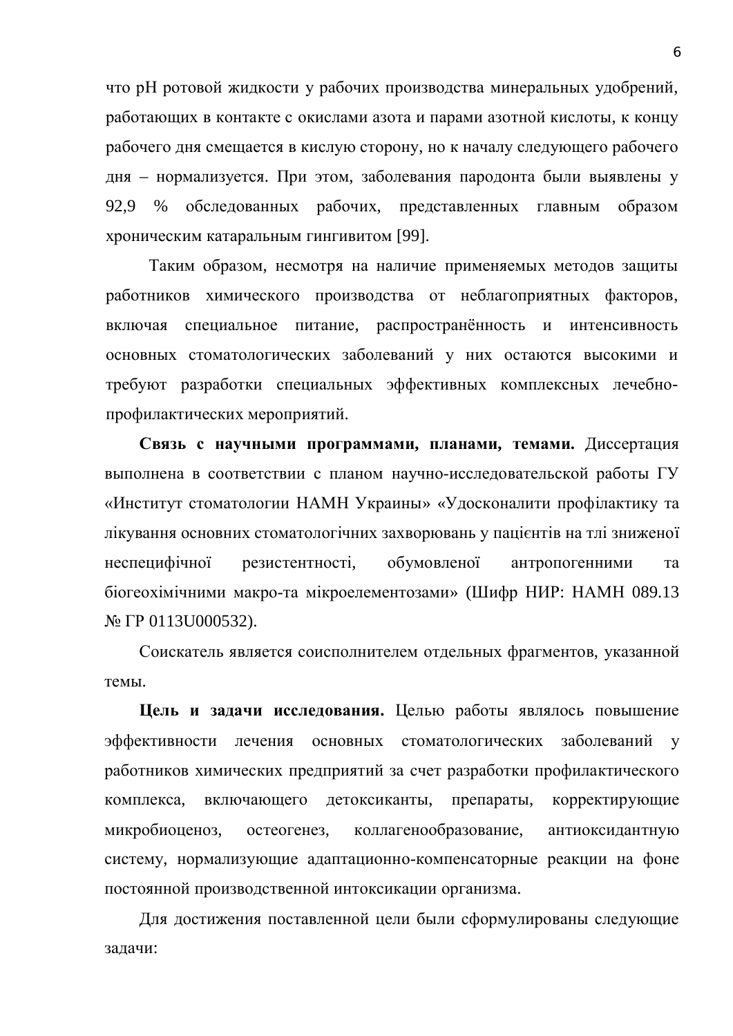что pH ротовой жидкости у рабочих производства минеральных удобрений, работающих в контакте с окислами азота и парами азотной кислоты, к концу рабочего дня смещается в кислую сторону, но к началу следующего рабочего дня – нормализуется. При этом, заболевания пародонта были выявлены у 92,9 % обследованных рабочих, представленных главным образом хроническим катаральным гингивитом [99].

Таким образом, несмотря на наличие применяемых методов защиты работников химического производства от неблагоприятных факторов, включая специальное питание, распространённость и интенсивность основных стоматологических заболеваний у них остаются высокими и требуют разработки специальных эффективных комплексных лечебно-профилактических мероприятий.

**Связь с научными программами, планами, темами.** Диссертация выполнена в соответствии с планом научно-исследовательской работы ГУ «Институт стоматологии НАМН Украины» «Удосконалити профілактику та лікування основних стоматологічних захворювань у пацієнтів на тлі зниженої неспецифічної резистентності, обумовленої антропогенними та біогеохімічними макро-та мікроелементозами» (Шифр НИР: НАМН 089.13 № ГР 0113U000532).

Соискатель является соисполнителем отдельных фрагментов, указанной темы.

**Цель и задачи исследования.** Целью работы являлось повышение эффективности лечения основных стоматологических заболеваний у работников химических предприятий за счет разработки профилактического комплекса, включающего детоксиканты, препараты, корректирующие микробиоценоз, остеогенез, коллагенообразование, антиоксидантную систему, нормализующие адаптационно-компенсаторные реакции на фоне постоянной производственной интоксикации организма.

Для достижения поставленной цели были сформулированы следующие задачи: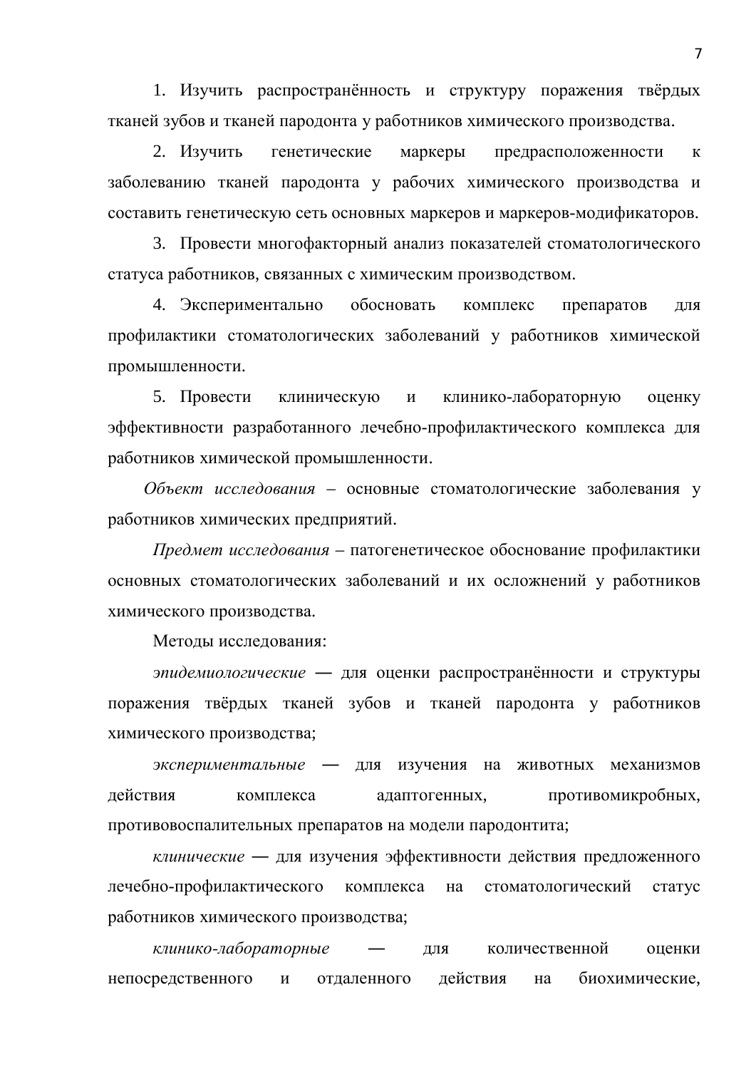1. Изучить распространённость и структуру поражения твёрдых тканей зубов и тканей пародонта у работников химического производства.

2. Изучить генетические маркеры предрасположенности к заболеванию тканей пародонта у рабочих химического производства и составить генетическую сеть основных маркеров и маркеров-модификаторов.

3. Провести многофакторный анализ показателей стоматологического статуса работников, связанных с химическим производством.

4. Экспериментально обосновать комплекс препаратов для профилактики стоматологических заболеваний у работников химической промышленности.

5. Провести клиническую и клинико-лабораторную оценку эффективности разработанного лечебно-профилактического комплекса для работников химической промышленности.

*Объект исследования* – основные стоматологические заболевания у работников химических предприятий.

*Предмет исследования* – патогенетическое обоснование профилактики основных стоматологических заболеваний и их осложнений у работников химического производства.

Методы исследования:

*эпидемиологические* — для оценки распространённости и структуры поражения твёрдых тканей зубов и тканей пародонта у работников химического производства;

*экспериментальные* — для изучения на животных механизмов действия комплекса адаптогенных, противомикробных, противовоспалительных препаратов на модели пародонтита;

*клинические* — для изучения эффективности действия предложенного лечебно-профилактического комплекса на стоматологический статус работников химического производства;

*клинико-лабораторные* — для количественной оценки непосредственного и отдаленного действия на биохимические,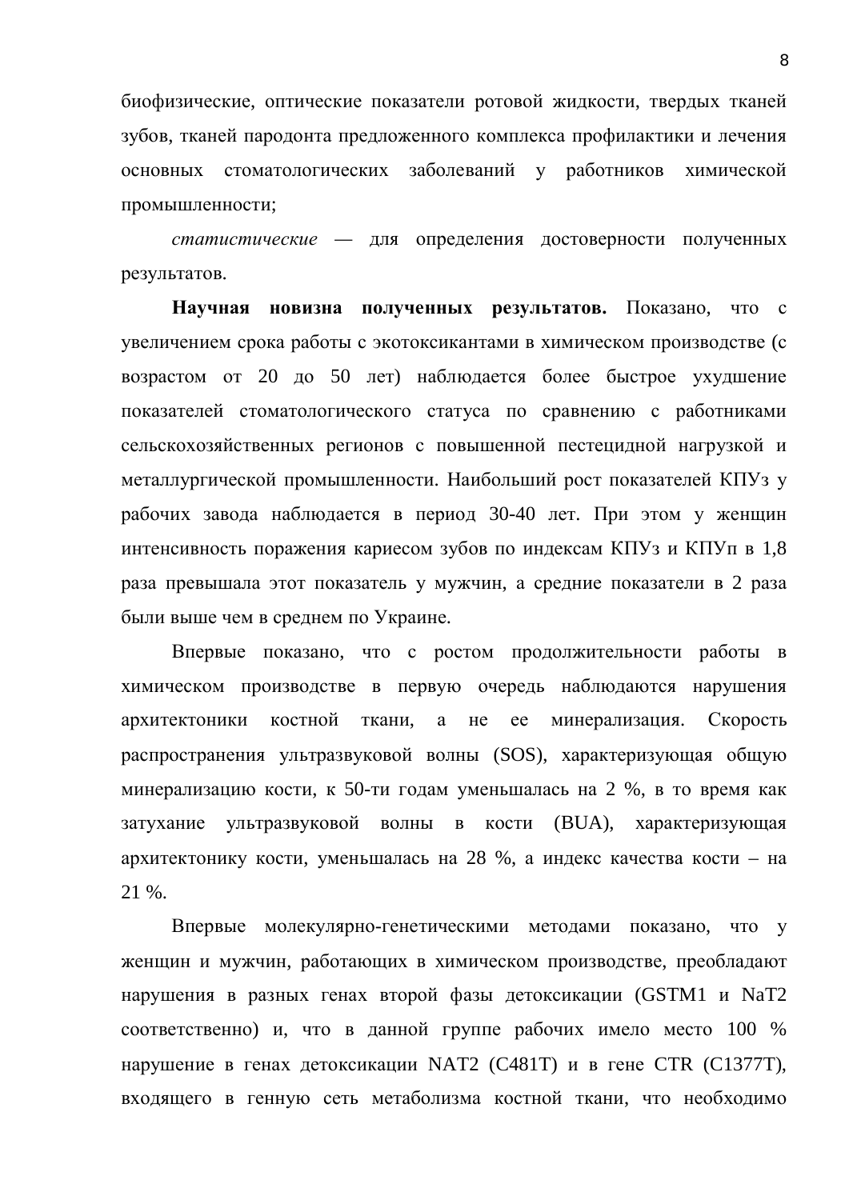биофизические, оптические показатели ротовой жидкости, твердых тканей зубов, тканей пародонта предложенного комплекса профилактики и лечения основных стоматологических заболеваний у работников химической промышленности;

*статистические* — для определения достоверности полученных результатов.

**Научная новизна полученных результатов.** Показано, что с увеличением срока работы с экотоксикантами в химическом производстве (с возрастом от 20 до 50 лет) наблюдается более быстрое ухудшение показателей стоматологического статуса по сравнению с работниками сельскохозяйственных регионов с повышенной пестецидной нагрузкой и металлургической промышленности. Наибольший рост показателей КПУз у рабочих завода наблюдается в период 30-40 лет. При этом у женщин интенсивность поражения кариесом зубов по индексам КПУз и КПУп в 1,8 раза превышала этот показатель у мужчин, а средние показатели в 2 раза были выше чем в среднем по Украине.

Впервые показано, что с ростом продолжительности работы в химическом производстве в первую очередь наблюдаются нарушения архитектоники костной ткани, а не ее минерализация. Скорость распространения ультразвуковой волны (SOS), характеризующая общую минерализацию кости, к 50-ти годам уменьшалась на 2 %, в то время как затухание ультразвуковой волны в кости (BUA), характеризующая архитектонику кости, уменьшалась на 28 %, а индекс качества кости – на 21 %.

Впервые молекулярно-генетическими методами показано, что у женщин и мужчин, работающих в химическом производстве, преобладают нарушения в разных генах второй фазы детоксикации (GSTM1 и NaT2 соответственно) и, что в данной группе рабочих имело место 100 % нарушение в генах детоксикации NAT2 (C481T) и в гене CTR (C1377T), входящего в генную сеть метаболизма костной ткани, что необходимо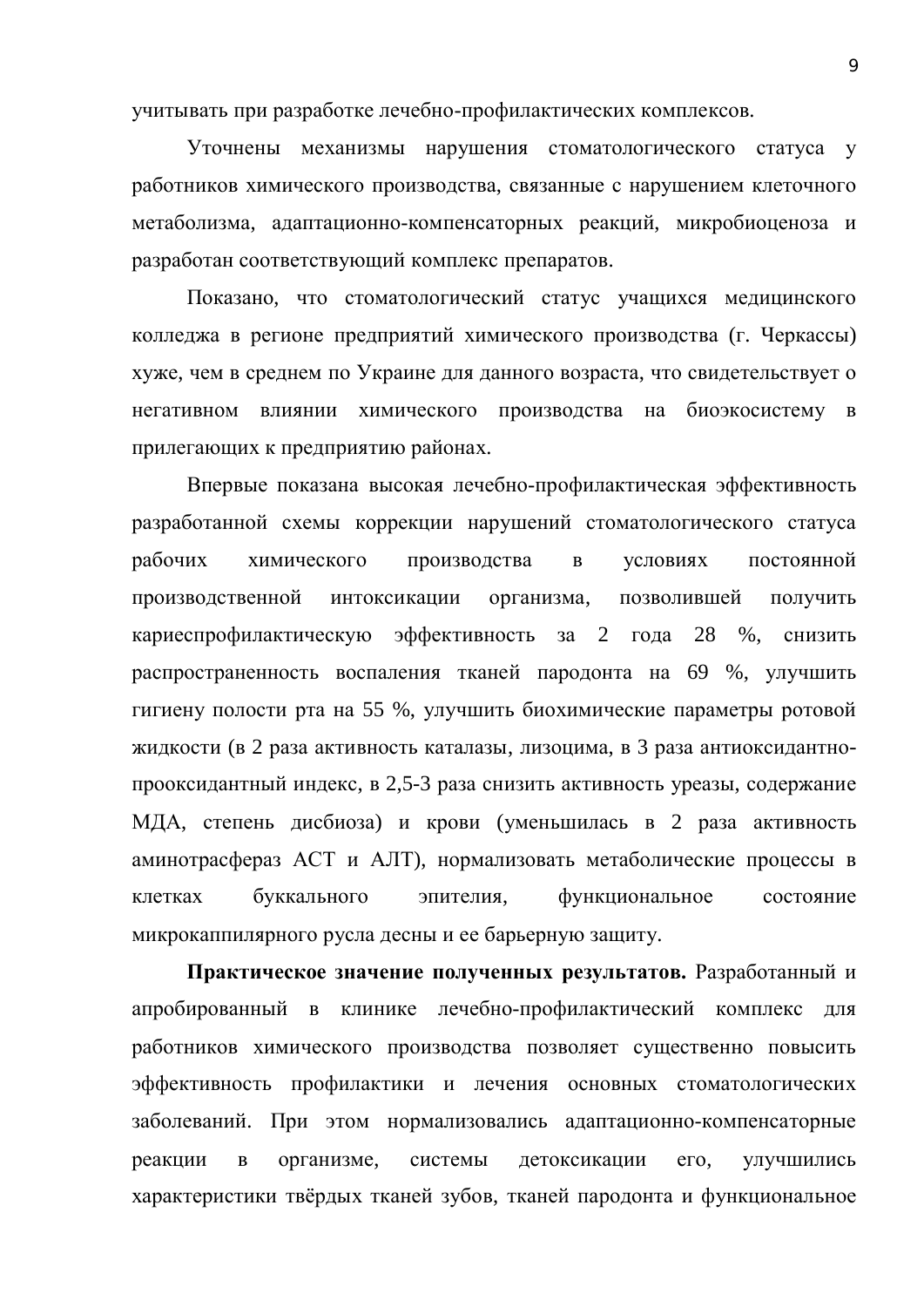учитывать при разработке лечебно-профилактических комплексов.

Уточнены механизмы нарушения стоматологического статуса у работников химического производства, связанные с нарушением клеточного метаболизма, адаптационно-компенсаторных реакций, микробиоценоза и разработан соответствующий комплекс препаратов.

Показано, что стоматологический статус учащихся медицинского колледжа в регионе предприятий химического производства (г. Черкассы) хуже, чем в среднем по Украине для данного возраста, что свидетельствует о негативном влиянии химического производства на биоэкосистему в прилегающих к предприятию районах.

Впервые показана высокая лечебно-профилактическая эффективность разработанной схемы коррекции нарушений стоматологического статуса рабочих химического производства в условиях постоянной производственной интоксикации организма, позволившей получить кариеспрофилактическую эффективность за 2 года 28 %, снизить распространенность воспаления тканей пародонта на 69 %, улучшить гигиену полости рта на 55 %, улучшить биохимические параметры ротовой жидкости (в 2 раза активность каталазы, лизоцима, в 3 раза антиоксидантно-прооксидантный индекс, в 2,5-3 раза снизить активность уреазы, содержание МДА, степень дисбиоза) и крови (уменьшилась в 2 раза активность аминотрасфераз АСТ и АЛТ), нормализовать метаболические процессы в клетках буккального эпителия, функциональное состояние микрокапилярного русла десны и ее барьерную защиту.

**Практическое значение полученных результатов.** Разработанный и апробированный в клинике лечебно-профилактический комплекс для работников химического производства позволяет существенно повысить эффективность профилактики и лечения основных стоматологических заболеваний. При этом нормализовались адаптационно-компенсаторные реакции в организме, системы детоксикации его, улучшились характеристики твёрдых тканей зубов, тканей пародонта и функциональное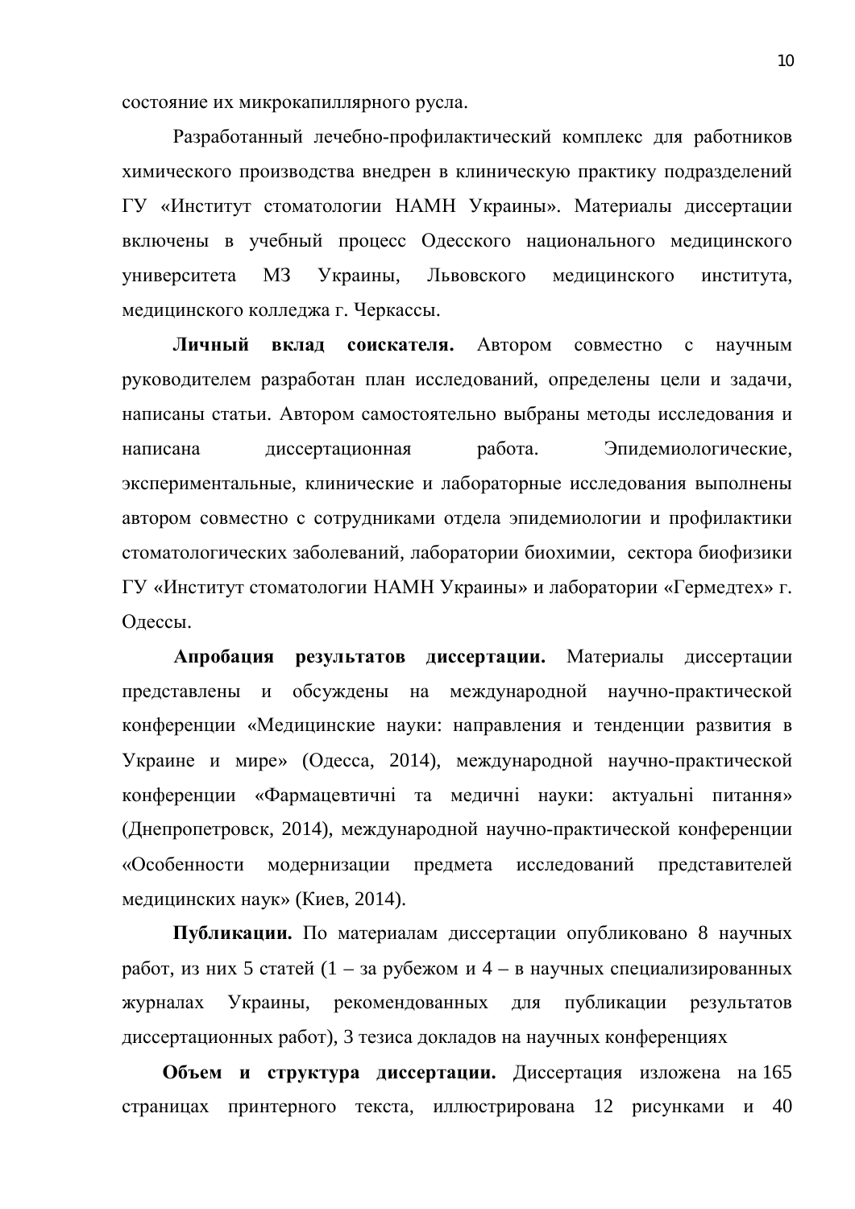состояние их микрокапиллярного русла.

Разработанный лечебно-профилактический комплекс для работников химического производства внедрен в клиническую практику подразделений ГУ «Институт стоматологии НАМН Украины». Материалы диссертации включены в учебный процесс Одесского национального медицинского университета МЗ Украины, Львовского медицинского института, медицинского колледжа г. Черкассы.

**Личный вклад соискателя.** Автором совместно с научным руководителем разработан план исследований, определены цели и задачи, написаны статьи. Автором самостоятельно выбраны методы исследования и написана диссертационная работа. Эпидемиологические, экспериментальные, клинические и лабораторные исследования выполнены автором совместно с сотрудниками отдела эпидемиологии и профилактики стоматологических заболеваний, лаборатории биохимии, сектора биофизики ГУ «Институт стоматологии НАМН Украины» и лаборатории «Гермедтех» г. Одессы.

**Апробация результатов диссертации.** Материалы диссертации представлены и обсуждены на международной научно-практической конференции «Медицинские науки: направления и тенденции развития в Украине и мире» (Одесса, 2014), международной научно-практической конференции «Фармацевтичні та медичні науки: актуальні питання» (Днепропетровск, 2014), международной научно-практической конференции «Особенности модернизации предмета исследований представителей медицинских наук» (Киев, 2014).

**Публикации.** По материалам диссертации опубликовано 8 научных работ, из них 5 статей (1 – за рубежом и 4 – в научных специализированных журналах Украины, рекомендованных для публикации результатов диссертационных работ), 3 тезиса докладов на научных конференциях

**Объем и структура диссертации.** Диссертация изложена на 165 страницах принтерного текста, иллюстрирована 12 рисунками и 40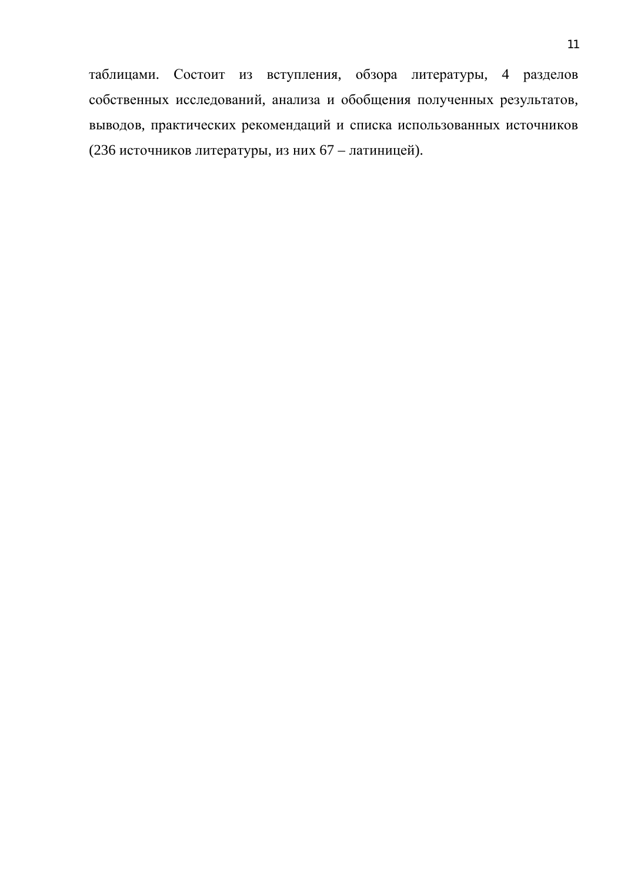таблицами. Состоит из вступления, обзора литературы, 4 разделов собственных исследований, анализа и обобщения полученных результатов, выводов, практических рекомендаций и списка использованных источников (236 источников литературы, из них 67 – латиницей).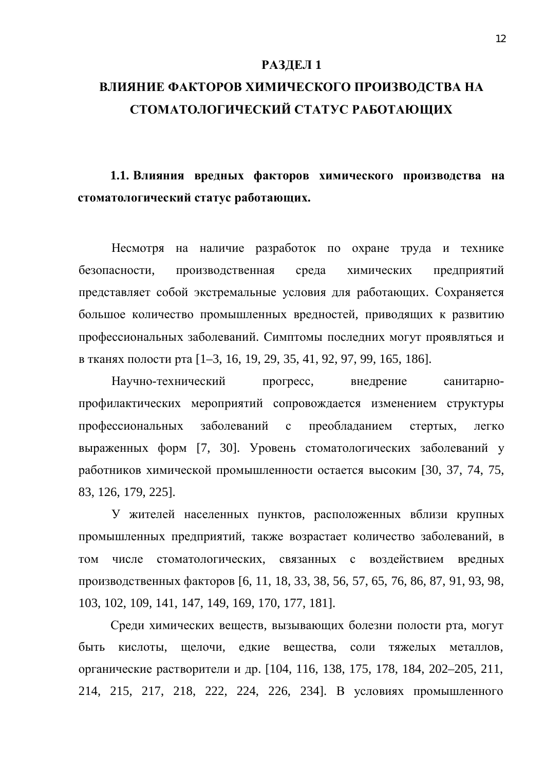# РАЗДЕЛ 1
# ВЛИЯНИЕ ФАКТОРОВ ХИМИЧЕСКОГО ПРОИЗВОДСТВА НА СТОМАТОЛОГИЧЕСКИЙ СТАТУС РАБОТАЮЩИХ

## 1.1. Влияния вредных факторов химического производства на стоматологический статус работающих.

Несмотря на наличие разработок по охране труда и технике безопасности, производственная среда химических предприятий представляет собой экстремальные условия для работающих. Сохраняется большое количество промышленных вредностей, приводящих к развитию профессиональных заболеваний. Симптомы последних могут проявляться и в тканях полости рта [1–3, 16, 19, 29, 35, 41, 92, 97, 99, 165, 186].

Научно-технический прогресс, внедрение санитарно-профилактических мероприятий сопровождается изменением структуры профессиональных заболеваний с преобладанием стертых, легко выраженных форм [7, 30]. Уровень стоматологических заболеваний у работников химической промышленности остается высоким [30, 37, 74, 75, 83, 126, 179, 225].

У жителей населенных пунктов, расположенных вблизи крупных промышленных предприятий, также возрастает количество заболеваний, в том числе стоматологических, связанных с воздействием вредных производственных факторов [6, 11, 18, 33, 38, 56, 57, 65, 76, 86, 87, 91, 93, 98, 103, 102, 109, 141, 147, 149, 169, 170, 177, 181].

Среди химических веществ, вызывающих болезни полости рта, могут быть кислоты, щелочи, едкие вещества, соли тяжелых металлов, органические растворители и др. [104, 116, 138, 175, 178, 184, 202–205, 211, 214, 215, 217, 218, 222, 224, 226, 234]. В условиях промышленного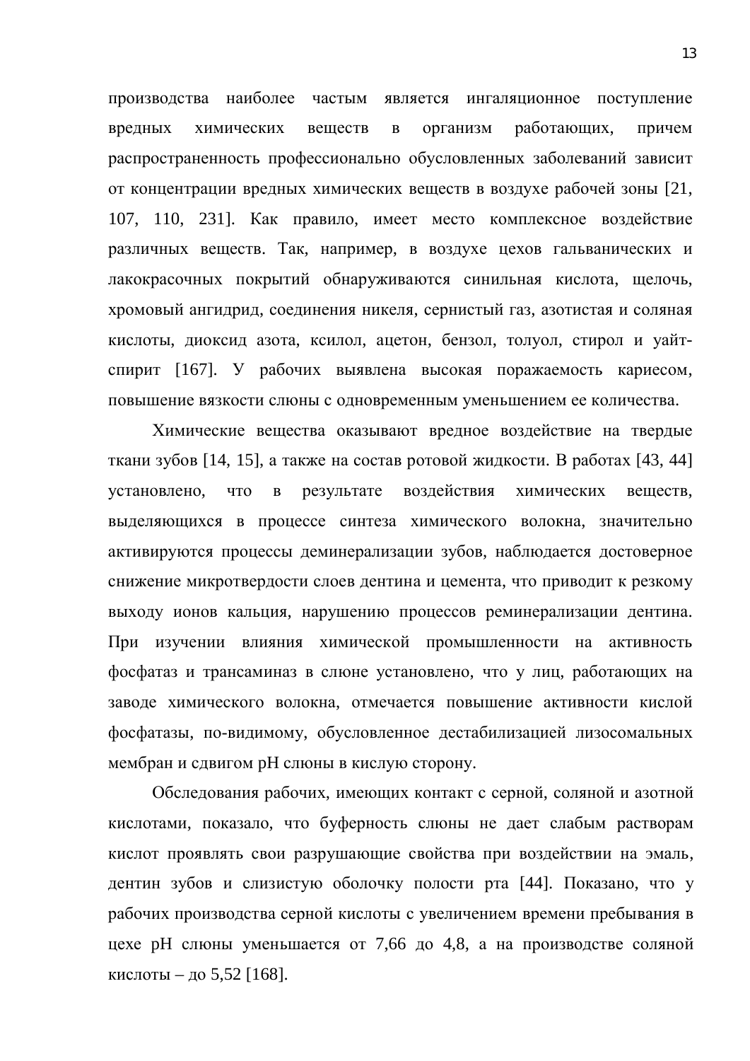производства наиболее частым является ингаляционное поступление вредных химических веществ в организм работающих, причем распространенность профессионально обусловленных заболеваний зависит от концентрации вредных химических веществ в воздухе рабочей зоны [21, 107, 110, 231]. Как правило, имеет место комплексное воздействие различных веществ. Так, например, в воздухе цехов гальванических и лакокрасочных покрытий обнаруживаются синильная кислота, щелочь, хромовый ангидрид, соединения никеля, сернистый газ, азотистая и соляная кислоты, диоксид азота, ксилол, ацетон, бензол, толуол, стирол и уайт-спирит [167]. У рабочих выявлена высокая поражаемость кариесом, повышение вязкости слюны с одновременным уменьшением ее количества.

Химические вещества оказывают вредное воздействие на твердые ткани зубов [14, 15], а также на состав ротовой жидкости. В работах [43, 44] установлено, что в результате воздействия химических веществ, выделяющихся в процессе синтеза химического волокна, значительно активируются процессы деминерализации зубов, наблюдается достоверное снижение микротвердости слоев дентина и цемента, что приводит к резкому выходу ионов кальция, нарушению процессов реминерализации дентина. При изучении влияния химической промышленности на активность фосфатаз и трансаминаз в слюне установлено, что у лиц, работающих на заводе химического волокна, отмечается повышение активности кислой фосфатазы, по-видимому, обусловленное дестабилизацией лизосомальных мембран и сдвигом pH слюны в кислую сторону.

Обследования рабочих, имеющих контакт с серной, соляной и азотной кислотами, показало, что буферность слюны не дает слабым растворам кислот проявлять свои разрушающие свойства при воздействии на эмаль, дентин зубов и слизистую оболочку полости рта [44]. Показано, что у рабочих производства серной кислоты с увеличением времени пребывания в цехе pH слюны уменьшается от 7,66 до 4,8, а на производстве соляной кислоты – до 5,52 [168].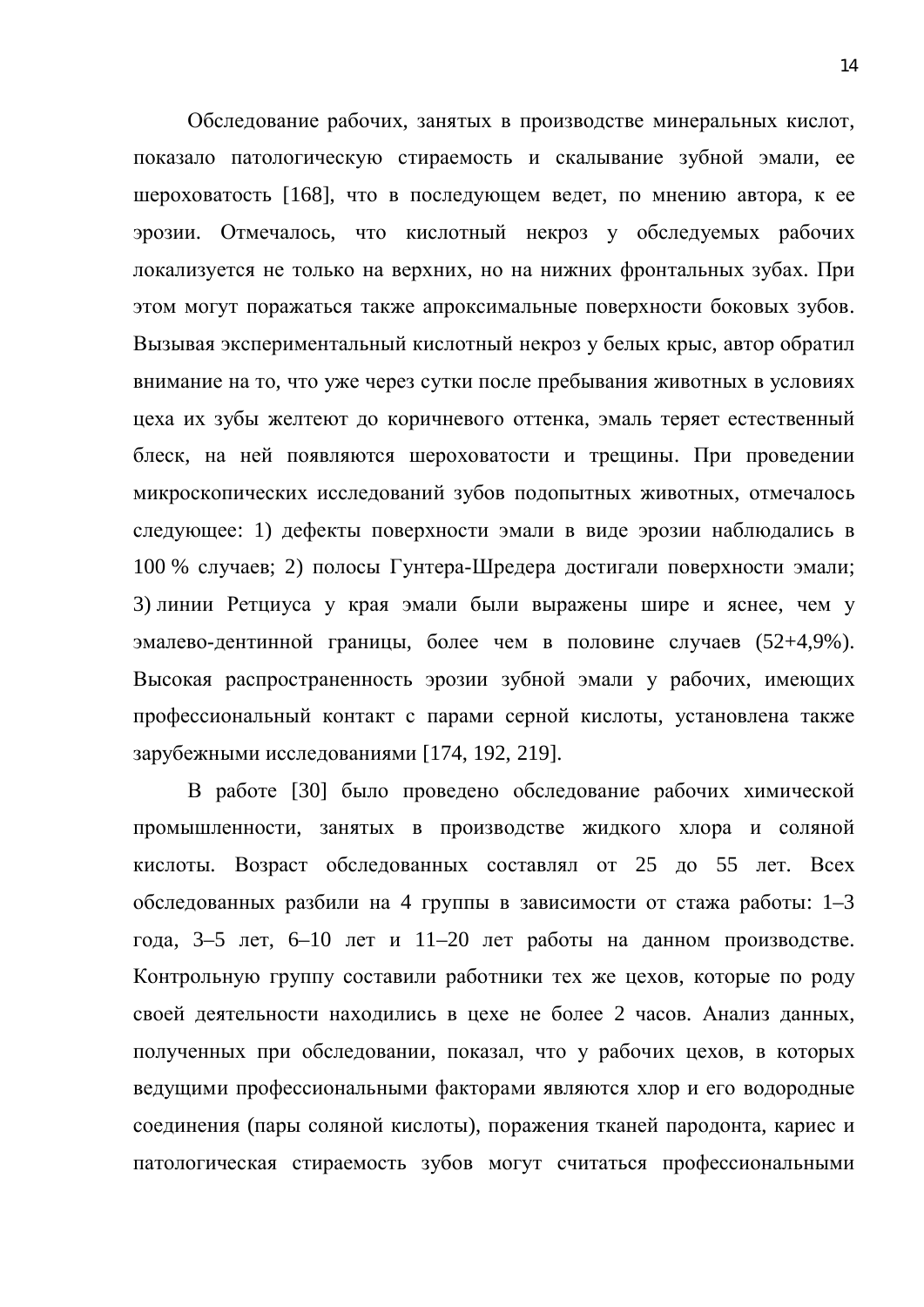Обследование рабочих, занятых в производстве минеральных кислот, показало патологическую стираемость и скалывание зубной эмали, ее шероховатость [168], что в последующем ведет, по мнению автора, к ее эрозии. Отмечалось, что кислотный некроз у обследуемых рабочих локализуется не только на верхних, но на нижних фронтальных зубах. При этом могут поражаться также апроксимальные поверхности боковых зубов. Вызывая экспериментальный кислотный некроз у белых крыс, автор обратил внимание на то, что уже через сутки после пребывания животных в условиях цеха их зубы желтеют до коричневого оттенка, эмаль теряет естественный блеск, на ней появляются шероховатости и трещины. При проведении микроскопических исследований зубов подопытных животных, отмечалось следующее: 1) дефекты поверхности эмали в виде эрозии наблюдались в 100 % случаев; 2) полосы Гунтера-Шредера достигали поверхности эмали; 3) линии Ретциуса у края эмали были выражены шире и яснее, чем у эмалево-дентинной границы, более чем в половине случаев (52+4,9%). Высокая распространенность эрозии зубной эмали у рабочих, имеющих профессиональный контакт с парами серной кислоты, установлена также зарубежными исследованиями [174, 192, 219].

В работе [30] было проведено обследование рабочих химической промышленности, занятых в производстве жидкого хлора и соляной кислоты. Возраст обследованных составлял от 25 до 55 лет. Всех обследованных разбили на 4 группы в зависимости от стажа работы: 1–3 года, 3–5 лет, 6–10 лет и 11–20 лет работы на данном производстве. Контрольную группу составили работники тех же цехов, которые по роду своей деятельности находились в цехе не более 2 часов. Анализ данных, полученных при обследовании, показал, что у рабочих цехов, в которых ведущими профессиональными факторами являются хлор и его водородные соединения (пары соляной кислоты), поражения тканей пародонта, кариес и патологическая стираемость зубов могут считаться профессиональными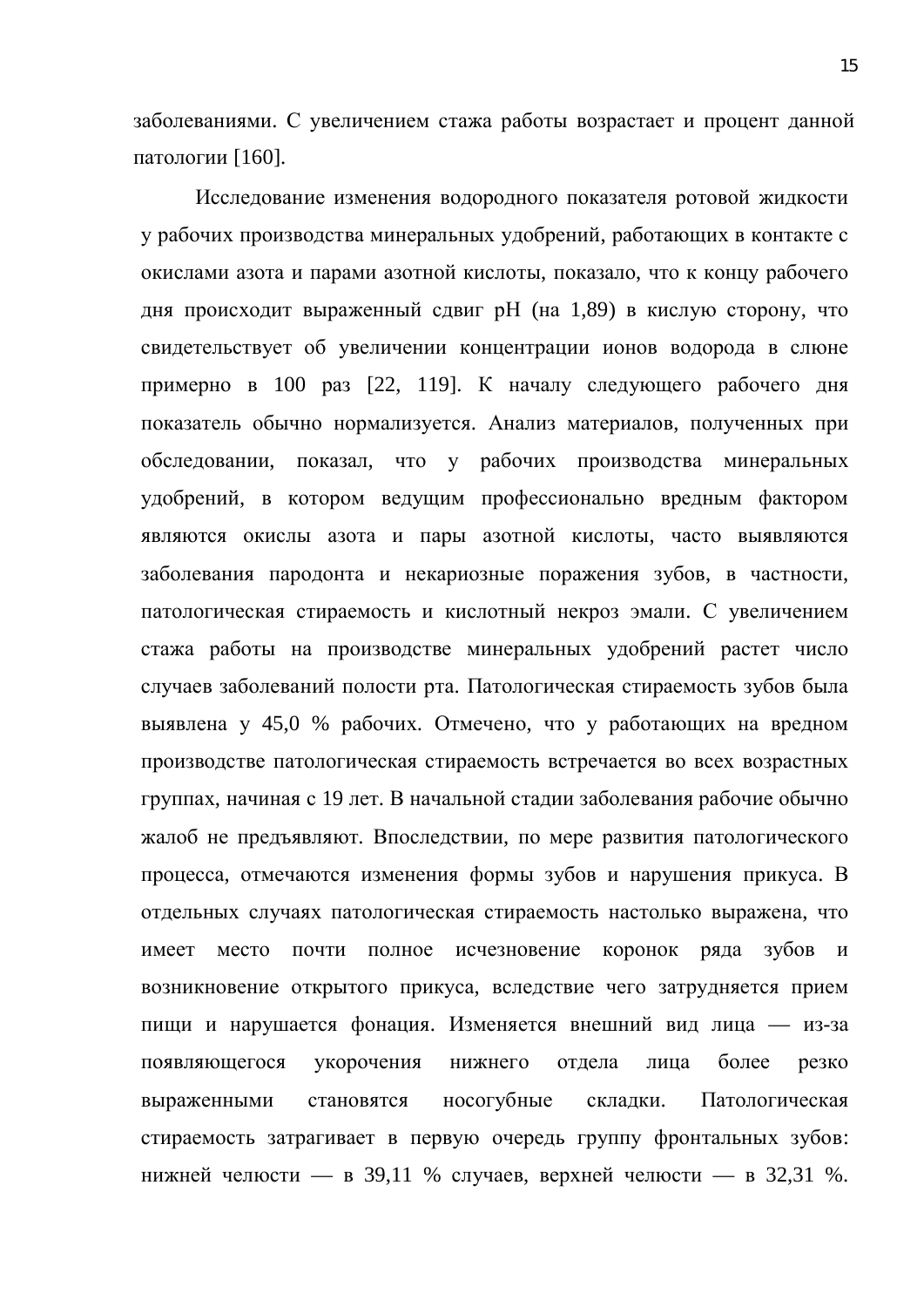заболеваниями. С увеличением стажа работы возрастает и процент данной патологии [160].

Исследование изменения водородного показателя ротовой жидкости у рабочих производства минеральных удобрений, работающих в контакте с окислами азота и парами азотной кислоты, показало, что к концу рабочего дня происходит выраженный сдвиг pH (на 1,89) в кислую сторону, что свидетельствует об увеличении концентрации ионов водорода в слюне примерно в 100 раз [22, 119]. К началу следующего рабочего дня показатель обычно нормализуется. Анализ материалов, полученных при обследовании, показал, что у рабочих производства минеральных удобрений, в котором ведущим профессионально вредным фактором являются окислы азота и пары азотной кислоты, часто выявляются заболевания пародонта и некариозные поражения зубов, в частности, патологическая стираемость и кислотный некроз эмали. С увеличением стажа работы на производстве минеральных удобрений растет число случаев заболеваний полости рта. Патологическая стираемость зубов была выявлена у 45,0 % рабочих. Отмечено, что у работающих на вредном производстве патологическая стираемость встречается во всех возрастных группах, начиная с 19 лет. В начальной стадии заболевания рабочие обычно жалоб не предъявляют. Впоследствии, по мере развития патологического процесса, отмечаются изменения формы зубов и нарушения прикуса. В отдельных случаях патологическая стираемость настолько выражена, что имеет место почти полное исчезновение коронок ряда зубов и возникновение открытого прикуса, вследствие чего затрудняется прием пищи и нарушается фонация. Изменяется внешний вид лица — из-за появляющегося укорочения нижнего отдела лица более резко выраженными становятся носогубные складки. Патологическая стираемость затрагивает в первую очередь группу фронтальных зубов: нижней челюсти — в 39,11 % случаев, верхней челюсти — в 32,31 %.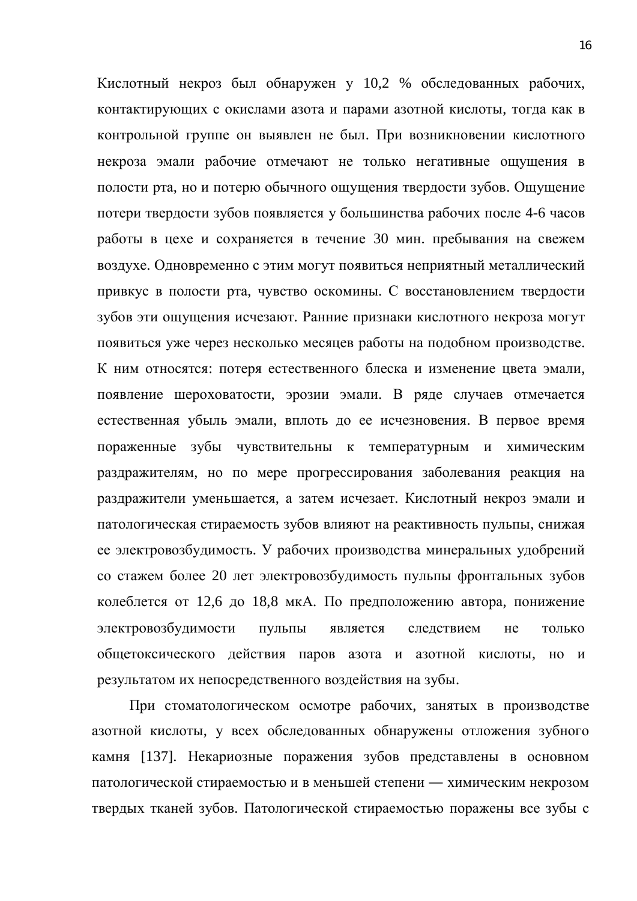Кислотный некроз был обнаружен у 10,2 % обследованных рабочих, контактирующих с окислами азота и парами азотной кислоты, тогда как в контрольной группе он выявлен не был. При возникновении кислотного некроза эмали рабочие отмечают не только негативные ощущения в полости рта, но и потерю обычного ощущения твердости зубов. Ощущение потери твердости зубов появляется у большинства рабочих после 4-6 часов работы в цехе и сохраняется в течение 30 мин. пребывания на свежем воздухе. Одновременно с этим могут появиться неприятный металлический привкус в полости рта, чувство оскомины. С восстановлением твердости зубов эти ощущения исчезают. Ранние признаки кислотного некроза могут появиться уже через несколько месяцев работы на подобном производстве. К ним относятся: потеря естественного блеска и изменение цвета эмали, появление шероховатости, эрозии эмали. В ряде случаев отмечается естественная убыль эмали, вплоть до ее исчезновения. В первое время пораженные зубы чувствительны к температурным и химическим раздражителям, но по мере прогрессирования заболевания реакция на раздражители уменьшается, а затем исчезает. Кислотный некроз эмали и патологическая стираемость зубов влияют на реактивность пульпы, снижая ее электровозбудимость. У рабочих производства минеральных удобрений со стажем более 20 лет электровозбудимость пульпы фронтальных зубов колеблется от 12,6 до 18,8 мкА. По предположению автора, понижение электровозбудимости пульпы является следствием не только общетоксического действия паров азота и азотной кислоты, но и результатом их непосредственного воздействия на зубы.

При стоматологическом осмотре рабочих, занятых в производстве азотной кислоты, у всех обследованных обнаружены отложения зубного камня [137]. Некариозные поражения зубов представлены в основном патологической стираемостью и в меньшей степени — химическим некрозом твердых тканей зубов. Патологической стираемостью поражены все зубы с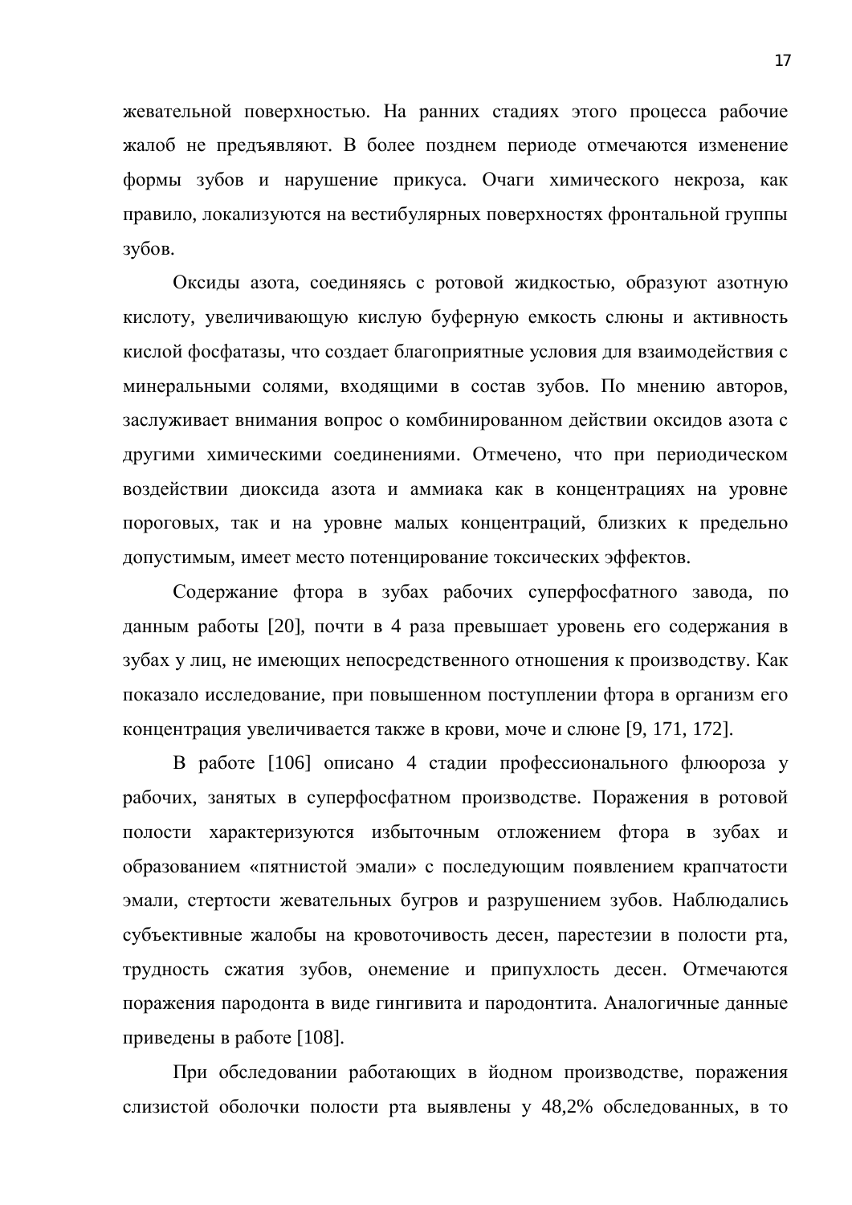жевательной поверхностью. На ранних стадиях этого процесса рабочие жалоб не предъявляют. В более позднем периоде отмечаются изменение формы зубов и нарушение прикуса. Очаги химического некроза, как правило, локализуются на вестибулярных поверхностях фронтальной группы зубов.

Оксиды азота, соединяясь с ротовой жидкостью, образуют азотную кислоту, увеличивающую кислую буферную емкость слюны и активность кислой фосфатазы, что создает благоприятные условия для взаимодействия с минеральными солями, входящими в состав зубов. По мнению авторов, заслуживает внимания вопрос о комбинированном действии оксидов азота с другими химическими соединениями. Отмечено, что при периодическом воздействии диоксида азота и аммиака как в концентрациях на уровне пороговых, так и на уровне малых концентраций, близких к предельно допустимым, имеет место потенцирование токсических эффектов.

Содержание фтора в зубах рабочих суперфосфатного завода, по данным работы [20], почти в 4 раза превышает уровень его содержания в зубах у лиц, не имеющих непосредственного отношения к производству. Как показало исследование, при повышенном поступлении фтора в организм его концентрация увеличивается также в крови, моче и слюне [9, 171, 172].

В работе [106] описано 4 стадии профессионального флюороза у рабочих, занятых в суперфосфатном производстве. Поражения в ротовой полости характеризуются избыточным отложением фтора в зубах и образованием «пятнистой эмали» с последующим появлением крапчатости эмали, стертости жевательных бугров и разрушением зубов. Наблюдались субъективные жалобы на кровоточивость десен, парестезии в полости рта, трудность сжатия зубов, онемение и припухлость десен. Отмечаются поражения пародонта в виде гингивита и пародонтита. Аналогичные данные приведены в работе [108].

При обследовании работающих в йодном производстве, поражения слизистой оболочки полости рта выявлены у 48,2% обследованных, в то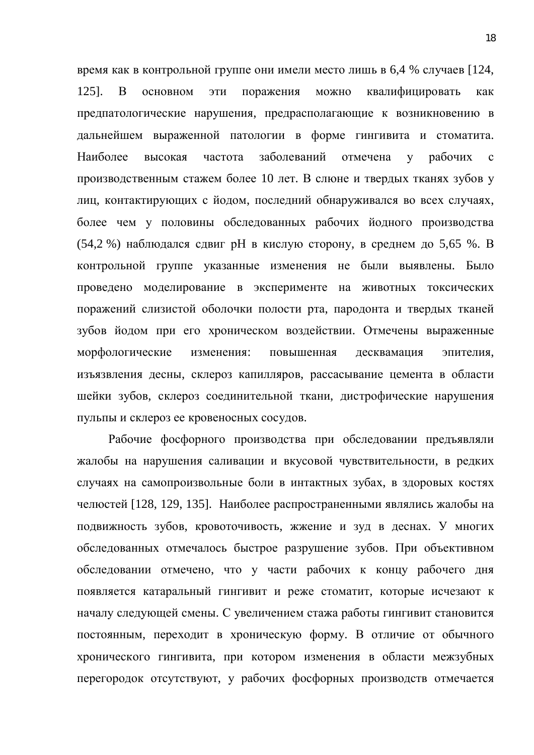время как в контрольной группе они имели место лишь в 6,4 % случаев [124, 125]. В основном эти поражения можно квалифицировать как предпатологические нарушения, предрасполагающие к возникновению в дальнейшем выраженной патологии в форме гингивита и стоматита. Наиболее высокая частота заболеваний отмечена у рабочих с производственным стажем более 10 лет. В слюне и твердых тканях зубов у лиц, контактирующих с йодом, последний обнаруживался во всех случаях, более чем у половины обследованных рабочих йодного производства (54,2 %) наблюдался сдвиг pH в кислую сторону, в среднем до 5,65 %. В контрольной группе указанные изменения не были выявлены. Было проведено моделирование в эксперименте на животных токсических поражений слизистой оболочки полости рта, пародонта и твердых тканей зубов йодом при его хроническом воздействии. Отмечены выраженные морфологические изменения: повышенная десквамация эпителия, изъязвления десны, склероз капилляров, рассасывание цемента в области шейки зубов, склероз соединительной ткани, дистрофические нарушения пульпы и склероз ее кровеносных сосудов.

Рабочие фосфорного производства при обследовании предъявляли жалобы на нарушения саливации и вкусовой чувствительности, в редких случаях на самопроизвольные боли в интактных зубах, в здоровых костях челюстей [128, 129, 135]. Наиболее распространенными являлись жалобы на подвижность зубов, кровоточивость, жжение и зуд в деснах. У многих обследованных отмечалось быстрое разрушение зубов. При объективном обследовании отмечено, что у части рабочих к концу рабочего дня появляется катаральный гингивит и реже стоматит, которые исчезают к началу следующей смены. С увеличением стажа работы гингивит становится постоянным, переходит в хроническую форму. В отличие от обычного хронического гингивита, при котором изменения в области межзубных перегородок отсутствуют, у рабочих фосфорных производств отмечается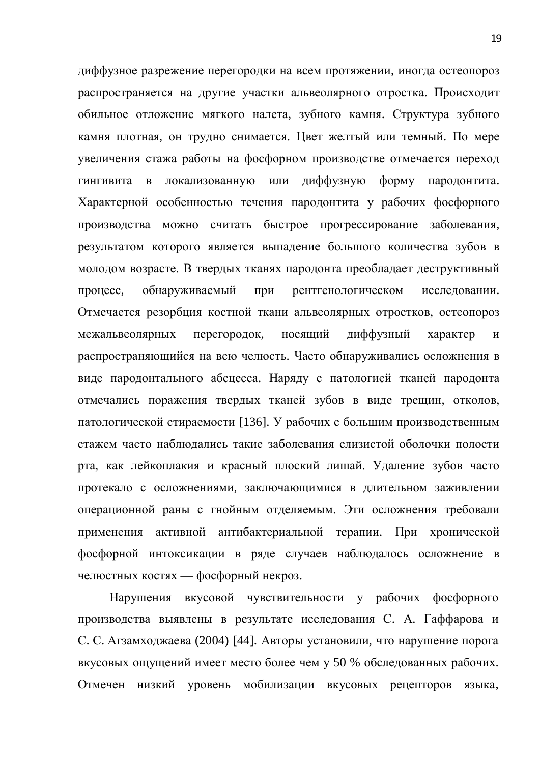диффузное разрежение перегородки на всем протяжении, иногда остеопороз распространяется на другие участки альвеолярного отростка. Происходит обильное отложение мягкого налета, зубного камня. Структура зубного камня плотная, он трудно снимается. Цвет желтый или темный. По мере увеличения стажа работы на фосфорном производстве отмечается переход гингивита в локализованную или диффузную форму пародонтита. Характерной особенностью течения пародонтита у рабочих фосфорного производства можно считать быстрое прогрессирование заболевания, результатом которого является выпадение большого количества зубов в молодом возрасте. В твердых тканях пародонта преобладает деструктивный процесс, обнаруживаемый при рентгенологическом исследовании. Отмечается резорбция костной ткани альвеолярных отростков, остеопороз межальвеолярных перегородок, носящий диффузный характер и распространяющийся на всю челюсть. Часто обнаруживались осложнения в виде пародонтального абсцесса. Наряду с патологией тканей пародонта отмечались поражения твердых тканей зубов в виде трещин, отколов, патологической стираемости [136]. У рабочих с большим производственным стажем часто наблюдались такие заболевания слизистой оболочки полости рта, как лейкоплакия и красный плоский лишай. Удаление зубов часто протекало с осложнениями, заключающимися в длительном заживлении операционной раны с гнойным отделяемым. Эти осложнения требовали применения активной антибактериальной терапии. При хронической фосфорной интоксикации в ряде случаев наблюдалось осложнение в челюстных костях — фосфорный некроз.

Нарушения вкусовой чувствительности у рабочих фосфорного производства выявлены в результате исследования С. А. Гаффарова и С. С. Агзамходжаева (2004) [44]. Авторы установили, что нарушение порога вкусовых ощущений имеет место более чем у 50 % обследованных рабочих. Отмечен низкий уровень мобилизации вкусовых рецепторов языка,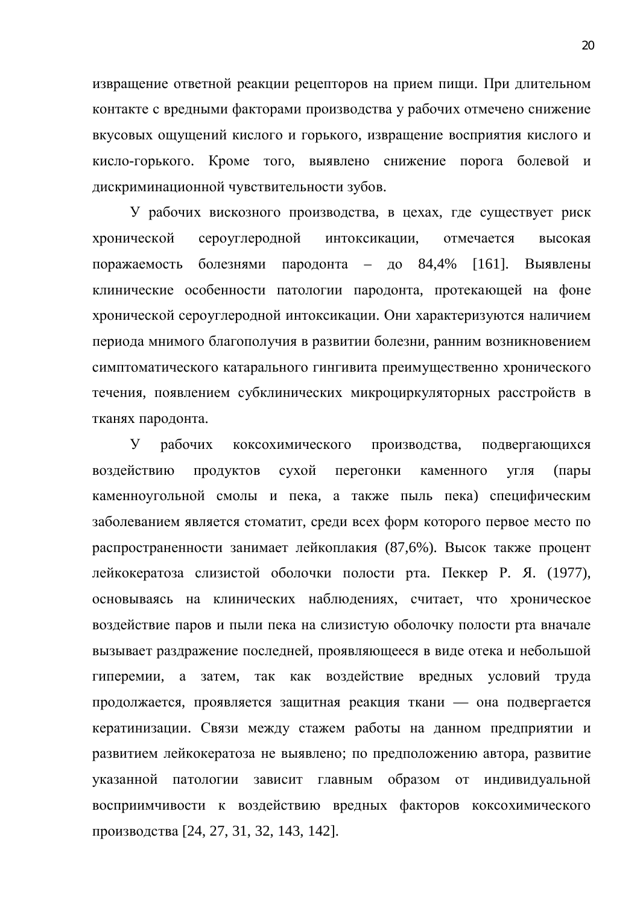извращение ответной реакции рецепторов на прием пищи. При длительном контакте с вредными факторами производства у рабочих отмечено снижение вкусовых ощущений кислого и горького, извращение восприятия кислого и кисло-горького. Кроме того, выявлено снижение порога болевой и дискриминационной чувствительности зубов.

У рабочих вискозного производства, в цехах, где существует риск хронической сероуглеродной интоксикации, отмечается высокая поражаемость болезнями пародонта – до 84,4% [161]. Выявлены клинические особенности патологии пародонта, протекающей на фоне хронической сероуглеродной интоксикации. Они характеризуются наличием периода мнимого благополучия в развитии болезни, ранним возникновением симптоматического катарального гингивита преимущественно хронического течения, появлением субклинических микроциркуляторных расстройств в тканях пародонта.

У рабочих коксохимического производства, подвергающихся воздействию продуктов сухой перегонки каменного угля (пары каменноугольной смолы и пека, а также пыль пека) специфическим заболеванием является стоматит, среди всех форм которого первое место по распространенности занимает лейкоплакия (87,6%). Высок также процент лейкокератоза слизистой оболочки полости рта. Пеккер Р. Я. (1977), основываясь на клинических наблюдениях, считает, что хроническое воздействие паров и пыли пека на слизистую оболочку полости рта вначале вызывает раздражение последней, проявляющееся в виде отека и небольшой гиперемии, а затем, так как воздействие вредных условий труда продолжается, проявляется защитная реакция ткани — она подвергается кератинизации. Связи между стажем работы на данном предприятии и развитием лейкокератоза не выявлено; по предположению автора, развитие указанной патологии зависит главным образом от индивидуальной восприимчивости к воздействию вредных факторов коксохимического производства [24, 27, 31, 32, 143, 142].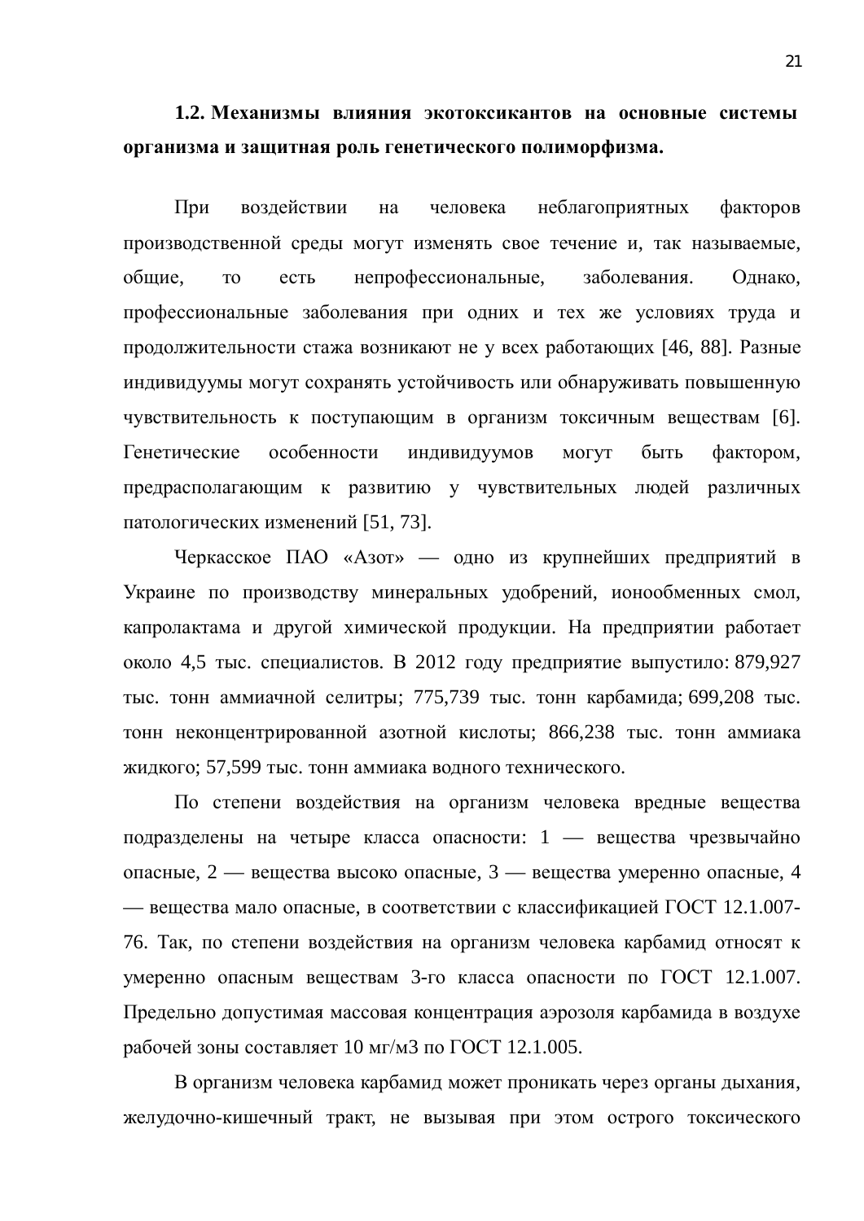## 1.2. Механизмы влияния экотоксикантов на основные системы организма и защитная роль генетического полиморфизма.

При воздействии на человека неблагоприятных факторов производственной среды могут изменять свое течение и, так называемые, общие, то есть непрофессиональные, заболевания. Однако, профессиональные заболевания при одних и тех же условиях труда и продолжительности стажа возникают не у всех работающих [46, 88]. Разные индивидуумы могут сохранять устойчивость или обнаруживать повышенную чувствительность к поступающим в организм токсичным веществам [6]. Генетические особенности индивидуумов могут быть фактором, предрасполагающим к развитию у чувствительных людей различных патологических изменений [51, 73].

Черкасское ПАО «Азот» — одно из крупнейших предприятий в Украине по производству минеральных удобрений, ионообменных смол, капролактама и другой химической продукции. На предприятии работает около 4,5 тыс. специалистов. В 2012 году предприятие выпустило: 879,927 тыс. тонн аммиачной селитры; 775,739 тыс. тонн карбамида; 699,208 тыс. тонн неконцентрированной азотной кислоты; 866,238 тыс. тонн аммиака жидкого; 57,599 тыс. тонн аммиака водного технического.

По степени воздействия на организм человека вредные вещества подразделены на четыре класса опасности: 1 — вещества чрезвычайно опасные, 2 — вещества высоко опасные, 3 — вещества умеренно опасные, 4 — вещества мало опасные, в соответствии с классификацией ГОСТ 12.1.007-76. Так, по степени воздействия на организм человека карбамид относят к умеренно опасным веществам 3-го класса опасности по ГОСТ 12.1.007. Предельно допустимая массовая концентрация аэрозоля карбамида в воздухе рабочей зоны составляет 10 мг/м3 по ГОСТ 12.1.005.

В организм человека карбамид может проникать через органы дыхания, желудочно-кишечный тракт, не вызывая при этом острого токсического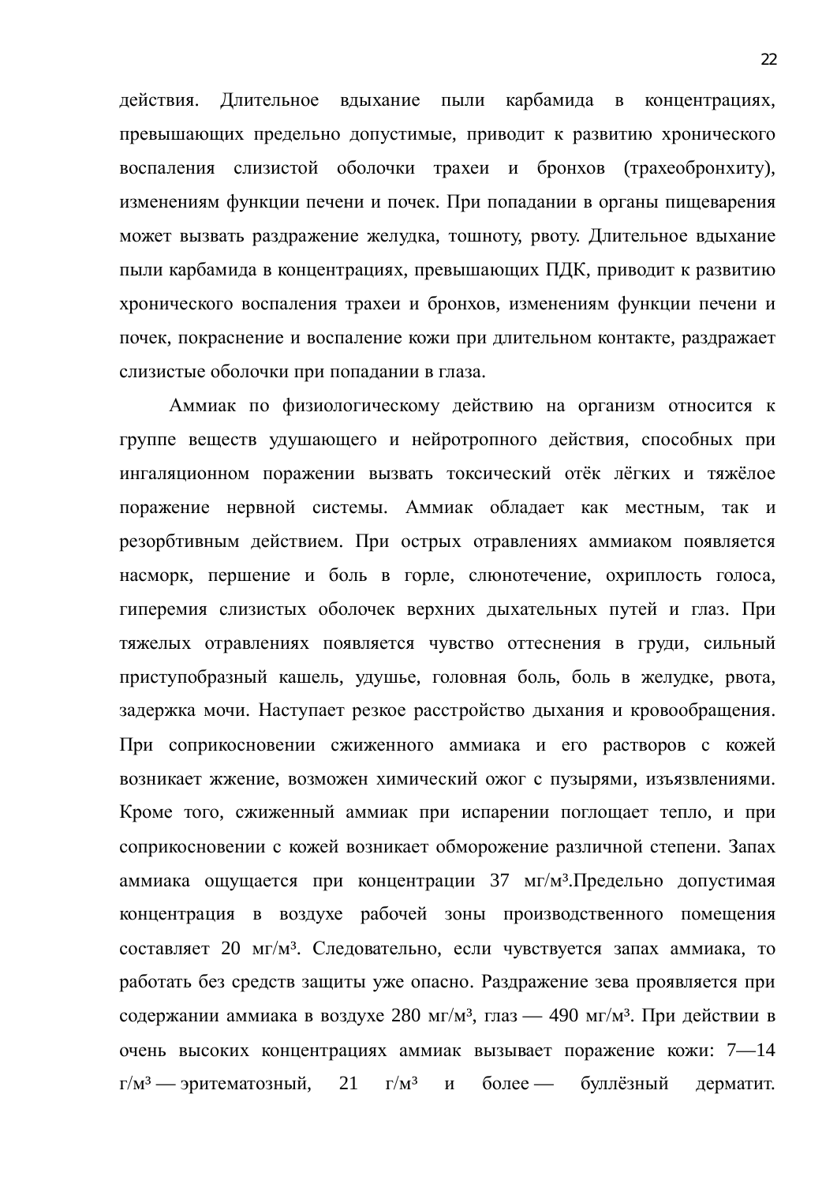действия. Длительное вдыхание пыли карбамида в концентрациях, превышающих предельно допустимые, приводит к развитию хронического воспаления слизистой оболочки трахеи и бронхов (трахеобронхиту), изменениям функции печени и почек. При попадании в органы пищеварения может вызвать раздражение желудка, тошноту, рвоту. Длительное вдыхание пыли карбамида в концентрациях, превышающих ПДК, приводит к развитию хронического воспаления трахеи и бронхов, изменениям функции печени и почек, покраснение и воспаление кожи при длительном контакте, раздражает слизистые оболочки при попадании в глаза.

Аммиак по физиологическому действию на организм относится к группе веществ удушающего и нейротропного действия, способных при ингаляционном поражении вызвать токсический отёк лёгких и тяжёлое поражение нервной системы. Аммиак обладает как местным, так и резорбтивным действием. При острых отравлениях аммиаком появляется насморк, першение и боль в горле, слюнотечение, охриплость голоса, гиперемия слизистых оболочек верхних дыхательных путей и глаз. При тяжелых отравлениях появляется чувство оттеснения в груди, сильный приступобразный кашель, удушье, головная боль, боль в желудке, рвота, задержка мочи. Наступает резкое расстройство дыхания и кровообращения. При соприкосновении сжиженного аммиака и его растворов с кожей возникает жжение, возможен химический ожог с пузырями, изъязвлениями. Кроме того, сжиженный аммиак при испарении поглощает тепло, и при соприкосновении с кожей возникает обморожение различной степени. Запах аммиака ощущается при концентрации 37 мг/м³.Предельно допустимая концентрация в воздухе рабочей зоны производственного помещения составляет 20 мг/м³. Следовательно, если чувствуется запах аммиака, то работать без средств защиты уже опасно. Раздражение зева проявляется при содержании аммиака в воздухе 280 мг/м³, глаз — 490 мг/м³. При действии в очень высоких концентрациях аммиак вызывает поражение кожи: 7—14 г/м³ — эритематозный, 21 г/м³ и более — буллёзный дерматит.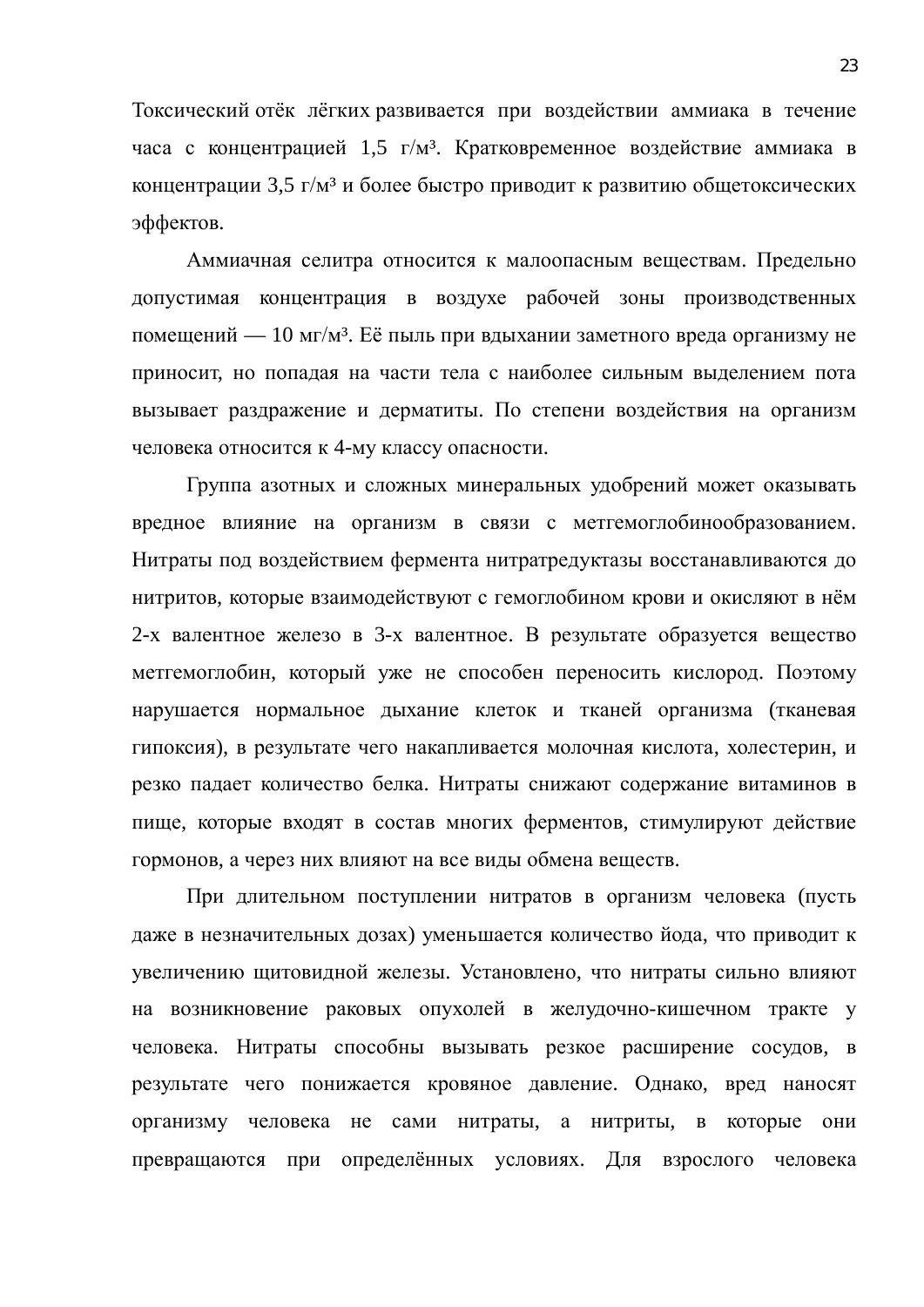Токсический отёк лёгких развивается при воздействии аммиака в течение часа с концентрацией 1,5 г/м³. Кратковременное воздействие аммиака в концентрации 3,5 г/м³ и более быстро приводит к развитию общетоксических эффектов.

Аммиачная селитра относится к малоопасным веществам. Предельно допустимая концентрация в воздухе рабочей зоны производственных помещений — 10 мг/м³. Её пыль при вдыхании заметного вреда организму не приносит, но попадая на части тела с наиболее сильным выделением пота вызывает раздражение и дерматиты. По степени воздействия на организм человека относится к 4-му классу опасности.

Группа азотных и сложных минеральных удобрений может оказывать вредное влияние на организм в связи с метгемоглобинообразованием. Нитраты под воздействием фермента нитратредуктазы восстанавливаются до нитритов, которые взаимодействуют с гемоглобином крови и окисляют в нём 2-х валентное железо в 3-х валентное. В результате образуется вещество метгемоглобин, который уже не способен переносить кислород. Поэтому нарушается нормальное дыхание клеток и тканей организма (тканевая гипоксия), в результате чего накапливается молочная кислота, холестерин, и резко падает количество белка. Нитраты снижают содержание витаминов в пище, которые входят в состав многих ферментов, стимулируют действие гормонов, а через них влияют на все виды обмена веществ.

При длительном поступлении нитратов в организм человека (пусть даже в незначительных дозах) уменьшается количество йода, что приводит к увеличению щитовидной железы. Установлено, что нитраты сильно влияют на возникновение раковых опухолей в желудочно-кишечном тракте у человека. Нитраты способны вызывать резкое расширение сосудов, в результате чего понижается кровяное давление. Однако, вред наносят организму человека не сами нитраты, а нитриты, в которые они превращаются при определённых условиях. Для взрослого человека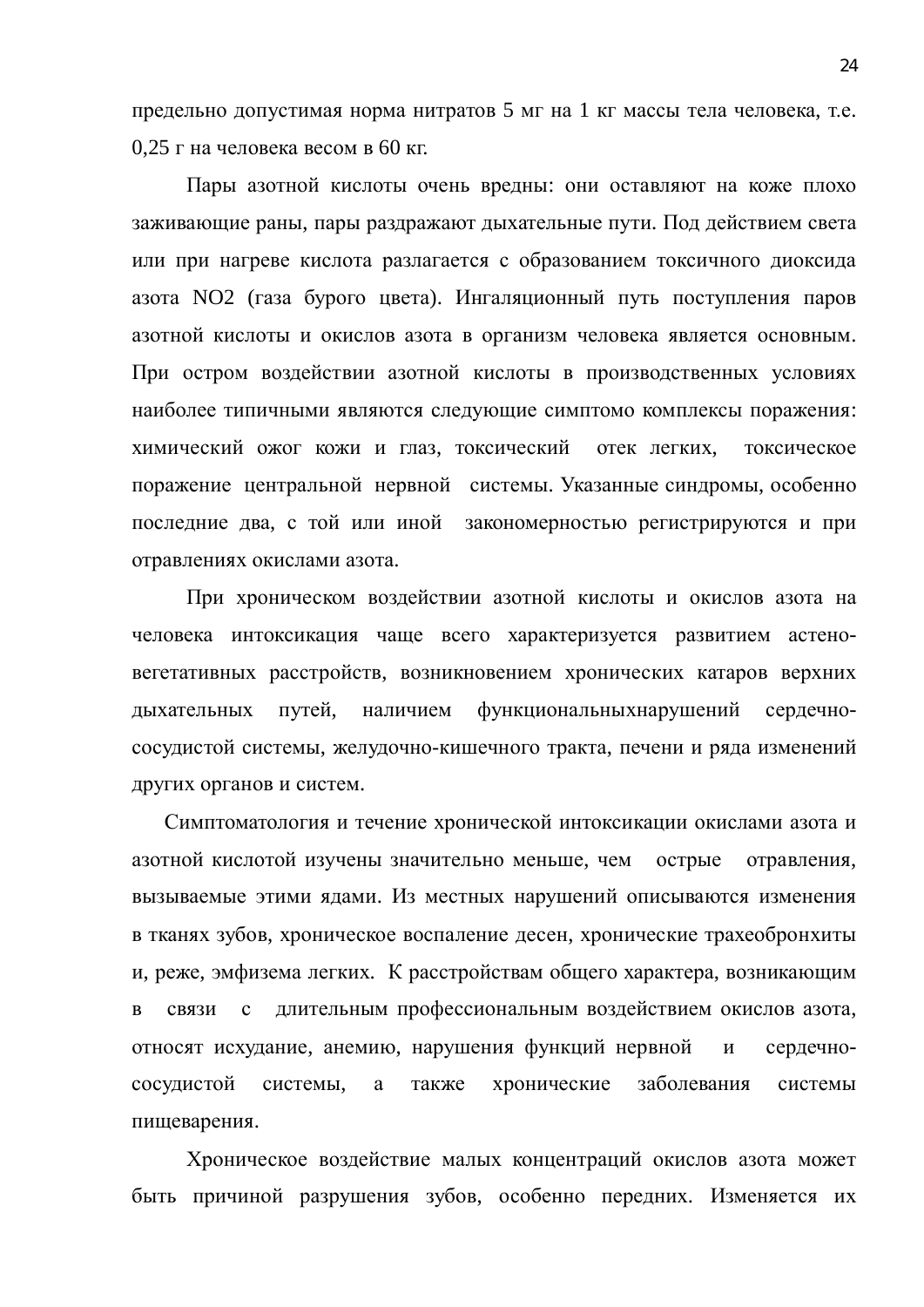предельно допустимая норма нитратов 5 мг на 1 кг массы тела человека, т.е. 0,25 г на человека весом в 60 кг.

Пары азотной кислоты очень вредны: они оставляют на коже плохо заживающие раны, пары раздражают дыхательные пути. Под действием света или при нагреве кислота разлагается с образованием токсичного диоксида азота $NO_2$ (газа бурого цвета). Ингаляционный путь поступления паров азотной кислоты и окислов азота в организм человека является основным. При остром воздействии азотной кислоты в производственных условиях наиболее типичными являются следующие симптомо комплексы поражения: химический ожог кожи и глаз, токсический отек легких, токсическое поражение центральной нервной системы. Указанные синдромы, особенно последние два, с той или иной закономерностью регистрируются и при отравлениях окислами азота.

При хроническом воздействии азотной кислоты и окислов азота на человека интоксикация чаще всего характеризуется развитием астено-вегетативных расстройств, возникновением хронических катаров верхних дыхательных путей, наличием функциональныхнарушений сердечно-сосудистой системы, желудочно-кишечного тракта, печени и ряда изменений других органов и систем.

Симптоматология и течение хронической интоксикации окислами азота и азотной кислотой изучены значительно меньше, чем острые отравления, вызываемые этими ядами. Из местных нарушений описываются изменения в тканях зубов, хроническое воспаление десен, хронические трахеобронхиты и, реже, эмфизема легких. К расстройствам общего характера, возникающим в связи с длительным профессиональным воздействием окислов азота, относят исхудание, анемию, нарушения функций нервной и сердечно-сосудистой системы, а также хронические заболевания системы пищеварения.

Хроническое воздействие малых концентраций окислов азота может быть причиной разрушения зубов, особенно передних. Изменяется их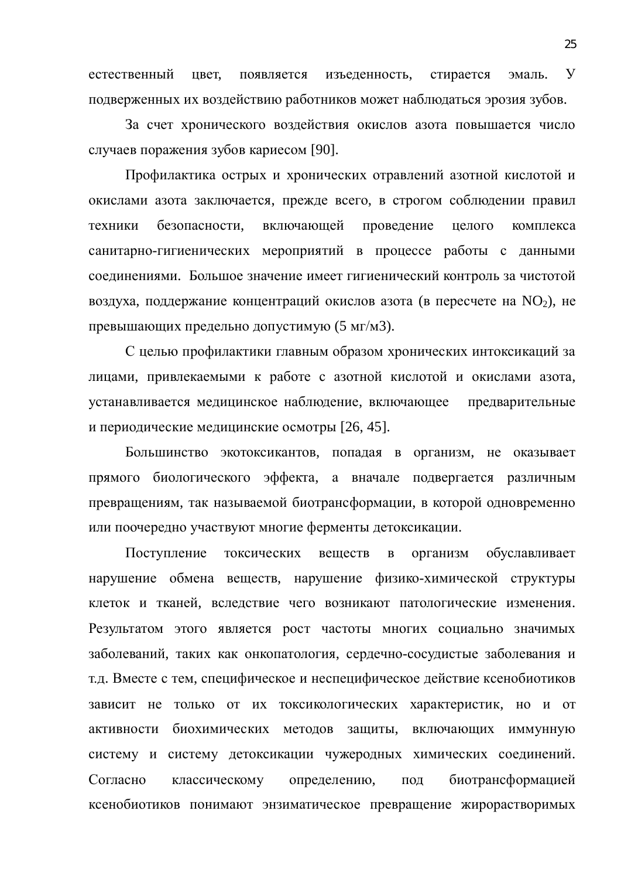естественный цвет, появляется изъеденность, стирается эмаль. У подверженных их воздействию работников может наблюдаться эрозия зубов.

За счет хронического воздействия окислов азота повышается число случаев поражения зубов кариесом [90].

Профилактика острых и хронических отравлений азотной кислотой и окислами азота заключается, прежде всего, в строгом соблюдении правил техники безопасности, включающей проведение целого комплекса санитарно-гигиенических мероприятий в процессе работы с данными соединениями. Большое значение имеет гигиенический контроль за чистотой воздуха, поддержание концентраций окислов азота (в пересчете на $NO_2$), не превышающих предельно допустимую (5 мг/м3).

С целью профилактики главным образом хронических интоксикаций за лицами, привлекаемыми к работе с азотной кислотой и окислами азота, устанавливается медицинское наблюдение, включающее предварительные и периодические медицинские осмотры [26, 45].

Большинство экотоксикантов, попадая в организм, не оказывает прямого биологического эффекта, а вначале подвергается различным превращениям, так называемой биотрансформации, в которой одновременно или поочередно участвуют многие ферменты детоксикации.

Поступление токсических веществ в организм обуславливает нарушение обмена веществ, нарушение физико-химической структуры клеток и тканей, вследствие чего возникают патологические изменения. Результатом этого является рост частоты многих социально значимых заболеваний, таких как онкопатология, сердечно-сосудистые заболевания и т.д. Вместе с тем, специфическое и неспецифическое действие ксенобиотиков зависит не только от их токсикологических характеристик, но и от активности биохимических методов защиты, включающих иммунную систему и систему детоксикации чужеродных химических соединений. Согласно классическому определению, под биотрансформацией ксенобиотиков понимают энзиматическое превращение жирорастворимых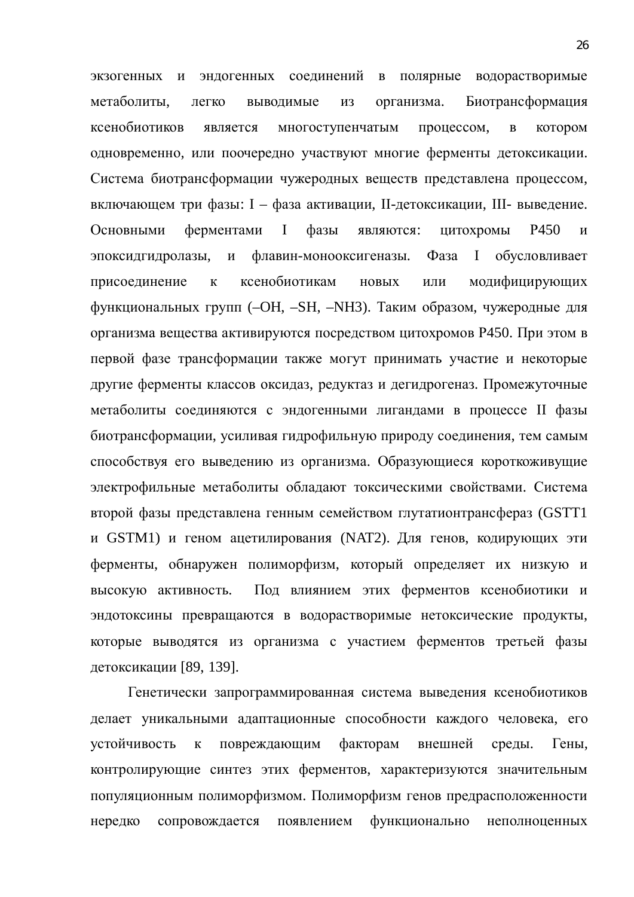экзогенных и эндогенных соединений в полярные водорастворимые метаболиты, легко выводимые из организма. Биотрансформация ксенобиотиков является многоступенчатым процессом, в котором одновременно, или поочередно участвуют многие ферменты детоксикации. Система биотрансформации чужеродных веществ представлена процессом, включающем три фазы: I – фаза активации, II-детоксикации, III- выведение. Основными ферментами I фазы являются: цитохромы Р450 и эпоксидгидролазы, и флавин-монооксигеназы. Фаза I обусловливает присоединение к ксенобиотикам новых или модифицирующих функциональных групп (–OH, –SH, –NH3). Таким образом, чужеродные для организма вещества активируются посредством цитохромов Р450. При этом в первой фазе трансформации также могут принимать участие и некоторые другие ферменты классов оксидаз, редуктаз и дегидрогеназ. Промежуточные метаболиты соединяются с эндогенными лигандами в процессе II фазы биотрансформации, усиливая гидрофильную природу соединения, тем самым способствуя его выведению из организма. Образующиеся короткоживущие электрофильные метаболиты обладают токсическими свойствами. Система второй фазы представлена генным семейством глутатионтрансфераз (GSTT1 и GSTM1) и геном ацетилирования (NAT2). Для генов, кодирующих эти ферменты, обнаружен полиморфизм, который определяет их низкую и высокую активность. Под влиянием этих ферментов ксенобиотики и эндотоксины превращаются в водорастворимые нетоксические продукты, которые выводятся из организма с участием ферментов третьей фазы детоксикации [89, 139].

Генетически запрограммированная система выведения ксенобиотиков делает уникальными адаптационные способности каждого человека, его устойчивость к повреждающим факторам внешней среды. Гены, контролирующие синтез этих ферментов, характеризуются значительным популяционным полиморфизмом. Полиморфизм генов предрасположенности нередко сопровождается появлением функционально неполноценных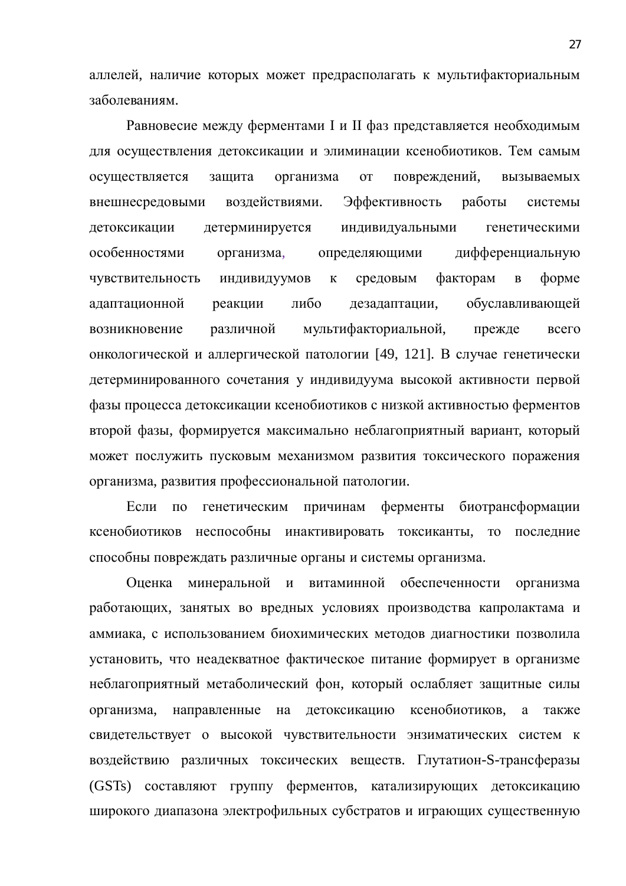аллелей, наличие которых может предрасполагать к мультифакториальным заболеваниям.

Равновесие между ферментами I и II фаз представляется необходимым для осуществления детоксикации и элиминации ксенобиотиков. Тем самым осуществляется защита организма от повреждений, вызываемых внешнесредовыми воздействиями. Эффективность работы системы детоксикации детерминируется индивидуальными генетическими особенностями организма, определяющими дифференциальную чувствительность индивидуумов к средовым факторам в форме адаптационной реакции либо дезадаптации, обуславливающей возникновение различной мультифакториальной, прежде всего онкологической и аллергической патологии [49, 121]. В случае генетически детерминированного сочетания у индивидуума высокой активности первой фазы процесса детоксикации ксенобиотиков с низкой активностью ферментов второй фазы, формируется максимально неблагоприятный вариант, который может послужить пусковым механизмом развития токсического поражения организма, развития профессиональной патологии.

Если по генетическим причинам ферменты биотрансформации ксенобиотиков неспособны инактивировать токсиканты, то последние способны повреждать различные органы и системы организма.

Оценка минеральной и витаминной обеспеченности организма работающих, занятых во вредных условиях производства капролактама и аммиака, с использованием биохимических методов диагностики позволила установить, что неадекватное фактическое питание формирует в организме неблагоприятный метаболический фон, который ослабляет защитные силы организма, направленные на детоксикацию ксенобиотиков, а также свидетельствует о высокой чувствительности энзиматических систем к воздействию различных токсических веществ. Глутатион-S-трансферазы (GSTs) составляют группу ферментов, катализирующих детоксикацию широкого диапазона электрофильных субстратов и играющих существенную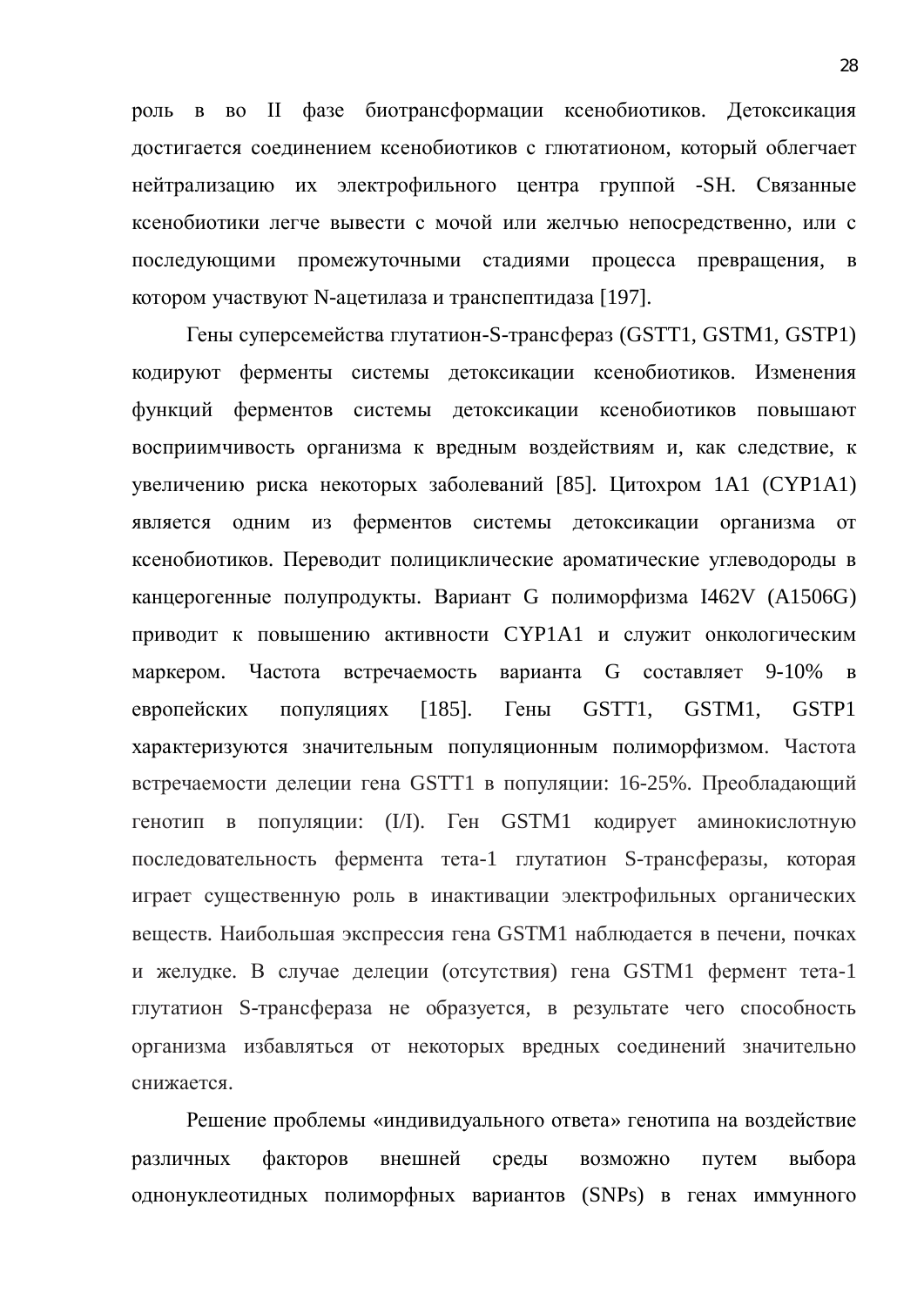роль в во II фазе биотрансформации ксенобиотиков. Детоксикация достигается соединением ксенобиотиков с глютатионом, который облегчает нейтрализацию их электрофильного центра группой -SH. Связанные ксенобиотики легче вывести с мочой или желчью непосредственно, или с последующими промежуточными стадиями процесса превращения, в котором участвуют N-ацетилаза и транспептидаза [197].

Гены суперсемейства глутатион-S-трансфераз (GSTT1, GSTM1, GSTP1) кодируют ферменты системы детоксикации ксенобиотиков. Изменения функций ферментов системы детоксикации ксенобиотиков повышают восприимчивость организма к вредным воздействиям и, как следствие, к увеличению риска некоторых заболеваний [85]. Цитохром 1А1 (CYP1A1) является одним из ферментов системы детоксикации организма от ксенобиотиков. Переводит полициклические ароматические углеводороды в канцерогенные полупродукты. Вариант G полиморфизма I462V (A1506G) приводит к повышению активности CYP1A1 и служит онкологическим маркером. Частота встречаемость варианта G составляет 9-10% в европейских популяциях [185]. Гены GSTT1, GSTM1, GSTP1 характеризуются значительным популяционным полиморфизмом. Частота встречаемости делеции гена GSTT1 в популяции: 16-25%. Преобладающий генотип в популяции: (I/I). Ген GSTM1 кодирует аминокислотную последовательность фермента тета-1 глутатион S-трансферазы, которая играет существенную роль в инактивации электрофильных органических веществ. Наибольшая экспрессия гена GSTM1 наблюдается в печени, почках и желудке. В случае делеции (отсутствия) гена GSTM1 фермент тета-1 глутатион S-трансфераза не образуется, в результате чего способность организма избавляться от некоторых вредных соединений значительно снижается.

Решение проблемы «индивидуального ответа» генотипа на воздействие различных факторов внешней среды возможно путем выбора однонуклеотидных полиморфных вариантов (SNPs) в генах иммунного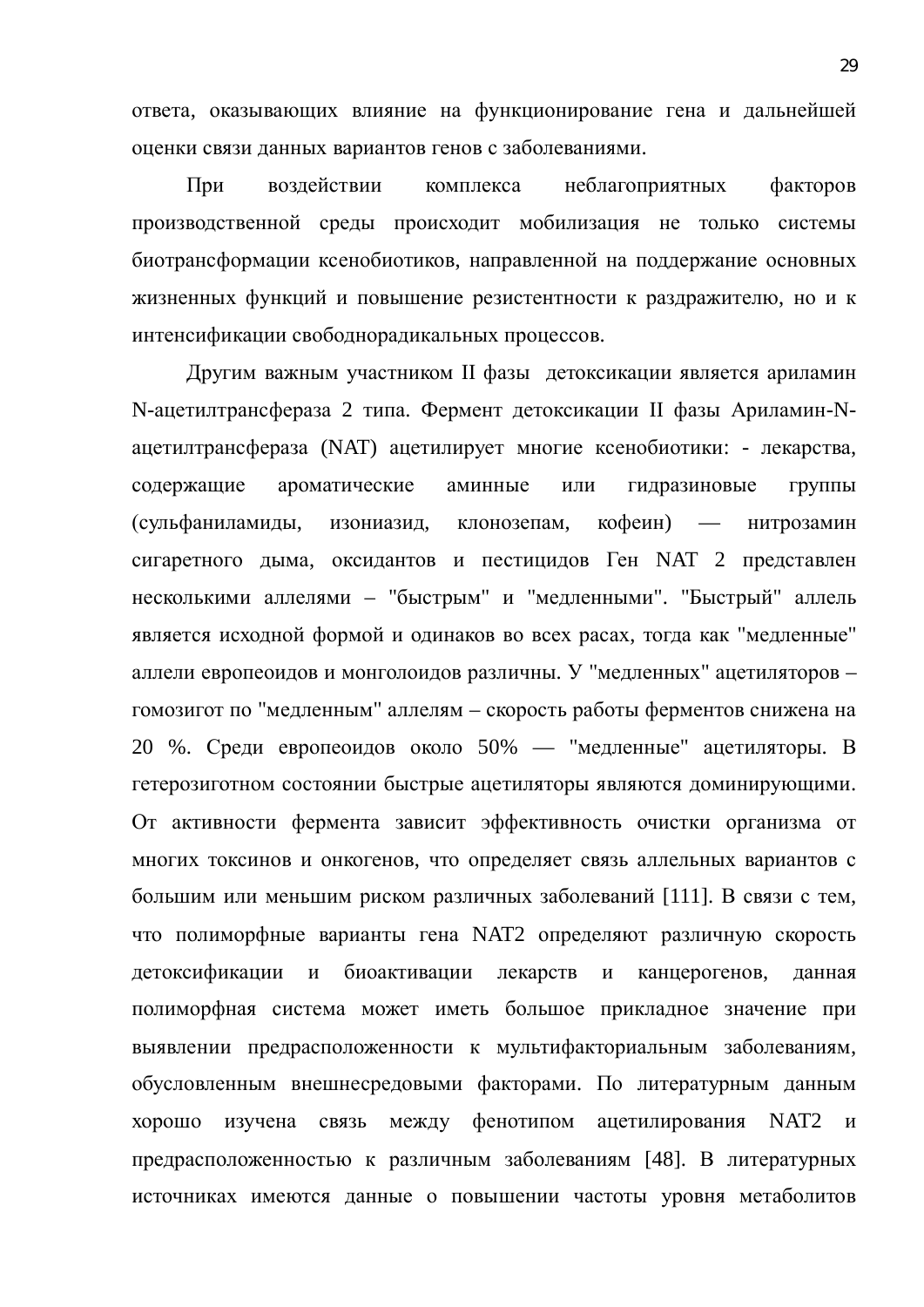ответа, оказывающих влияние на функционирование гена и дальнейшей оценки связи данных вариантов генов с заболеваниями.

При воздействии комплекса неблагоприятных факторов производственной среды происходит мобилизация не только системы биотрансформации ксенобиотиков, направленной на поддержание основных жизненных функций и повышение резистентности к раздражителю, но и к интенсификации свободнорадикальных процессов.

Другим важным участником II фазы детоксикации является ариламин N-ацетилтрансфераза 2 типа. Фермент детоксикации II фазы Ариламин-N-ацетилтрансфераза (NAT) ацетилирует многие ксенобиотики: - лекарства, содержащие ароматические аминные или гидразиновые группы (сульфаниламиды, изониазид, клонозепам, кофеин) — нитрозамин сигаретного дыма, оксидантов и пестицидов Ген NAT 2 представлен несколькими аллелями – "быстрым" и "медленными". "Быстрый" аллель является исходной формой и одинаков во всех расах, тогда как "медленные" аллели европеоидов и монголоидов различны. У "медленных" ацетиляторов – гомозигот по "медленным" аллелям – скорость работы ферментов снижена на 20 %. Среди европеоидов около 50% — "медленные" ацетиляторы. В гетерозиготном состоянии быстрые ацетиляторы являются доминирующими. От активности фермента зависит эффективность очистки организма от многих токсинов и онкогенов, что определяет связь аллельных вариантов с большим или меньшим риском различных заболеваний [111]. В связи с тем, что полиморфные варианты гена NAT2 определяют различную скорость детоксификации и биоактивации лекарств и канцерогенов, данная полиморфная система может иметь большое прикладное значение при выявлении предрасположенности к мультифакториальным заболеваниям, обусловленным внешнесредовыми факторами. По литературным данным хорошо изучена связь между фенотипом ацетилирования NAT2 и предрасположенностью к различным заболеваниям [48]. В литературных источниках имеются данные о повышении частоты уровня метаболитов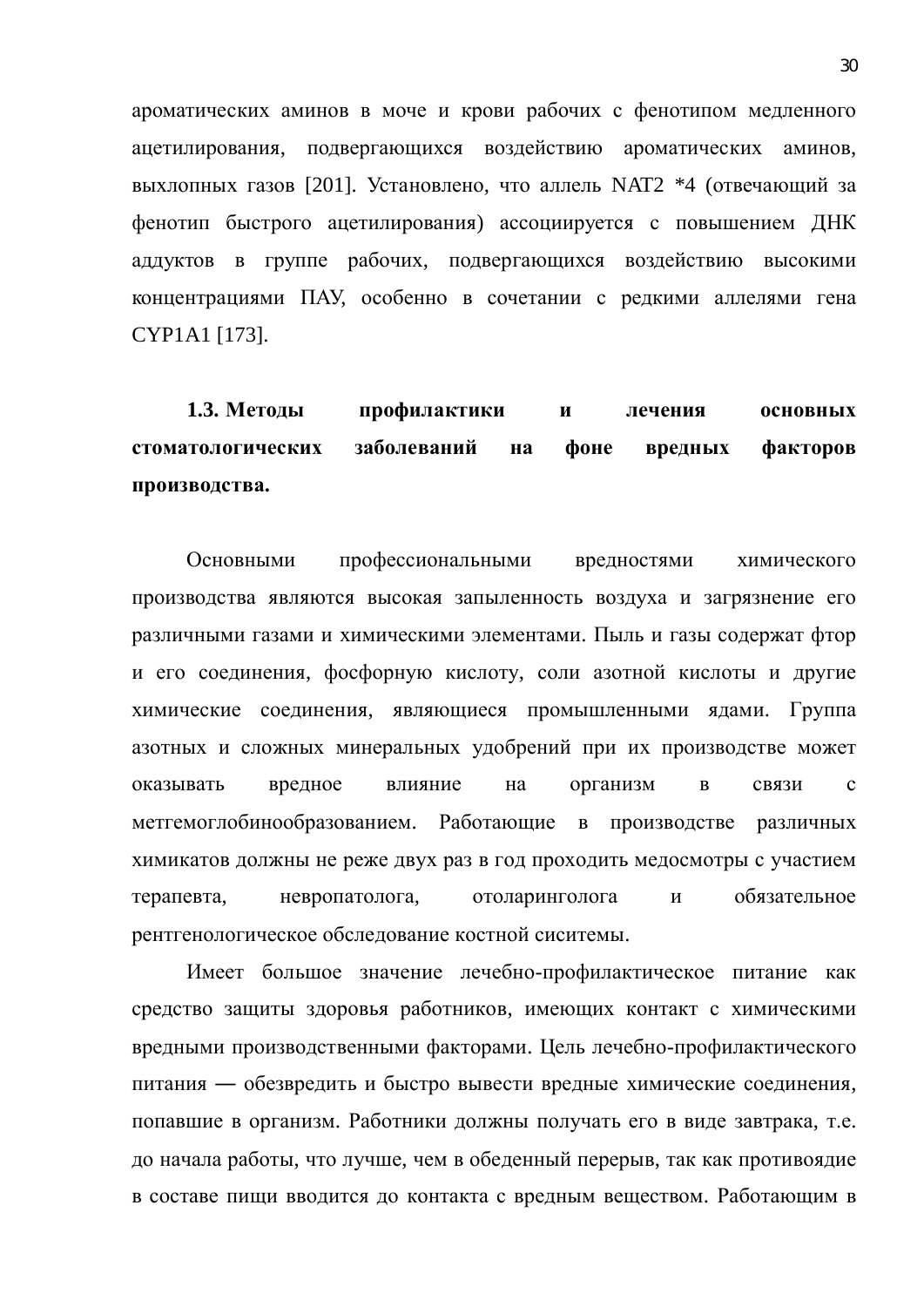ароматических аминов в моче и крови рабочих с фенотипом медленного ацетилирования, подвергающихся воздействию ароматических аминов, выхлопных газов [201]. Установлено, что аллель NAT2 *4 (отвечающий за фенотип быстрого ацетилирования) ассоциируется с повышением ДНК аддуктов в группе рабочих, подвергающихся воздействию высокими концентрациями ПАУ, особенно в сочетании с редкими аллелями гена CYP1A1 [173].

### 1.3. Методы профилактики и лечения основных стоматологических заболеваний на фоне вредных факторов производства.

Основными профессиональными вредностями химического производства являются высокая запыленность воздуха и загрязнение его различными газами и химическими элементами. Пыль и газы содержат фтор и его соединения, фосфорную кислоту, соли азотной кислоты и другие химические соединения, являющиеся промышленными ядами. Группа азотных и сложных минеральных удобрений при их производстве может оказывать вредное влияние на организм в связи с метгемоглобинообразованием. Работающие в производстве различных химикатов должны не реже двух раз в год проходить медосмотры с участием терапевта, невропатолога, отоларинголога и обязательное рентгенологическое обследование костной сиситемы.

Имеет большое значение лечебно-профилактическое питание как средство защиты здоровья работников, имеющих контакт с химическими вредными производственными факторами. Цель лечебно-профилактического питания — обезвредить и быстро вывести вредные химические соединения, попавшие в организм. Работники должны получать его в виде завтрака, т.е. до начала работы, что лучше, чем в обеденный перерыв, так как противоядие в составе пищи вводится до контакта с вредным веществом. Работающим в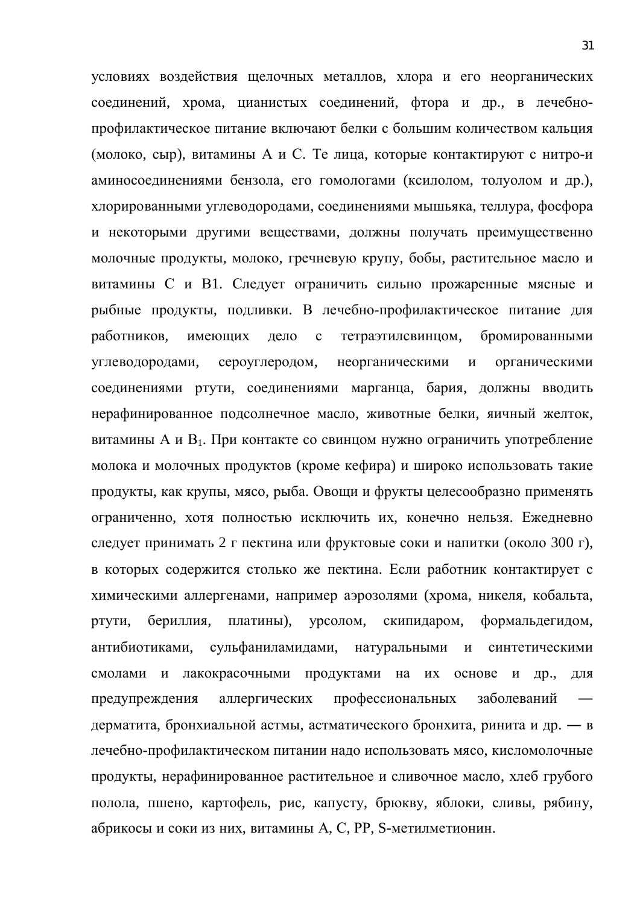условиях воздействия щелочных металлов, хлора и его неорганических соединений, хрома, цианистых соединений, фтора и др., в лечебно-профилактическое питание включают белки с большим количеством кальция (молоко, сыр), витамины А и С. Те лица, которые контактируют с нитро-и аминосоединениями бензола, его гомологами (ксилолом, толуолом и др.), хлорированными углеводородами, соединениями мышьяка, теллура, фосфора и некоторыми другими веществами, должны получать преимущественно молочные продукты, молоко, гречневую крупу, бобы, растительное масло и витамины С и В1. Следует ограничить сильно прожаренные мясные и рыбные продукты, подливки. В лечебно-профилактическое питание для работников, имеющих дело с тетраэтилсвинцом, бромированными углеводородами, сероуглеродом, неорганическими и органическими соединениями ртути, соединениями марганца, бария, должны вводить нерафинированное подсолнечное масло, животные белки, яичный желток, витамины А и $B_1$. При контакте со свинцом нужно ограничить употребление молока и молочных продуктов (кроме кефира) и широко использовать такие продукты, как крупы, мясо, рыба. Овощи и фрукты целесообразно применять ограниченно, хотя полностью исключить их, конечно нельзя. Ежедневно следует принимать 2 г пектина или фруктовые соки и напитки (около 300 г), в которых содержится столько же пектина. Если работник контактирует с химическими аллергенами, например аэрозолями (хрома, никеля, кобальта, ртути, бериллия, платины), урсолом, скипидаром, формальдегидом, антибиотиками, сульфаниламидами, натуральными и синтетическими смолами и лакокрасочными продуктами на их основе и др., для предупреждения аллергических профессиональных заболеваний — дерматита, бронхиальной астмы, астматического бронхита, ринита и др. — в лечебно-профилактическом питании надо использовать мясо, кисломолочные продукты, нерафинированное растительное и сливочное масло, хлеб грубого полола, пшено, картофель, рис, капусту, брюкву, яблоки, сливы, рябину, абрикосы и соки из них, витамины А, С, РР, S-метилметионин.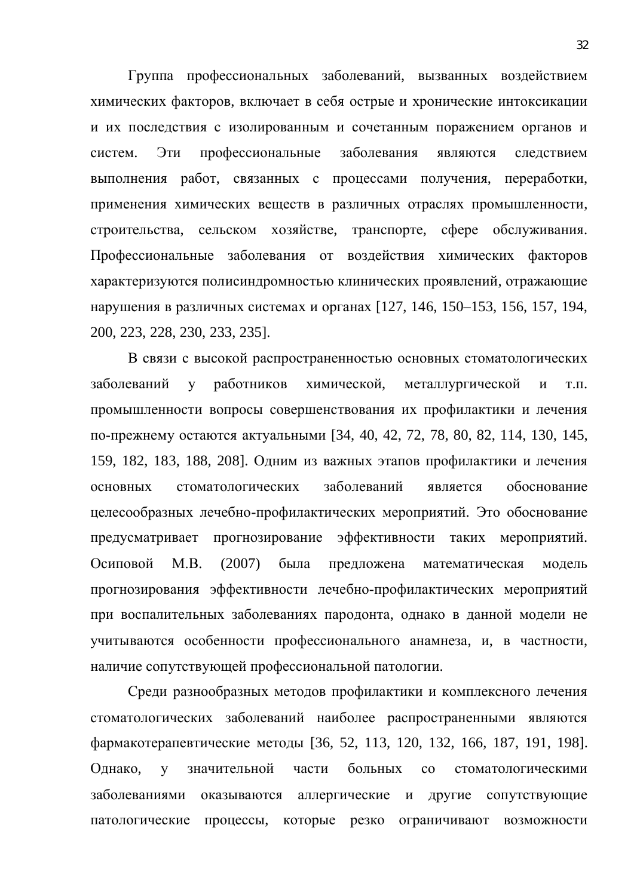Группа профессиональных заболеваний, вызванных воздействием химических факторов, включает в себя острые и хронические интоксикации и их последствия с изолированным и сочетанным поражением органов и систем. Эти профессиональные заболевания являются следствием выполнения работ, связанных с процессами получения, переработки, применения химических веществ в различных отраслях промышленности, строительства, сельском хозяйстве, транспорте, сфере обслуживания. Профессиональные заболевания от воздействия химических факторов характеризуются полисиндромностью клинических проявлений, отражающие нарушения в различных системах и органах [127, 146, 150–153, 156, 157, 194, 200, 223, 228, 230, 233, 235].

В связи с высокой распространенностью основных стоматологических заболеваний у работников химической, металлургической и т.п. промышленности вопросы совершенствования их профилактики и лечения по-прежнему остаются актуальными [34, 40, 42, 72, 78, 80, 82, 114, 130, 145, 159, 182, 183, 188, 208]. Одним из важных этапов профилактики и лечения основных стоматологических заболеваний является обоснование целесообразных лечебно-профилактических мероприятий. Это обоснование предусматривает прогнозирование эффективности таких мероприятий. Осиповой М.В. (2007) была предложена математическая модель прогнозирования эффективности лечебно-профилактических мероприятий при воспалительных заболеваниях пародонта, однако в данной модели не учитываются особенности профессионального анамнеза, и, в частности, наличие сопутствующей профессиональной патологии.

Среди разнообразных методов профилактики и комплексного лечения стоматологических заболеваний наиболее распространенными являются фармакотерапевтические методы [36, 52, 113, 120, 132, 166, 187, 191, 198]. Однако, у значительной части больных со стоматологическими заболеваниями оказываются аллергические и другие сопутствующие патологические процессы, которые резко ограничивают возможности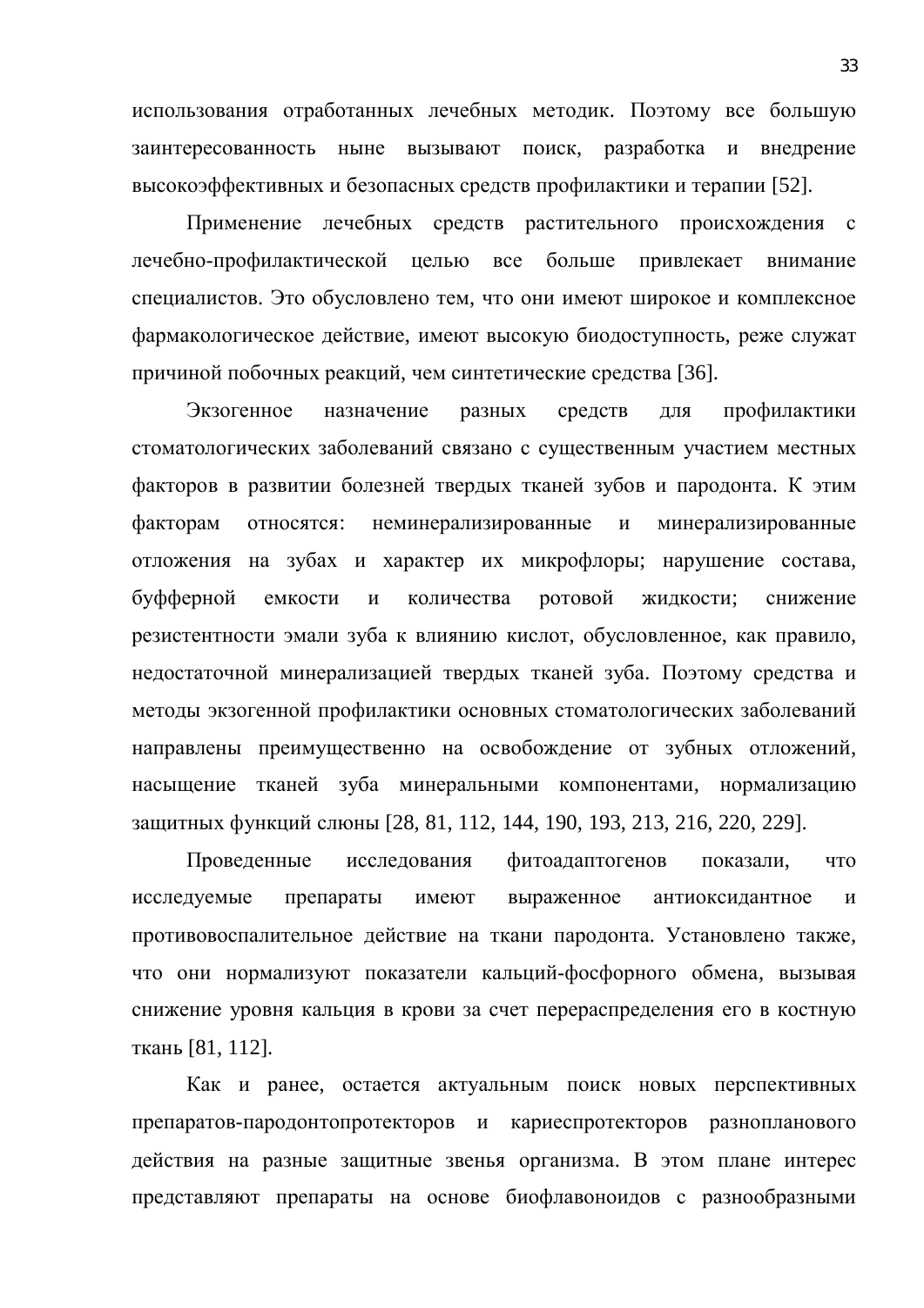использования отработанных лечебных методик. Поэтому все большую заинтересованность ныне вызывают поиск, разработка и внедрение высокоэффективных и безопасных средств профилактики и терапии [52].

Применение лечебных средств растительного происхождения с лечебно-профилактической целью все больше привлекает внимание специалистов. Это обусловлено тем, что они имеют широкое и комплексное фармакологическое действие, имеют высокую биодоступность, реже служат причиной побочных реакций, чем синтетические средства [36].

Экзогенное назначение разных средств для профилактики стоматологических заболеваний связано с существенным участием местных факторов в развитии болезней твердых тканей зубов и пародонта. К этим факторам относятся: неминерализированные и минерализированные отложения на зубах и характер их микрофлоры; нарушение состава, буфферной емкости и количества ротовой жидкости; снижение резистентности эмали зуба к влиянию кислот, обусловленное, как правило, недостаточной минерализацией твердых тканей зуба. Поэтому средства и методы экзогенной профилактики основных стоматологических заболеваний направлены преимущественно на освобождение от зубных отложений, насыщение тканей зуба минеральными компонентами, нормализацию защитных функций слюны [28, 81, 112, 144, 190, 193, 213, 216, 220, 229].

Проведенные исследования фитоадаптогенов показали, что исследуемые препараты имеют выраженное антиоксидантное и противовоспалительное действие на ткани пародонта. Установлено также, что они нормализуют показатели кальций-фосфорного обмена, вызывая снижение уровня кальция в крови за счет перераспределения его в костную ткань [81, 112].

Как и ранее, остается актуальным поиск новых перспективных препаратов-пародонтопротекторов и кариеспротекторов разнопланового действия на разные защитные звенья организма. В этом плане интерес представляют препараты на основе биофлавоноидов с разнообразными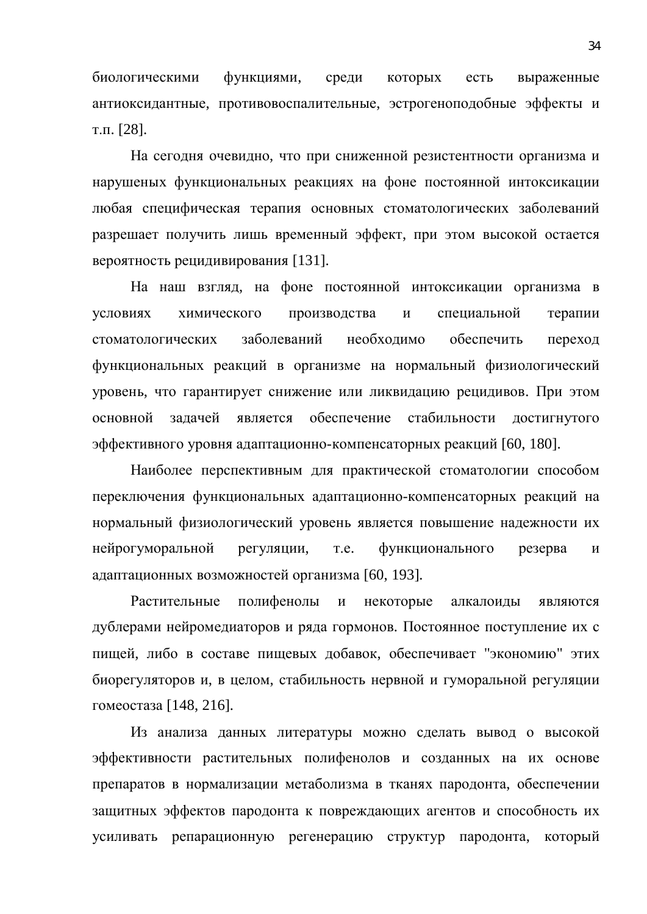биологическими функциями, среди которых есть выраженные антиоксидантные, противовоспалительные, эстрогеноподобные эффекты и т.п. [28].

На сегодня очевидно, что при сниженной резистентности организма и нарушеных функциональных реакциях на фоне постоянной интоксикации любая специфическая терапия основных стоматологических заболеваний разрешает получить лишь временный эффект, при этом высокой остается вероятность рецидивирования [131].

На наш взгляд, на фоне постоянной интоксикации организма в условиях химического производства и специальной терапии стоматологических заболеваний необходимо обеспечить переход функциональных реакций в организме на нормальный физиологический уровень, что гарантирует снижение или ликвидацию рецидивов. При этом основной задачей является обеспечение стабильности достигнутого эффективного уровня адаптационно-компенсаторных реакций [60, 180].

Наиболее перспективным для практической стоматологии способом переключения функциональных адаптационно-компенсаторных реакций на нормальный физиологический уровень является повышение надежности их нейрогуморальной регуляции, т.е. функционального резерва и адаптационных возможностей организма [60, 193].

Растительные полифенолы и некоторые алкалоиды являются дублерами нейромедиаторов и ряда гормонов. Постоянное поступление их с пищей, либо в составе пищевых добавок, обеспечивает "экономию" этих биорегуляторов и, в целом, стабильность нервной и гуморальной регуляции гомеостаза [148, 216].

Из анализа данных литературы можно сделать вывод о высокой эффективности растительных полифенолов и созданных на их основе препаратов в нормализации метаболизма в тканях пародонта, обеспечении защитных эффектов пародонта к повреждающих агентов и способность их усиливать репарационную регенерацию структур пародонта, который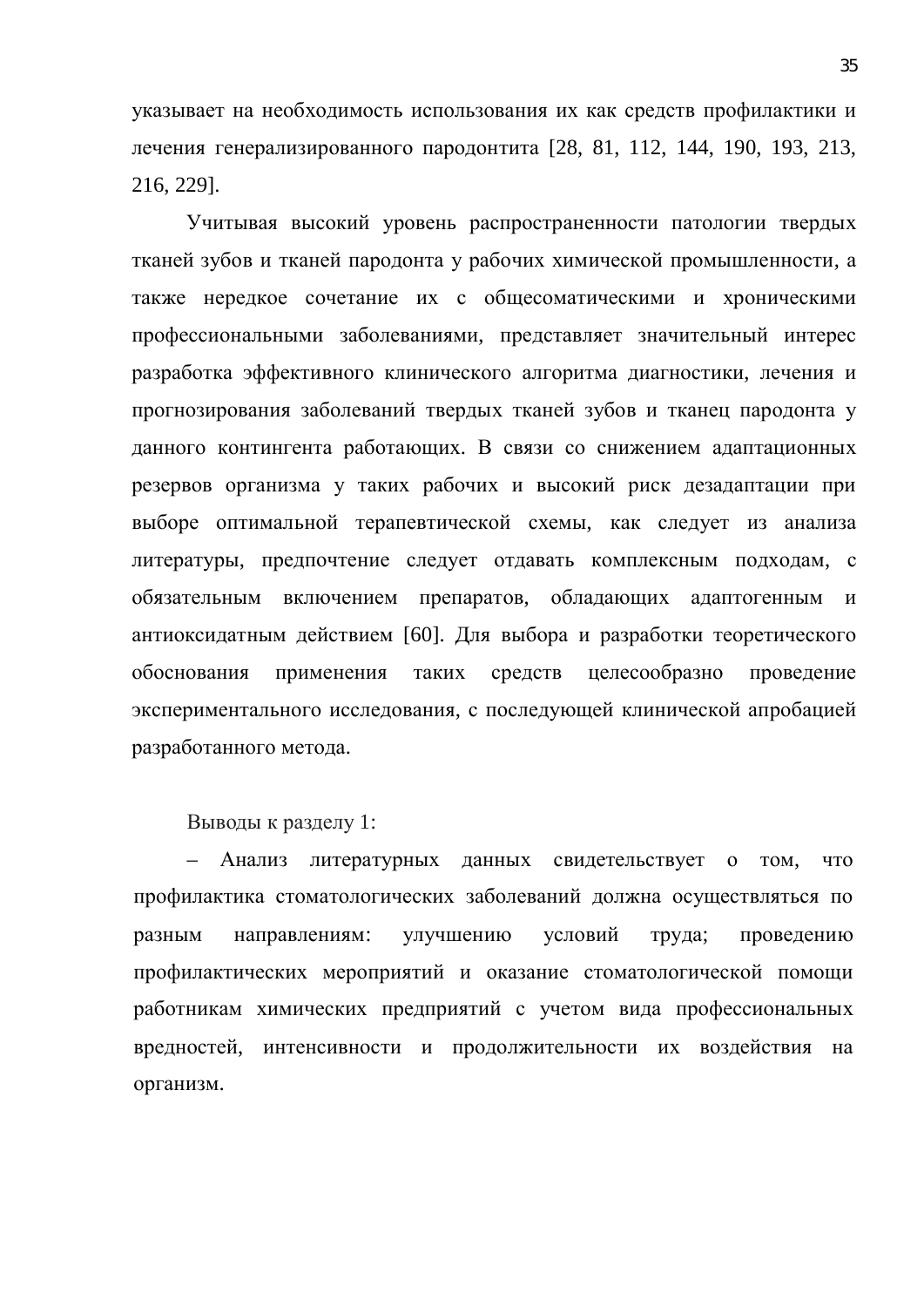указывает на необходимость использования их как средств профилактики и лечения генерализированного пародонтита [28, 81, 112, 144, 190, 193, 213, 216, 229].

Учитывая высокий уровень распространенности патологии твердых тканей зубов и тканей пародонта у рабочих химической промышленности, а также нередкое сочетание их с общесоматическими и хроническими профессиональными заболеваниями, представляет значительный интерес разработка эффективного клинического алгоритма диагностики, лечения и прогнозирования заболеваний твердых тканей зубов и тканец пародонта у данного контингента работающих. В связи со снижением адаптационных резервов организма у таких рабочих и высокий риск дезадаптации при выборе оптимальной терапевтической схемы, как следует из анализа литературы, предпочтение следует отдавать комплексным подходам, с обязательным включением препаратов, обладающих адаптогенным и антиоксидатным действием [60]. Для выбора и разработки теоретического обоснования применения таких средств целесообразно проведение экспериментального исследования, с последующей клинической апробацией разработанного метода.

Выводы к разделу 1:

– Анализ литературных данных свидетельствует о том, что профилактика стоматологических заболеваний должна осуществляться по разным направлениям: улучшению условий труда; проведению профилактических мероприятий и оказание стоматологической помощи работникам химических предприятий с учетом вида профессиональных вредностей, интенсивности и продолжительности их воздействия на организм.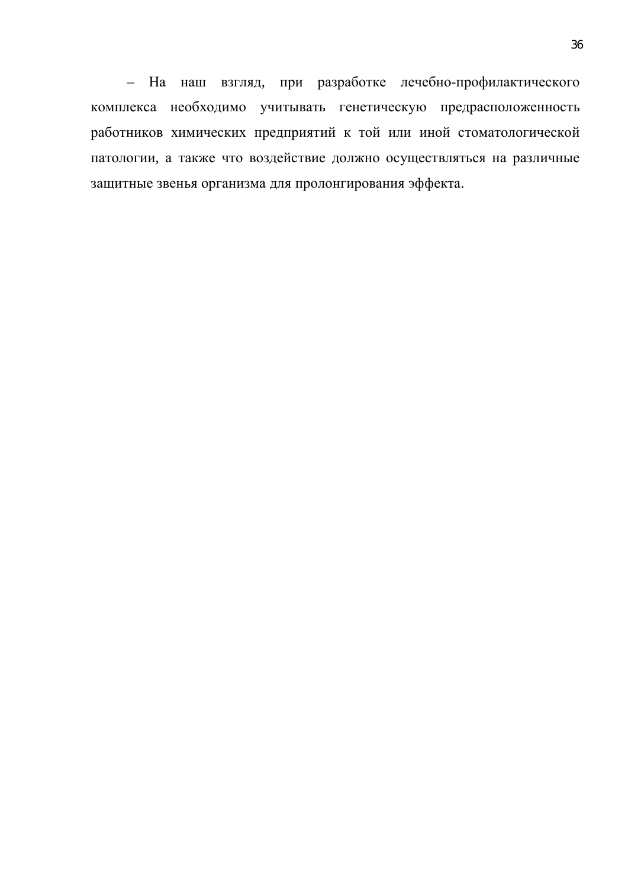– На наш взгляд, при разработке лечебно-профилактического комплекса необходимо учитывать генетическую предрасположенность работников химических предприятий к той или иной стоматологической патологии, а также что воздействие должно осуществляться на различные защитные звенья организма для пролонгирования эффекта.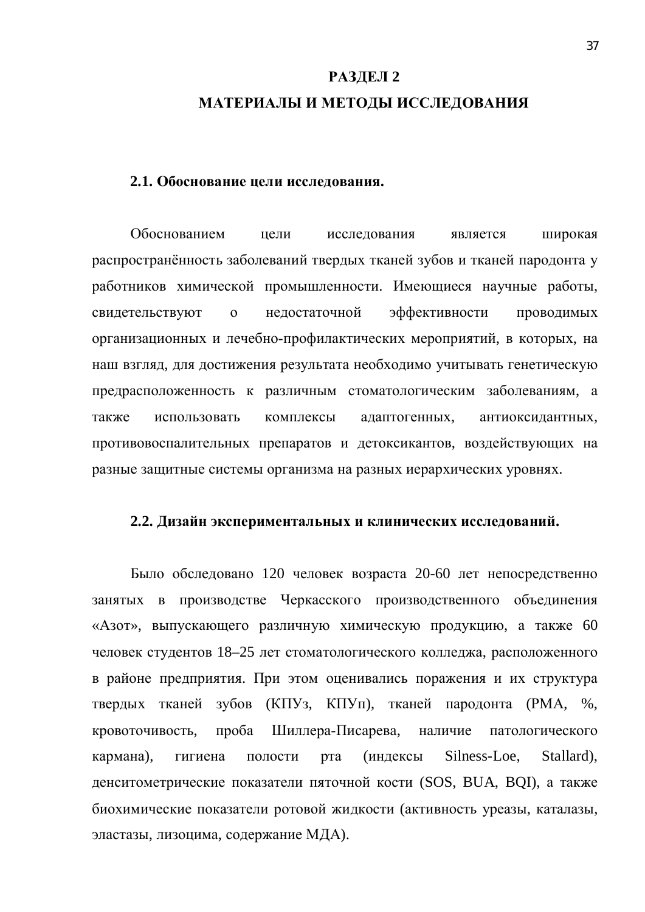# РАЗДЕЛ 2
# МАТЕРИАЛЫ И МЕТОДЫ ИССЛЕДОВАНИЯ

## 2.1. Обоснование цели исследования.

Обоснованием цели исследования является широкая распространённость заболеваний твердых тканей зубов и тканей пародонта у работников химической промышленности. Имеющиеся научные работы, свидетельствуют о недостаточной эффективности проводимых организационных и лечебно-профилактических мероприятий, в которых, на наш взгляд, для достижения результата необходимо учитывать генетическую предрасположенность к различным стоматологическим заболеваниям, а также использовать комплексы адаптогенных, антиоксидантных, противовоспалительных препаратов и детоксикантов, воздействующих на разные защитные системы организма на разных иерархических уровнях.

## 2.2. Дизайн экспериментальных и клинических исследований.

Было обследовано 120 человек возраста 20-60 лет непосредственно занятых в производстве Черкасского производственного объединения «Азот», выпускающего различную химическую продукцию, а также 60 человек студентов 18–25 лет стоматологического колледжа, расположенного в районе предприятия. При этом оценивались поражения и их структура твердых тканей зубов (КПУз, КПУп), тканей пародонта (РМА, %, кровоточивость, проба Шиллера-Писарева, наличие патологического кармана), гигиена полости рта (индексы Silness-Loe, Stallard), денситометрические показатели пяточной кости (SOS, BUA, BQI), а также биохимические показатели ротовой жидкости (активность уреазы, каталазы, эластазы, лизоцима, содержание МДА).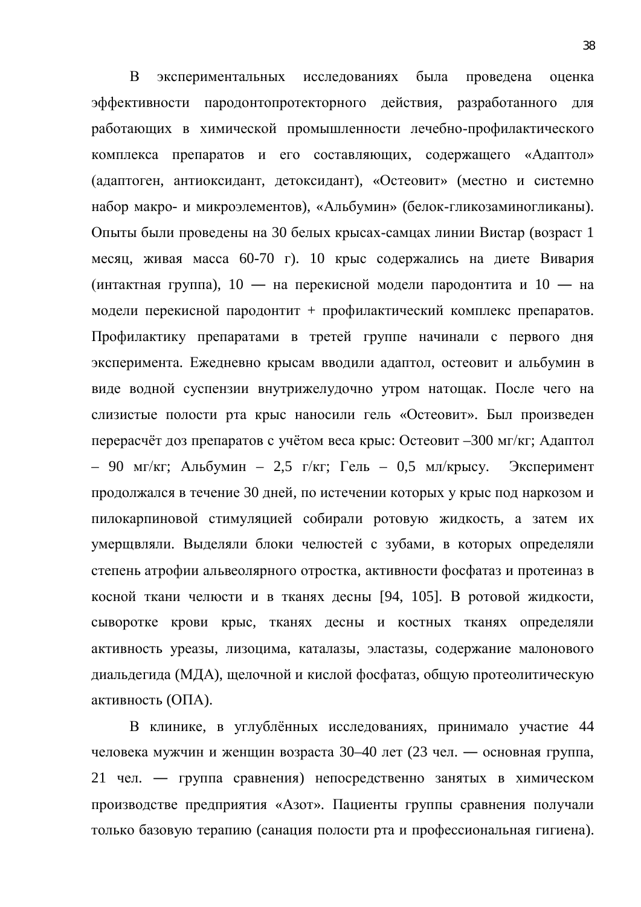В экспериментальных исследованиях была проведена оценка эффективности пародонтопротекторного действия, разработанного для работающих в химической промышленности лечебно-профилактического комплекса препаратов и его составляющих, содержащего «Адаптол» (адаптоген, антиоксидант, детоксидант), «Остеовит» (местно и системно набор макро- и микроэлементов), «Альбумин» (белок-гликозаминогликаны). Опыты были проведены на 30 белых крысах-самцах линии Вистар (возраст 1 месяц, живая масса 60-70 г). 10 крыс содержались на диете Вивария (интактная группа), 10 — на перекисной модели пародонтита и 10 — на модели перекисной пародонтит + профилактический комплекс препаратов. Профилактику препаратами в третей группе начинали с первого дня эксперимента. Ежедневно крысам вводили адаптол, остеовит и альбумин в виде водной суспензии внутрижелудочно утром натощак. После чего на слизистые полости рта крыс наносили гель «Остеовит». Был произведен перерасчёт доз препаратов с учётом веса крыс: Остеовит –300 мг/кг; Адаптол – 90 мг/кг; Альбумин – 2,5 г/кг; Гель – 0,5 мл/крысу. Эксперимент продолжался в течение 30 дней, по истечении которых у крыс под наркозом и пилокарпиновой стимуляцией собирали ротовую жидкость, а затем их умерщвляли. Выделяли блоки челюстей с зубами, в которых определяли степень атрофии альвеолярного отростка, активности фосфатаз и протеиназ в косной ткани челюсти и в тканях десны [94, 105]. В ротовой жидкости, сыворотке крови крыс, тканях десны и костных тканях определяли активность уреазы, лизоцима, каталазы, эластазы, содержание малонового диальдегида (МДА), щелочной и кислой фосфатаз, общую протеолитическую активность (ОПА).

В клинике, в углублённых исследованиях, принимало участие 44 человека мужчин и женщин возраста 30–40 лет (23 чел. — основная группа, 21 чел. — группа сравнения) непосредственно занятых в химическом производстве предприятия «Азот». Пациенты группы сравнения получали только базовую терапию (санация полости рта и профессиональная гигиена).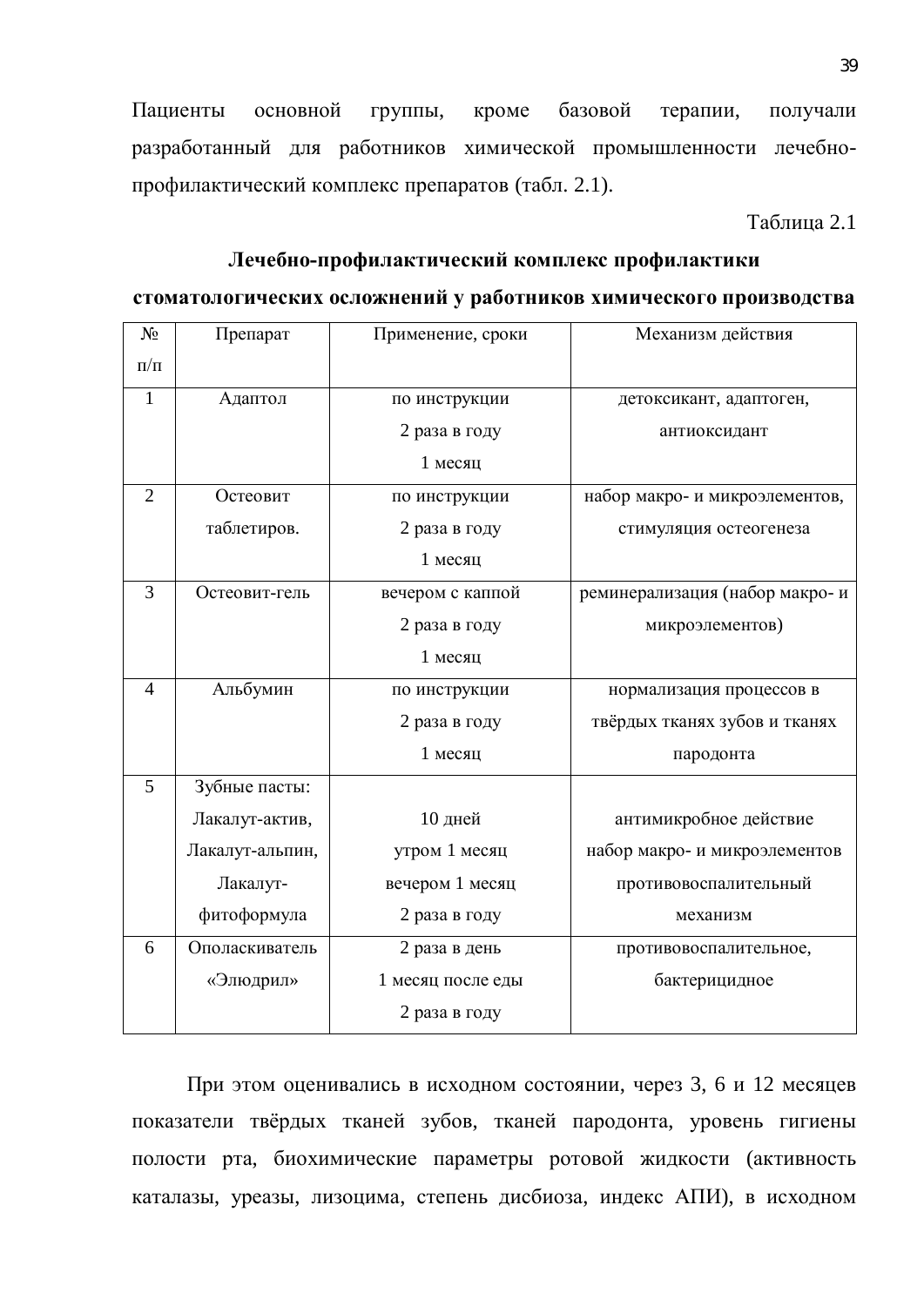Пациенты основной группы, кроме базовой терапии, получали разработанный для работников химической промышленности лечебно-профилактический комплекс препаратов (табл. 2.1).

Таблица 2.1

**Лечебно-профилактический комплекс профилактики стоматологических осложнений у работников химического производства**

| № п/п | Препарат | Применение, сроки | Механизм действия |
|---|---|---|---|
| 1 | Адаптол | по инструкции<br>2 раза в году<br>1 месяц | детоксикант, адаптоген, антиоксидант |
| 2 | Остеовит таблетиров. | по инструкции<br>2 раза в году<br>1 месяц | набор макро- и микроэлементов, стимуляция остеогенеза |
| 3 | Остеовит-гель | вечером с каппой<br>2 раза в году<br>1 месяц | реминерализация (набор макро- и микроэлементов) |
| 4 | Альбумин | по инструкции<br>2 раза в году<br>1 месяц | нормализация процессов в твёрдых тканях зубов и тканях пародонта |
| 5 | Зубные пасты:<br>Лакалут-актив,<br>Лакалут-альпин,<br>Лакалут-фитоформула | 10 дней<br>утром 1 месяц<br>вечером 1 месяц<br>2 раза в году | антимикробное действие<br>набор макро- и микроэлементов<br>противовоспалительный механизм |
| 6 | Ополаскиватель «Элюдрил» | 2 раза в день<br>1 месяц после еды<br>2 раза в году | противовоспалительное, бактерицидное |

При этом оценивались в исходном состоянии, через 3, 6 и 12 месяцев показатели твёрдых тканей зубов, тканей пародонта, уровень гигиены полости рта, биохимические параметры ротовой жидкости (активность каталазы, уреазы, лизоцима, степень дисбиоза, индекс АПИ), в исходном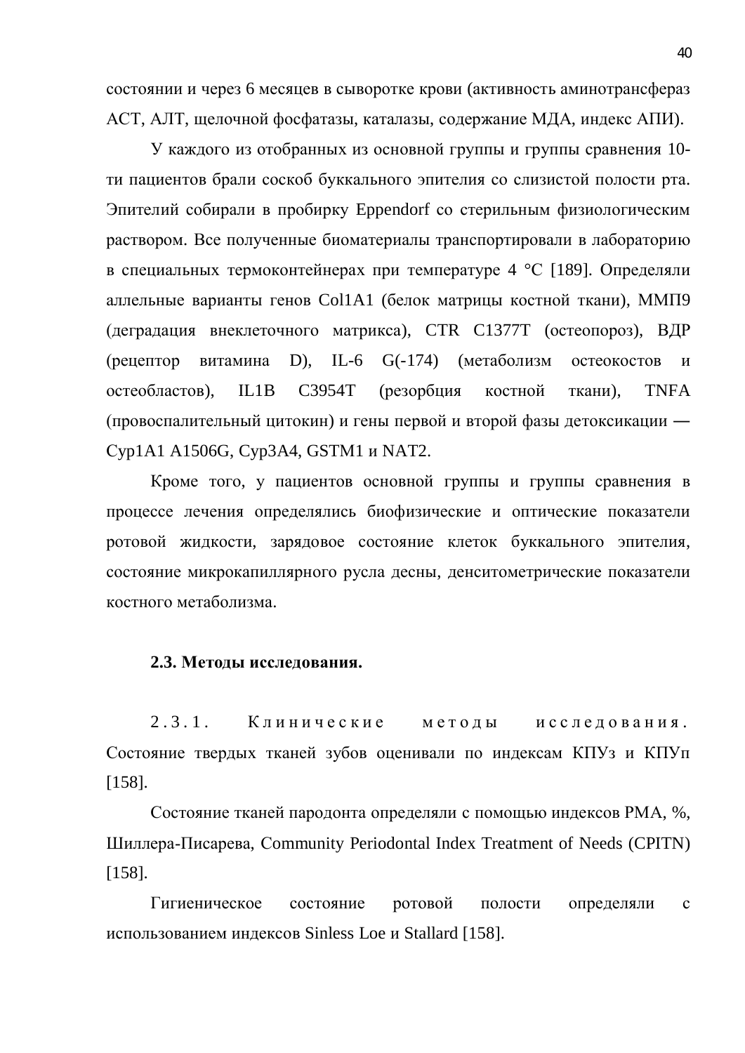состоянии и через 6 месяцев в сыворотке крови (активность аминотрансфераз АСТ, АЛТ, щелочной фосфатазы, каталазы, содержание МДА, индекс АПИ).

У каждого из отобранных из основной группы и группы сравнения 10-ти пациентов брали соскоб буккального эпителия со слизистой полости рта. Эпителий собирали в пробирку Eppendorf со стерильным физиологическим раствором. Все полученные биоматериалы транспортировали в лабораторию в специальных термоконтейнерах при температуре 4 °С [189]. Определяли аллельные варианты генов Col1A1 (белок матрицы костной ткани), ММП9 (деградация внеклеточного матрикса), CTR C1377T (остеопороз), ВДР (рецептор витамина D), IL-6 G(-174) (метаболизм остеокостов и остеобластов), IL1B C3954T (резорбция костной ткани), TNFA (провоспалительный цитокин) и гены первой и второй фазы детоксикации — Cyp1A1 A1506G, Cyp3A4, GSTM1 и NAT2.

Кроме того, у пациентов основной группы и группы сравнения в процессе лечения определялись биофизические и оптические показатели ротовой жидкости, зарядовое состояние клеток буккального эпителия, состояние микрокапиллярного русла десны, денситометрические показатели костного метаболизма.

## 2.3. Методы исследования.

2.3.1. Клинические методы исследования. Состояние твердых тканей зубов оценивали по индексам КПУз и КПУп [158].

Состояние тканей пародонта определяли с помощью индексов РМА, %, Шиллера-Писарева, Community Periodontal Index Treatment of Needs (CPITN) [158].

Гигиеническое состояние ротовой полости определяли с использованием индексов Sinless Loe и Stallard [158].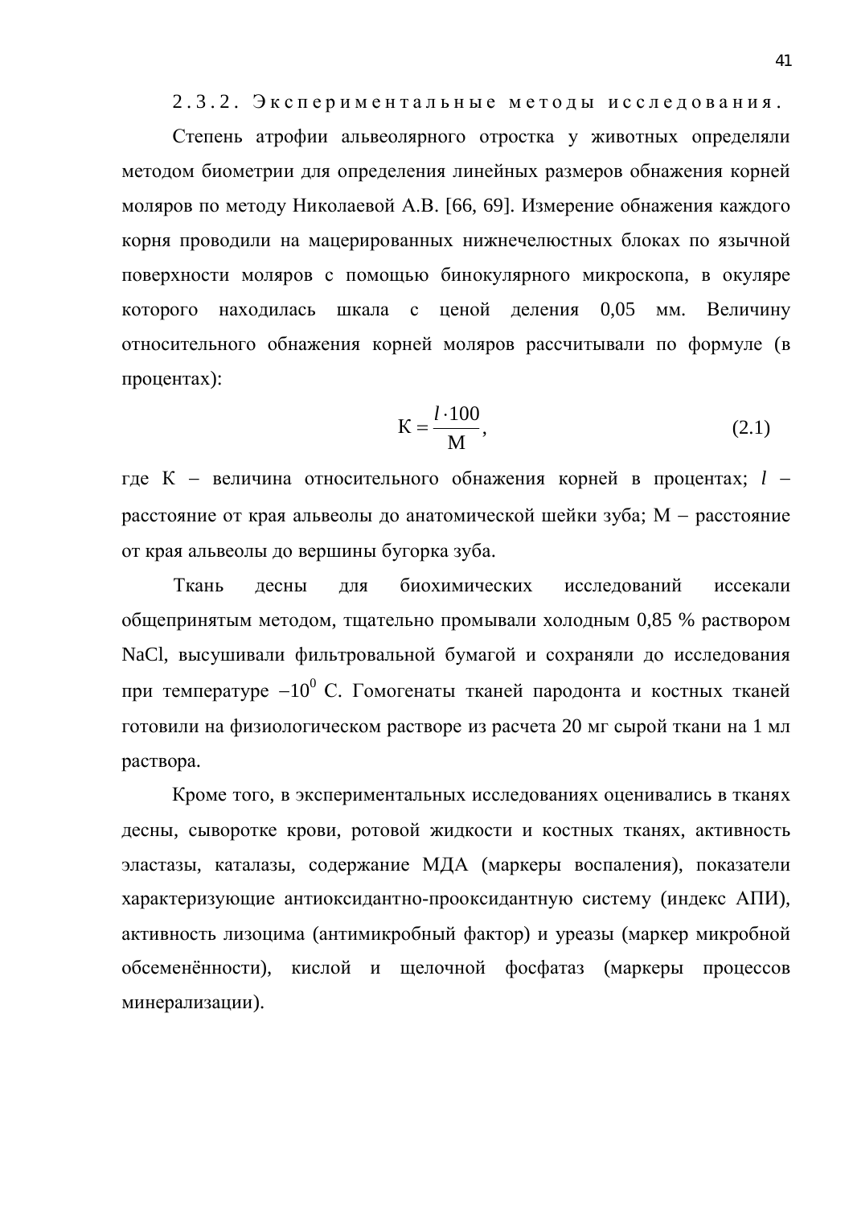### 2.3.2. Экспериментальные методы исследования.

Степень атрофии альвеолярного отростка у животных определяли методом биометрии для определения линейных размеров обнажения корней моляров по методу Николаевой А.В. [66, 69]. Измерение обнажения каждого корня проводили на мацерированных нижнечелюстных блоках по язычной поверхности моляров с помощью бинокулярного микроскопа, в окуляре которого находилась шкала с ценой деления 0,05 мм. Величину относительного обнажения корней моляров рассчитывали по формуле (в процентах):

$$\text{К} = \frac{l \cdot 100}{\text{М}}, \tag{2.1}$$

где К – величина относительного обнажения корней в процентах; $l$ – расстояние от края альвеолы до анатомической шейки зуба; М – расстояние от края альвеолы до вершины бугорка зуба.

Ткань десны для биохимических исследований иссекали общепринятым методом, тщательно промывали холодным 0,85 % раствором NaCl, высушивали фильтровальной бумагой и сохраняли до исследования при температуре $-10^0$ С. Гомогенаты тканей пародонта и костных тканей готовили на физиологическом растворе из расчета 20 мг сырой ткани на 1 мл раствора.

Кроме того, в экспериментальных исследованиях оценивались в тканях десны, сыворотке крови, ротовой жидкости и костных тканях, активность эластазы, каталазы, содержание МДА (маркеры воспаления), показатели характеризующие антиоксидантно-прооксидантную систему (индекс АПИ), активность лизоцима (антимикробный фактор) и уреазы (маркер микробной обсеменённости), кислой и щелочной фосфатаз (маркеры процессов минерализации).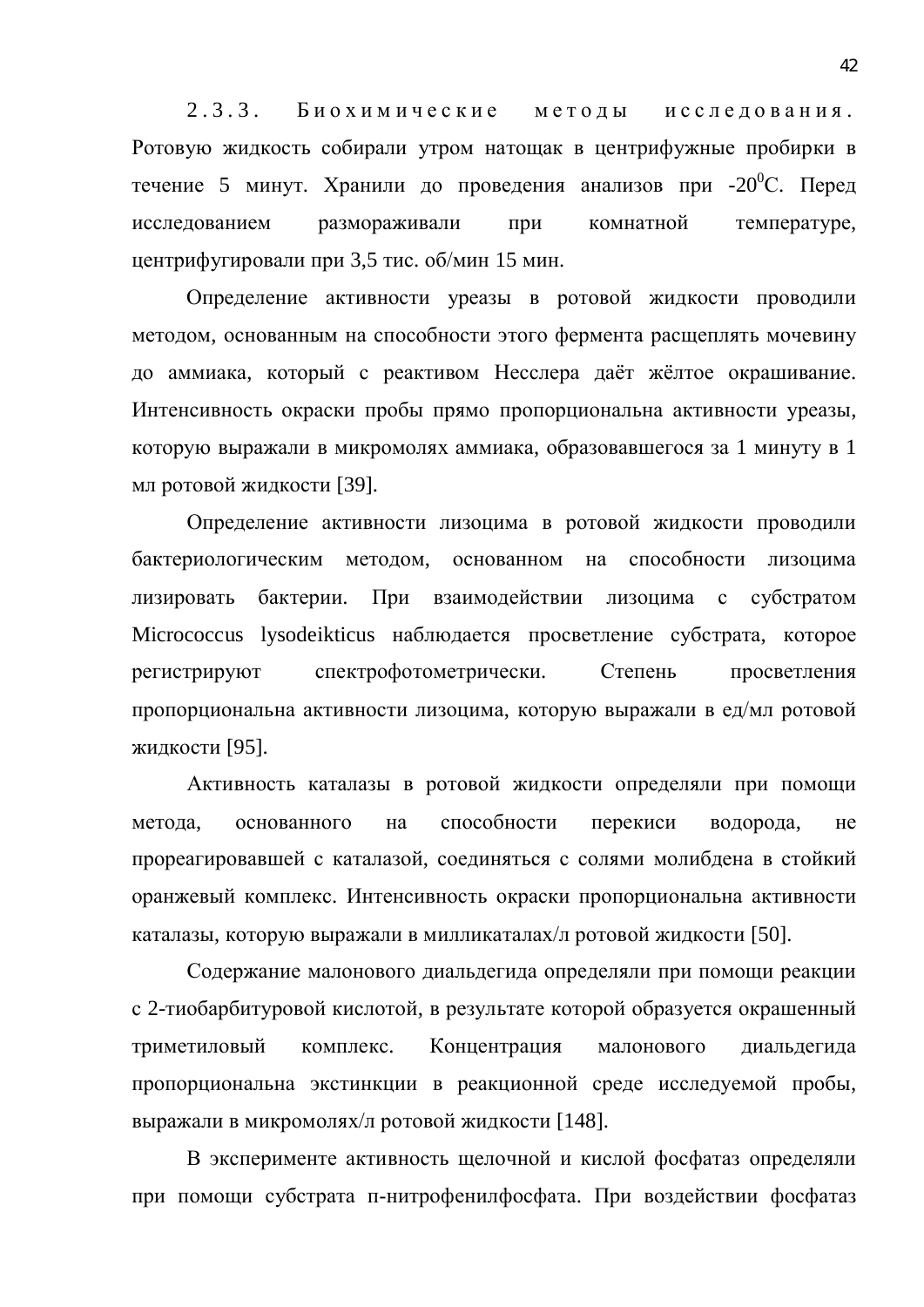2.3.3. Биохимические методы исследования. Ротовую жидкость собирали утром натощак в центрифужные пробирки в течение 5 минут. Хранили до проведения анализов при -20$^0$С. Перед исследованием размораживали при комнатной температуре, центрифугировали при 3,5 тис. об/мин 15 мин.

Определение активности уреазы в ротовой жидкости проводили методом, основанным на способности этого фермента расщеплять мочевину до аммиака, который с реактивом Несслера даёт жёлтое окрашивание. Интенсивность окраски пробы прямо пропорциональна активности уреазы, которую выражали в микромолях аммиака, образовавшегося за 1 минуту в 1 мл ротовой жидкости [39].

Определение активности лизоцима в ротовой жидкости проводили бактериологическим методом, основанном на способности лизоцима лизировать бактерии. При взаимодействии лизоцима с субстратом Micrococcus lysodeikticus наблюдается просветление субстрата, которое регистрируют спектрофотометрически. Степень просветления пропорциональна активности лизоцима, которую выражали в ед/мл ротовой жидкости [95].

Активность каталазы в ротовой жидкости определяли при помощи метода, основанного на способности перекиси водорода, не прореагировавшей с каталазой, соединяться с солями молибдена в стойкий оранжевый комплекс. Интенсивность окраски пропорциональна активности каталазы, которую выражали в милликаталах/л ротовой жидкости [50].

Содержание малонового диальдегида определяли при помощи реакции с 2-тиобарбитуровой кислотой, в результате которой образуется окрашенный триметиловый комплекс. Концентрация малонового диальдегида пропорциональна экстинкции в реакционной среде исследуемой пробы, выражали в микромолях/л ротовой жидкости [148].

В эксперименте активность щелочной и кислой фосфатаз определяли при помощи субстрата п-нитрофенилфосфата. При воздействии фосфатаз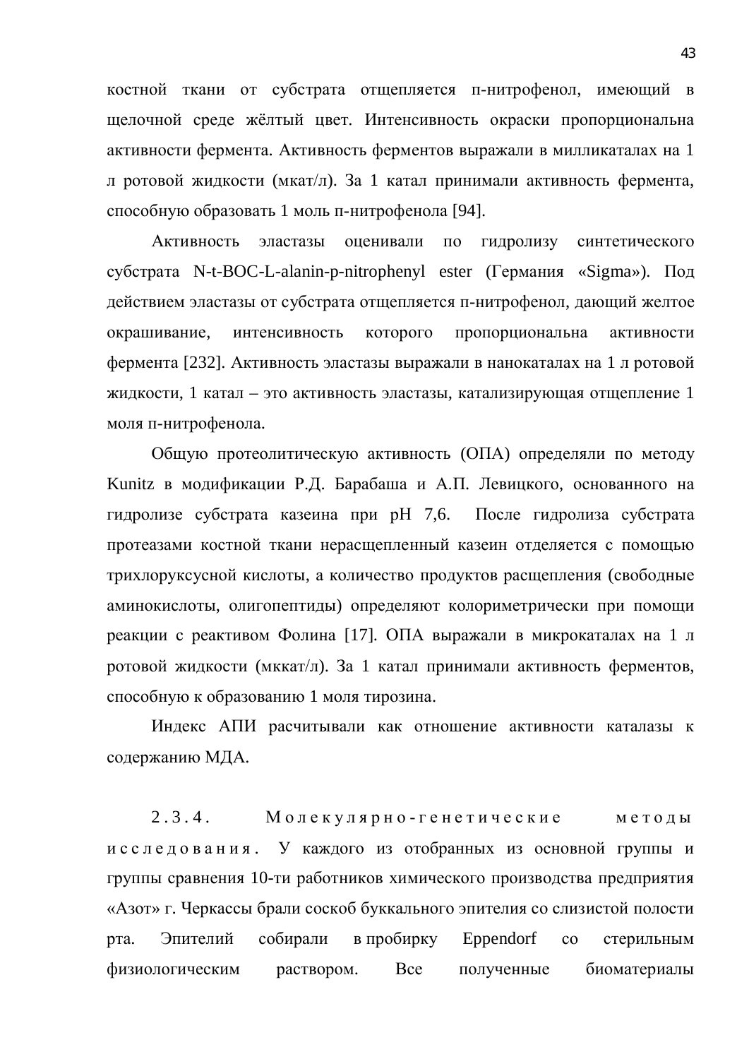костной ткани от субстрата отщепляется п-нитрофенол, имеющий в щелочной среде жёлтый цвет. Интенсивность окраски пропорциональна активности фермента. Активность ферментов выражали в милликаталах на 1 л ротовой жидкости (мкат/л). За 1 катал принимали активность фермента, способную образовать 1 моль п-нитрофенола [94].

Активность эластазы оценивали по гидролизу синтетического субстрата N-t-BOC-L-alanin-p-nitrophenyl ester (Германия «Sigma»). Под действием эластазы от субстрата отщепляется п-нитрофенол, дающий желтое окрашивание, интенсивность которого пропорциональна активности фермента [232]. Активность эластазы выражали в нанокаталах на 1 л ротовой жидкости, 1 катал – это активность эластазы, катализирующая отщепление 1 моля п-нитрофенола.

Общую протеолитическую активность (ОПА) определяли по методу Kunitz в модификации Р.Д. Барабаша и А.П. Левицкого, основанного на гидролизе субстрата казеина при pH 7,6. После гидролиза субстрата протеазами костной ткани нерасщепленный казеин отделяется с помощью трихлоруксусной кислоты, а количество продуктов расщепления (свободные аминокислоты, олигопептиды) определяют колориметрически при помощи реакции с реактивом Фолина [17]. ОПА выражали в микрокаталах на 1 л ротовой жидкости (мккат/л). За 1 катал принимали активность ферментов, способную к образованию 1 моля тирозина.

Индекс АПИ расчитывали как отношение активности каталазы к содержанию МДА.

**2.3.4. Молекулярно-генетические методы исследования.** У каждого из отобранных из основной группы и группы сравнения 10-ти работников химического производства предприятия «Азот» г. Черкассы брали соскоб буккального эпителия со слизистой полости рта. Эпителий собирали в пробирку Eppendorf со стерильным физиологическим раствором. Все полученные биоматериалы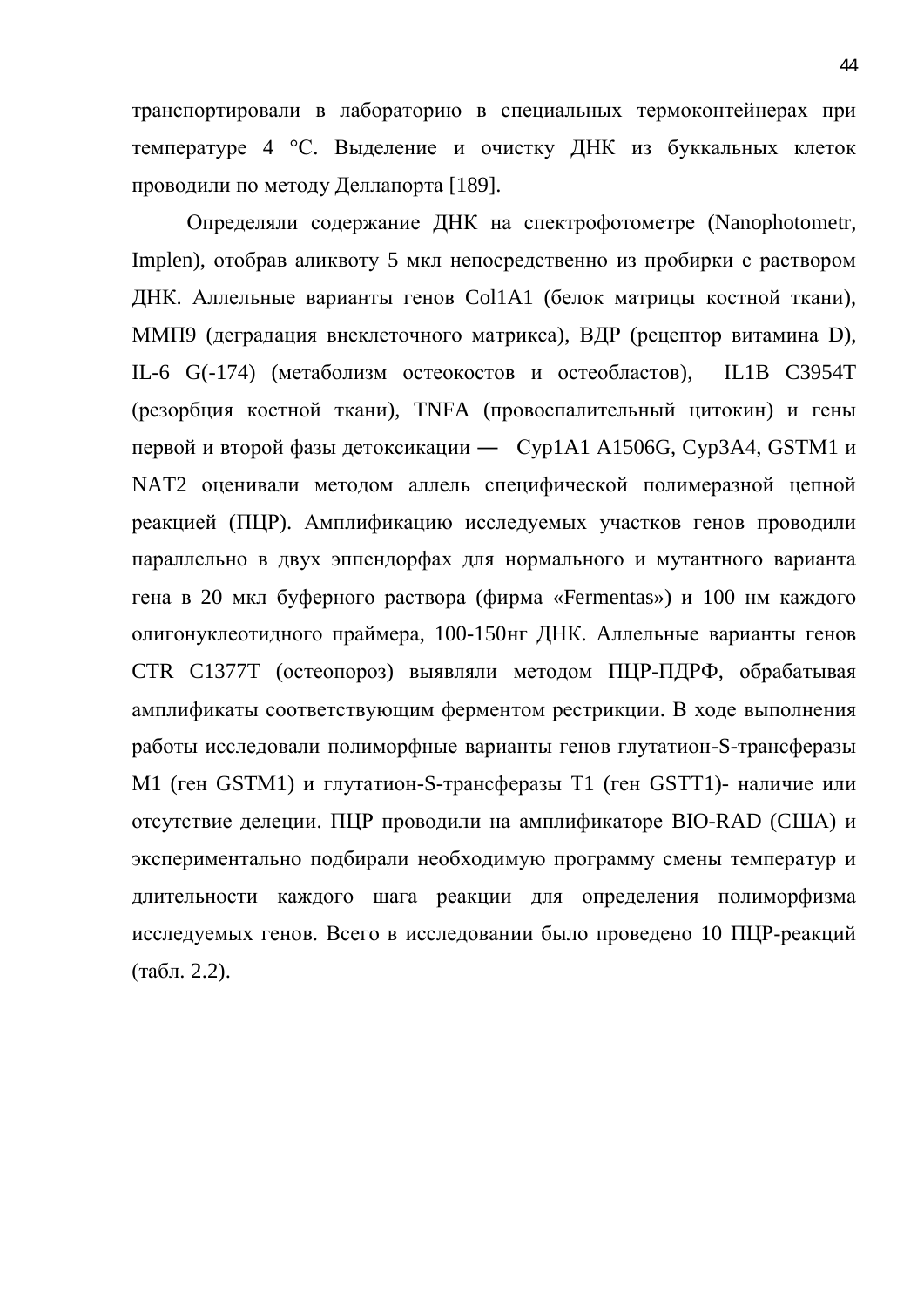транспортировали в лабораторию в специальных термоконтейнерах при температуре 4 °С. Выделение и очистку ДНК из буккальных клеток проводили по методу Деллапорта [189].

Определяли содержание ДНК на спектрофотометре (Nanophotometr, Implen), отобрав аликвоту 5 мкл непосредственно из пробирки с раствором ДНК. Аллельные варианты генов Col1A1 (белок матрицы костной ткани), ММП9 (деградация внеклеточного матрикса), ВДР (рецептор витамина D), IL-6 G(-174) (метаболизм остеокостов и остеобластов), IL1B C3954T (резорбция костной ткани), TNFA (провоспалительный цитокин) и гены первой и второй фазы детоксикации — Cyp1A1 A1506G, Cyp3A4, GSTM1 и NAT2 оценивали методом аллель специфической полимеразной цепной реакцией (ПЦР). Амплификацию исследуемых участков генов проводили параллельно в двух эппендорфах для нормального и мутантного варианта гена в 20 мкл буферного раствора (фирма «Fermentas») и 100 нм каждого олигонуклеотидного праймера, 100-150нг ДНК. Аллельные варианты генов CTR C1377T (остеопороз) выявляли методом ПЦР-ПДРФ, обрабатывая амплификаты соответствующим ферментом рестрикции. В ходе выполнения работы исследовали полиморфные варианты генов глутатион-S-трансферазы M1 (ген GSTM1) и глутатион-S-трансферазы T1 (ген GSTT1)- наличие или отсутствие делеции. ПЦР проводили на амплификаторе BIO-RAD (США) и экспериментально подбирали необходимую программу смены температур и длительности каждого шага реакции для определения полиморфизма исследуемых генов. Всего в исследовании было проведено 10 ПЦР-реакций (табл. 2.2).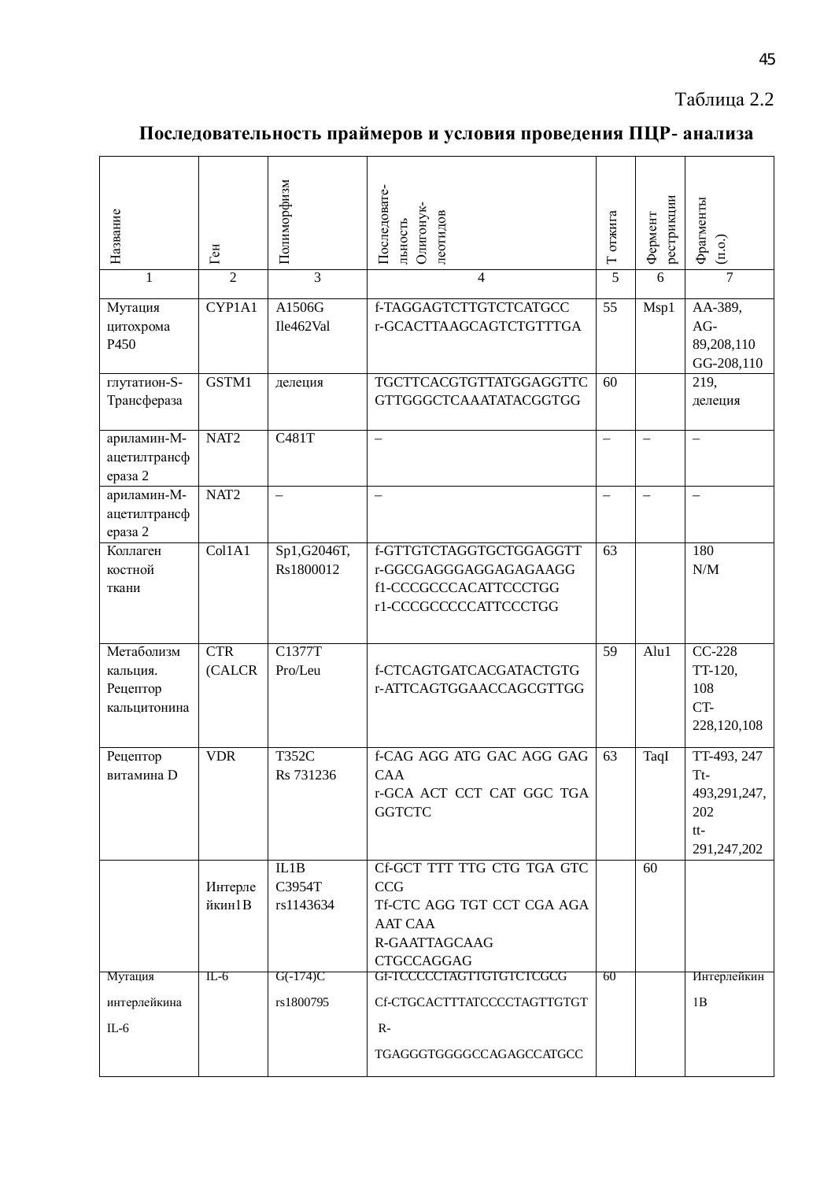Таблица 2.2

**Последовательность праймеров и условия проведения ПЦР- анализа**

| Название | Ген | Полиморфизм | Последовате-льность Олигонук-леотидов | Т отжига | Фермент рестрикции | Фрагменты (п.о.) |
|---|---|---|---|---|---|---|
| 1 | 2 | 3 | 4 | 5 | 6 | 7 |
| Мутация цитохрома Р450 | CYP1A1 | A1506G Ile462Val | f-TAGGAGTCTTGTCTCATGCC r-GCACTTAAGCAGTCTGTTTGA | 55 | Msp1 | AA-389, AG-89,208,110 GG-208,110 |
| глутатион-S-Трансфераза | GSTM1 | делеция | TGCTTCACGTGTTATGGAGGTTC GTTGGGCTCAAATATACGGTGG | 60 | | 219, делеция |
| ариламин-М-ацетилтрансфераза 2 | NAT2 | C481T | – | – | – | – |
| ариламин-М-ацетилтрансфераза 2 | NAT2 | – | – | – | – | – |
| Коллаген костной ткани | Col1A1 | Sp1,G2046T, Rs1800012 | f-GTTGTCTAGGTGCTGGAGGTT r-GGCGAGGGAGGAGAGAAGG f1-CCCGCCCACATTCCCTGG r1-CCCGCCCCCATTCCCTGG | 63 | | 180 N/M |
| Метаболизм кальция. Рецептор кальцитонина | CTR (CALCR | C1377T Pro/Leu | f-CTCAGTGATCACGATACTGTG r-ATTCAGTGGAACCAGCGTTGG | 59 | Alu1 | CC-228 TT-120, 108 CT-228,120,108 |
| Рецептор витамина D | VDR | T352C Rs 731236 | f-CAG AGG ATG GAC AGG GAG CAA r-GCA ACT CCT CAT GGC TGA GGTCTC | 63 | TaqI | TT-493, 247 Tt-493,291,247, 202 tt-291,247,202 |
| | Интерлейкин1В | IL1B C3954T rs1143634 | Cf-GCT TTT TTG CTG TGA GTC CCG Tf-CTC AGG TGT CCT CGA AGA AAT CAA R-GAATTAGCAAG CTGCCAGGAG | | 60 | |
| Мутация интерлейкина IL-6 | IL-6 | G(-174)C rs1800795 | Gf-TCCCCCTAGTTGTGTCTCGCG Cf-CTGCACTTTATCCCCTAGTTGTGT R-TGAGGGTGGGGCCAGAGCCATGCC | 60 | | Интерлейкин 1В |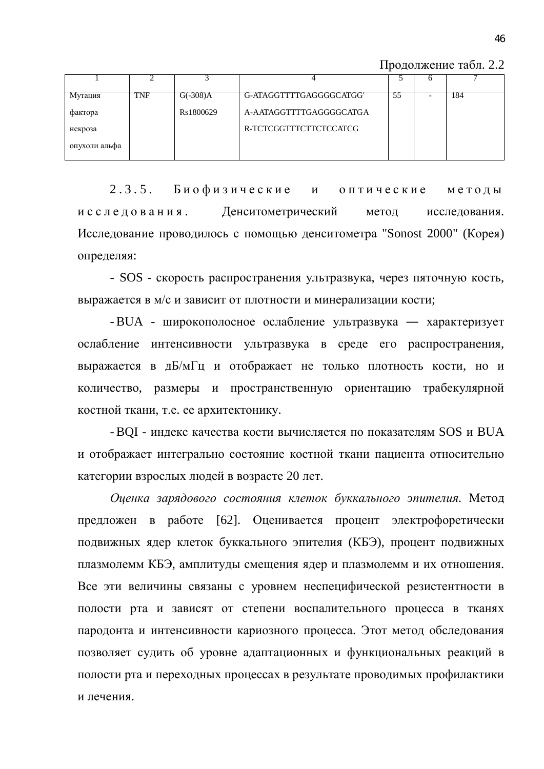Продолжение табл. 2.2

| 1 | 2 | 3 | 4 | 5 | 6 | 7 |
|---|---|---|---|---|---|---|
| Мутация фактора некроза опухоли альфа | TNF | G(-308)A Rs1800629 | G-ATAGGTTTTGAGGGGCATGG' A-AATAGGTTTTGAGGGGCATGA R-TCTCGGTTTCTTCTCCATCG | 55 | - | 184 |

**2.3.5. Биофизические и оптические методы исследования.** Денситометрический метод исследования. Исследование проводилось с помощью денситометра "Sonost 2000" (Корея) определяя:

- SOS - скорость распространения ультразвука, через пяточную кость, выражается в м/с и зависит от плотности и минерализации кости;

- BUA - широкополосное ослабление ультразвука — характеризует ослабление интенсивности ультразвука в среде его распространения, выражается в дБ/мГц и отображает не только плотность кости, но и количество, размеры и пространственную ориентацию трабекулярной костной ткани, т.е. ее архитектонику.

- BQI - индекс качества кости вычисляется по показателям SOS и BUA и отображает интегрально состояние костной ткани пациента относительно категории взрослых людей в возрасте 20 лет.

*Оценка зарядового состояния клеток буккального эпителия.* Метод предложен в работе [62]. Оценивается процент электрофоретически подвижных ядер клеток буккального эпителия (КБЭ), процент подвижных плазмолемм КБЭ, амплитуды смещения ядер и плазмолемм и их отношения. Все эти величины связаны с уровнем неспецифической резистентности в полости рта и зависят от степени воспалительного процесса в тканях пародонта и интенсивности кариозного процесса. Этот метод обследования позволяет судить об уровне адаптационных и функциональных реакций в полости рта и переходных процессах в результате проводимых профилактики и лечения.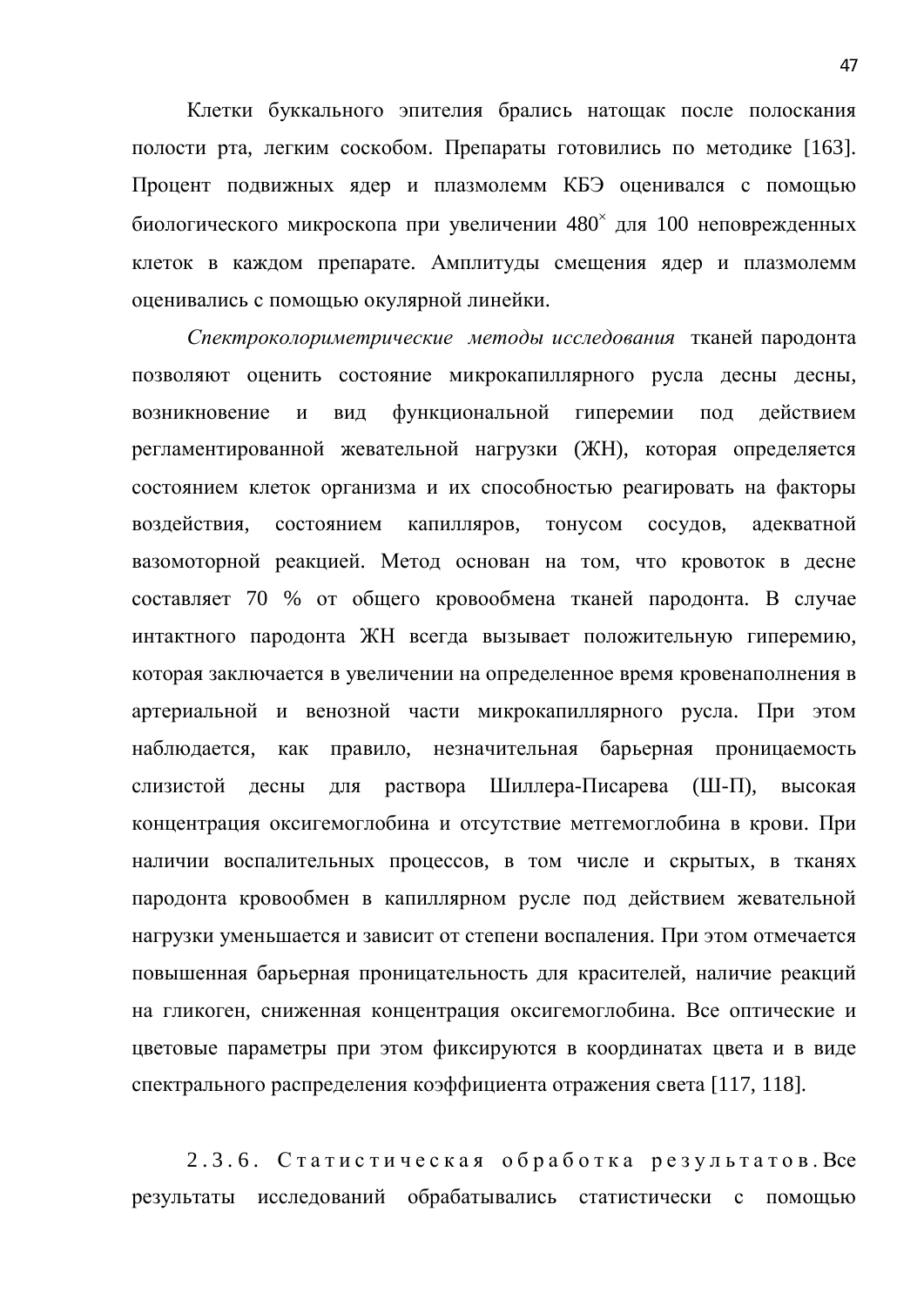Клетки буккального эпителия брались натощак после полоскания полости рта, легким соскобом. Препараты готовились по методике [163]. Процент подвижных ядер и плазмолемм КБЭ оценивался с помощью биологического микроскопа при увеличении $480^{\times}$ для 100 неповрежденных клеток в каждом препарате. Амплитуды смещения ядер и плазмолемм оценивались с помощью окулярной линейки.

*Спектроколориметрические методы исследования* тканей пародонта позволяют оценить состояние микрокапиллярного русла десны десны, возникновение и вид функциональной гиперемии под действием регламентированной жевательной нагрузки (ЖН), которая определяется состоянием клеток организма и их способностью реагировать на факторы воздействия, состоянием капилляров, тонусом сосудов, адекватной вазомоторной реакцией. Метод основан на том, что кровоток в десне составляет 70 % от общего кровообмена тканей пародонта. В случае интактного пародонта ЖН всегда вызывает положительную гиперемию, которая заключается в увеличении на определенное время кровенаполнения в артериальной и венозной части микрокапиллярного русла. При этом наблюдается, как правило, незначительная барьерная проницаемость слизистой десны для раствора Шиллера-Писарева (Ш-П), высокая концентрация оксигемоглобина и отсутствие метгемоглобина в крови. При наличии воспалительных процессов, в том числе и скрытых, в тканях пародонта кровообмен в капиллярном русле под действием жевательной нагрузки уменьшается и зависит от степени воспаления. При этом отмечается повышенная барьерная проницательность для красителей, наличие реакций на гликоген, сниженная концентрация оксигемоглобина. Все оптические и цветовые параметры при этом фиксируются в координатах цвета и в виде спектрального распределения коэффициента отражения света [117, 118].

2.3.6. Статистическая обработка результатов. Все результаты исследований обрабатывались статистически с помощью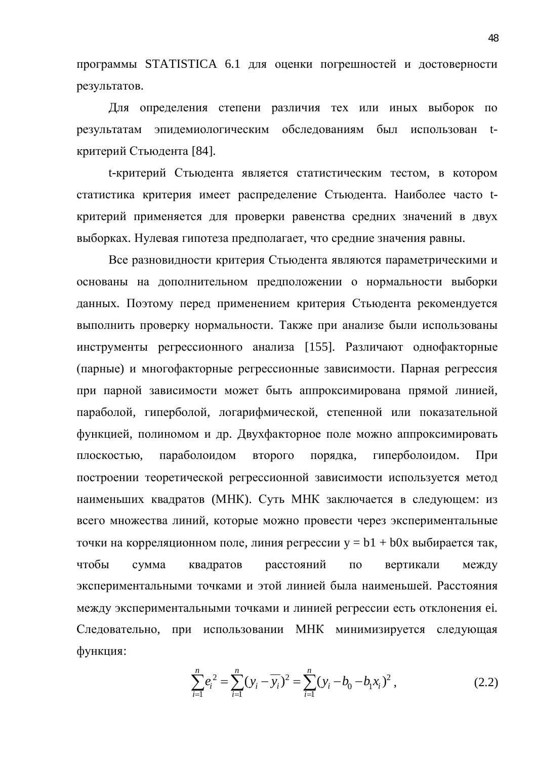программы STATISTICA 6.1 для оценки погрешностей и достоверности результатов.

Для определения степени различия тех или иных выборок по результатам эпидемиологическим обследованиям был использован t-критерий Стьюдента [84].

t-критерий Стьюдента является статистическим тестом, в котором статистика критерия имеет распределение Стьюдента. Наиболее часто t-критерий применяется для проверки равенства средних значений в двух выборках. Нулевая гипотеза предполагает, что средние значения равны.

Все разновидности критерия Стьюдента являются параметрическими и основаны на дополнительном предположении о нормальности выборки данных. Поэтому перед применением критерия Стьюдента рекомендуется выполнить проверку нормальности. Также при анализе были использованы инструменты регрессионного анализа [155]. Различают однофакторные (парные) и многофакторные регрессионные зависимости. Парная регрессия при парной зависимости может быть аппроксимирована прямой линией, параболой, гиперболой, логарифмической, степенной или показательной функцией, полиномом и др. Двухфакторное поле можно аппроксимировать плоскостью, параболоидом второго порядка, гиперболоидом. При построении теоретической регрессионной зависимости используется метод наименьших квадратов (МНК). Суть МНК заключается в следующем: из всего множества линий, которые можно провести через экспериментальные точки на корреляционном поле, линия регрессии y = b1 + b0x выбирается так, чтобы сумма квадратов расстояний по вертикали между экспериментальными точками и этой линией была наименьшей. Расстояния между экспериментальными точками и линией регрессии есть отклонения ei. Следовательно, при использовании МНК минимизируется следующая функция:

$$\sum_{i=1}^{n} e_i^2 = \sum_{i=1}^{n} (y_i - \overline{y_i})^2 = \sum_{i=1}^{n} (y_i - b_0 - b_1 x_i)^2 , \qquad (2.2)$$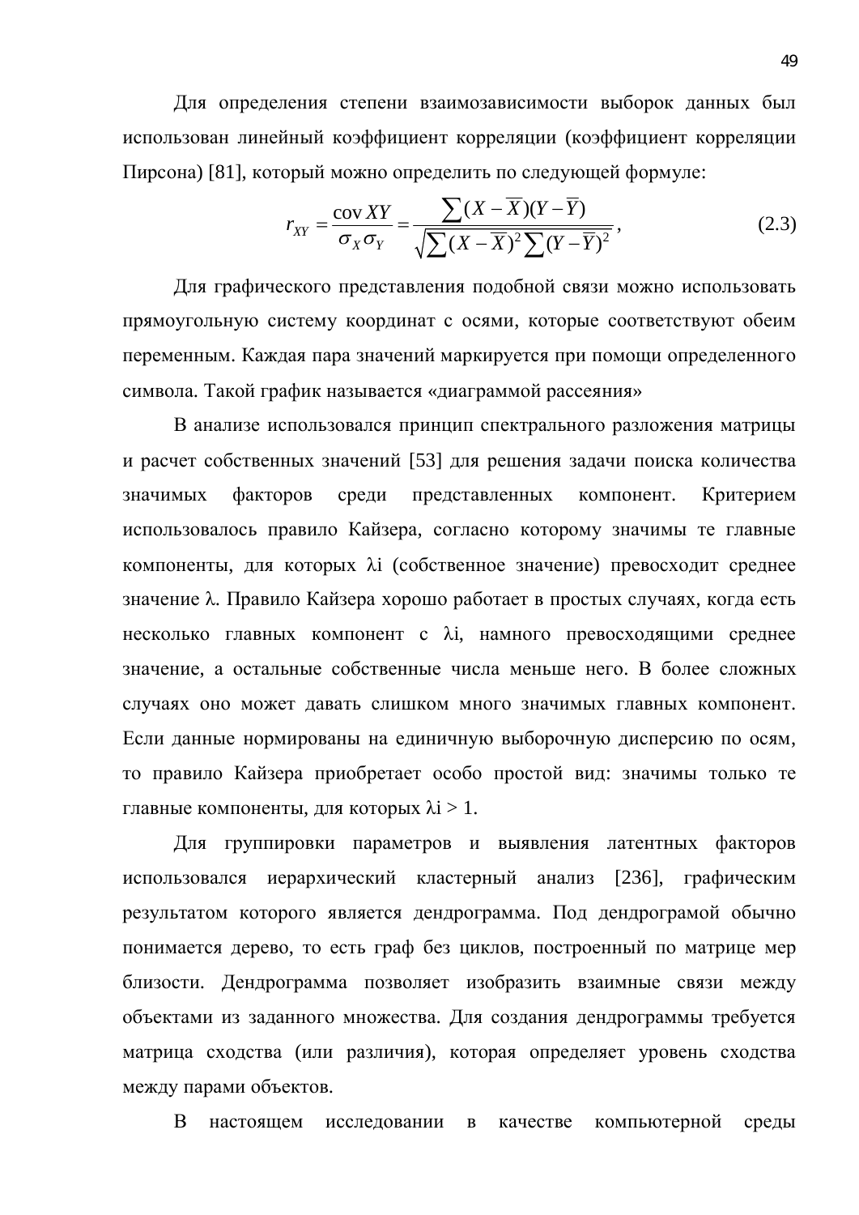Для определения степени взаимозависимости выборок данных был использован линейный коэффициент корреляции (коэффициент корреляции Пирсона) [81], который можно определить по следующей формуле:

$$r_{XY} = \frac{\operatorname{cov} XY}{\sigma_X \sigma_Y} = \frac{\sum (X - \overline{X})(Y - \overline{Y})}{\sqrt{\sum (X - \overline{X})^2 \sum (Y - \overline{Y})^2}}, \qquad (2.3)$$

Для графического представления подобной связи можно использовать прямоугольную систему координат с осями, которые соответствуют обеим переменным. Каждая пара значений маркируется при помощи определенного символа. Такой график называется «диаграммой рассеяния»

В анализе использовался принцип спектрального разложения матрицы и расчет собственных значений [53] для решения задачи поиска количества значимых факторов среди представленных компонент. Критерием использовалось правило Кайзера, согласно которому значимы те главные компоненты, для которых $\lambda i$ (собственное значение) превосходит среднее значение $\lambda$. Правило Кайзера хорошо работает в простых случаях, когда есть несколько главных компонент с $\lambda i$, намного превосходящими среднее значение, а остальные собственные числа меньше него. В более сложных случаях оно может давать слишком много значимых главных компонент. Если данные нормированы на единичную выборочную дисперсию по осям, то правило Кайзера приобретает особо простой вид: значимы только те главные компоненты, для которых $\lambda i > 1$.

Для группировки параметров и выявления латентных факторов использовался иерархический кластерный анализ [236], графическим результатом которого является дендрограмма. Под дендрограмой обычно понимается дерево, то есть граф без циклов, построенный по матрице мер близости. Дендрограмма позволяет изобразить взаимные связи между объектами из заданного множества. Для создания дендрограммы требуется матрица сходства (или различия), которая определяет уровень сходства между парами объектов.

В настоящем исследовании в качестве компьютерной среды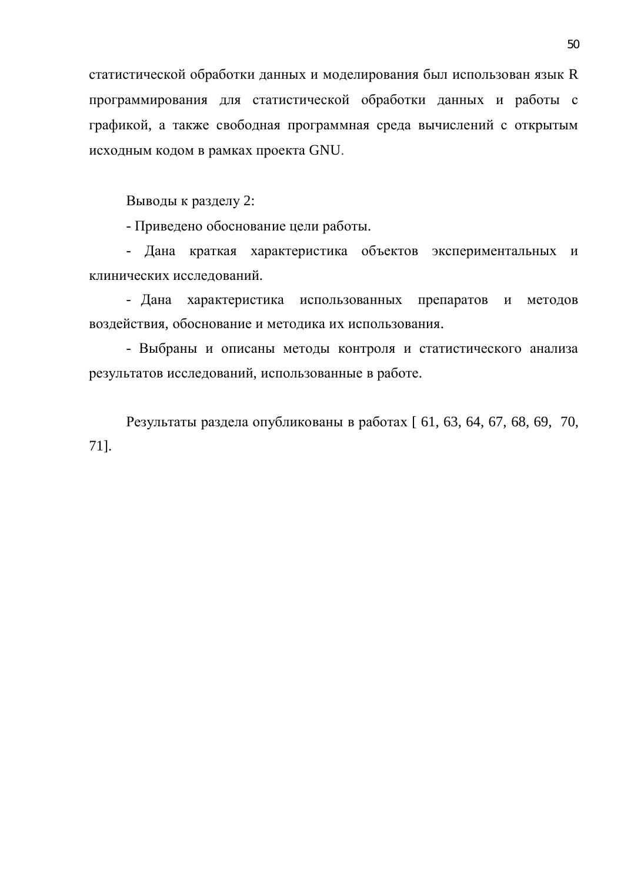статистической обработки данных и моделирования был использован язык R программирования для статистической обработки данных и работы с графикой, а также свободная программная среда вычислений с открытым исходным кодом в рамках проекта GNU.

Выводы к разделу 2:

- Приведено обоснование цели работы.
- Дана краткая характеристика объектов экспериментальных и клинических исследований.
- Дана характеристика использованных препаратов и методов воздействия, обоснование и методика их использования.
- Выбраны и описаны методы контроля и статистического анализа результатов исследований, использованные в работе.

Результаты раздела опубликованы в работах [ 61, 63, 64, 67, 68, 69, 70, 71].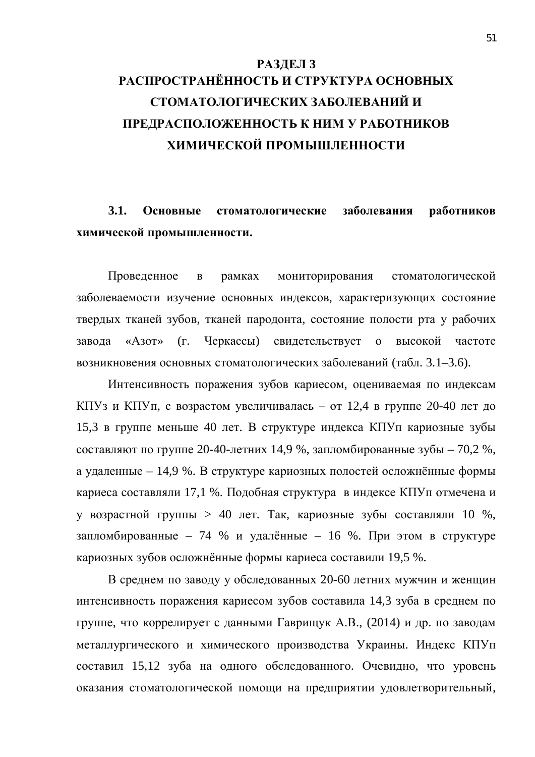# РАЗДЕЛ 3
# РАСПРОСТРАНЁННОСТЬ И СТРУКТУРА ОСНОВНЫХ СТОМАТОЛОГИЧЕСКИХ ЗАБОЛЕВАНИЙ И ПРЕДРАСПОЛОЖЕННОСТЬ К НИМ У РАБОТНИКОВ ХИМИЧЕСКОЙ ПРОМЫШЛЕННОСТИ

## 3.1. Основные стоматологические заболевания работников химической промышленности.

Проведенное в рамках мониторирования стоматологической заболеваемости изучение основных индексов, характеризующих состояние твердых тканей зубов, тканей пародонта, состояние полости рта у рабочих завода «Азот» (г. Черкассы) свидетельствует о высокой частоте возникновения основных стоматологических заболеваний (табл. 3.1–3.6).

Интенсивность поражения зубов кариесом, оцениваемая по индексам КПУз и КПУп, с возрастом увеличивалась – от 12,4 в группе 20-40 лет до 15,3 в группе меньше 40 лет. В структуре индекса КПУп кариозные зубы составляют по группе 20-40-летних 14,9 %, запломбированные зубы – 70,2 %, а удаленные – 14,9 %. В структуре кариозных полостей осложнённые формы кариеса составляли 17,1 %. Подобная структура в индексе КПУп отмечена и у возрастной группы > 40 лет. Так, кариозные зубы составляли 10 %, запломбированные – 74 % и удалённые – 16 %. При этом в структуре кариозных зубов осложнённые формы кариеса составили 19,5 %.

В среднем по заводу у обследованных 20-60 летних мужчин и женщин интенсивность поражения кариесом зубов составила 14,3 зуба в среднем по группе, что коррелирует с данными Гаврищук А.В., (2014) и др. по заводам металлургического и химического производства Украины. Индекс КПУп составил 15,12 зуба на одного обследованного. Очевидно, что уровень оказания стоматологической помощи на предприятии удовлетворительный,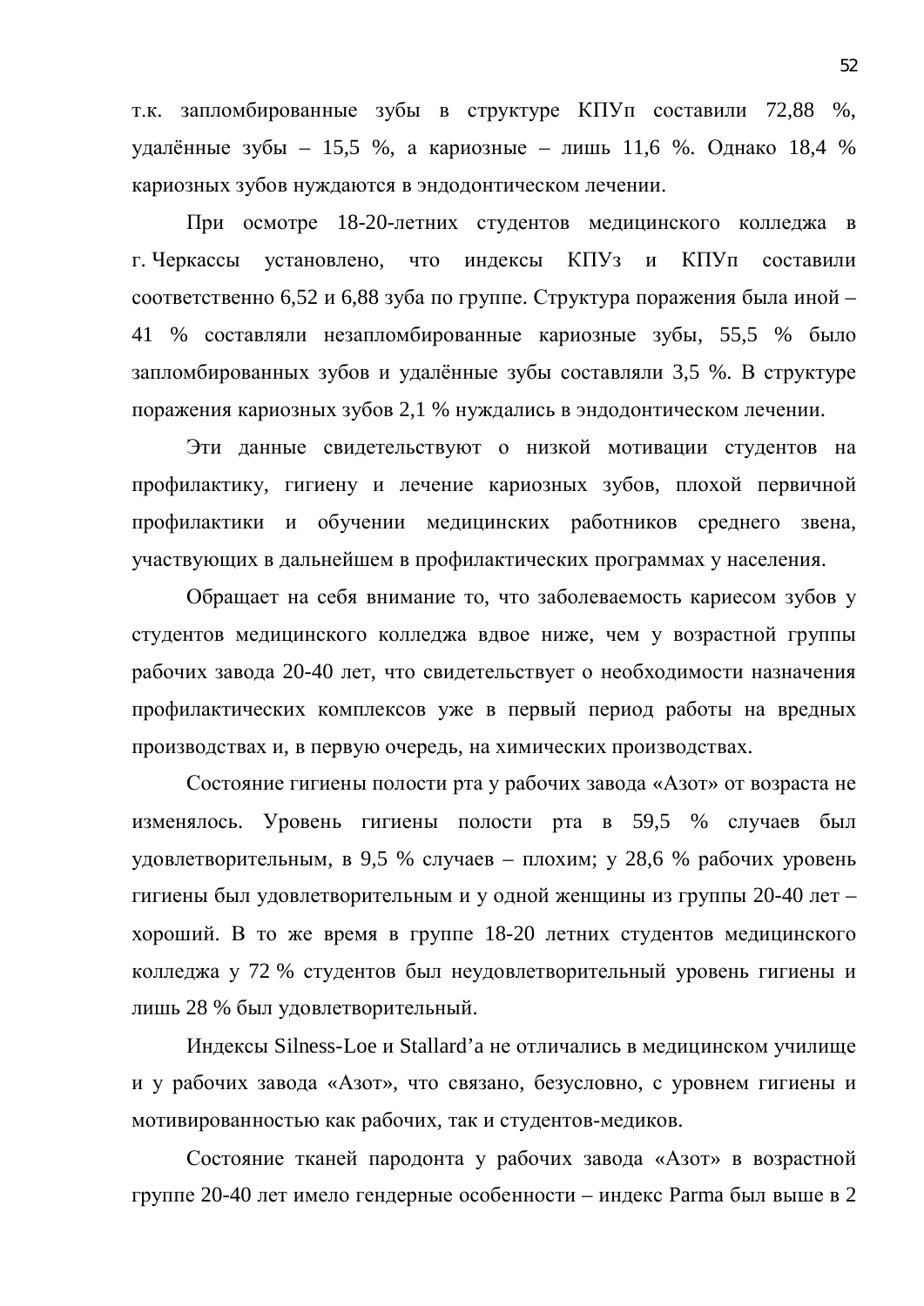т.к. запломбированные зубы в структуре КПУп составили 72,88 %, удалённые зубы – 15,5 %, а кариозные – лишь 11,6 %. Однако 18,4 % кариозных зубов нуждаются в эндодонтическом лечении.

При осмотре 18-20-летних студентов медицинского колледжа в г. Черкассы установлено, что индексы КПУз и КПУп составили соответственно 6,52 и 6,88 зуба по группе. Структура поражения была иной – 41 % составляли незапломбированные кариозные зубы, 55,5 % было запломбированных зубов и удалённые зубы составляли 3,5 %. В структуре поражения кариозных зубов 2,1 % нуждались в эндодонтическом лечении.

Эти данные свидетельствуют о низкой мотивации студентов на профилактику, гигиену и лечение кариозных зубов, плохой первичной профилактики и обучении медицинских работников среднего звена, участвующих в дальнейшем в профилактических программах у населения.

Обращает на себя внимание то, что заболеваемость кариесом зубов у студентов медицинского колледжа вдвое ниже, чем у возрастной группы рабочих завода 20-40 лет, что свидетельствует о необходимости назначения профилактических комплексов уже в первый период работы на вредных производствах и, в первую очередь, на химических производствах.

Состояние гигиены полости рта у рабочих завода «Азот» от возраста не изменялось. Уровень гигиены полости рта в 59,5 % случаев был удовлетворительным, в 9,5 % случаев – плохим; у 28,6 % рабочих уровень гигиены был удовлетворительным и у одной женщины из группы 20-40 лет – хороший. В то же время в группе 18-20 летних студентов медицинского колледжа у 72 % студентов был неудовлетворительный уровень гигиены и лишь 28 % был удовлетворительный.

Индексы Silness-Loe и Stallard'a не отличались в медицинском училище и у рабочих завода «Азот», что связано, безусловно, с уровнем гигиены и мотивированностью как рабочих, так и студентов-медиков.

Состояние тканей пародонта у рабочих завода «Азот» в возрастной группе 20-40 лет имело гендерные особенности – индекс Parma был выше в 2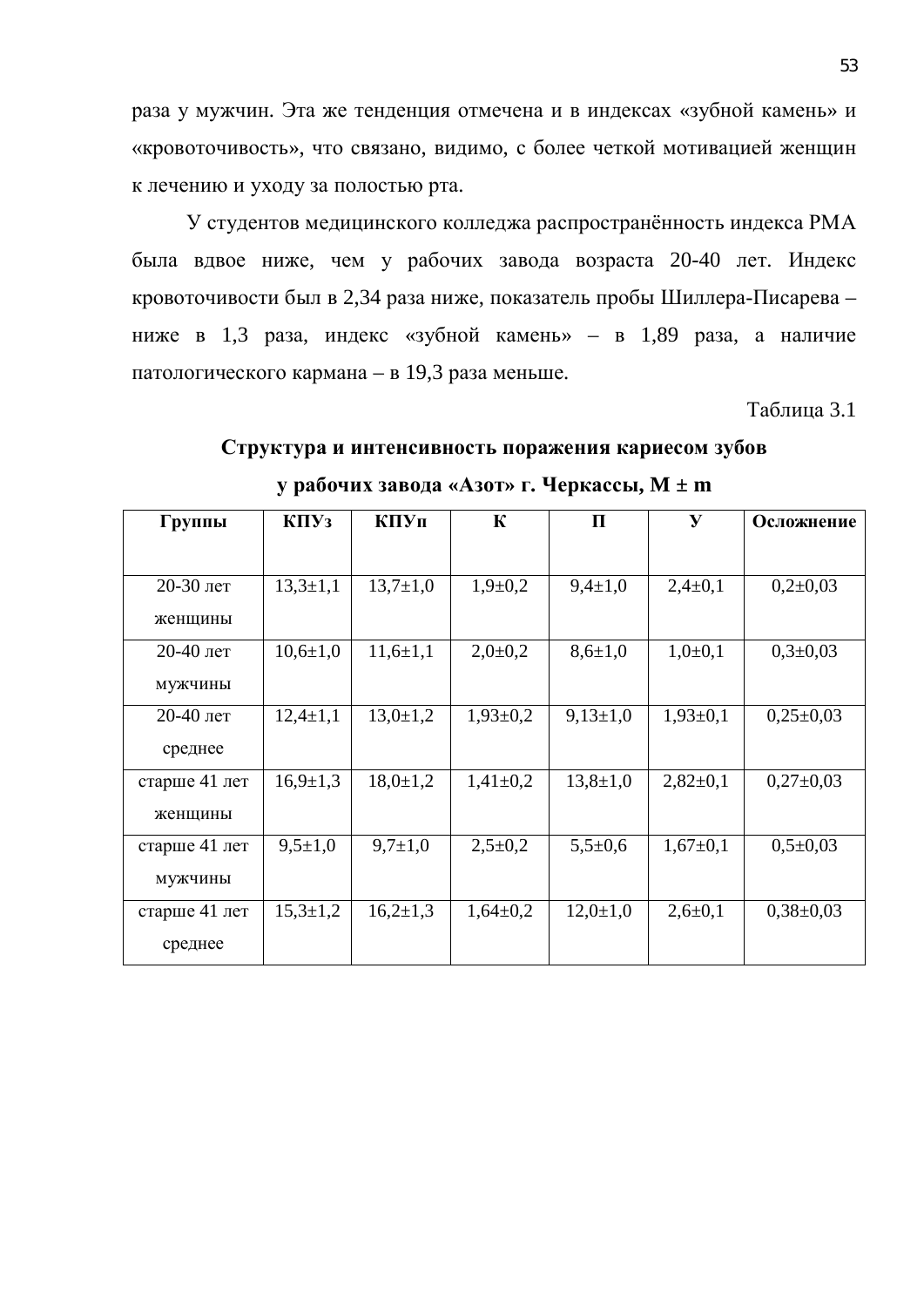раза у мужчин. Эта же тенденция отмечена и в индексах «зубной камень» и «кровоточивость», что связано, видимо, с более четкой мотивацией женщин к лечению и уходу за полостью рта.

У студентов медицинского колледжа распространённость индекса РМА была вдвое ниже, чем у рабочих завода возраста 20-40 лет. Индекс кровоточивости был в 2,34 раза ниже, показатель пробы Шиллера-Писарева – ниже в 1,3 раза, индекс «зубной камень» – в 1,89 раза, а наличие патологического кармана – в 19,3 раза меньше.

Таблица 3.1

**Структура и интенсивность поражения кариесом зубов у рабочих завода «Азот» г. Черкассы, M ± m**

| Группы | КПУз | КПУп | К | П | У | Осложнение |
|---|---|---|---|---|---|---|
| 20-30 лет женщины | 13,3±1,1 | 13,7±1,0 | 1,9±0,2 | 9,4±1,0 | 2,4±0,1 | 0,2±0,03 |
| 20-40 лет мужчины | 10,6±1,0 | 11,6±1,1 | 2,0±0,2 | 8,6±1,0 | 1,0±0,1 | 0,3±0,03 |
| 20-40 лет среднее | 12,4±1,1 | 13,0±1,2 | 1,93±0,2 | 9,13±1,0 | 1,93±0,1 | 0,25±0,03 |
| старше 41 лет женщины | 16,9±1,3 | 18,0±1,2 | 1,41±0,2 | 13,8±1,0 | 2,82±0,1 | 0,27±0,03 |
| старше 41 лет мужчины | 9,5±1,0 | 9,7±1,0 | 2,5±0,2 | 5,5±0,6 | 1,67±0,1 | 0,5±0,03 |
| старше 41 лет среднее | 15,3±1,2 | 16,2±1,3 | 1,64±0,2 | 12,0±1,0 | 2,6±0,1 | 0,38±0,03 |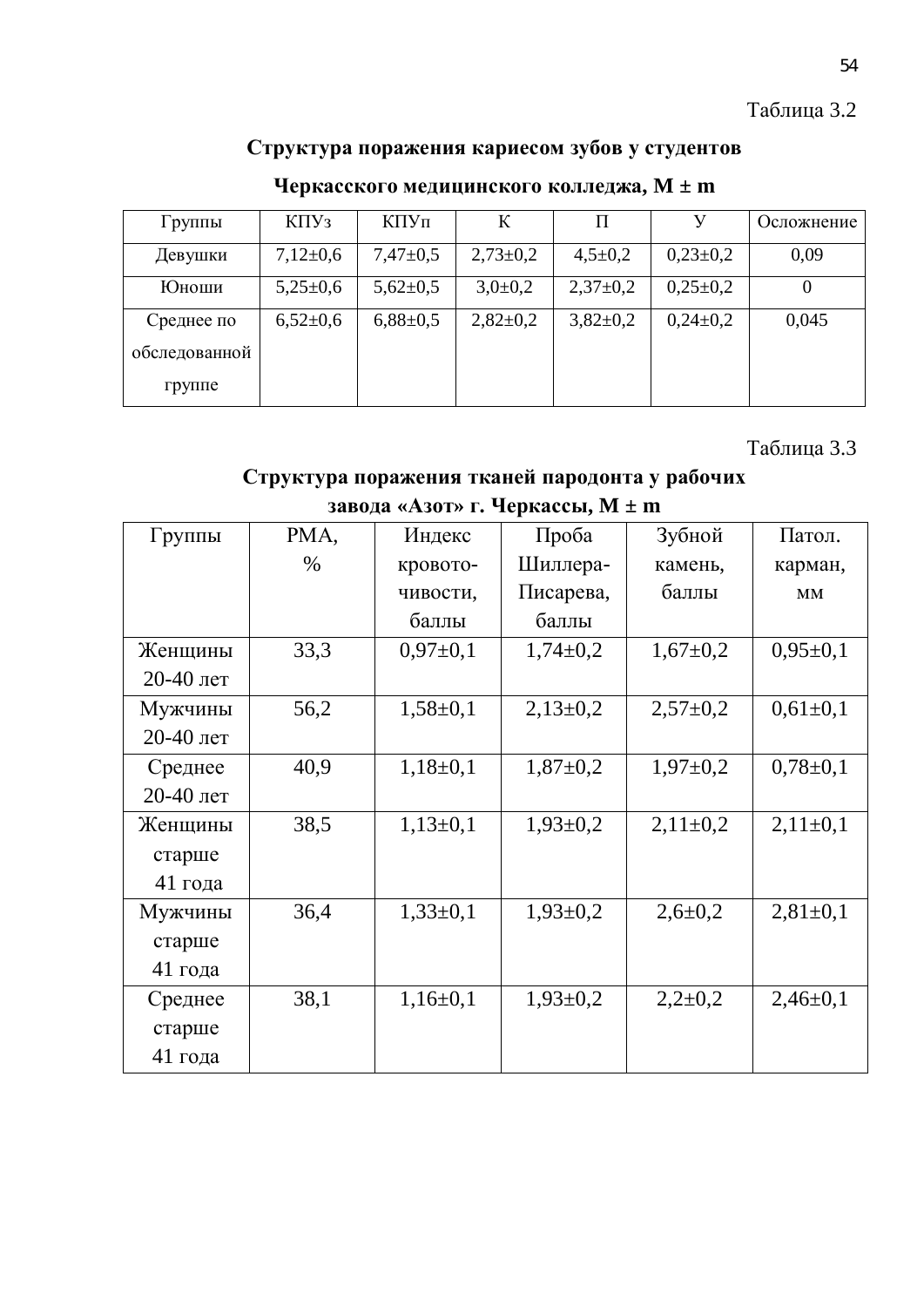Таблица 3.2

**Структура поражения кариесом зубов у студентов**

**Черкасского медицинского колледжа, M ± m**

| Группы | КПУз | КПУп | К | П | У | Осложнение |
|---|---|---|---|---|---|---|
| Девушки | 7,12±0,6 | 7,47±0,5 | 2,73±0,2 | 4,5±0,2 | 0,23±0,2 | 0,09 |
| Юноши | 5,25±0,6 | 5,62±0,5 | 3,0±0,2 | 2,37±0,2 | 0,25±0,2 | 0 |
| Среднее по обследованной группе | 6,52±0,6 | 6,88±0,5 | 2,82±0,2 | 3,82±0,2 | 0,24±0,2 | 0,045 |

Таблица 3.3

**Структура поражения тканей пародонта у рабочих завода «Азот» г. Черкассы, M ± m**

| Группы | РМА, % | Индекс кровоточивости, баллы | Проба Шиллера-Писарева, баллы | Зубной камень, баллы | Патол. карман, мм |
|---|---|---|---|---|---|
| Женщины 20-40 лет | 33,3 | 0,97±0,1 | 1,74±0,2 | 1,67±0,2 | 0,95±0,1 |
| Мужчины 20-40 лет | 56,2 | 1,58±0,1 | 2,13±0,2 | 2,57±0,2 | 0,61±0,1 |
| Среднее 20-40 лет | 40,9 | 1,18±0,1 | 1,87±0,2 | 1,97±0,2 | 0,78±0,1 |
| Женщины старше 41 года | 38,5 | 1,13±0,1 | 1,93±0,2 | 2,11±0,2 | 2,11±0,1 |
| Мужчины старше 41 года | 36,4 | 1,33±0,1 | 1,93±0,2 | 2,6±0,2 | 2,81±0,1 |
| Среднее старше 41 года | 38,1 | 1,16±0,1 | 1,93±0,2 | 2,2±0,2 | 2,46±0,1 |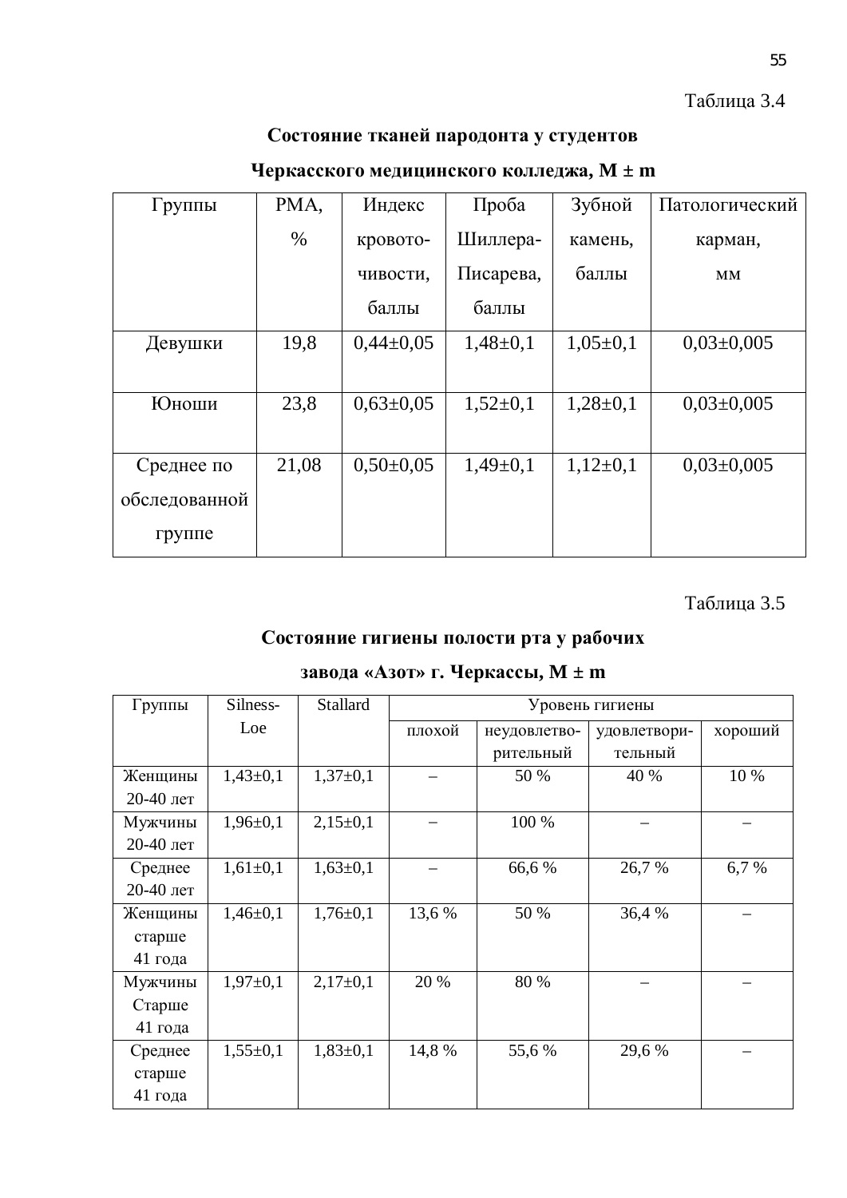Таблица 3.4

**Состояние тканей пародонта у студентов**

**Черкасского медицинского колледжа, M ± m**

| Группы | РМА, % | Индекс кровоточивости, баллы | Проба Шиллера-Писарева, баллы | Зубной камень, баллы | Патологический карман, мм |
|---|---|---|---|---|---|
| Девушки | 19,8 | 0,44±0,05 | 1,48±0,1 | 1,05±0,1 | 0,03±0,005 |
| Юноши | 23,8 | 0,63±0,05 | 1,52±0,1 | 1,28±0,1 | 0,03±0,005 |
| Среднее по обследованной группе | 21,08 | 0,50±0,05 | 1,49±0,1 | 1,12±0,1 | 0,03±0,005 |

Таблица 3.5

**Состояние гигиены полости рта у рабочих**

**завода «Азот» г. Черкассы, M ± m**

| Группы | Silness-Loe | Stallard | Уровень гигиены | | | |
|---|---|---|---|---|---|---|
| | | | плохой | неудовлетворительный | удовлетворительный | хороший |
| Женщины 20-40 лет | 1,43±0,1 | 1,37±0,1 | – | 50 % | 40 % | 10 % |
| Мужчины 20-40 лет | 1,96±0,1 | 2,15±0,1 | – | 100 % | – | – |
| Среднее 20-40 лет | 1,61±0,1 | 1,63±0,1 | – | 66,6 % | 26,7 % | 6,7 % |
| Женщины старше 41 года | 1,46±0,1 | 1,76±0,1 | 13,6 % | 50 % | 36,4 % | – |
| Мужчины Старше 41 года | 1,97±0,1 | 2,17±0,1 | 20 % | 80 % | – | – |
| Среднее старше 41 года | 1,55±0,1 | 1,83±0,1 | 14,8 % | 55,6 % | 29,6 % | – |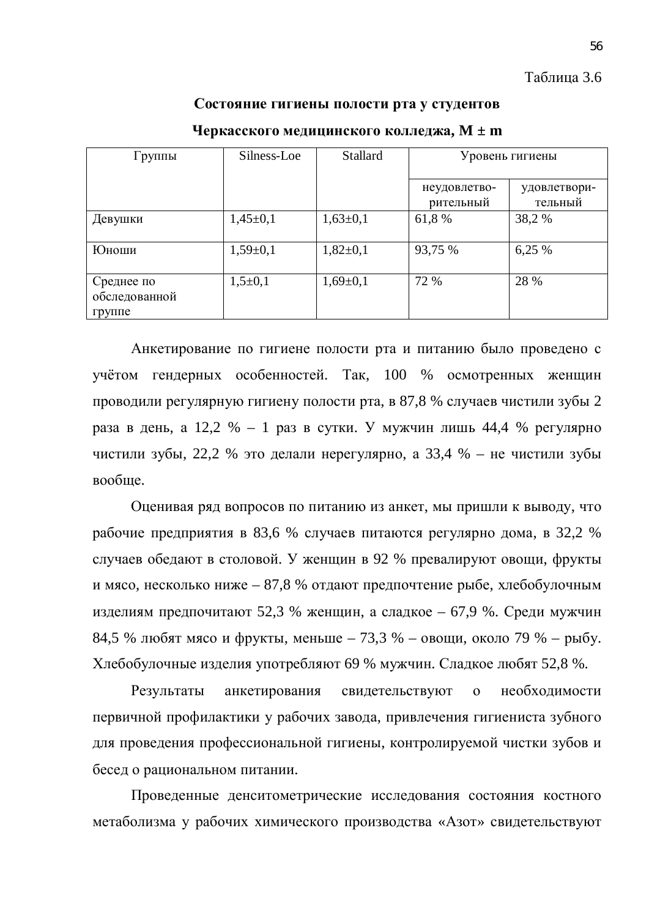Таблица 3.6

**Состояние гигиены полости рта у студентов**

**Черкасского медицинского колледжа, M ± m**

| Группы | Silness-Loe | Stallard | Уровень гигиены | |
|---|---|---|---|---|
| | | | неудовлетво-рительный | удовлетвори-тельный |
| Девушки | 1,45±0,1 | 1,63±0,1 | 61,8 % | 38,2 % |
| Юноши | 1,59±0,1 | 1,82±0,1 | 93,75 % | 6,25 % |
| Среднее по обследованной группе | 1,5±0,1 | 1,69±0,1 | 72 % | 28 % |

Анкетирование по гигиене полости рта и питанию было проведено с учётом гендерных особенностей. Так, 100 % осмотренных женщин проводили регулярную гигиену полости рта, в 87,8 % случаев чистили зубы 2 раза в день, а 12,2 % – 1 раз в сутки. У мужчин лишь 44,4 % регулярно чистили зубы, 22,2 % это делали нерегулярно, а 33,4 % – не чистили зубы вообще.

Оценивая ряд вопросов по питанию из анкет, мы пришли к выводу, что рабочие предприятия в 83,6 % случаев питаются регулярно дома, в 32,2 % случаев обедают в столовой. У женщин в 92 % превалируют овощи, фрукты и мясо, несколько ниже – 87,8 % отдают предпочтение рыбе, хлебобулочным изделиям предпочитают 52,3 % женщин, а сладкое – 67,9 %. Среди мужчин 84,5 % любят мясо и фрукты, меньше – 73,3 % – овощи, около 79 % – рыбу. Хлебобулочные изделия употребляют 69 % мужчин. Сладкое любят 52,8 %.

Результаты анкетирования свидетельствуют о необходимости первичной профилактики у рабочих завода, привлечения гигиениста зубного для проведения профессиональной гигиены, контролируемой чистки зубов и бесед о рациональном питании.

Проведенные денситометрические исследования состояния костного метаболизма у рабочих химического производства «Азот» свидетельствуют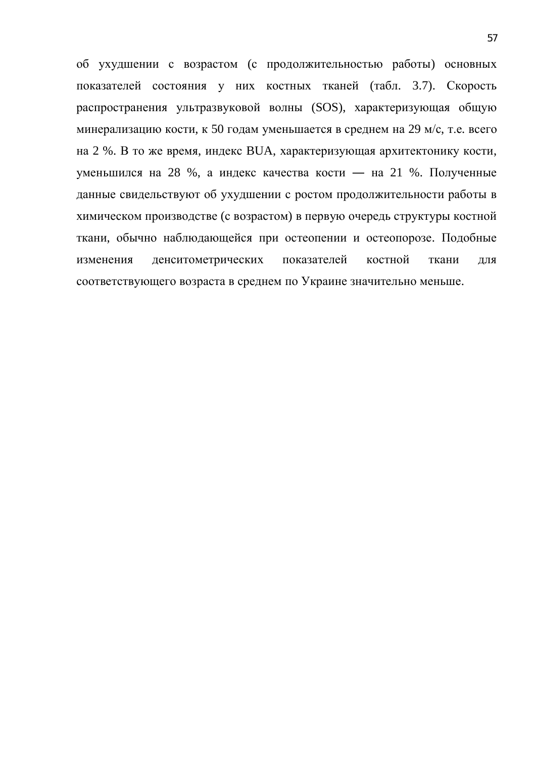об ухудшении с возрастом (с продолжительностью работы) основных показателей состояния у них костных тканей (табл. 3.7). Скорость распространения ультразвуковой волны (SOS), характеризующая общую минерализацию кости, к 50 годам уменьшается в среднем на 29 м/с, т.е. всего на 2 %. В то же время, индекс BUA, характеризующая архитектонику кости, уменьшился на 28 %, а индекс качества кости — на 21 %. Полученные данные свидельствуют об ухудшении с ростом продолжительности работы в химическом производстве (с возрастом) в первую очередь структуры костной ткани, обычно наблюдающейся при остеопении и остеопорозе. Подобные изменения денситометрических показателей костной ткани для соответствующего возраста в среднем по Украине значительно меньше.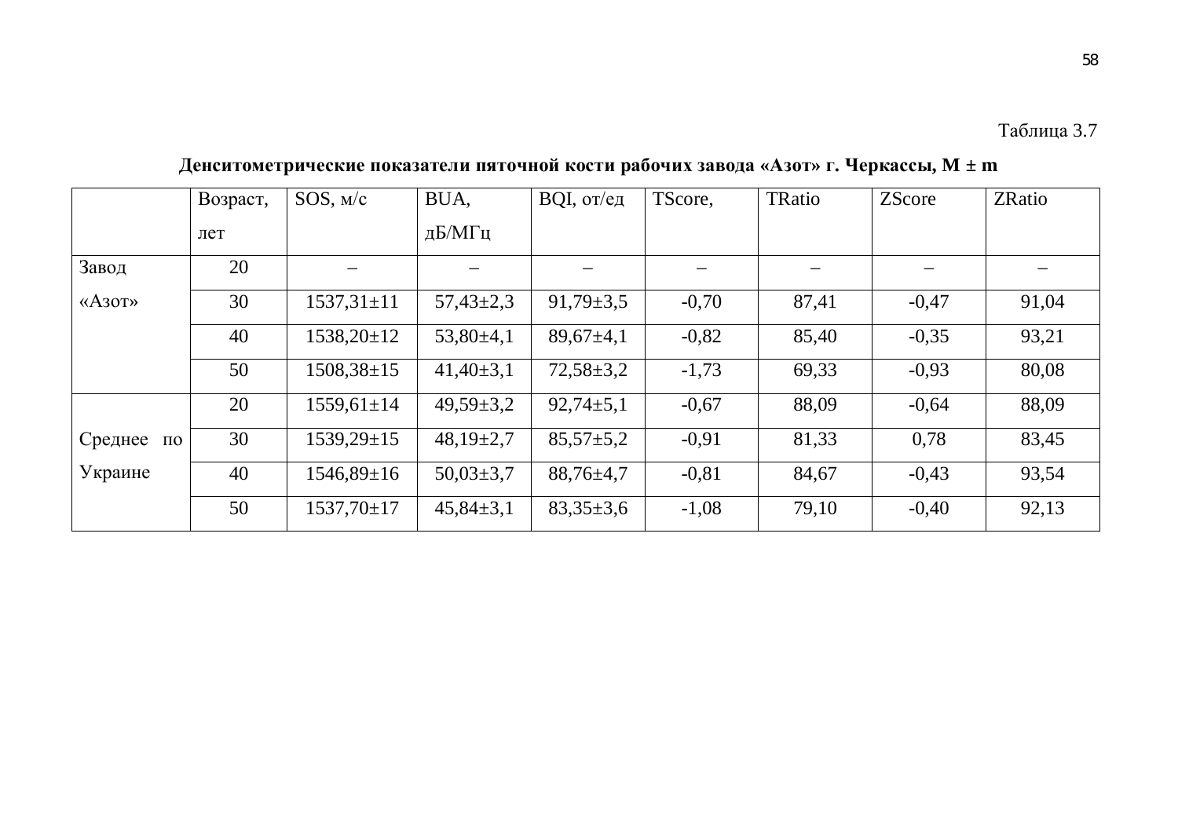Таблица 3.7

**Денситометрические показатели пяточной кости рабочих завода «Азот» г. Черкассы, M ± m**

| | Возраст, лет | SOS, м/с | BUA, дБ/МГц | BQI, от/ед | TScore, | TRatio | ZScore | ZRatio |
|---|---|---|---|---|---|---|---|---|
| Завод «Азот» | 20 | – | – | – | – | – | – | – |
| | 30 | 1537,31±11 | 57,43±2,3 | 91,79±3,5 | -0,70 | 87,41 | -0,47 | 91,04 |
| | 40 | 1538,20±12 | 53,80±4,1 | 89,67±4,1 | -0,82 | 85,40 | -0,35 | 93,21 |
| | 50 | 1508,38±15 | 41,40±3,1 | 72,58±3,2 | -1,73 | 69,33 | -0,93 | 80,08 |
| Среднее по Украине | 20 | 1559,61±14 | 49,59±3,2 | 92,74±5,1 | -0,67 | 88,09 | -0,64 | 88,09 |
| | 30 | 1539,29±15 | 48,19±2,7 | 85,57±5,2 | -0,91 | 81,33 | 0,78 | 83,45 |
| | 40 | 1546,89±16 | 50,03±3,7 | 88,76±4,7 | -0,81 | 84,67 | -0,43 | 93,54 |
| | 50 | 1537,70±17 | 45,84±3,1 | 83,35±3,6 | -1,08 | 79,10 | -0,40 | 92,13 |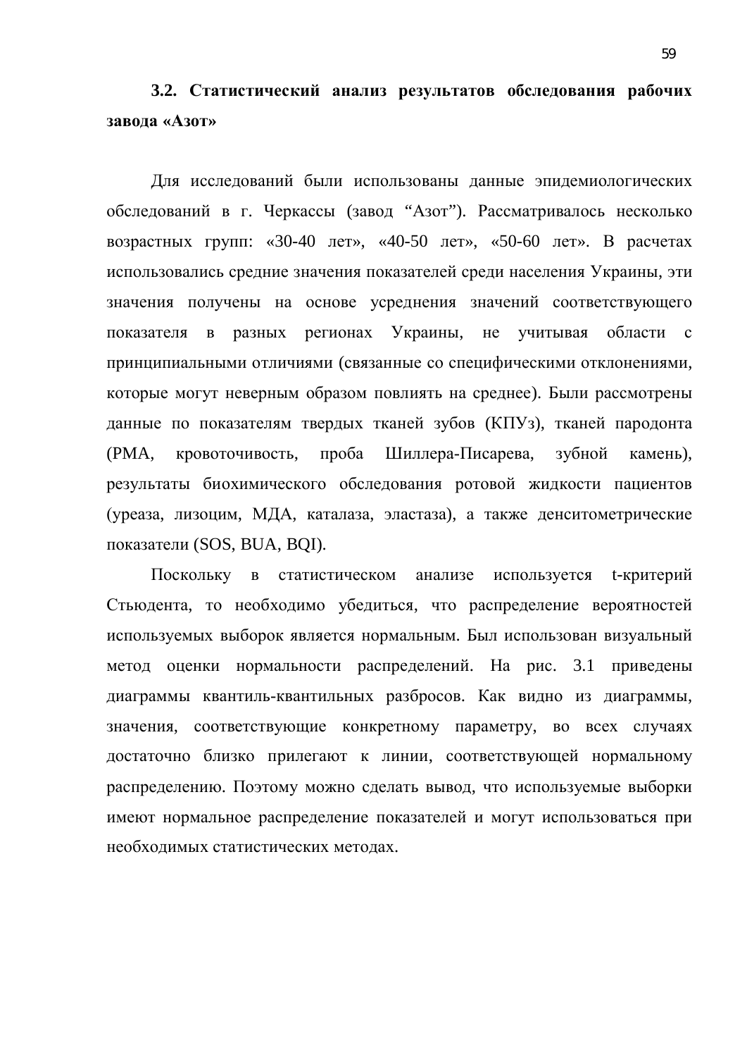### 3.2. Статистический анализ результатов обследования рабочих завода «Азот»

Для исследований были использованы данные эпидемиологических обследований в г. Черкассы (завод “Азот”). Рассматривалось несколько возрастных групп: «30-40 лет», «40-50 лет», «50-60 лет». В расчетах использовались средние значения показателей среди населения Украины, эти значения получены на основе усреднения значений соответствующего показателя в разных регионах Украины, не учитывая области с принципиальными отличиями (связанные со специфическими отклонениями, которые могут неверным образом повлиять на среднее). Были рассмотрены данные по показателям твердых тканей зубов (КПУз), тканей пародонта (РМА, кровоточивость, проба Шиллера-Писарева, зубной камень), результаты биохимического обследования ротовой жидкости пациентов (уреаза, лизоцим, МДА, каталаза, эластаза), а также денситометрические показатели (SOS, BUA, BQI).

Поскольку в статистическом анализе используется t-критерий Стьюдента, то необходимо убедиться, что распределение вероятностей используемых выборок является нормальным. Был использован визуальный метод оценки нормальности распределений. На рис. 3.1 приведены диаграммы квантиль-квантильных разбросов. Как видно из диаграммы, значения, соответствующие конкретному параметру, во всех случаях достаточно близко прилегают к линии, соответствующей нормальному распределению. Поэтому можно сделать вывод, что используемые выборки имеют нормальное распределение показателей и могут использоваться при необходимых статистических методах.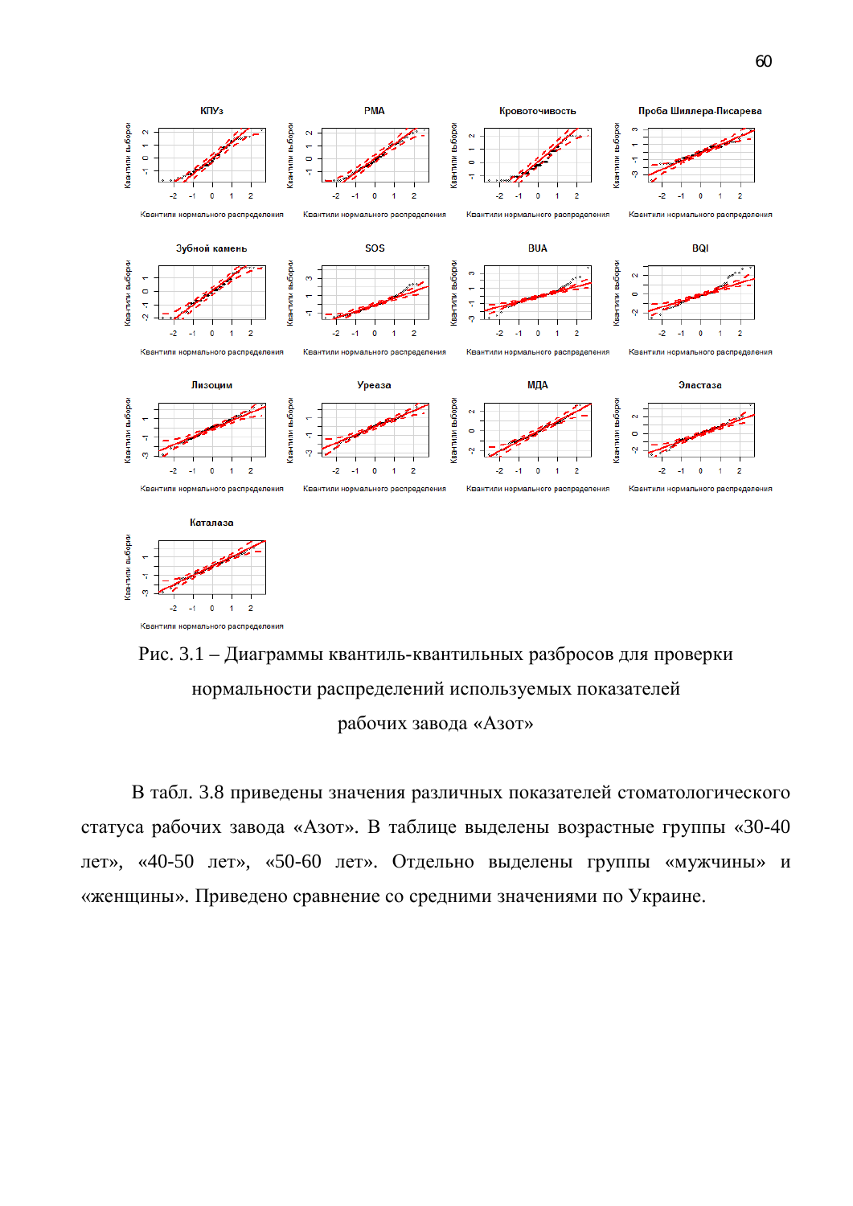Рис. 3.1 – Диаграммы квантиль-квантильных разбросов для проверки нормальности распределений используемых показателей рабочих завода «Азот»

В табл. 3.8 приведены значения различных показателей стоматологического статуса рабочих завода «Азот». В таблице выделены возрастные группы «30-40 лет», «40-50 лет», «50-60 лет». Отдельно выделены группы «мужчины» и «женщины». Приведено сравнение со средними значениями по Украине.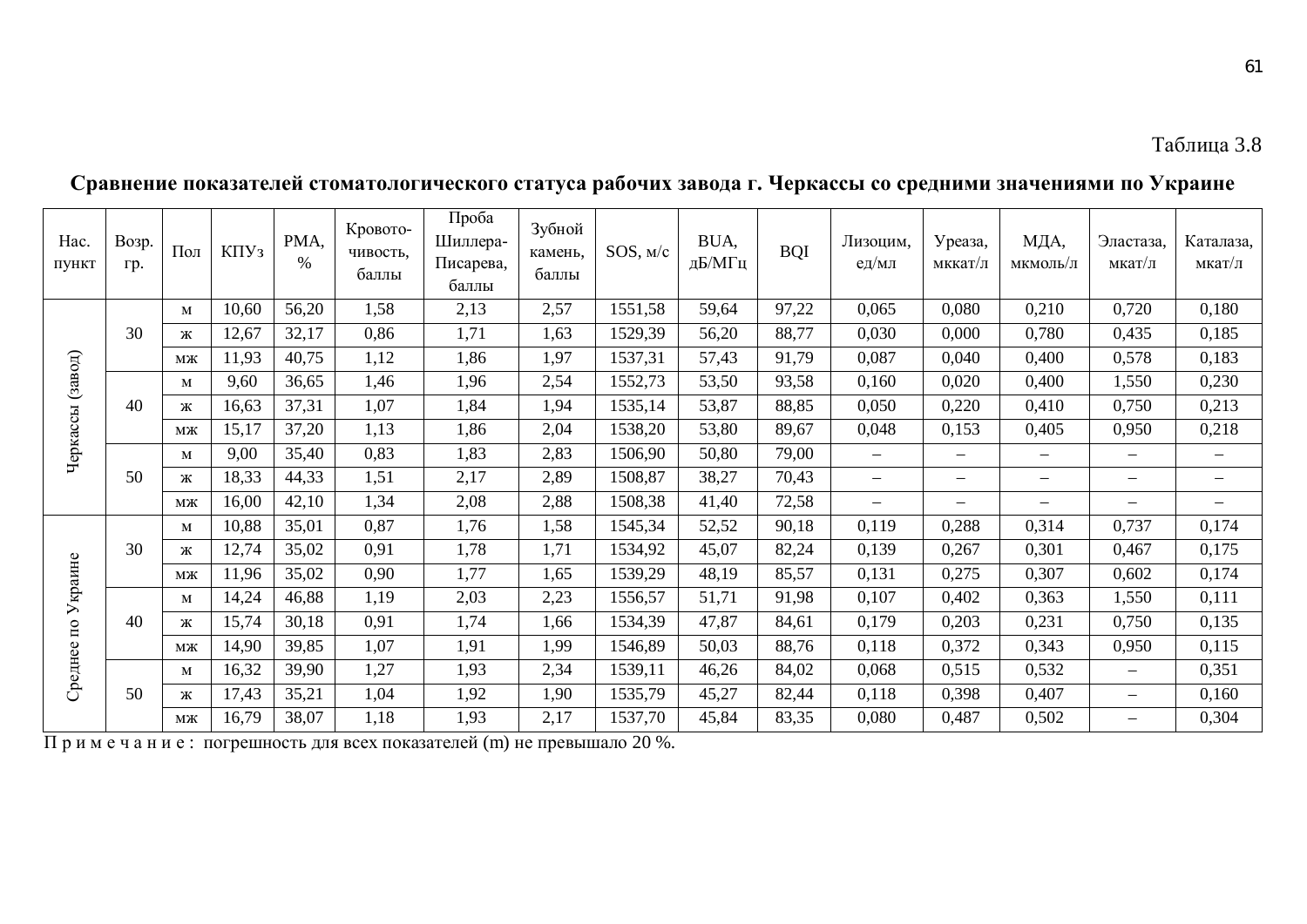Таблица 3.8

**Сравнение показателей стоматологического статуса рабочих завода г. Черкассы со средними значениями по Украине**

| Нас. пункт | Возр. гр. | Пол | КПУз | РМА, % | Кровоточивость, баллы | Проба Шиллера-Писарева, баллы | Зубной камень, баллы | SOS, м/с | BUA, дБ/МГц | BQI | Лизоцим, ед/мл | Уреаза, мккат/л | МДА, мкмоль/л | Эластаза, мкат/л | Каталаза, мкат/л |
|---|---|---|---|---|---|---|---|---|---|---|---|---|---|---|---|
| Черкассы (завод) | 30 | м | 10,60 | 56,20 | 1,58 | 2,13 | 2,57 | 1551,58 | 59,64 | 97,22 | 0,065 | 0,080 | 0,210 | 0,720 | 0,180 |
| | | ж | 12,67 | 32,17 | 0,86 | 1,71 | 1,63 | 1529,39 | 56,20 | 88,77 | 0,030 | 0,000 | 0,780 | 0,435 | 0,185 |
| | | мж | 11,93 | 40,75 | 1,12 | 1,86 | 1,97 | 1537,31 | 57,43 | 91,79 | 0,087 | 0,040 | 0,400 | 0,578 | 0,183 |
| | 40 | м | 9,60 | 36,65 | 1,46 | 1,96 | 2,54 | 1552,73 | 53,50 | 93,58 | 0,160 | 0,020 | 0,400 | 1,550 | 0,230 |
| | | ж | 16,63 | 37,31 | 1,07 | 1,84 | 1,94 | 1535,14 | 53,87 | 88,85 | 0,050 | 0,220 | 0,410 | 0,750 | 0,213 |
| | | мж | 15,17 | 37,20 | 1,13 | 1,86 | 2,04 | 1538,20 | 53,80 | 89,67 | 0,048 | 0,153 | 0,405 | 0,950 | 0,218 |
| | 50 | м | 9,00 | 35,40 | 0,83 | 1,83 | 2,83 | 1506,90 | 50,80 | 79,00 | – | – | – | – | – |
| | | ж | 18,33 | 44,33 | 1,51 | 2,17 | 2,89 | 1508,87 | 38,27 | 70,43 | – | – | – | – | – |
| | | мж | 16,00 | 42,10 | 1,34 | 2,08 | 2,88 | 1508,38 | 41,40 | 72,58 | – | – | – | – | – |
| Среднее по Украине | 30 | м | 10,88 | 35,01 | 0,87 | 1,76 | 1,58 | 1545,34 | 52,52 | 90,18 | 0,119 | 0,288 | 0,314 | 0,737 | 0,174 |
| | | ж | 12,74 | 35,02 | 0,91 | 1,78 | 1,71 | 1534,92 | 45,07 | 82,24 | 0,139 | 0,267 | 0,301 | 0,467 | 0,175 |
| | | мж | 11,96 | 35,02 | 0,90 | 1,77 | 1,65 | 1539,29 | 48,19 | 85,57 | 0,131 | 0,275 | 0,307 | 0,602 | 0,174 |
| | 40 | м | 14,24 | 46,88 | 1,19 | 2,03 | 2,23 | 1556,57 | 51,71 | 91,98 | 0,107 | 0,402 | 0,363 | 1,550 | 0,111 |
| | | ж | 15,74 | 30,18 | 0,91 | 1,74 | 1,66 | 1534,39 | 47,87 | 84,61 | 0,179 | 0,203 | 0,231 | 0,750 | 0,135 |
| | | мж | 14,90 | 39,85 | 1,07 | 1,91 | 1,99 | 1546,89 | 50,03 | 88,76 | 0,118 | 0,372 | 0,343 | 0,950 | 0,115 |
| | 50 | м | 16,32 | 39,90 | 1,27 | 1,93 | 2,34 | 1539,11 | 46,26 | 84,02 | 0,068 | 0,515 | 0,532 | – | 0,351 |
| | | ж | 17,43 | 35,21 | 1,04 | 1,92 | 1,90 | 1535,79 | 45,27 | 82,44 | 0,118 | 0,398 | 0,407 | – | 0,160 |
| | | мж | 16,79 | 38,07 | 1,18 | 1,93 | 2,17 | 1537,70 | 45,84 | 83,35 | 0,080 | 0,487 | 0,502 | – | 0,304 |

П р и м е ч а н и е : погрешность для всех показателей (m) не превышало 20 %.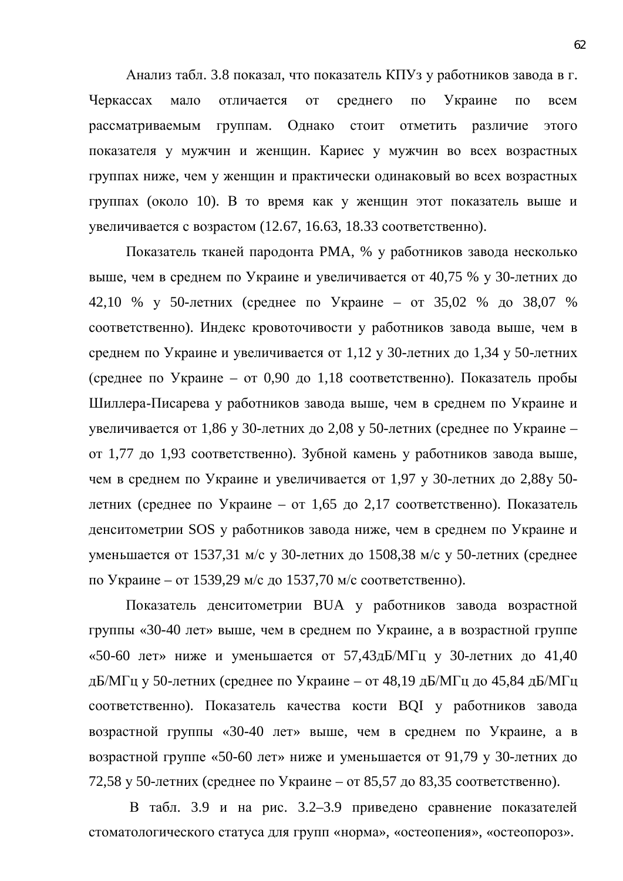Анализ табл. 3.8 показал, что показатель КПУз у работников завода в г. Черкассах мало отличается от среднего по Украине по всем рассматриваемым группам. Однако стоит отметить различие этого показателя у мужчин и женщин. Кариес у мужчин во всех возрастных группах ниже, чем у женщин и практически одинаковый во всех возрастных группах (около 10). В то время как у женщин этот показатель выше и увеличивается с возрастом (12.67, 16.63, 18.33 соответственно).

Показатель тканей пародонта PMA, % у работников завода несколько выше, чем в среднем по Украине и увеличивается от 40,75 % у 30-летних до 42,10 % у 50-летних (среднее по Украине – от 35,02 % до 38,07 % соответственно). Индекс кровоточивости у работников завода выше, чем в среднем по Украине и увеличивается от 1,12 у 30-летних до 1,34 у 50-летних (среднее по Украине – от 0,90 до 1,18 соответственно). Показатель пробы Шиллера-Писарева у работников завода выше, чем в среднем по Украине и увеличивается от 1,86 у 30-летних до 2,08 у 50-летних (среднее по Украине – от 1,77 до 1,93 соответственно). Зубной камень у работников завода выше, чем в среднем по Украине и увеличивается от 1,97 у 30-летних до 2,88у 50-летних (среднее по Украине – от 1,65 до 2,17 соответственно). Показатель денситометрии SOS у работников завода ниже, чем в среднем по Украине и уменьшается от 1537,31 м/с у 30-летних до 1508,38 м/с у 50-летних (среднее по Украине – от 1539,29 м/с до 1537,70 м/с соответственно).

Показатель денситометрии BUA у работников завода возрастной группы «30-40 лет» выше, чем в среднем по Украине, а в возрастной группе «50-60 лет» ниже и уменьшается от 57,43дБ/МГц у 30-летних до 41,40 дБ/МГц у 50-летних (среднее по Украине – от 48,19 дБ/МГц до 45,84 дБ/МГц соответственно). Показатель качества кости BQI у работников завода возрастной группы «30-40 лет» выше, чем в среднем по Украине, а в возрастной группе «50-60 лет» ниже и уменьшается от 91,79 у 30-летних до 72,58 у 50-летних (среднее по Украине – от 85,57 до 83,35 соответственно).

В табл. 3.9 и на рис. 3.2–3.9 приведено сравнение показателей стоматологического статуса для групп «норма», «остеопения», «остеопороз».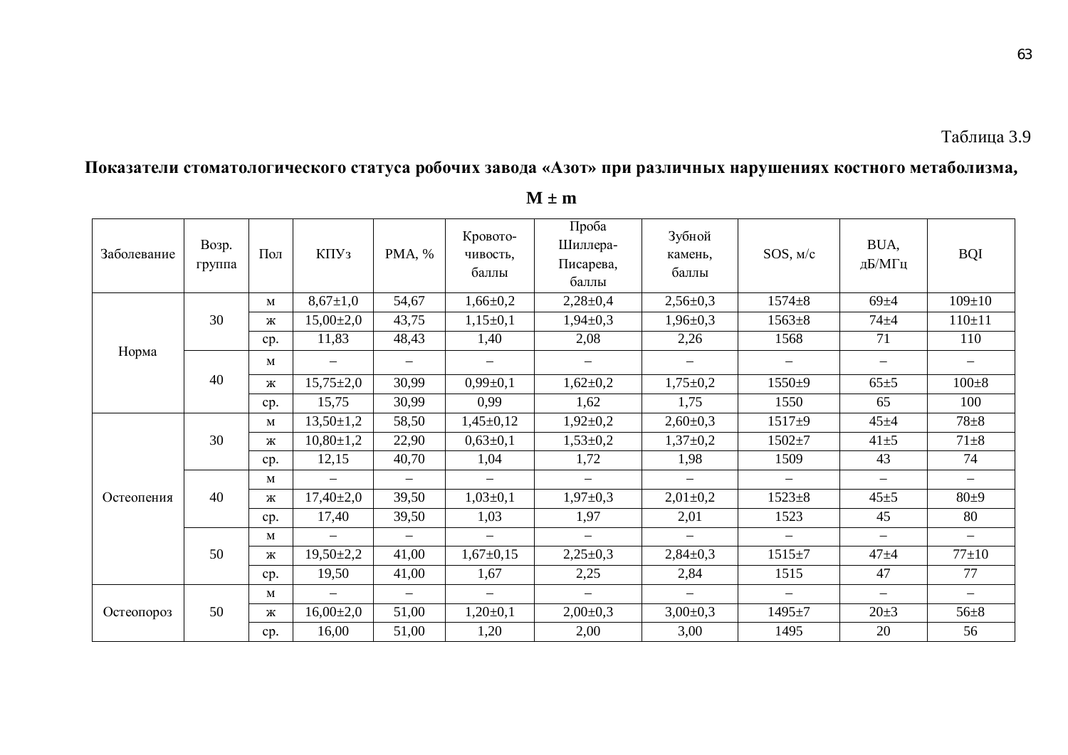Таблица 3.9

**Показатели стоматологического статуса робочих завода «Азот» при различных нарушениях костного метаболизма, M ± m**

| Заболевание | Возр. группа | Пол | КПУз | РМА, % | Кровоточивость, баллы | Проба Шиллера-Писарева, баллы | Зубной камень, баллы | SOS, м/с | BUA, дБ/МГц | BQI |
|---|---|---|---|---|---|---|---|---|---|---|
| Норма | 30 | м | 8,67±1,0 | 54,67 | 1,66±0,2 | 2,28±0,4 | 2,56±0,3 | 1574±8 | 69±4 | 109±10 |
| | | ж | 15,00±2,0 | 43,75 | 1,15±0,1 | 1,94±0,3 | 1,96±0,3 | 1563±8 | 74±4 | 110±11 |
| | | ср. | 11,83 | 48,43 | 1,40 | 2,08 | 2,26 | 1568 | 71 | 110 |
| | 40 | м | – | – | – | – | – | – | – | – |
| | | ж | 15,75±2,0 | 30,99 | 0,99±0,1 | 1,62±0,2 | 1,75±0,2 | 1550±9 | 65±5 | 100±8 |
| | | ср. | 15,75 | 30,99 | 0,99 | 1,62 | 1,75 | 1550 | 65 | 100 |
| Остеопения | 30 | м | 13,50±1,2 | 58,50 | 1,45±0,12 | 1,92±0,2 | 2,60±0,3 | 1517±9 | 45±4 | 78±8 |
| | | ж | 10,80±1,2 | 22,90 | 0,63±0,1 | 1,53±0,2 | 1,37±0,2 | 1502±7 | 41±5 | 71±8 |
| | | ср. | 12,15 | 40,70 | 1,04 | 1,72 | 1,98 | 1509 | 43 | 74 |
| | 40 | м | – | – | – | – | – | – | – | – |
| | | ж | 17,40±2,0 | 39,50 | 1,03±0,1 | 1,97±0,3 | 2,01±0,2 | 1523±8 | 45±5 | 80±9 |
| | | ср. | 17,40 | 39,50 | 1,03 | 1,97 | 2,01 | 1523 | 45 | 80 |
| | 50 | м | – | – | – | – | – | – | – | – |
| | | ж | 19,50±2,2 | 41,00 | 1,67±0,15 | 2,25±0,3 | 2,84±0,3 | 1515±7 | 47±4 | 77±10 |
| | | ср. | 19,50 | 41,00 | 1,67 | 2,25 | 2,84 | 1515 | 47 | 77 |
| Остеопороз | 50 | м | – | – | – | – | – | – | – | – |
| | | ж | 16,00±2,0 | 51,00 | 1,20±0,1 | 2,00±0,3 | 3,00±0,3 | 1495±7 | 20±3 | 56±8 |
| | | ср. | 16,00 | 51,00 | 1,20 | 2,00 | 3,00 | 1495 | 20 | 56 |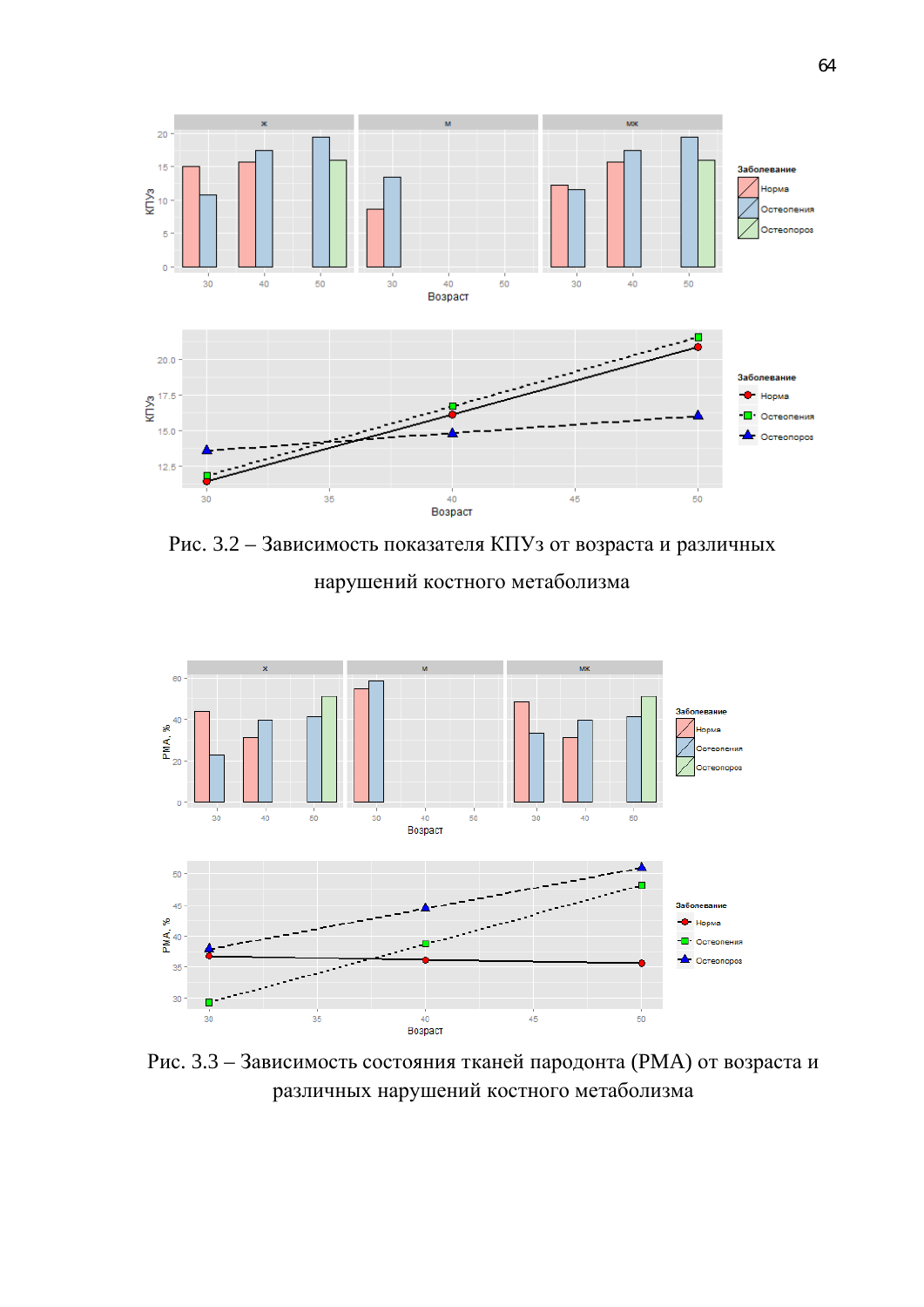Рис. 3.2 – Зависимость показателя КПУз от возраста и различных нарушений костного метаболизма

Рис. 3.3 – Зависимость состояния тканей пародонта (РМА) от возраста и различных нарушений костного метаболизма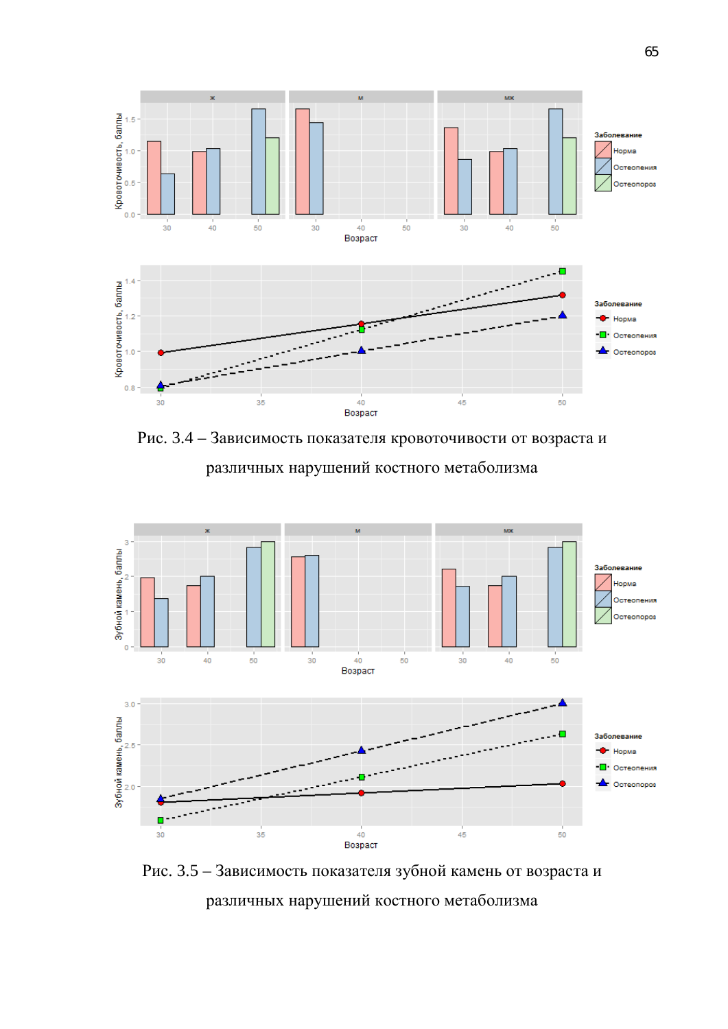Рис. 3.4 – Зависимость показателя кровоточивости от возраста и различных нарушений костного метаболизма

Рис. 3.5 – Зависимость показателя зубной камень от возраста и различных нарушений костного метаболизма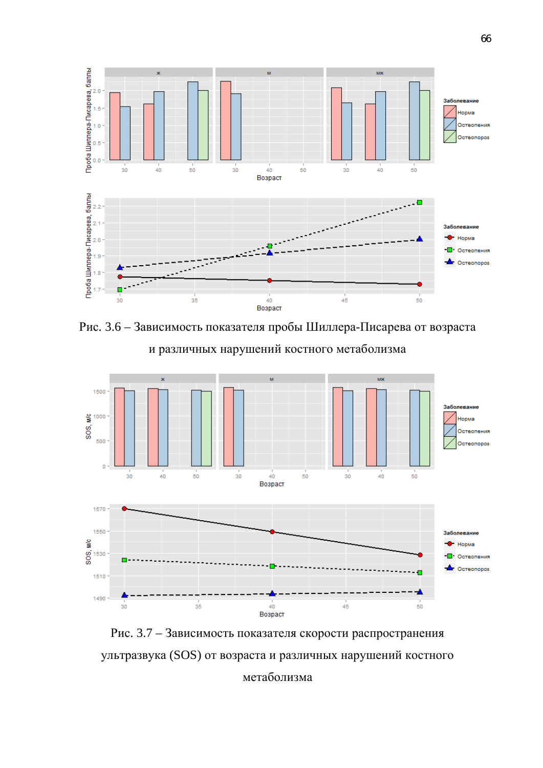Рис. 3.6 – Зависимость показателя пробы Шиллера-Писарева от возраста и различных нарушений костного метаболизма

Рис. 3.7 – Зависимость показателя скорости распространения ультразвука (SOS) от возраста и различных нарушений костного метаболизма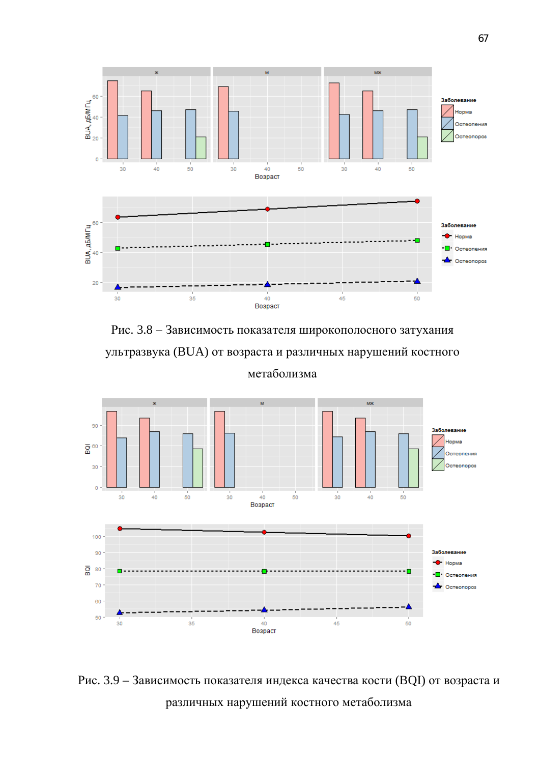Рис. 3.8 – Зависимость показателя широкополосного затухания ультразвука (BUA) от возраста и различных нарушений костного метаболизма

Рис. 3.9 – Зависимость показателя индекса качества кости (BQI) от возраста и различных нарушений костного метаболизма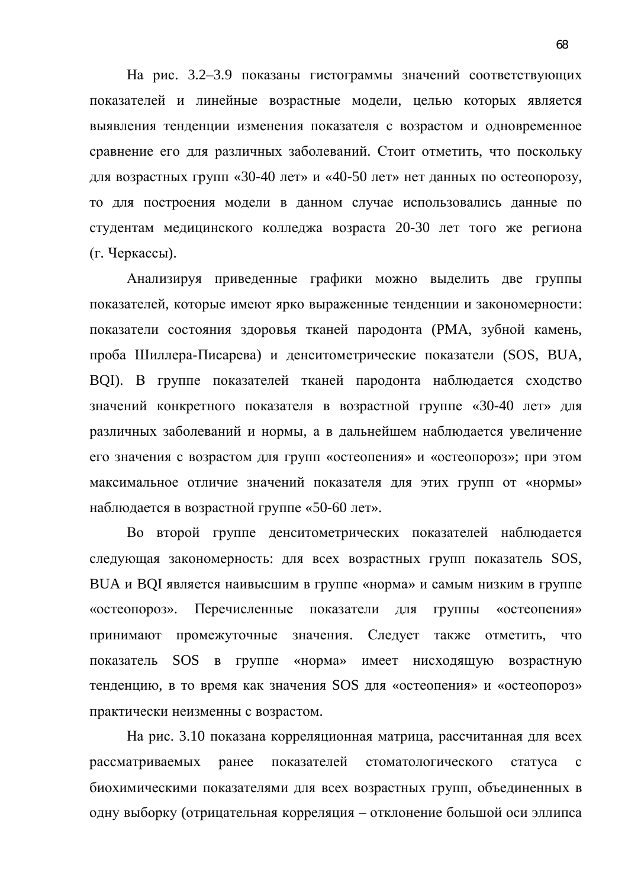На рис. 3.2–3.9 показаны гистограммы значений соответствующих показателей и линейные возрастные модели, целью которых является выявления тенденции изменения показателя с возрастом и одновременное сравнение его для различных заболеваний. Стоит отметить, что поскольку для возрастных групп «30-40 лет» и «40-50 лет» нет данных по остеопорозу, то для построения модели в данном случае использовались данные по студентам медицинского колледжа возраста 20-30 лет того же региона (г. Черкассы).

Анализируя приведенные графики можно выделить две группы показателей, которые имеют ярко выраженные тенденции и закономерности: показатели состояния здоровья тканей пародонта (РМА, зубной камень, проба Шиллера-Писарева) и денситометрические показатели (SOS, BUA, BQI). В группе показателей тканей пародонта наблюдается сходство значений конкретного показателя в возрастной группе «30-40 лет» для различных заболеваний и нормы, а в дальнейшем наблюдается увеличение его значения с возрастом для групп «остеопения» и «остеопороз»; при этом максимальное отличие значений показателя для этих групп от «нормы» наблюдается в возрастной группе «50-60 лет».

Во второй группе денситометрических показателей наблюдается следующая закономерность: для всех возрастных групп показатель SOS, BUA и BQI является наивысшим в группе «норма» и самым низким в группе «остеопороз». Перечисленные показатели для группы «остеопения» принимают промежуточные значения. Следует также отметить, что показатель SOS в группе «норма» имеет нисходящую возрастную тенденцию, в то время как значения SOS для «остеопения» и «остеопороз» практически неизменны с возрастом.

На рис. 3.10 показана корреляционная матрица, рассчитанная для всех рассматриваемых ранее показателей стоматологического статуса с биохимическими показателями для всех возрастных групп, объединенных в одну выборку (отрицательная корреляция – отклонение большой оси эллипса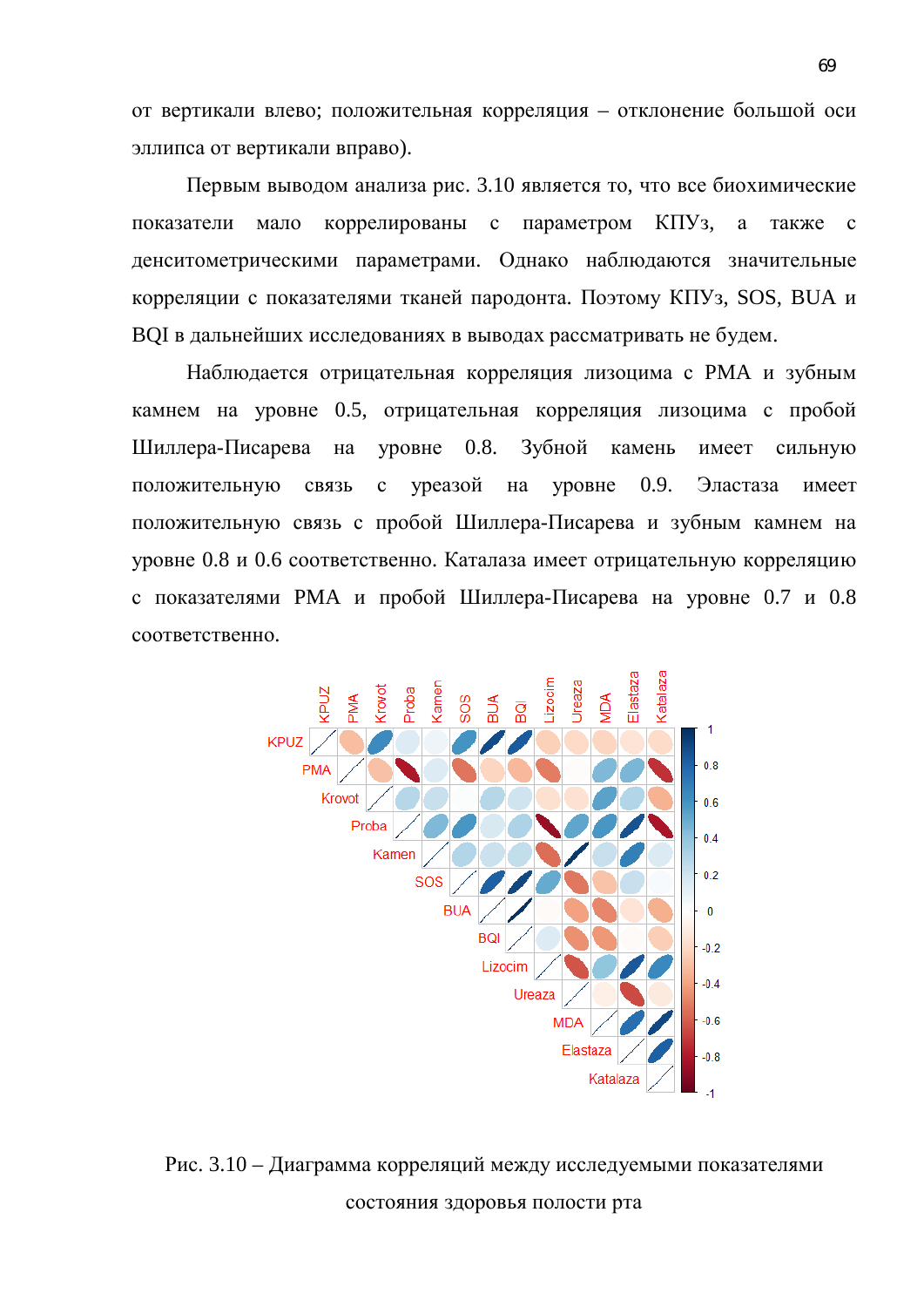от вертикали влево; положительная корреляция – отклонение большой оси эллипса от вертикали вправо).

Первым выводом анализа рис. 3.10 является то, что все биохимические показатели мало коррелированы с параметром КПУз, а также с денситометрическими параметрами. Однако наблюдаются значительные корреляции с показателями тканей пародонта. Поэтому КПУз, SOS, BUA и BQI в дальнейших исследованиях в выводах рассматривать не будем.

Наблюдается отрицательная корреляция лизоцима с РМА и зубным камнем на уровне 0.5, отрицательная корреляция лизоцима с пробой Шиллера-Писарева на уровне 0.8. Зубной камень имеет сильную положительную связь с уреазой на уровне 0.9. Эластаза имеет положительную связь с пробой Шиллера-Писарева и зубным камнем на уровне 0.8 и 0.6 соответственно. Каталаза имеет отрицательную корреляцию с показателями РМА и пробой Шиллера-Писарева на уровне 0.7 и 0.8 соответственно.

Рис. 3.10 – Диаграмма корреляций между исследуемыми показателями состояния здоровья полости рта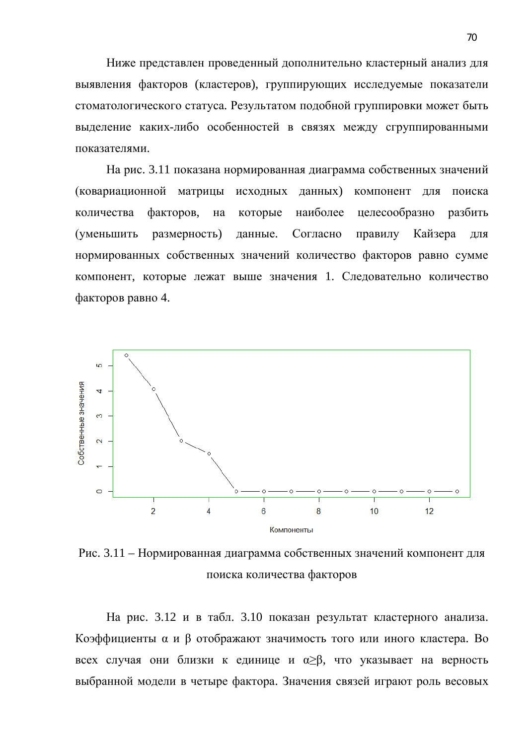Ниже представлен проведенный дополнительно кластерный анализ для выявления факторов (кластеров), группирующих исследуемые показатели стоматологического статуса. Результатом подобной группировки может быть выделение каких-либо особенностей в связях между сгруппированными показателями.

На рис. 3.11 показана нормированная диаграмма собственных значений (ковариационной матрицы исходных данных) компонент для поиска количества факторов, на которые наиболее целесообразно разбить (уменьшить размерность) данные. Согласно правилу Кайзера для нормированных собственных значений количество факторов равно сумме компонент, которые лежат выше значения 1. Следовательно количество факторов равно 4.

Рис. 3.11 – Нормированная диаграмма собственных значений компонент для поиска количества факторов

На рис. 3.12 и в табл. 3.10 показан результат кластерного анализа. Коэффициенты α и β отображают значимость того или иного кластера. Во всех случая они близки к единице и α≥β, что указывает на верность выбранной модели в четыре фактора. Значения связей играют роль весовых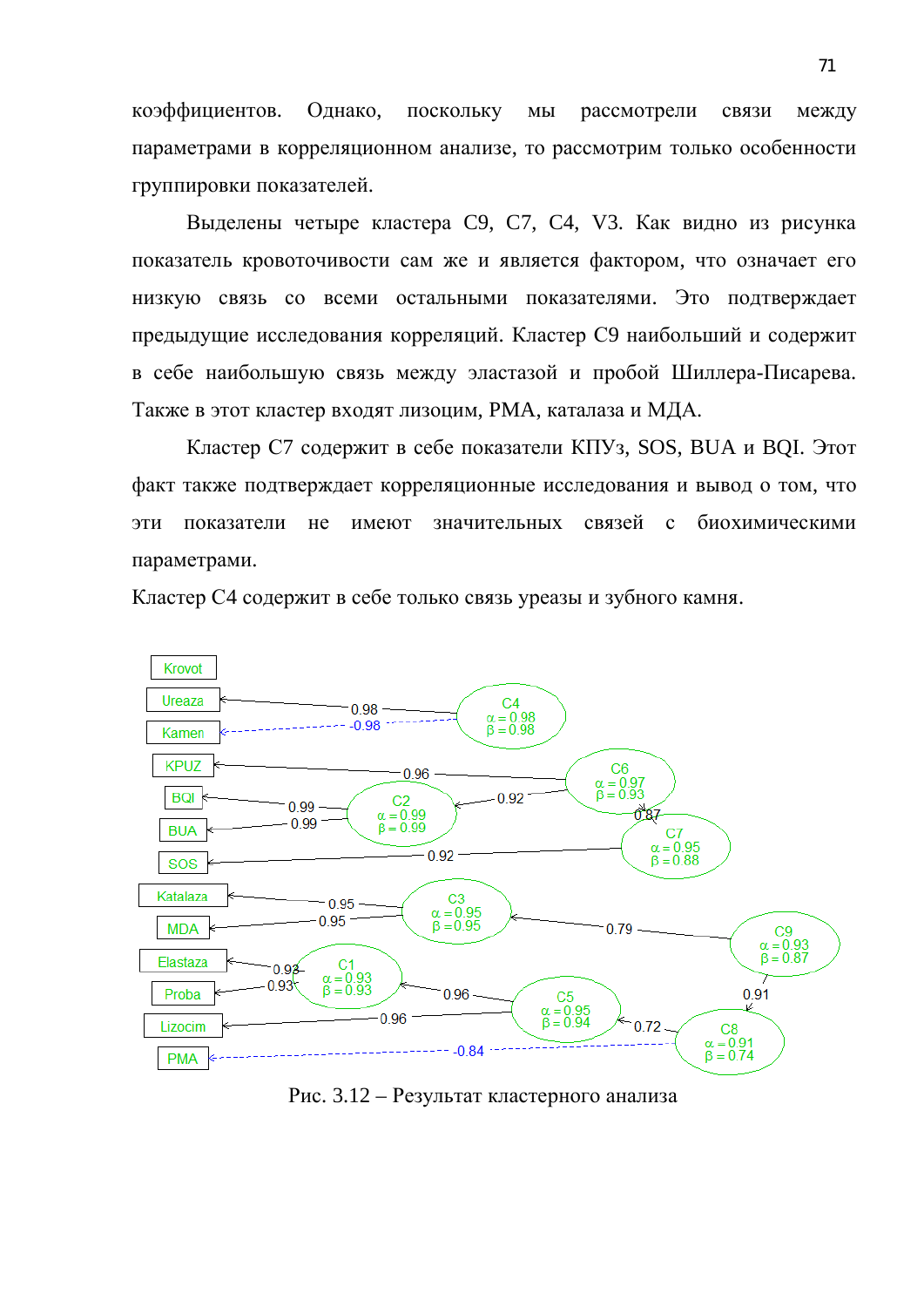коэффициентов. Однако, поскольку мы рассмотрели связи между параметрами в корреляционном анализе, то рассмотрим только особенности группировки показателей.

Выделены четыре кластера C9, C7, C4, V3. Как видно из рисунка показатель кровоточивости сам же и является фактором, что означает его низкую связь со всеми остальными показателями. Это подтверждает предыдущие исследования корреляций. Кластер C9 наибольший и содержит в себе наибольшую связь между эластазой и пробой Шиллера-Писарева. Также в этот кластер входят лизоцим, PMA, каталаза и МДА.

Кластер C7 содержит в себе показатели КПУз, SOS, BUA и BQI. Этот факт также подтверждает корреляционные исследования и вывод о том, что эти показатели не имеют значительных связей с биохимическими параметрами.

Кластер C4 содержит в себе только связь уреазы и зубного камня.

Рис. 3.12 – Результат кластерного анализа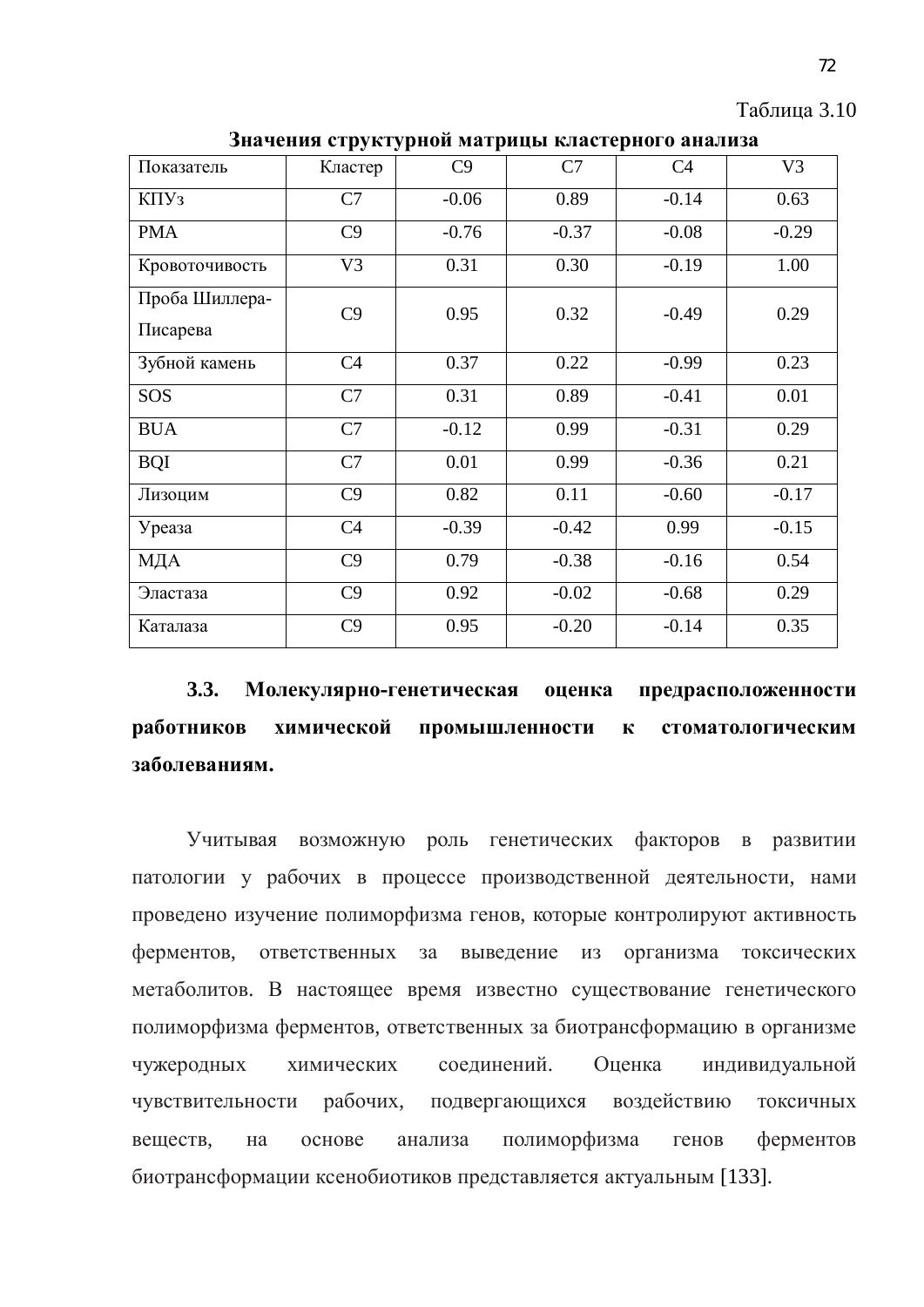Таблица 3.10

**Значения структурной матрицы кластерного анализа**

| Показатель | Кластер | C9 | C7 | C4 | V3 |
|---|---|---|---|---|---|
| КПУз | C7 | -0.06 | 0.89 | -0.14 | 0.63 |
| PMA | C9 | -0.76 | -0.37 | -0.08 | -0.29 |
| Кровоточивость | V3 | 0.31 | 0.30 | -0.19 | 1.00 |
| Проба Шиллера-Писарева | C9 | 0.95 | 0.32 | -0.49 | 0.29 |
| Зубной камень | C4 | 0.37 | 0.22 | -0.99 | 0.23 |
| SOS | C7 | 0.31 | 0.89 | -0.41 | 0.01 |
| BUA | C7 | -0.12 | 0.99 | -0.31 | 0.29 |
| BQI | C7 | 0.01 | 0.99 | -0.36 | 0.21 |
| Лизоцим | C9 | 0.82 | 0.11 | -0.60 | -0.17 |
| Уреаза | C4 | -0.39 | -0.42 | 0.99 | -0.15 |
| МДА | C9 | 0.79 | -0.38 | -0.16 | 0.54 |
| Эластаза | C9 | 0.92 | -0.02 | -0.68 | 0.29 |
| Каталаза | C9 | 0.95 | -0.20 | -0.14 | 0.35 |

## 3.3. Молекулярно-генетическая оценка предрасположенности работников химической промышленности к стоматологическим заболеваниям.

Учитывая возможную роль генетических факторов в развитии патологии у рабочих в процессе производственной деятельности, нами проведено изучение полиморфизма генов, которые контролируют активность ферментов, ответственных за выведение из организма токсических метаболитов. В настоящее время известно существование генетического полиморфизма ферментов, ответственных за биотрансформацию в организме чужеродных химических соединений. Оценка индивидуальной чувствительности рабочих, подвергающихся воздействию токсичных веществ, на основе анализа полиморфизма генов ферментов биотрансформации ксенобиотиков представляется актуальным [133].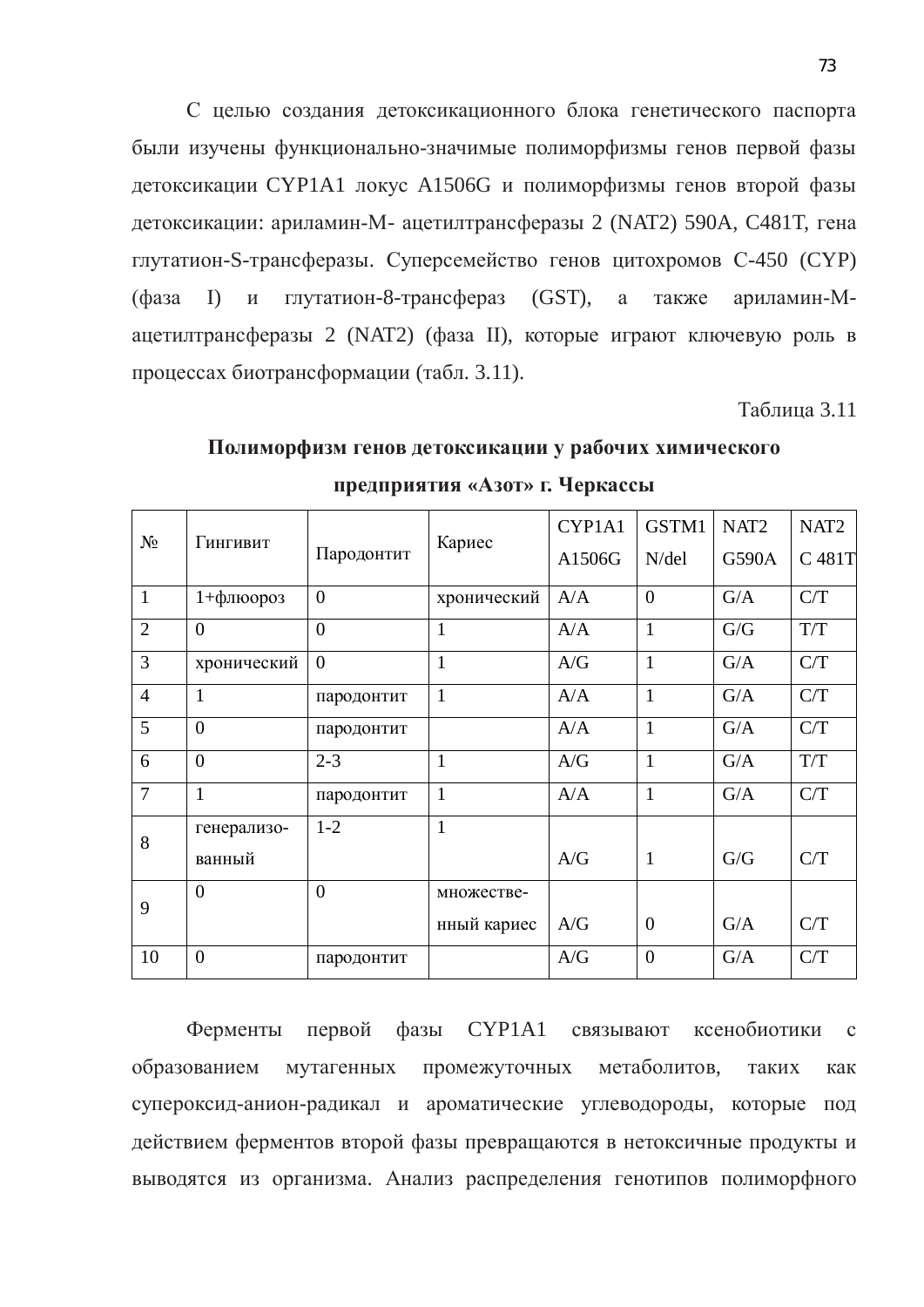С целью создания детоксикационного блока генетического паспорта были изучены функционально-значимые полиморфизмы генов первой фазы детоксикации CYP1A1 локус A1506G и полиморфизмы генов второй фазы детоксикации: ариламин-М- ацетилтрансферазы 2 (NAT2) 590A, C481T, гена глутатион-S-трансферазы. Суперсемейство генов цитохромов С-450 (CYP) (фаза I) и глутатион-8-трансфераз (GST), а также ариламин-М-ацетилтрансферазы 2 (NAT2) (фаза II), которые играют ключевую роль в процессах биотрансформации (табл. 3.11).

Таблица 3.11

**Полиморфизм генов детоксикации у рабочих химического предприятия «Азот» г. Черкассы**

| № | Гингивит | Пародонтит | Кариес | CYP1A1 A1506G | GSTM1 N/del | NAT2 G590A | NAT2 C 481T |
|---|---|---|---|---|---|---|---|
| 1 | 1+флюороз | 0 | хронический | A/A | 0 | G/A | C/T |
| 2 | 0 | 0 | 1 | A/A | 1 | G/G | T/T |
| 3 | хронический | 0 | 1 | A/G | 1 | G/A | C/T |
| 4 | 1 | пародонтит | 1 | A/A | 1 | G/A | C/T |
| 5 | 0 | пародонтит | | A/A | 1 | G/A | C/T |
| 6 | 0 | 2-3 | 1 | A/G | 1 | G/A | T/T |
| 7 | 1 | пародонтит | 1 | A/A | 1 | G/A | C/T |
| 8 | генерализо-ванный | 1-2 | 1 | A/G | 1 | G/G | C/T |
| 9 | 0 | 0 | множестве-нный кариес | A/G | 0 | G/A | C/T |
| 10 | 0 | пародонтит | | A/G | 0 | G/A | C/T |

Ферменты первой фазы CYP1A1 связывают ксенобиотики с образованием мутагенных промежуточных метаболитов, таких как супероксид-анион-радикал и ароматические углеводороды, которые под действием ферментов второй фазы превращаются в нетоксичные продукты и выводятся из организма. Анализ распределения генотипов полиморфного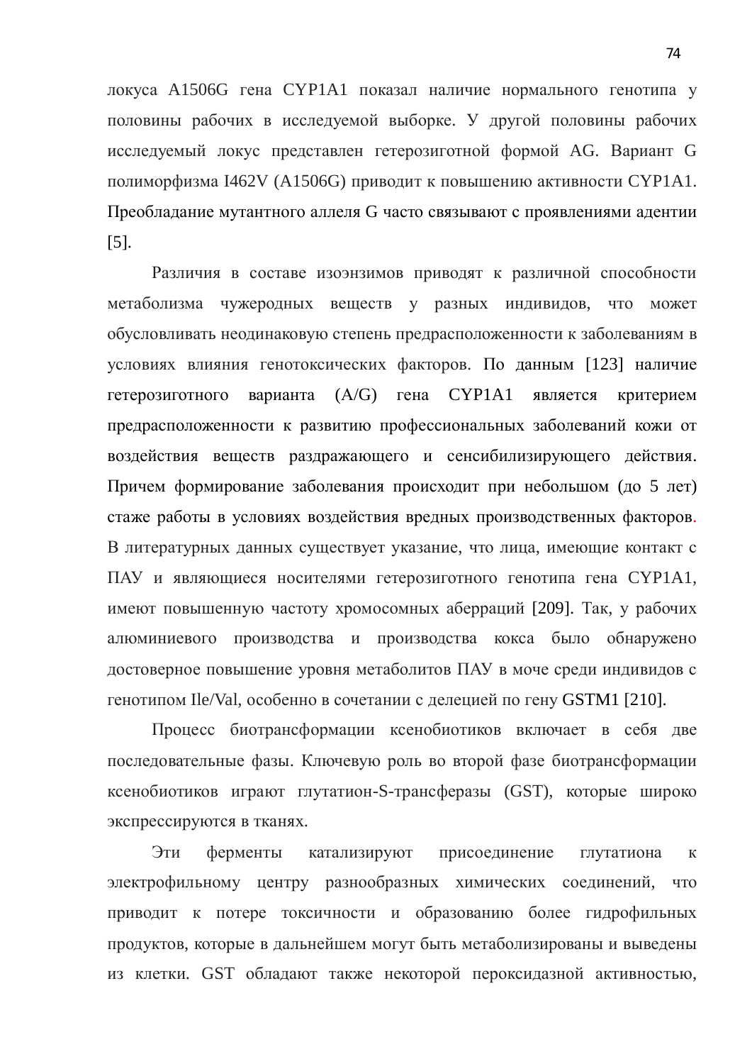локуса A1506G гена CYP1A1 показал наличие нормального генотипа у половины рабочих в исследуемой выборке. У другой половины рабочих исследуемый локус представлен гетерозиготной формой AG. Вариант G полиморфизма I462V (A1506G) приводит к повышению активности CYP1A1. Преобладание мутантного аллеля G часто связывают с проявлениями адентии [5].

Различия в составе изоэнзимов приводят к различной способности метаболизма чужеродных веществ у разных индивидов, что может обусловливать неодинаковую степень предрасположенности к заболеваниям в условиях влияния генотоксических факторов. По данным [123] наличие гетерозиготного варианта (A/G) гена CYP1A1 является критерием предрасположенности к развитию профессиональных заболеваний кожи от воздействия веществ раздражающего и сенсибилизирующего действия. Причем формирование заболевания происходит при небольшом (до 5 лет) стаже работы в условиях воздействия вредных производственных факторов. В литературных данных существует указание, что лица, имеющие контакт с ПАУ и являющиеся носителями гетерозиготного генотипа гена CYP1A1, имеют повышенную частоту хромосомных аберраций [209]. Так, у рабочих алюминиевого производства и производства кокса было обнаружено достоверное повышение уровня метаболитов ПАУ в моче среди индивидов с генотипом Ile/Val, особенно в сочетании с делецией по гену GSTM1 [210].

Процесс биотрансформации ксенобиотиков включает в себя две последовательные фазы. Ключевую роль во второй фазе биотрансформации ксенобиотиков играют глутатион-S-трансферазы (GST), которые широко экспрессируются в тканях.

Эти ферменты катализируют присоединение глутатиона к электрофильному центру разнообразных химических соединений, что приводит к потере токсичности и образованию более гидрофильных продуктов, которые в дальнейшем могут быть метаболизированы и выведены из клетки. GST обладают также некоторой пероксидазной активностью,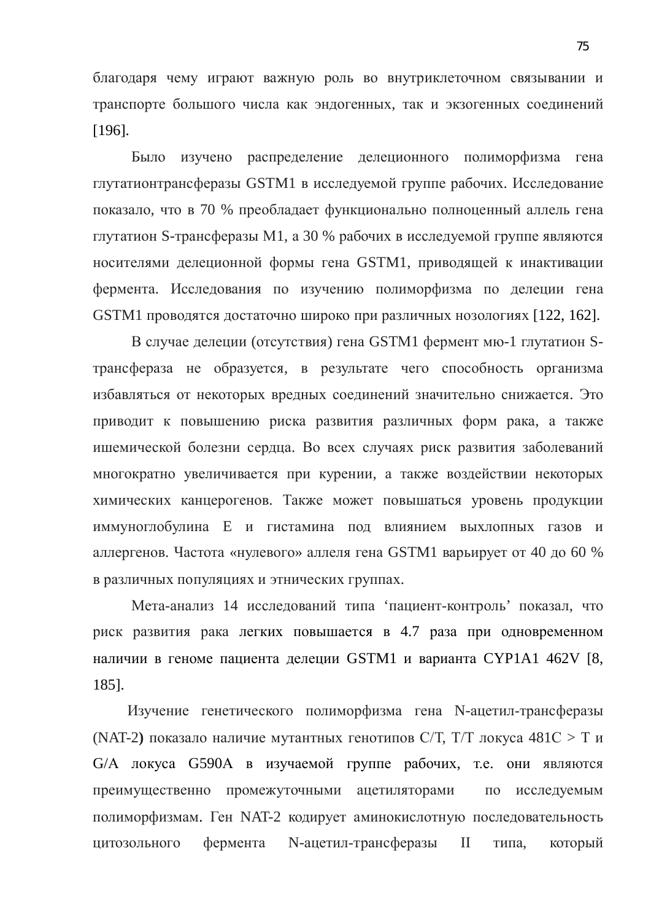благодаря чему играют важную роль во внутриклеточном связывании и транспорте большого числа как эндогенных, так и экзогенных соединений [196].

Было изучено распределение делеционного полиморфизма гена глутатионтрансферазы GSTM1 в исследуемой группе рабочих. Исследование показало, что в 70 % преобладает функционально полноценный аллель гена глутатион S-трансферазы M1, а 30 % рабочих в исследуемой группе являются носителями делеционной формы гена GSTM1, приводящей к инактивации фермента. Исследования по изучению полиморфизма по делеции гена GSTM1 проводятся достаточно широко при различных нозологиях [122, 162].

В случае делеции (отсутствия) гена GSTM1 фермент мю-1 глутатион S-трансфераза не образуется, в результате чего способность организма избавляться от некоторых вредных соединений значительно снижается. Это приводит к повышению риска развития различных форм рака, а также ишемической болезни сердца. Во всех случаях риск развития заболеваний многократно увеличивается при курении, а также воздействии некоторых химических канцерогенов. Также может повышаться уровень продукции иммуноглобулина E и гистамина под влиянием выхлопных газов и аллергенов. Частота «нулевого» аллеля гена GSTM1 варьирует от 40 до 60 % в различных популяциях и этнических группах.

Мета-анализ 14 исследований типа 'пациент-контроль' показал, что риск развития рака легких повышается в 4.7 раза при одновременном наличии в геноме пациента делеции GSTM1 и варианта CYP1A1 462V [8, 185].

Изучение генетического полиморфизма гена N-ацетил-трансферазы (NAT-2**)** показало наличие мутантных генотипов C/T, T/T локуса 481C > T и G/A локуса G590A в изучаемой группе рабочих, т.е. они являются преимущественно промежуточными ацетиляторами по исследуемым полиморфизмам. Ген NAT-2 кодирует аминокислотную последовательность цитозольного фермента N-ацетил-трансферазы II типа, который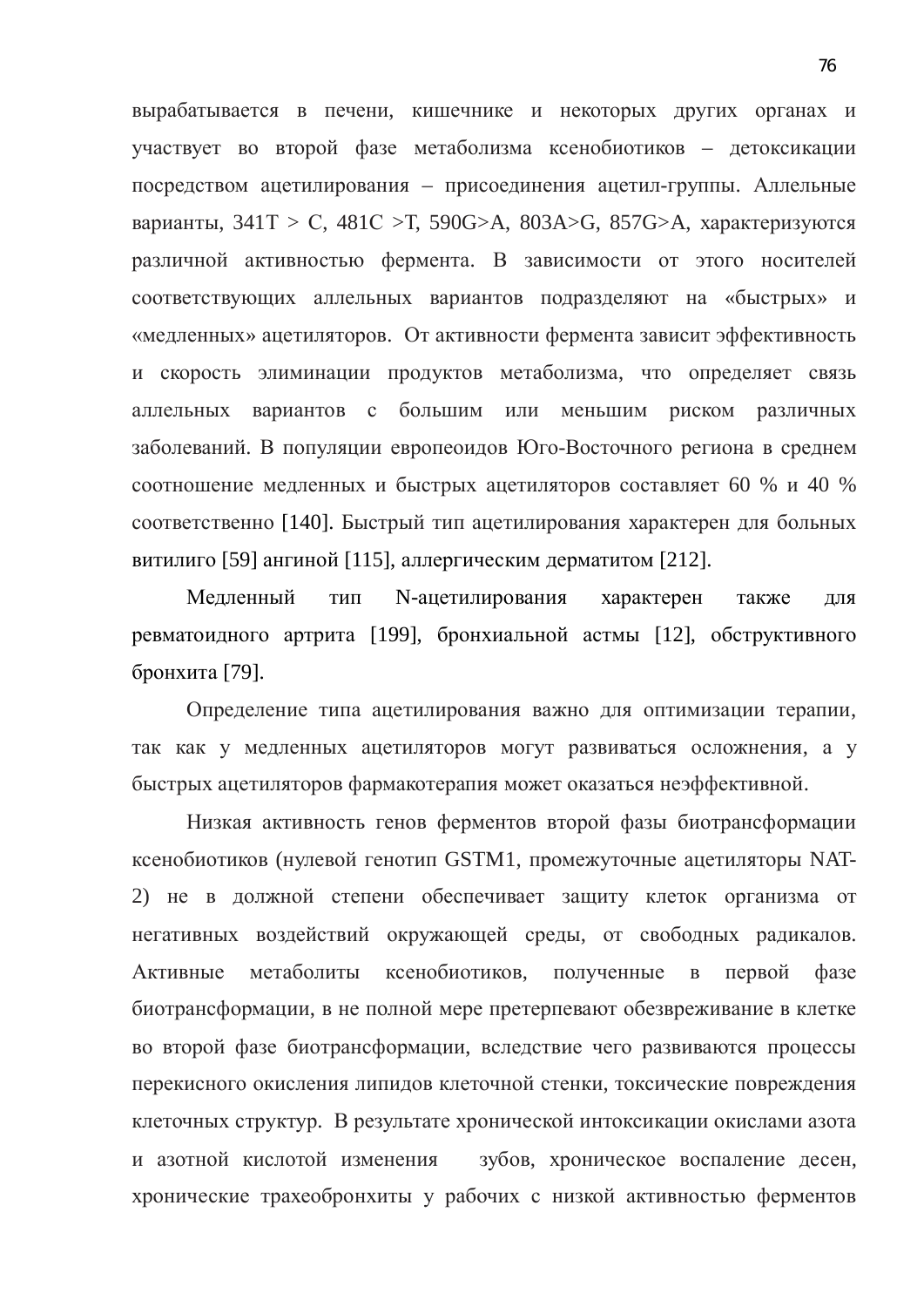вырабатывается в печени, кишечнике и некоторых других органах и участвует во второй фазе метаболизма ксенобиотиков – детоксикации посредством ацетилирования – присоединения ацетил-группы. Аллельные варианты, 341T > C, 481C >T, 590G>A, 803A>G, 857G>A, характеризуются различной активностью фермента. В зависимости от этого носителей соответствующих аллельных вариантов подразделяют на «быстрых» и «медленных» ацетиляторов. От активности фермента зависит эффективность и скорость элиминации продуктов метаболизма, что определяет связь аллельных вариантов с большим или меньшим риском различных заболеваний. В популяции европеоидов Юго-Восточного региона в среднем соотношение медленных и быстрых ацетиляторов составляет 60 % и 40 % соответственно [140]. Быстрый тип ацетилирования характерен для больных витилиго [59] ангиной [115], аллергическим дерматитом [212].

Медленный тип N-ацетилирования характерен также для ревматоидного артрита [199], бронхиальной астмы [12], обструктивного бронхита [79].

Определение типа ацетилирования важно для оптимизации терапии, так как у медленных ацетиляторов могут развиваться осложнения, а у быстрых ацетиляторов фармакотерапия может оказаться неэффективной.

Низкая активность генов ферментов второй фазы биотрансформации ксенобиотиков (нулевой генотип GSTM1, промежуточные ацетиляторы NAT-2) не в должной степени обеспечивает защиту клеток организма от негативных воздействий окружающей среды, от свободных радикалов. Активные метаболиты ксенобиотиков, полученные в первой фазе биотрансформации, в не полной мере претерпевают обезвреживание в клетке во второй фазе биотрансформации, вследствие чего развиваются процессы перекисного окисления липидов клеточной стенки, токсические повреждения клеточных структур. В результате хронической интоксикации окислами азота и азотной кислотой изменения зубов, хроническое воспаление десен, хронические трахеобронхиты у рабочих с низкой активностью ферментов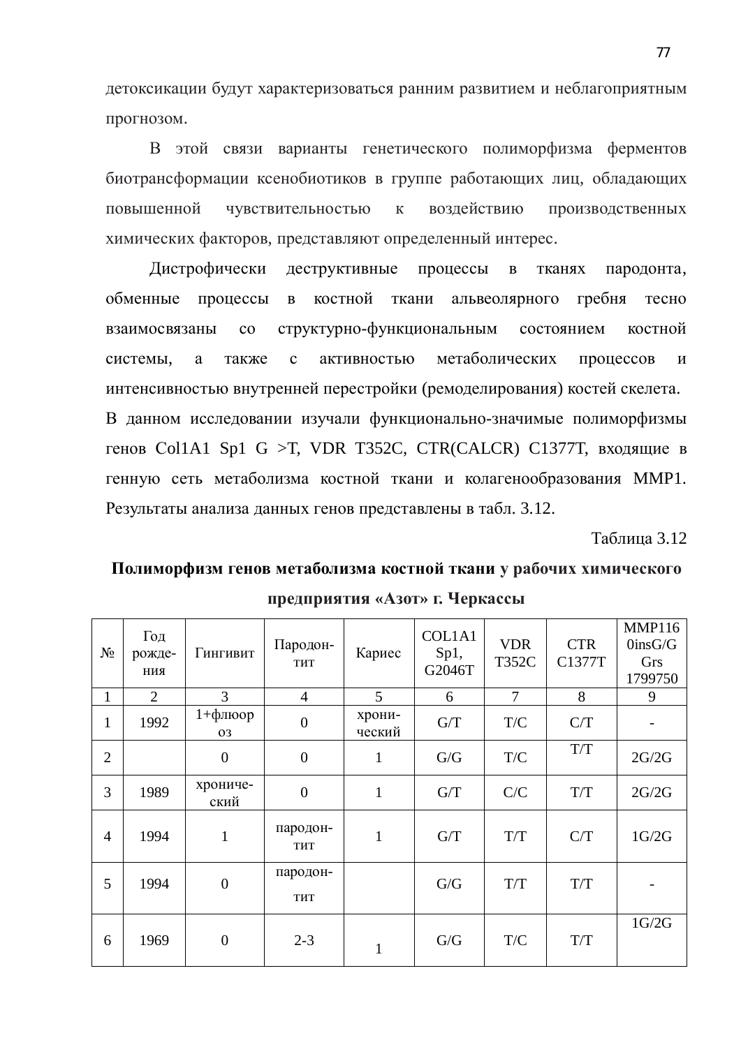детоксикации будут характеризоваться ранним развитием и неблагоприятным прогнозом.

В этой связи варианты генетического полиморфизма ферментов биотрансформации ксенобиотиков в группе работающих лиц, обладающих повышенной чувствительностью к воздействию производственных химических факторов, представляют определенный интерес.

Дистрофически деструктивные процессы в тканях пародонта, обменные процессы в костной ткани альвеолярного гребня тесно взаимосвязаны со структурно-функциональным состоянием костной системы, а также с активностью метаболических процессов и интенсивностью внутренней перестройки (ремоделирования) костей скелета.
В данном исследовании изучали функционально-значимые полиморфизмы генов Col1A1 Sp1 G >T, VDR T352C, CTR(CALCR) C1377T, входящие в генную сеть метаболизма костной ткани и колагенообразования MMP1. Результаты анализа данных генов представлены в табл. 3.12.

Таблица 3.12

**Полиморфизм генов метаболизма костной ткани у рабочих химического предприятия «Азот» г. Черкассы**

| № | Год рождения | Гингивит | Пародонтит | Кариес | COL1A1 Sp1, G2046T | VDR T352C | CTR C1377T | MMP1160insG/G Grs 1799750 |
|---|---|---|---|---|---|---|---|---|
| 1 | 2 | 3 | 4 | 5 | 6 | 7 | 8 | 9 |
| 1 | 1992 | 1+флюороз | 0 | хронический | G/T | T/C | C/T | - |
| 2 | | 0 | 0 | 1 | G/G | T/C | T/T | 2G/2G |
| 3 | 1989 | хронический | 0 | 1 | G/T | C/C | T/T | 2G/2G |
| 4 | 1994 | 1 | пародонтит | 1 | G/T | T/T | C/T | 1G/2G |
| 5 | 1994 | 0 | пародонтит | | G/G | T/T | T/T | - |
| 6 | 1969 | 0 | 2-3 | 1 | G/G | T/C | T/T | 1G/2G |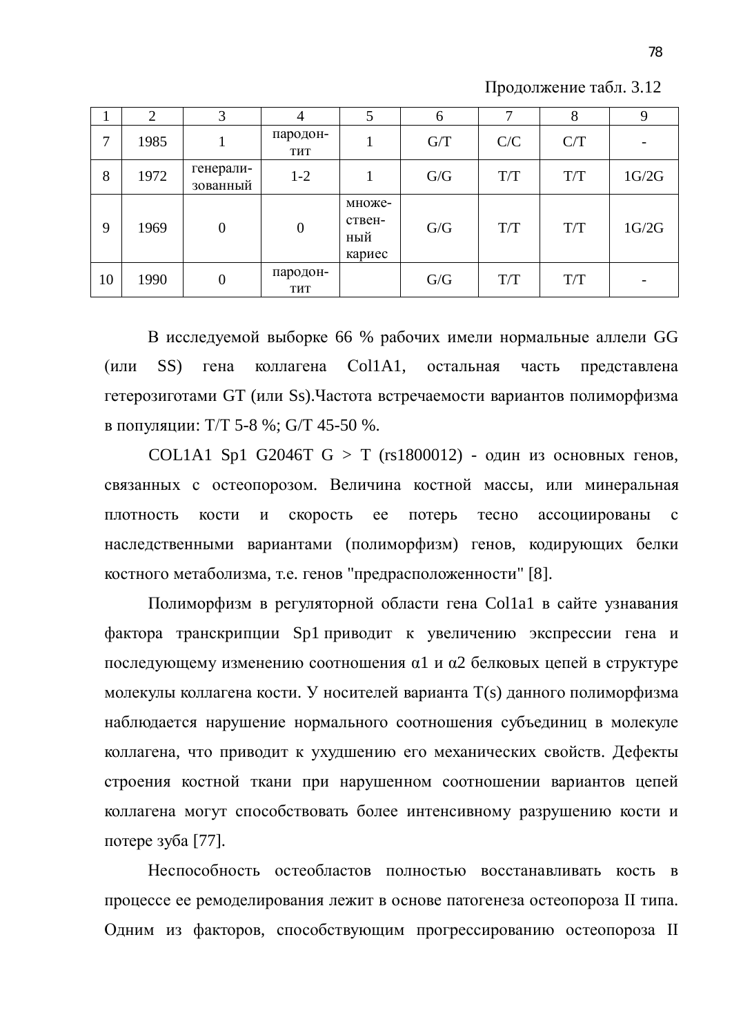Продолжение табл. 3.12

| 1 | 2 | 3 | 4 | 5 | 6 | 7 | 8 | 9 |
|---|---|---|---|---|---|---|---|---|
| 7 | 1985 | 1 | пародон-тит | 1 | G/T | C/C | C/T | - |
| 8 | 1972 | генерали-зованный | 1-2 | 1 | G/G | T/T | T/T | 1G/2G |
| 9 | 1969 | 0 | 0 | множе-ствен-ный кариес | G/G | T/T | T/T | 1G/2G |
| 10 | 1990 | 0 | пародон-тит | | G/G | T/T | T/T | - |

В исследуемой выборке 66 % рабочих имели нормальные аллели GG (или SS) гена коллагена Col1A1, остальная часть представлена гетерозиготами GT (или Ss).Частота встречаемости вариантов полиморфизма в популяции: T/T 5-8 %; G/T 45-50 %.

COL1A1 Sp1 G2046T G > T (rs1800012) - один из основных генов, связанных с остеопорозом. Величина костной массы, или минеральная плотность кости и скорость ее потерь тесно ассоциированы с наследственными вариантами (полиморфизм) генов, кодирующих белки костного метаболизма, т.е. генов "предрасположенности" [8].

Полиморфизм в регуляторной области гена Col1a1 в сайте узнавания фактора транскрипции Sp1 приводит к увеличению экспрессии гена и последующему изменению соотношения α1 и α2 белковых цепей в структуре молекулы коллагена кости. У носителей варианта T(s) данного полиморфизма наблюдается нарушение нормального соотношения субъединиц в молекуле коллагена, что приводит к ухудшению его механических свойств. Дефекты строения костной ткани при нарушенном соотношении вариантов цепей коллагена могут способствовать более интенсивному разрушению кости и потере зуба [77].

Неспособность остеобластов полностью восстанавливать кость в процессе ее ремоделирования лежит в основе патогенеза остеопороза II типа. Одним из факторов, способствующим прогрессированию остеопороза II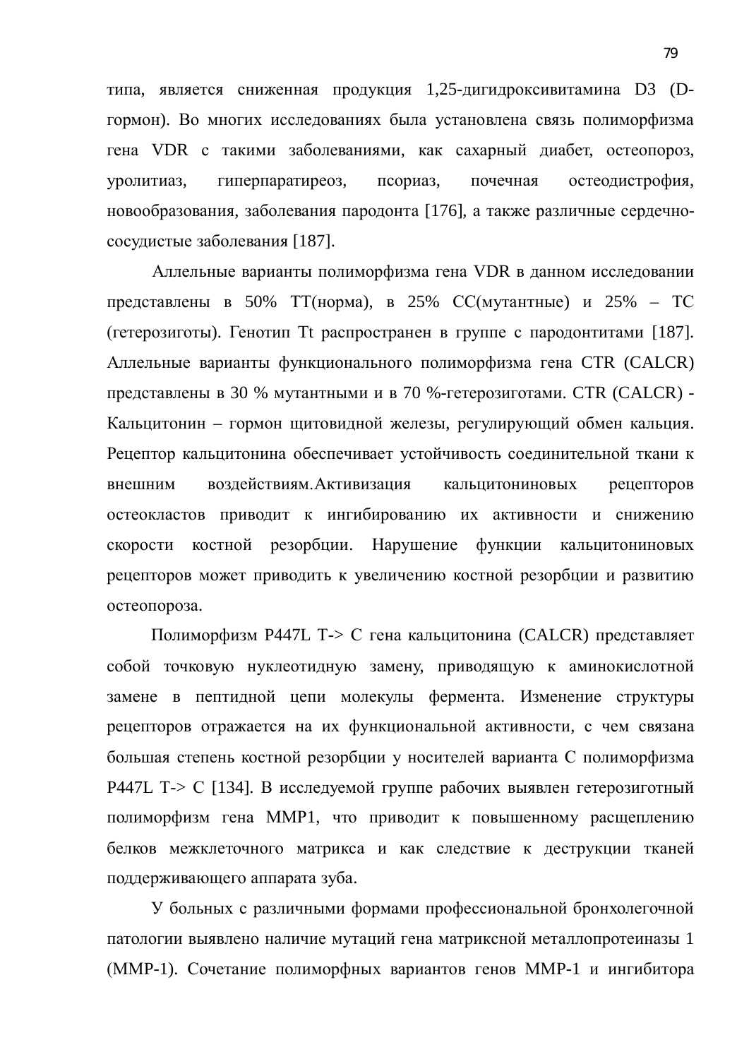типа, является сниженная продукция 1,25-дигидроксивитамина D3 (D-гормон). Во многих исследованиях была установлена связь полиморфизма гена VDR с такими заболеваниями, как сахарный диабет, остеопороз, уролитиаз, гиперпаратиреоз, псориаз, почечная остеодистрофия, новообразования, заболевания пародонта [176], а также различные сердечно-сосудистые заболевания [187].

Аллельные варианты полиморфизма гена VDR в данном исследовании представлены в 50% TT(норма), в 25% CC(мутантные) и 25% – TC (гетерозиготы). Генотип Tt распространен в группе с пародонтитами [187]. Аллельные варианты функционального полиморфизма гена CTR (CALCR) представлены в 30 % мутантными и в 70 %-гетерозиготами. CTR (CALCR) - Кальцитонин – гормон щитовидной железы, регулирующий обмен кальция. Рецептор кальцитонина обеспечивает устойчивость соединительной ткани к внешним воздействиям.Активизация кальцитониновых рецепторов остеокластов приводит к ингибированию их активности и снижению скорости костной резорбции. Нарушение функции кальцитониновых рецепторов может приводить к увеличению костной резорбции и развитию остеопороза.

Полиморфизм P447L T-> C гена кальцитонина (CALCR) представляет собой точковую нуклеотидную замену, приводящую к аминокислотной замене в пептидной цепи молекулы фермента. Изменение структуры рецепторов отражается на их функциональной активности, с чем связана большая степень костной резорбции у носителей варианта С полиморфизма P447L T-> C [134]. В исследуемой группе рабочих выявлен гетерозиготный полиморфизм гена MMP1, что приводит к повышенному расщеплению белков межклеточного матрикса и как следствие к деструкции тканей поддерживающего аппарата зуба.

У больных с различными формами профессиональной бронхолегочной патологии выявлено наличие мутаций гена матриксной металлопротеиназы 1 (MMP-1). Сочетание полиморфных вариантов генов MMP-1 и ингибитора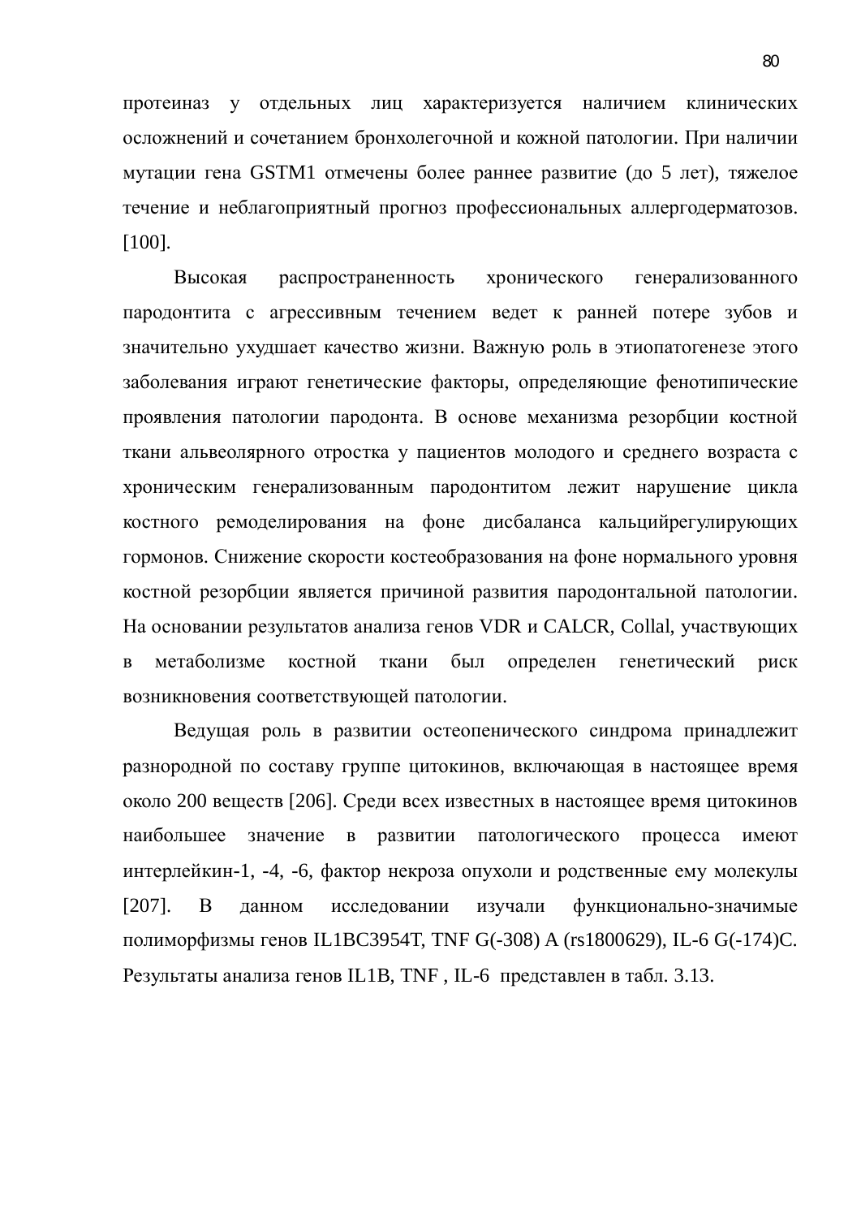протеиназ у отдельных лиц характеризуется наличием клинических осложнений и сочетанием бронхолегочной и кожной патологии. При наличии мутации гена GSTM1 отмечены более раннее развитие (до 5 лет), тяжелое течение и неблагоприятный прогноз профессиональных аллергодерматозов. [100].

Высокая распространенность хронического генерализованного пародонтита с агрессивным течением ведет к ранней потере зубов и значительно ухудшает качество жизни. Важную роль в этиопатогенезе этого заболевания играют генетические факторы, определяющие фенотипические проявления патологии пародонта. В основе механизма резорбции костной ткани альвеолярного отростка у пациентов молодого и среднего возраста с хроническим генерализованным пародонтитом лежит нарушение цикла костного ремоделирования на фоне дисбаланса кальцийрегулирующих гормонов. Снижение скорости костеобразования на фоне нормального уровня костной резорбции является причиной развития пародонтальной патологии. На основании результатов анализа генов VDR и CALCR, Collal, участвующих в метаболизме костной ткани был определен генетический риск возникновения соответствующей патологии.

Ведущая роль в развитии остеопенического синдрома принадлежит разнородной по составу группе цитокинов, включающая в настоящее время около 200 веществ [206]. Среди всех известных в настоящее время цитокинов наибольшее значение в развитии патологического процесса имеют интерлейкин-1, -4, -6, фактор некроза опухоли и родственные ему молекулы [207]. В данном исследовании изучали функционально-значимые полиморфизмы генов IL1BC3954T, TNF G(-308) A (rs1800629), IL-6 G(-174)C. Результаты анализа генов IL1B, TNF , IL-6 представлен в табл. 3.13.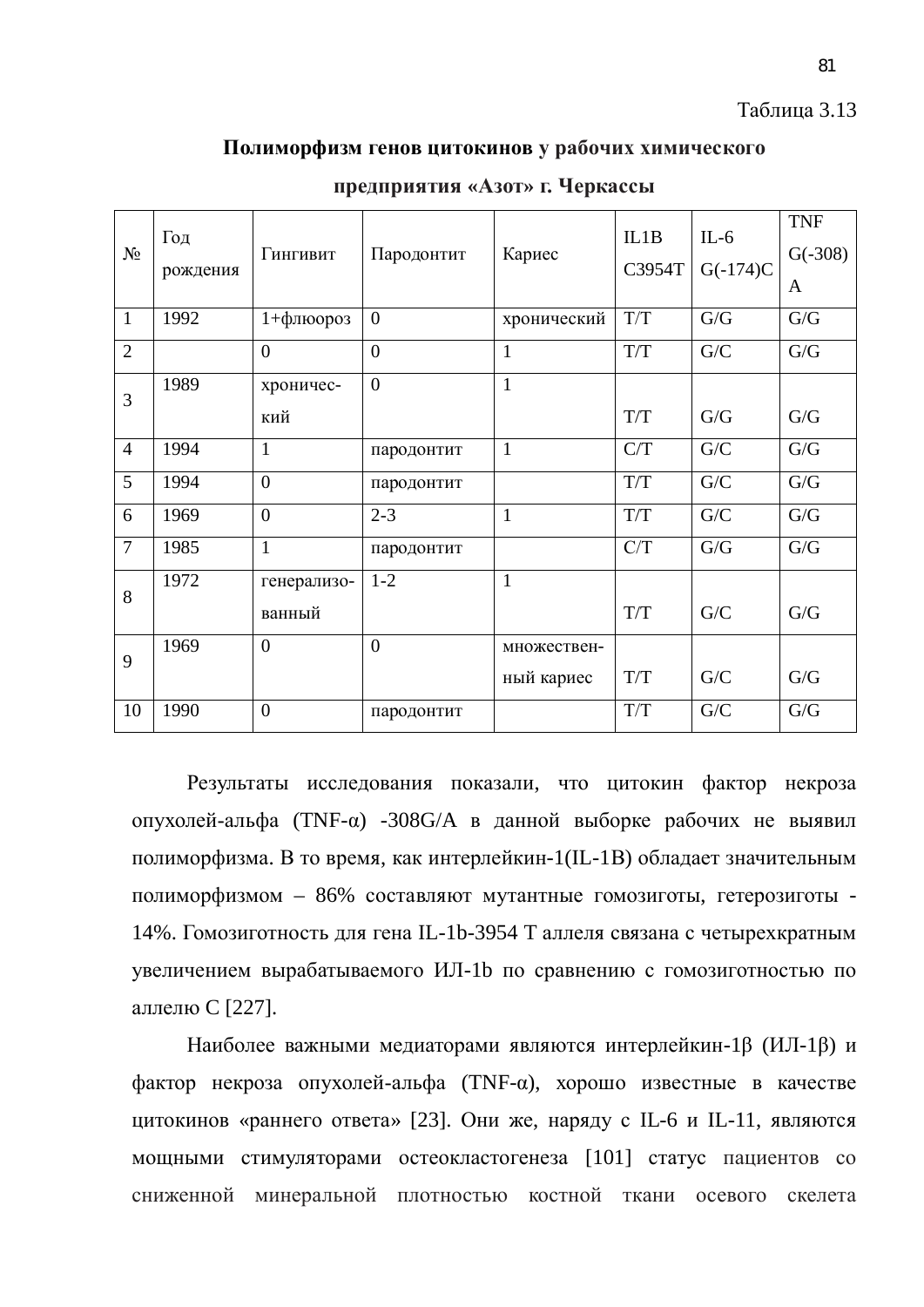Таблица 3.13

**Полиморфизм генов цитокинов у рабочих химического предприятия «Азот» г. Черкассы**

| № | Год рождения | Гингивит | Пародонтит | Кариес | IL1B C3954T | IL-6 G(-174)C | TNF G(-308) A |
|---|---|---|---|---|---|---|---|
| 1 | 1992 | 1+флюороз | 0 | хронический | T/T | G/G | G/G |
| 2 | | 0 | 0 | 1 | T/T | G/C | G/G |
| 3 | 1989 | хронический | 0 | 1 | T/T | G/G | G/G |
| 4 | 1994 | 1 | пародонтит | 1 | C/T | G/C | G/G |
| 5 | 1994 | 0 | пародонтит | | T/T | G/C | G/G |
| 6 | 1969 | 0 | 2-3 | 1 | T/T | G/C | G/G |
| 7 | 1985 | 1 | пародонтит | | C/T | G/G | G/G |
| 8 | 1972 | генерализованный | 1-2 | 1 | T/T | G/C | G/G |
| 9 | 1969 | 0 | 0 | множественный кариес | T/T | G/C | G/G |
| 10 | 1990 | 0 | пародонтит | | T/T | G/C | G/G |

Результаты исследования показали, что цитокин фактор некроза опухолей-альфа (TNF-α) -308G/A в данной выборке рабочих не выявил полиморфизма. В то время, как интерлейкин-1(IL-1B) обладает значительным полиморфизмом – 86% составляют мутантные гомозиготы, гетерозиготы - 14%. Гомозиготность для гена IL-1b-3954 T аллеля связана с четырехкратным увеличением вырабатываемого ИЛ-1b по сравнению с гомозиготностью по аллелю С [227].

Наиболее важными медиаторами являются интерлейкин-1β (ИЛ-1β) и фактор некроза опухолей-альфа (TNF-α), хорошо известные в качестве цитокинов «раннего ответа» [23]. Они же, наряду с IL-6 и IL-11, являются мощными стимуляторами остеокластогенеза [101] статус пациентов со сниженной минеральной плотностью костной ткани осевого скелета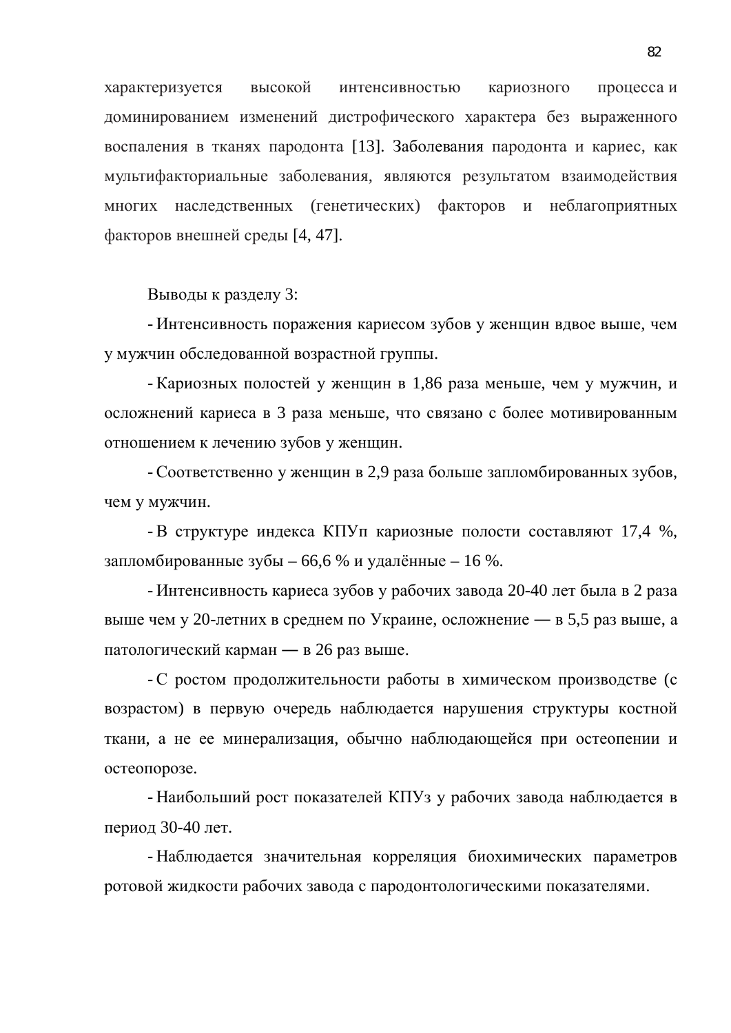характеризуется высокой интенсивностью кариозного процесса и доминированием изменений дистрофического характера без выраженного воспаления в тканях пародонта [13]. Заболевания пародонта и кариес, как мультифакториальные заболевания, являются результатом взаимодействия многих наследственных (генетических) факторов и неблагоприятных факторов внешней среды [4, 47].

Выводы к разделу 3:

- Интенсивность поражения кариесом зубов у женщин вдвое выше, чем у мужчин обследованной возрастной группы.
- Кариозных полостей у женщин в 1,86 раза меньше, чем у мужчин, и осложнений кариеса в 3 раза меньше, что связано с более мотивированным отношением к лечению зубов у женщин.
- Соответственно у женщин в 2,9 раза больше запломбированных зубов, чем у мужчин.
- В структуре индекса КПУп кариозные полости составляют 17,4 %, запломбированные зубы – 66,6 % и удалённые – 16 %.
- Интенсивность кариеса зубов у рабочих завода 20-40 лет была в 2 раза выше чем у 20-летних в среднем по Украине, осложнение — в 5,5 раз выше, а патологический карман — в 26 раз выше.
- С ростом продолжительности работы в химическом производстве (с возрастом) в первую очередь наблюдается нарушения структуры костной ткани, а не ее минерализация, обычно наблюдающейся при остеопении и остеопорозе.
- Наибольший рост показателей КПУз у рабочих завода наблюдается в период 30-40 лет.
- Наблюдается значительная корреляция биохимических параметров ротовой жидкости рабочих завода с пародонтологическими показателями.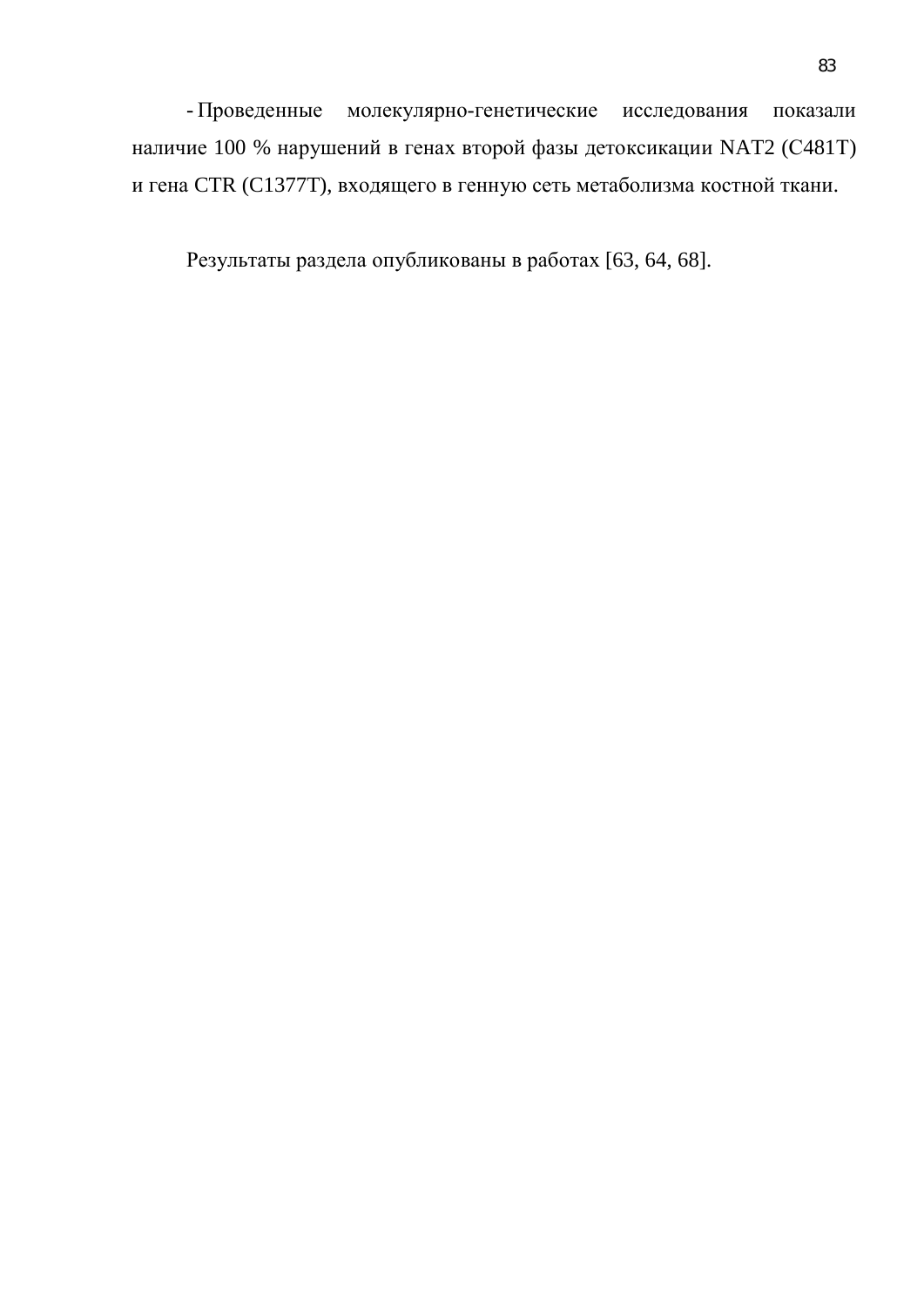- Проведенные молекулярно-генетические исследования показали наличие 100 % нарушений в генах второй фазы детоксикации NAT2 (C481T) и гена CTR (C1377T), входящего в генную сеть метаболизма костной ткани.

Результаты раздела опубликованы в работах [63, 64, 68].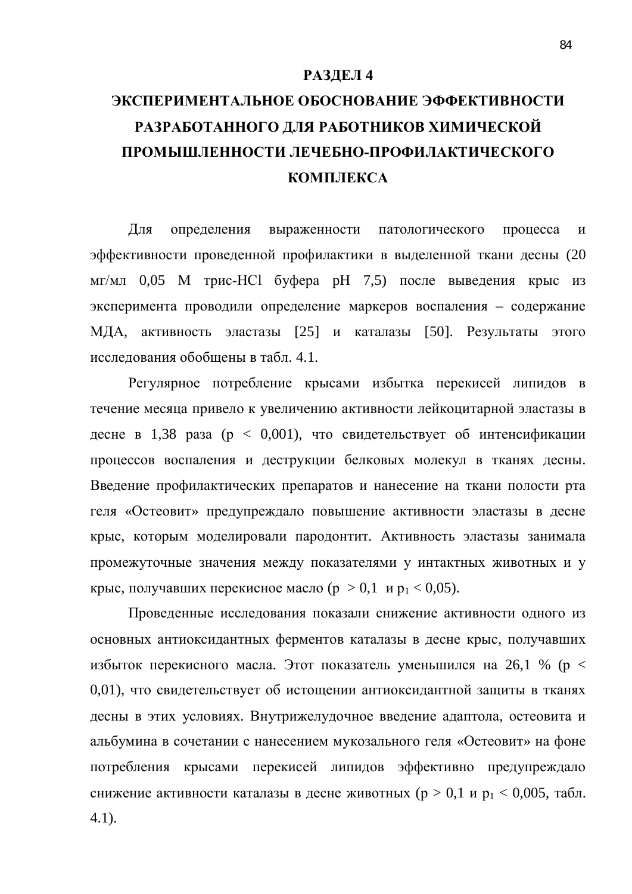# РАЗДЕЛ 4

# ЭКСПЕРИМЕНТАЛЬНОЕ ОБОСНОВАНИЕ ЭФФЕКТИВНОСТИ РАЗРАБОТАННОГО ДЛЯ РАБОТНИКОВ ХИМИЧЕСКОЙ ПРОМЫШЛЕННОСТИ ЛЕЧЕБНО-ПРОФИЛАКТИЧЕСКОГО КОМПЛЕКСА

Для определения выраженности патологического процесса и эффективности проведенной профилактики в выделенной ткани десны (20 мг/мл 0,05 М трис-HCl буфера pH 7,5) после выведения крыс из эксперимента проводили определение маркеров воспаления – содержание МДА, активность эластазы [25] и каталазы [50]. Результаты этого исследования обобщены в табл. 4.1.

Регулярное потребление крысами избытка перекисей липидов в течение месяца привело к увеличению активности лейкоцитарной эластазы в десне в 1,38 раза ($p < 0{,}001$), что свидетельствует об интенсификации процессов воспаления и деструкции белковых молекул в тканях десны. Введение профилактических препаратов и нанесение на ткани полости рта геля «Остеовит» предупреждало повышение активности эластазы в десне крыс, которым моделировали пародонтит. Активность эластазы занимала промежуточные значения между показателями у интактных животных и у крыс, получавших перекисное масло ($p > 0{,}1$ и $p_1 < 0{,}05$).

Проведенные исследования показали снижение активности одного из основных антиоксидантных ферментов каталазы в десне крыс, получавших избыток перекисного масла. Этот показатель уменьшился на 26,1 % ($p < 0{,}01$), что свидетельствует об истощении антиоксидантной защиты в тканях десны в этих условиях. Внутрижелудочное введение адаптола, остеовита и альбумина в сочетании с нанесением мукозального геля «Остеовит» на фоне потребления крысами перекисей липидов эффективно предупреждало снижение активности каталазы в десне животных ($p > 0{,}1$ и $p_1 < 0{,}005$, табл. 4.1).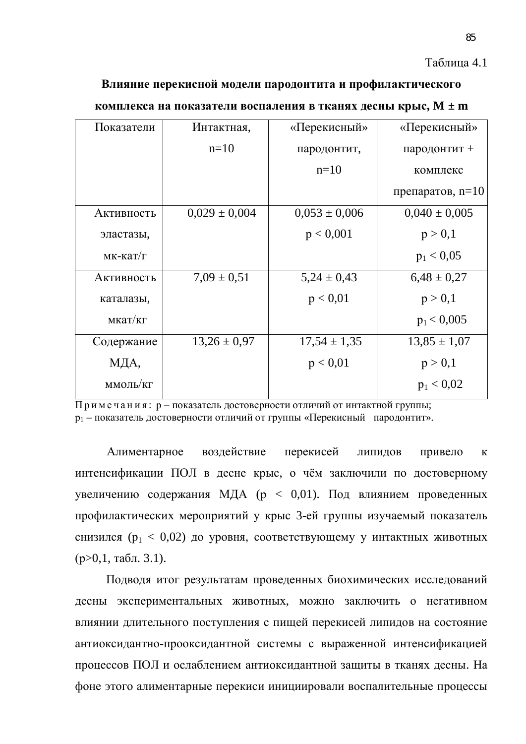Таблица 4.1

**Влияние перекисной модели пародонтита и профилактического комплекса на показатели воспаления в тканях десны крыс, M ± m**

| Показатели | Интактная, n=10 | «Перекисный» пародонтит, n=10 | «Перекисный» пародонтит + комплекс препаратов, n=10 |
|---|---|---|---|
| Активность эластазы, мк-кат/г | 0,029 ± 0,004 | 0,053 ± 0,006 $p < 0,001$ | 0,040 ± 0,005 $p > 0,1$ $p_1 < 0,05$ |
| Активность каталазы, мкат/кг | 7,09 ± 0,51 | 5,24 ± 0,43 $p < 0,01$ | 6,48 ± 0,27 $p > 0,1$ $p_1 < 0,005$ |
| Содержание МДА, ммоль/кг | 13,26 ± 0,97 | 17,54 ± 1,35 $p < 0,01$ | 13,85 ± 1,07 $p > 0,1$ $p_1 < 0,02$ |

Примечания: p – показатель достоверности отличий от интактной группы; $p_1$ – показатель достоверности отличий от группы «Перекисный пародонтит».

Алиментарное воздействие перекисей липидов привело к интенсификации ПОЛ в десне крыс, о чём заключили по достоверному увеличению содержания МДА ($p < 0,01$). Под влиянием проведенных профилактических мероприятий у крыс 3-ей группы изучаемый показатель снизился ($p_1 < 0,02$) до уровня, соответствующему у интактных животных ($p>0,1$, табл. 3.1).

Подводя итог результатам проведенных биохимических исследований десны экспериментальных животных, можно заключить о негативном влиянии длительного поступления с пищей перекисей липидов на состояние антиоксидантно-прооксидантной системы с выраженной интенсификацией процессов ПОЛ и ослаблением антиоксидантной защиты в тканях десны. На фоне этого алиментарные перекиси инициировали воспалительные процессы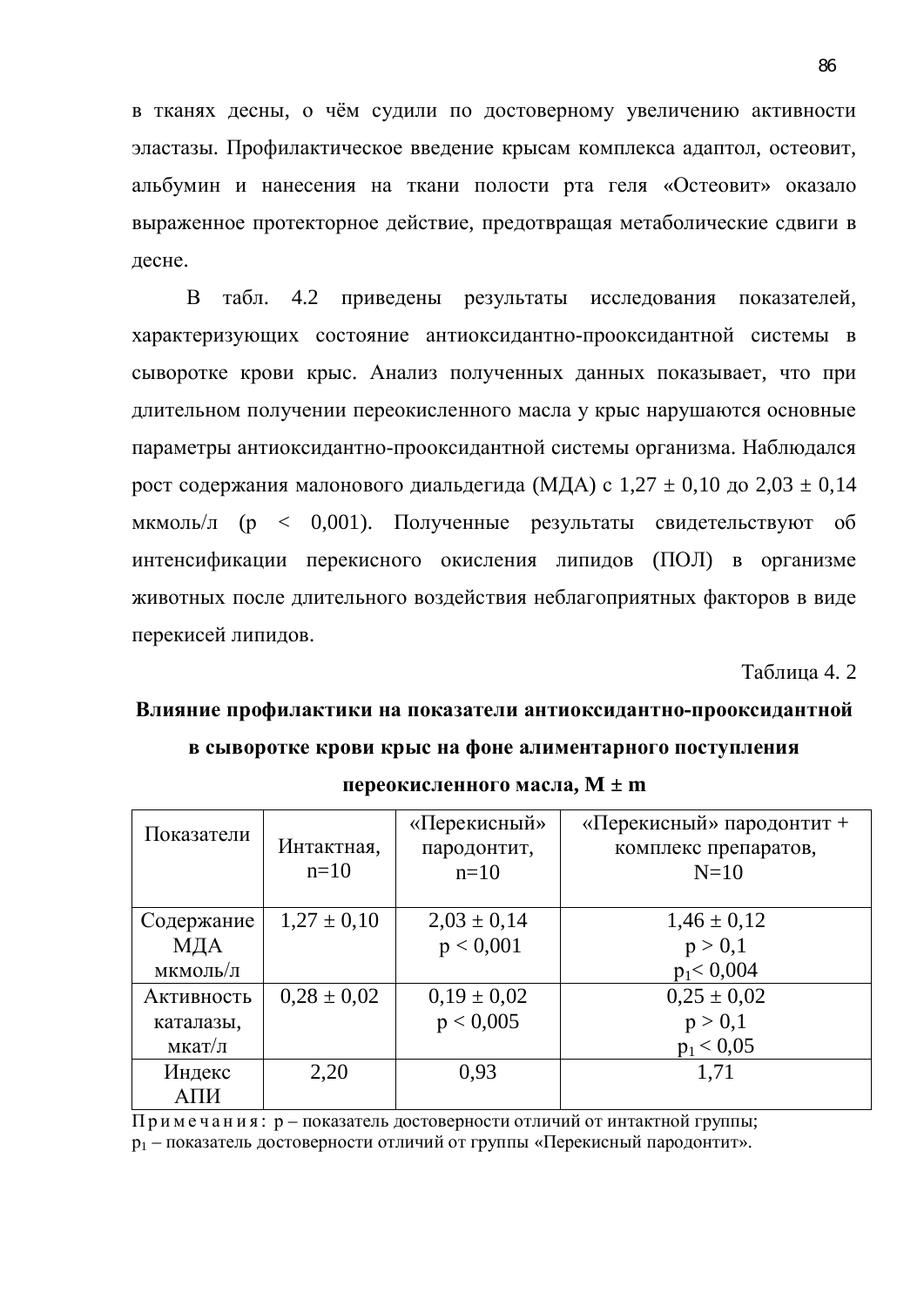в тканях десны, о чём судили по достоверному увеличению активности эластазы. Профилактическое введение крысам комплекса адаптол, остеовит, альбумин и нанесения на ткани полости рта геля «Остеовит» оказало выраженное протекторное действие, предотвращая метаболические сдвиги в десне.

В табл. 4.2 приведены результаты исследования показателей, характеризующих состояние антиоксидантно-прооксидантной системы в сыворотке крови крыс. Анализ полученных данных показывает, что при длительном получении переокисленного масла у крыс нарушаются основные параметры антиоксидантно-прооксидантной системы организма. Наблюдался рост содержания малонового диальдегида (МДА) с 1,27 ± 0,10 до 2,03 ± 0,14 мкмоль/л ($p < 0,001$). Полученные результаты свидетельствуют об интенсификации перекисного окисления липидов (ПОЛ) в организме животных после длительного воздействия неблагоприятных факторов в виде перекисей липидов.

Таблица 4. 2

**Влияние профилактики на показатели антиоксидантно-прооксидантной в сыворотке крови крыс на фоне алиментарного поступления переокисленного масла, M ± m**

| Показатели | Интактная, n=10 | «Перекисный» пародонтит, n=10 | «Перекисный» пародонтит + комплекс препаратов, N=10 |
|---|---|---|---|
| Содержание МДА мкмоль/л | 1,27 ± 0,10 | 2,03 ± 0,14<br>$p < 0,001$ | 1,46 ± 0,12<br>$p > 0,1$<br>$p_1 < 0,004$ |
| Активность каталазы, мкат/л | 0,28 ± 0,02 | 0,19 ± 0,02<br>$p < 0,005$ | 0,25 ± 0,02<br>$p > 0,1$<br>$p_1 < 0,05$ |
| Индекс АПИ | 2,20 | 0,93 | 1,71 |

П р и м е ч а н и я : p – показатель достоверности отличий от интактной группы;
$p_1$ – показатель достоверности отличий от группы «Перекисный пародонтит».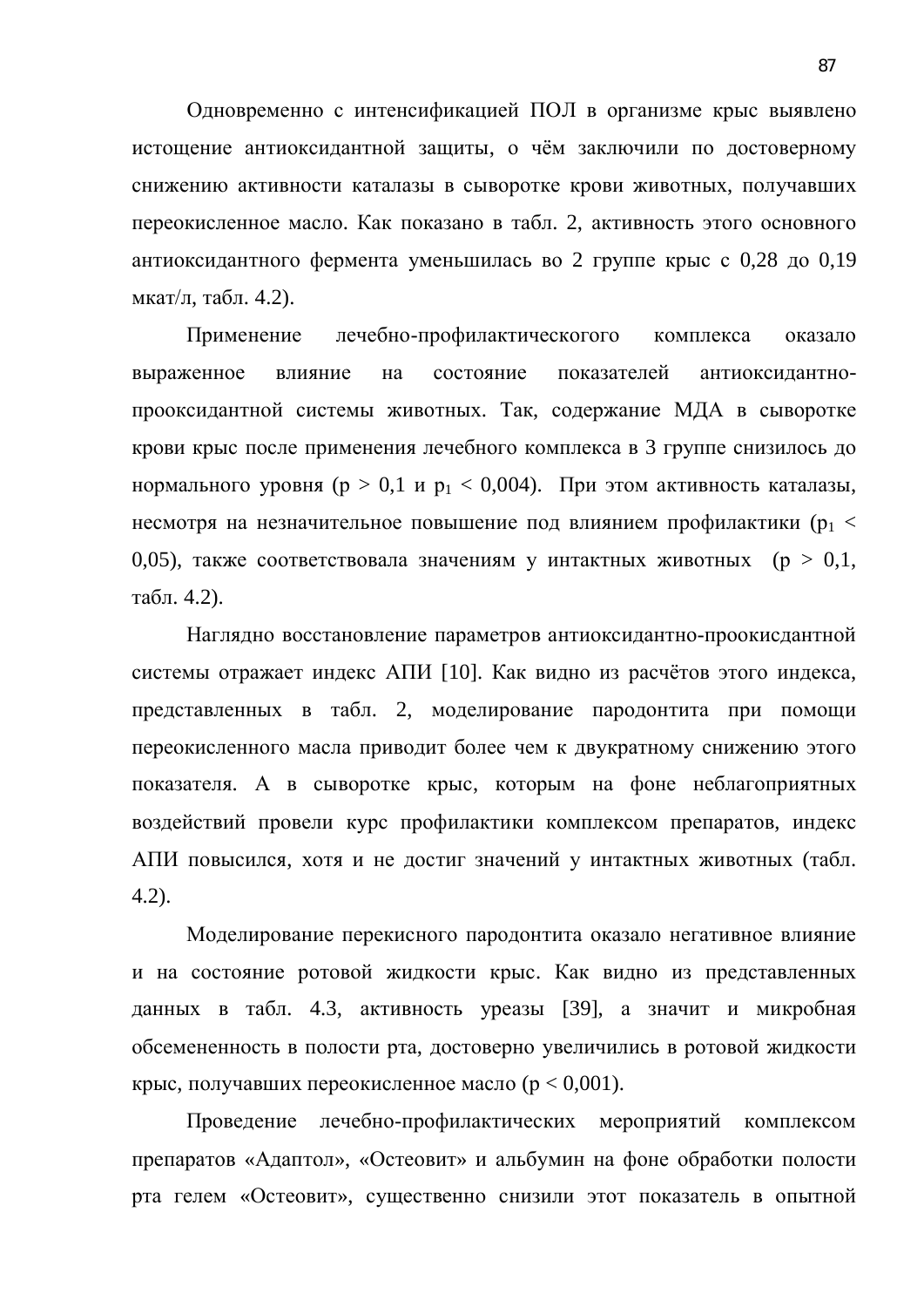Одновременно с интенсификацией ПОЛ в организме крыс выявлено истощение антиоксидантной защиты, о чём заключили по достоверному снижению активности каталазы в сыворотке крови животных, получавших переокисленное масло. Как показано в табл. 2, активность этого основного антиоксидантного фермента уменьшилась во 2 группе крыс с 0,28 до 0,19 мкат/л, табл. 4.2).

Применение лечебно-профилактического комплекса оказало выраженное влияние на состояние показателей антиоксидантно-прооксидантной системы животных. Так, содержание МДА в сыворотке крови крыс после применения лечебного комплекса в 3 группе снизилось до нормального уровня ($p > 0,1$ и $p_1 < 0,004$). При этом активность каталазы, несмотря на незначительное повышение под влиянием профилактики ($p_1 < 0,05$), также соответствовала значениям у интактных животных ($p > 0,1$, табл. 4.2).

Наглядно восстановление параметров антиоксидантно-проокисдантной системы отражает индекс АПИ [10]. Как видно из расчётов этого индекса, представленных в табл. 2, моделирование пародонтита при помощи переокисленного масла приводит более чем к двукратному снижению этого показателя. А в сыворотке крыс, которым на фоне неблагоприятных воздействий провели курс профилактики комплексом препаратов, индекс АПИ повысился, хотя и не достиг значений у интактных животных (табл. 4.2).

Моделирование перекисного пародонтита оказало негативное влияние и на состояние ротовой жидкости крыс. Как видно из представленных данных в табл. 4.3, активность уреазы [39], а значит и микробная обсемененность в полости рта, достоверно увеличились в ротовой жидкости крыс, получавших переокисленное масло ($p < 0,001$).

Проведение лечебно-профилактических мероприятий комплексом препаратов «Адаптол», «Остеовит» и альбумин на фоне обработки полости рта гелем «Остеовит», существенно снизили этот показатель в опытной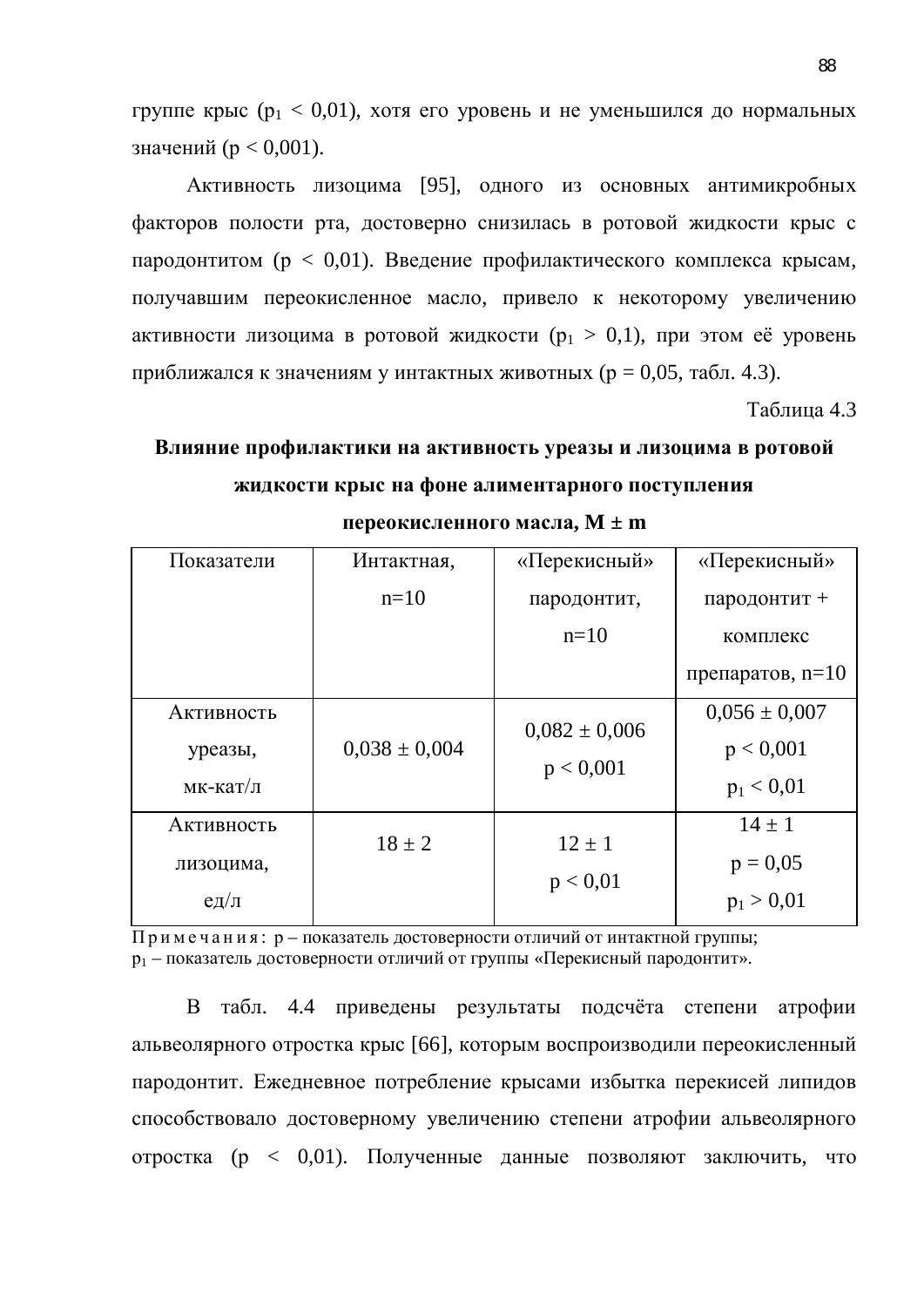группе крыс ($p_1 < 0{,}01$), хотя его уровень и не уменьшился до нормальных значений ($p < 0{,}001$).

Активность лизоцима [95], одного из основных антимикробных факторов полости рта, достоверно снизилась в ротовой жидкости крыс с пародонтитом ($p < 0{,}01$). Введение профилактического комплекса крысам, получавшим переокисленное масло, привело к некоторому увеличению активности лизоцима в ротовой жидкости ($p_1 > 0{,}1$), при этом её уровень приближался к значениям у интактных животных ($p = 0{,}05$, табл. 4.3).

Таблица 4.3

**Влияние профилактики на активность уреазы и лизоцима в ротовой жидкости крыс на фоне алиментарного поступления переокисленного масла, M ± m**

| Показатели | Интактная, n=10 | «Перекисный» пародонтит, n=10 | «Перекисный» пародонтит + комплекс препаратов, n=10 |
|---|---|---|---|
| Активность уреазы, мк-кат/л | 0,038 ± 0,004 | 0,082 ± 0,006<br>$p < 0{,}001$ | 0,056 ± 0,007<br>$p < 0{,}001$<br>$p_1 < 0{,}01$ |
| Активность лизоцима, ед/л | 18 ± 2 | 12 ± 1<br>$p < 0{,}01$ | 14 ± 1<br>$p = 0{,}05$<br>$p_1 > 0{,}01$ |

Примечания: p – показатель достоверности отличий от интактной группы;
$p_1$ – показатель достоверности отличий от группы «Перекисный пародонтит».

В табл. 4.4 приведены результаты подсчёта степени атрофии альвеолярного отростка крыс [66], которым воспроизводили переокисленный пародонтит. Ежедневное потребление крысами избытка перекисей липидов способствовало достоверному увеличению степени атрофии альвеолярного отростка ($p < 0{,}01$). Полученные данные позволяют заключить, что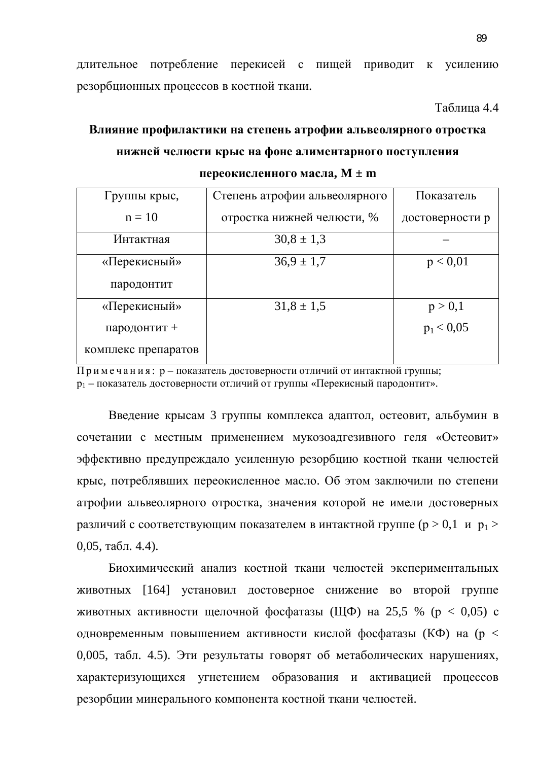длительное потребление перекисей с пищей приводит к усилению резорбционных процессов в костной ткани.

Таблица 4.4

**Влияние профилактики на степень атрофии альвеолярного отростка нижней челюсти крыс на фоне алиментарного поступления переокисленного масла, M ± m**

| Группы крыс, n = 10 | Степень атрофии альвеолярного отростка нижней челюсти, % | Показатель достоверности p |
|---|---|---|
| Интактная | 30,8 ± 1,3 | – |
| «Перекисный» пародонтит | 36,9 ± 1,7 | $p < 0,01$ |
| «Перекисный» пародонтит + комплекс препаратов | 31,8 ± 1,5 | $p > 0,1$ $p_1 < 0,05$ |

Примечания: p – показатель достоверности отличий от интактной группы; $p_1$ – показатель достоверности отличий от группы «Перекисный пародонтит».

Введение крысам 3 группы комплекса адаптол, остеовит, альбумин в сочетании с местным применением мукозоадгезивного геля «Остеовит» эффективно предупреждало усиленную резорбцию костной ткани челюстей крыс, потреблявших переокисленное масло. Об этом заключили по степени атрофии альвеолярного отростка, значения которой не имели достоверных различий с соответствующим показателем в интактной группе ($p > 0,1$ и $p_1 > 0,05$, табл. 4.4).

Биохимический анализ костной ткани челюстей экспериментальных животных [164] установил достоверное снижение во второй группе животных активности щелочной фосфатазы (ЩФ) на 25,5 % ($p < 0,05$) с одновременным повышением активности кислой фосфатазы (КФ) на ($p < 0,005$, табл. 4.5). Эти результаты говорят об метаболических нарушениях, характеризующихся угнетением образования и активацией процессов резорбции минерального компонента костной ткани челюстей.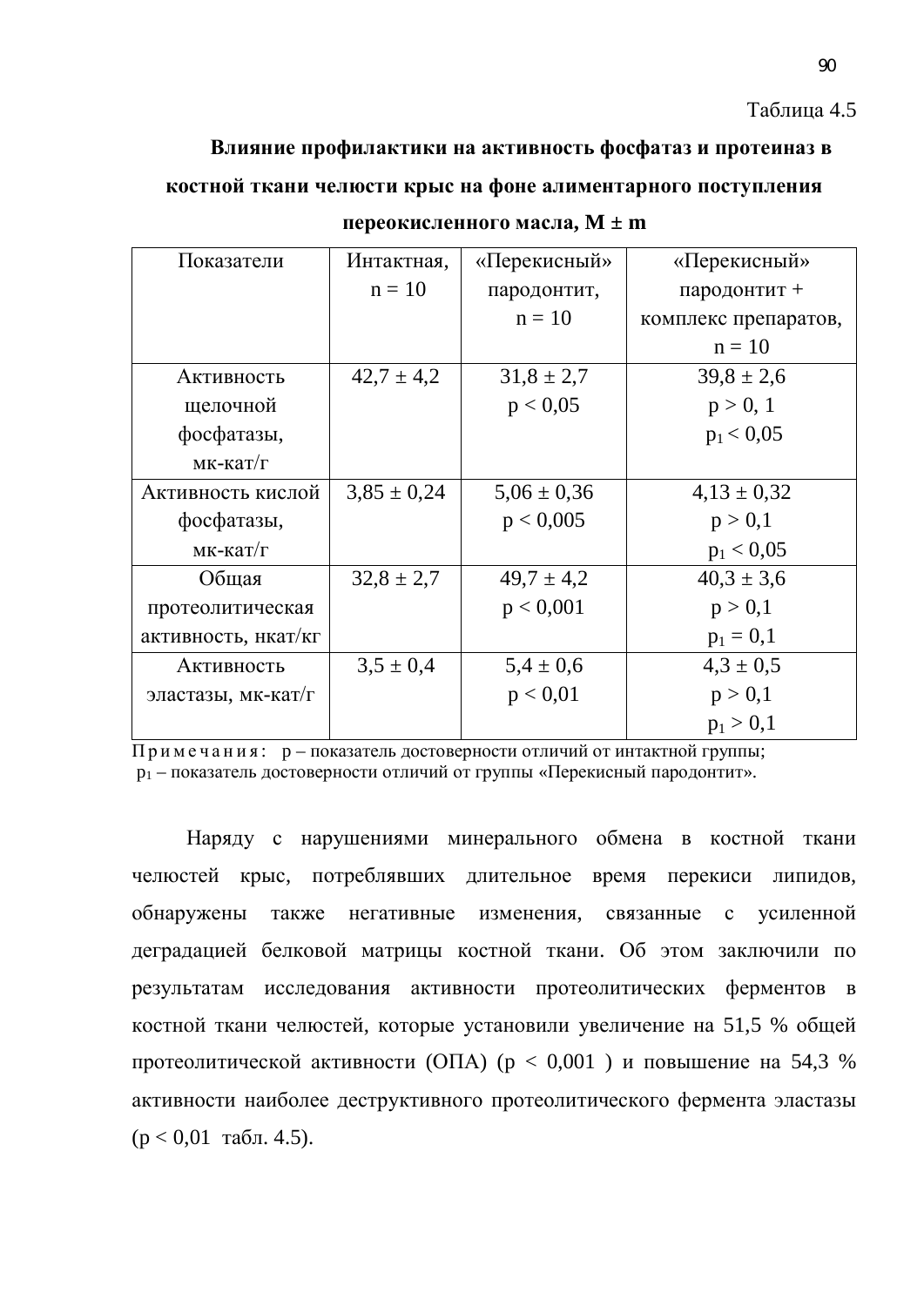Таблица 4.5

**Влияние профилактики на активность фосфатаз и протеиназ в костной ткани челюсти крыс на фоне алиментарного поступления переокисленного масла, M ± m**

| Показатели | Интактная, n = 10 | «Перекисный» пародонтит, n = 10 | «Перекисный» пародонтит + комплекс препаратов, n = 10 |
|---|---|---|---|
| Активность щелочной фосфатазы, мк-кат/г | 42,7 ± 4,2 | 31,8 ± 2,7 $p < 0{,}05$ | 39,8 ± 2,6 $p > 0{,}1$ $p_1 < 0{,}05$ |
| Активность кислой фосфатазы, мк-кат/г | 3,85 ± 0,24 | 5,06 ± 0,36 $p < 0{,}005$ | 4,13 ± 0,32 $p > 0{,}1$ $p_1 < 0{,}05$ |
| Общая протеолитическая активность, нкат/кг | 32,8 ± 2,7 | 49,7 ± 4,2 $p < 0{,}001$ | 40,3 ± 3,6 $p > 0{,}1$ $p_1 = 0{,}1$ |
| Активность эластазы, мк-кат/г | 3,5 ± 0,4 | 5,4 ± 0,6 $p < 0{,}01$ | 4,3 ± 0,5 $p > 0{,}1$ $p_1 > 0{,}1$ |

П р и м е ч а н и я : p – показатель достоверности отличий от интактной группы; $p_1$ – показатель достоверности отличий от группы «Перекисный пародонтит».

Наряду с нарушениями минерального обмена в костной ткани челюстей крыс, потреблявших длительное время перекиси липидов, обнаружены также негативные изменения, связанные с усиленной деградацией белковой матрицы костной ткани. Об этом заключили по результатам исследования активности протеолитических ферментов в костной ткани челюстей, которые установили увеличение на 51,5 % общей протеолитической активности (ОПА) ($p < 0{,}001$ ) и повышение на 54,3 % активности наиболее деструктивного протеолитического фермента эластазы ($p < 0{,}01$ табл. 4.5).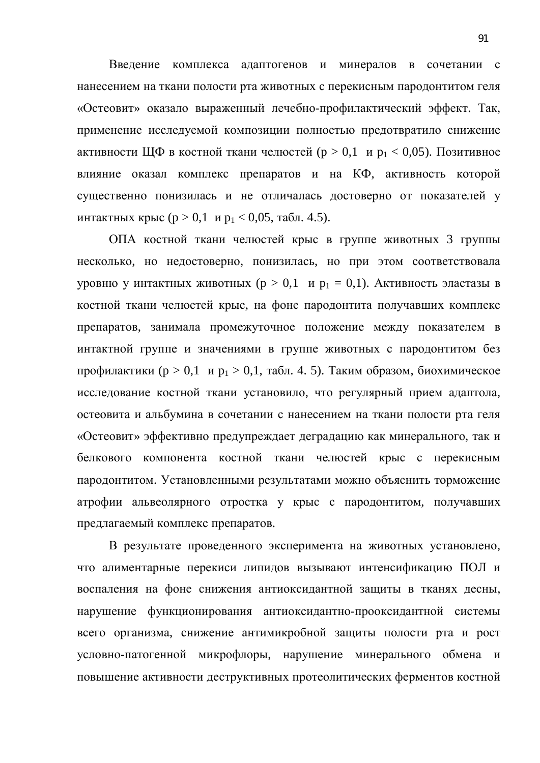Введение комплекса адаптогенов и минералов в сочетании с нанесением на ткани полости рта животных с перекисным пародонтитом геля «Остеовит» оказало выраженный лечебно-профилактический эффект. Так, применение исследуемой композиции полностью предотвратило снижение активности ЩФ в костной ткани челюстей ($p > 0,1$ и $p_1 < 0,05$). Позитивное влияние оказал комплекс препаратов и на КФ, активность которой существенно понизилась и не отличалась достоверно от показателей у интактных крыс ($p > 0,1$ и $p_1 < 0,05$, табл. 4.5).

ОПА костной ткани челюстей крыс в группе животных 3 группы несколько, но недостоверно, понизилась, но при этом соответствовала уровню у интактных животных ($p > 0,1$ и $p_1 = 0,1$). Активность эластазы в костной ткани челюстей крыс, на фоне пародонтита получавших комплекс препаратов, занимала промежуточное положение между показателем в интактной группе и значениями в группе животных с пародонтитом без профилактики ($p > 0,1$ и $p_1 > 0,1$, табл. 4. 5). Таким образом, биохимическое исследование костной ткани установило, что регулярный прием адаптола, остеовита и альбумина в сочетании с нанесением на ткани полости рта геля «Остеовит» эффективно предупреждает деградацию как минерального, так и белкового компонента костной ткани челюстей крыс с перекисным пародонтитом. Установленными результатами можно объяснить торможение атрофии альвеолярного отростка у крыс с пародонтитом, получавших предлагаемый комплекс препаратов.

В результате проведенного эксперимента на животных установлено, что алиментарные перекиси липидов вызывают интенсификацию ПОЛ и воспаления на фоне снижения антиоксидантной защиты в тканях десны, нарушение функционирования антиоксидантно-прооксидантной системы всего организма, снижение антимикробной защиты полости рта и рост условно-патогенной микрофлоры, нарушение минерального обмена и повышение активности деструктивных протеолитических ферментов костной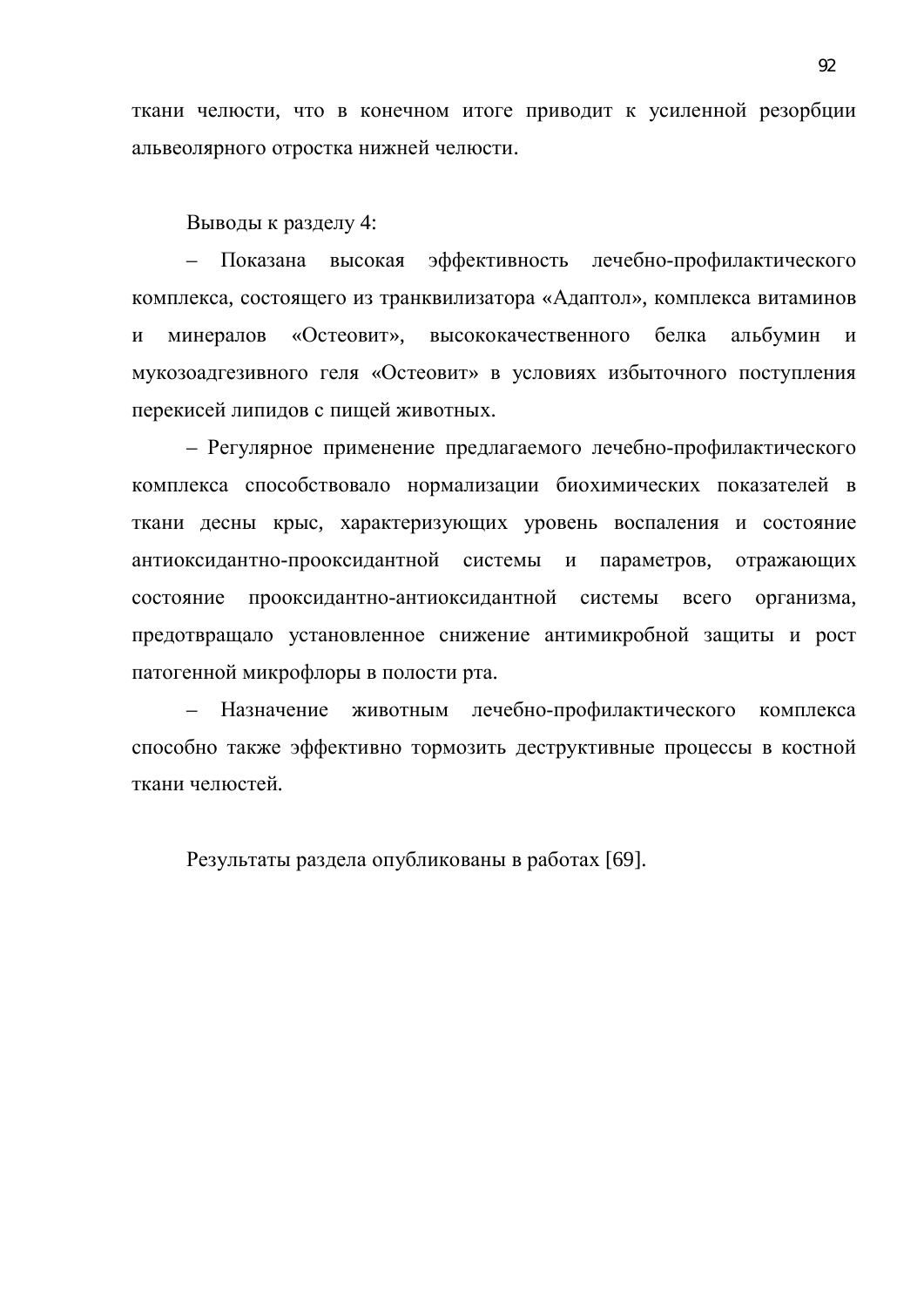ткани челюсти, что в конечном итоге приводит к усиленной резорбции альвеолярного отростка нижней челюсти.

Выводы к разделу 4:

– Показана высокая эффективность лечебно-профилактического комплекса, состоящего из транквилизатора «Адаптол», комплекса витаминов и минералов «Остеовит», высококачественного белка альбумин и мукозоадгезивного геля «Остеовит» в условиях избыточного поступления перекисей липидов с пищей животных.

– Регулярное применение предлагаемого лечебно-профилактического комплекса способствовало нормализации биохимических показателей в ткани десны крыс, характеризующих уровень воспаления и состояние антиоксидантно-прооксидантной системы и параметров, отражающих состояние прооксидантно-антиоксидантной системы всего организма, предотвращало установленное снижение антимикробной защиты и рост патогенной микрофлоры в полости рта.

– Назначение животным лечебно-профилактического комплекса способно также эффективно тормозить деструктивные процессы в костной ткани челюстей.

Результаты раздела опубликованы в работах [69].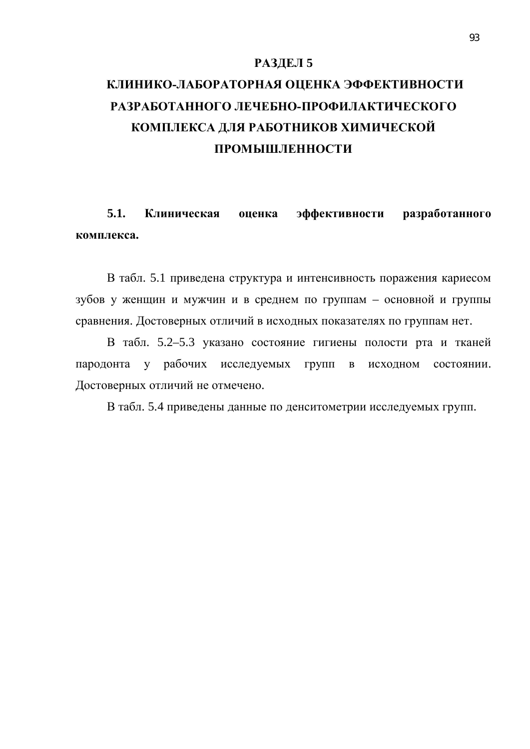# РАЗДЕЛ 5

# КЛИНИКО-ЛАБОРАТОРНАЯ ОЦЕНКА ЭФФЕКТИВНОСТИ РАЗРАБОТАННОГО ЛЕЧЕБНО-ПРОФИЛАКТИЧЕСКОГО КОМПЛЕКСА ДЛЯ РАБОТНИКОВ ХИМИЧЕСКОЙ ПРОМЫШЛЕННОСТИ

## 5.1. Клиническая оценка эффективности разработанного комплекса.

В табл. 5.1 приведена структура и интенсивность поражения кариесом зубов у женщин и мужчин и в среднем по группам – основной и группы сравнения. Достоверных отличий в исходных показателях по группам нет.

В табл. 5.2–5.3 указано состояние гигиены полости рта и тканей пародонта у рабочих исследуемых групп в исходном состоянии. Достоверных отличий не отмечено.

В табл. 5.4 приведены данные по денситометрии исследуемых групп.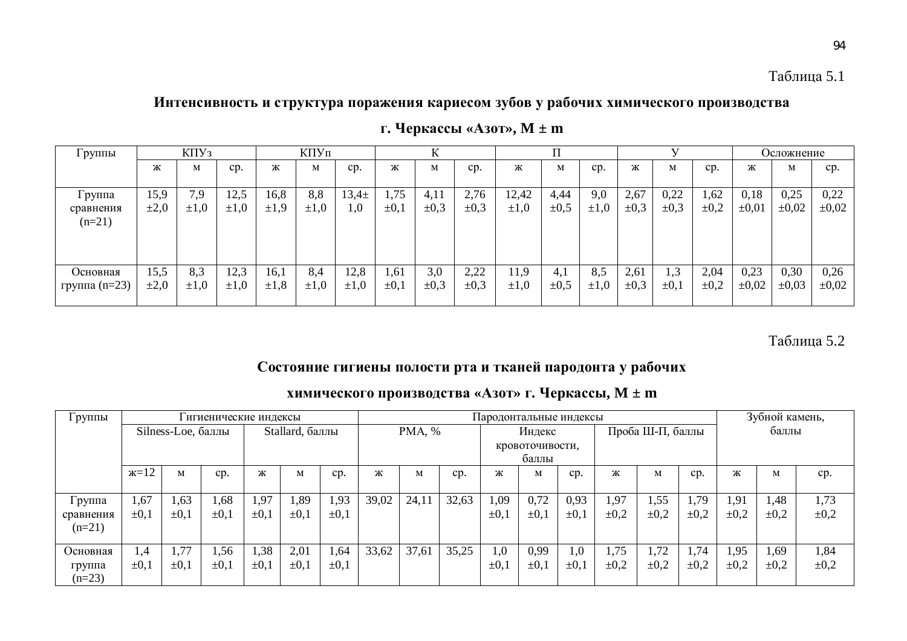Таблица 5.1

**Интенсивность и структура поражения кариесом зубов у рабочих химического производства г. Черкассы «Азот», M ± m**

| Группы | КПУз | | | КПУп | | | К | | | П | | | У | | | Осложнение | | |
|---|---|---|---|---|---|---|---|---|---|---|---|---|---|---|---|---|---|---|
| | ж | м | ср. | ж | м | ср. | ж | м | ср. | ж | м | ср. | ж | м | ср. | ж | м | ср. |
| Группа сравнения (n=21) | 15,9 ±2,0 | 7,9 ±1,0 | 12,5 ±1,0 | 16,8 ±1,9 | 8,8 ±1,0 | 13,4± 1,0 | 1,75 ±0,1 | 4,11 ±0,3 | 2,76 ±0,3 | 12,42 ±1,0 | 4,44 ±0,5 | 9,0 ±1,0 | 2,67 ±0,3 | 0,22 ±0,3 | 1,62 ±0,2 | 0,18 ±0,01 | 0,25 ±0,02 | 0,22 ±0,02 |
| Основная группа (n=23) | 15,5 ±2,0 | 8,3 ±1,0 | 12,3 ±1,0 | 16,1 ±1,8 | 8,4 ±1,0 | 12,8 ±1,0 | 1,61 ±0,1 | 3,0 ±0,3 | 2,22 ±0,3 | 11,9 ±1,0 | 4,1 ±0,5 | 8,5 ±1,0 | 2,61 ±0,3 | 1,3 ±0,1 | 2,04 ±0,2 | 0,23 ±0,02 | 0,30 ±0,03 | 0,26 ±0,02 |

Таблица 5.2

**Состояние гигиены полости рта и тканей пародонта у рабочих химического производства «Азот» г. Черкассы, M ± m**

| Группы | Гигиенические индексы | | | | | | Пародонтальные индексы | | | | | | | | | Зубной камень, баллы | | |
|---|---|---|---|---|---|---|---|---|---|---|---|---|---|---|---|---|---|---|
| | Silness-Loe, баллы | | | Stallard, баллы | | | PMA, % | | | Индекс кровоточивости, баллы | | | Проба Ш-П, баллы | | | | | |
| | ж=12 | м | ср. | ж | м | ср. | ж | м | ср. | ж | м | ср. | ж | м | ср. | ж | м | ср. |
| Группа сравнения (n=21) | 1,67 ±0,1 | 1,63 ±0,1 | 1,68 ±0,1 | 1,97 ±0,1 | 1,89 ±0,1 | 1,93 ±0,1 | 39,02 | 24,11 | 32,63 | 1,09 ±0,1 | 0,72 ±0,1 | 0,93 ±0,1 | 1,97 ±0,2 | 1,55 ±0,2 | 1,79 ±0,2 | 1,91 ±0,2 | 1,48 ±0,2 | 1,73 ±0,2 |
| Основная группа (n=23) | 1,4 ±0,1 | 1,77 ±0,1 | 1,56 ±0,1 | 1,38 ±0,1 | 2,01 ±0,1 | 1,64 ±0,1 | 33,62 | 37,61 | 35,25 | 1,0 ±0,1 | 0,99 ±0,1 | 1,0 ±0,1 | 1,75 ±0,2 | 1,72 ±0,2 | 1,74 ±0,2 | 1,95 ±0,2 | 1,69 ±0,2 | 1,84 ±0,2 |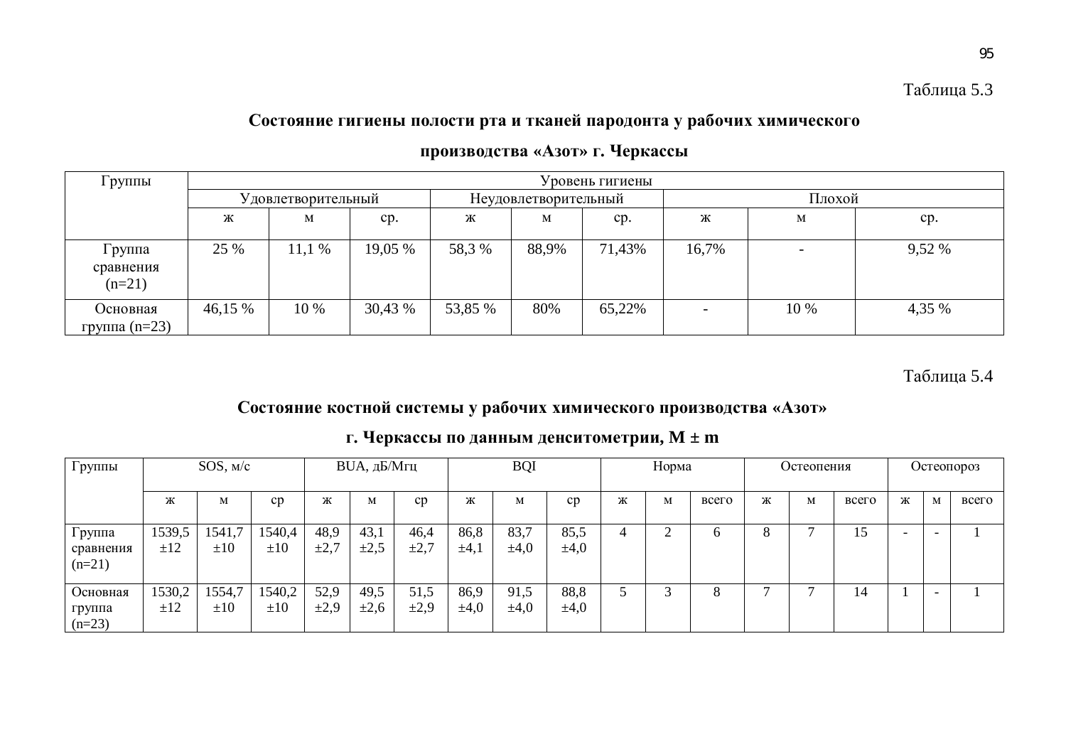Таблица 5.3

**Состояние гигиены полости рта и тканей пародонта у рабочих химического производства «Азот» г. Черкассы**

| Группы | Уровень гигиены | | | | | | | | |
|---|---|---|---|---|---|---|---|---|---|
| | Удовлетворительный | | | Неудовлетворительный | | | Плохой | | |
| | ж | м | ср. | ж | м | ср. | ж | м | ср. |
| Группа сравнения (n=21) | 25 % | 11,1 % | 19,05 % | 58,3 % | 88,9% | 71,43% | 16,7% | - | 9,52 % |
| Основная группа (n=23) | 46,15 % | 10 % | 30,43 % | 53,85 % | 80% | 65,22% | - | 10 % | 4,35 % |

Таблица 5.4

**Состояние костной системы у рабочих химического производства «Азот» г. Черкассы по данным денситометрии, M ± m**

| Группы | SOS, м/с | | | BUA, дБ/Мгц | | | BQI | | | Норма | | | Остеопения | | | Остеопороз | | |
|---|---|---|---|---|---|---|---|---|---|---|---|---|---|---|---|---|---|---|
| | ж | м | ср | ж | м | ср | ж | м | ср | ж | м | всего | ж | м | всего | ж | м | всего |
| Группа сравнения (n=21) | 1539,5 ±12 | 1541,7 ±10 | 1540,4 ±10 | 48,9 ±2,7 | 43,1 ±2,5 | 46,4 ±2,7 | 86,8 ±4,1 | 83,7 ±4,0 | 85,5 ±4,0 | 4 | 2 | 6 | 8 | 7 | 15 | - | - | 1 |
| Основная группа (n=23) | 1530,2 ±12 | 1554,7 ±10 | 1540,2 ±10 | 52,9 ±2,9 | 49,5 ±2,6 | 51,5 ±2,9 | 86,9 ±4,0 | 91,5 ±4,0 | 88,8 ±4,0 | 5 | 3 | 8 | 7 | 7 | 14 | 1 | - | 1 |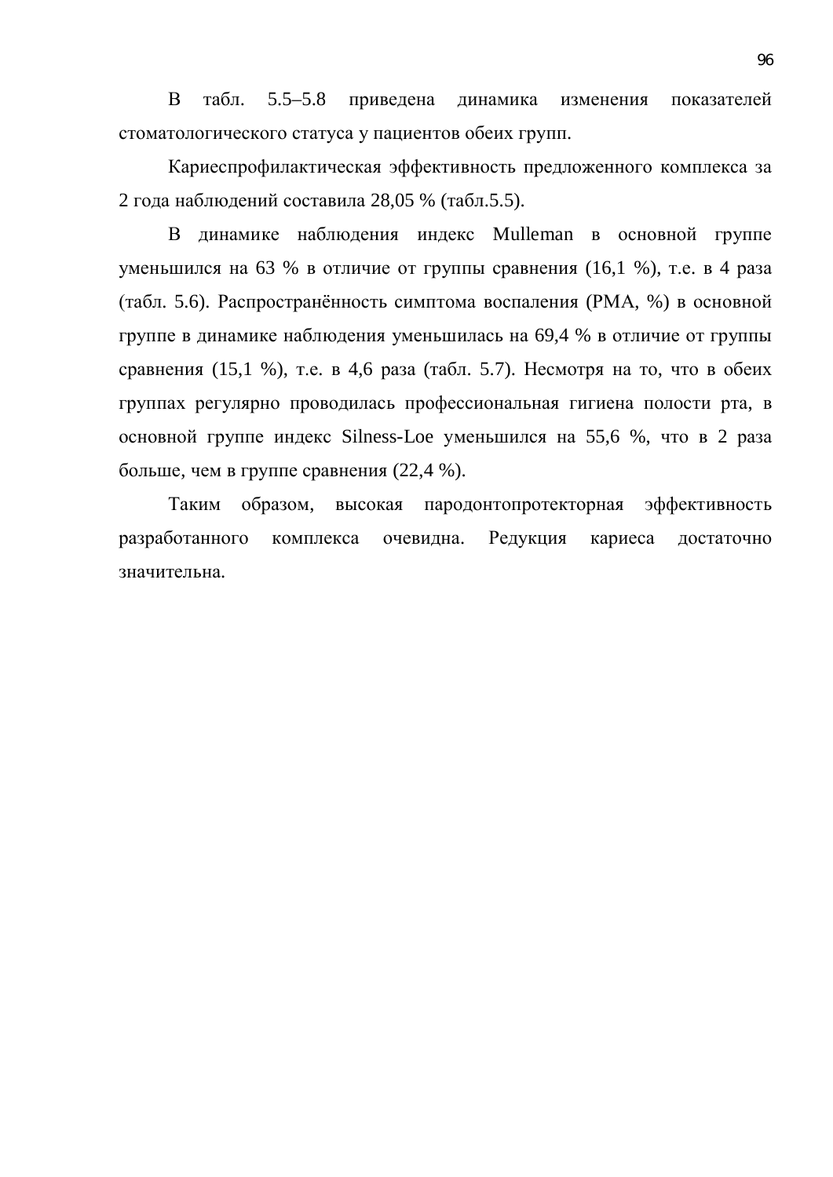В табл. 5.5–5.8 приведена динамика изменения показателей стоматологического статуса у пациентов обеих групп.

Кариеспрофилактическая эффективность предложенного комплекса за 2 года наблюдений составила 28,05 % (табл.5.5).

В динамике наблюдения индекс Mulleman в основной группе уменьшился на 63 % в отличие от группы сравнения (16,1 %), т.е. в 4 раза (табл. 5.6). Распространённость симптома воспаления (РМА, %) в основной группе в динамике наблюдения уменьшилась на 69,4 % в отличие от группы сравнения (15,1 %), т.е. в 4,6 раза (табл. 5.7). Несмотря на то, что в обеих группах регулярно проводилась профессиональная гигиена полости рта, в основной группе индекс Silness-Loe уменьшился на 55,6 %, что в 2 раза больше, чем в группе сравнения (22,4 %).

Таким образом, высокая пародонтопротекторная эффективность разработанного комплекса очевидна. Редукция кариеса достаточно значительна.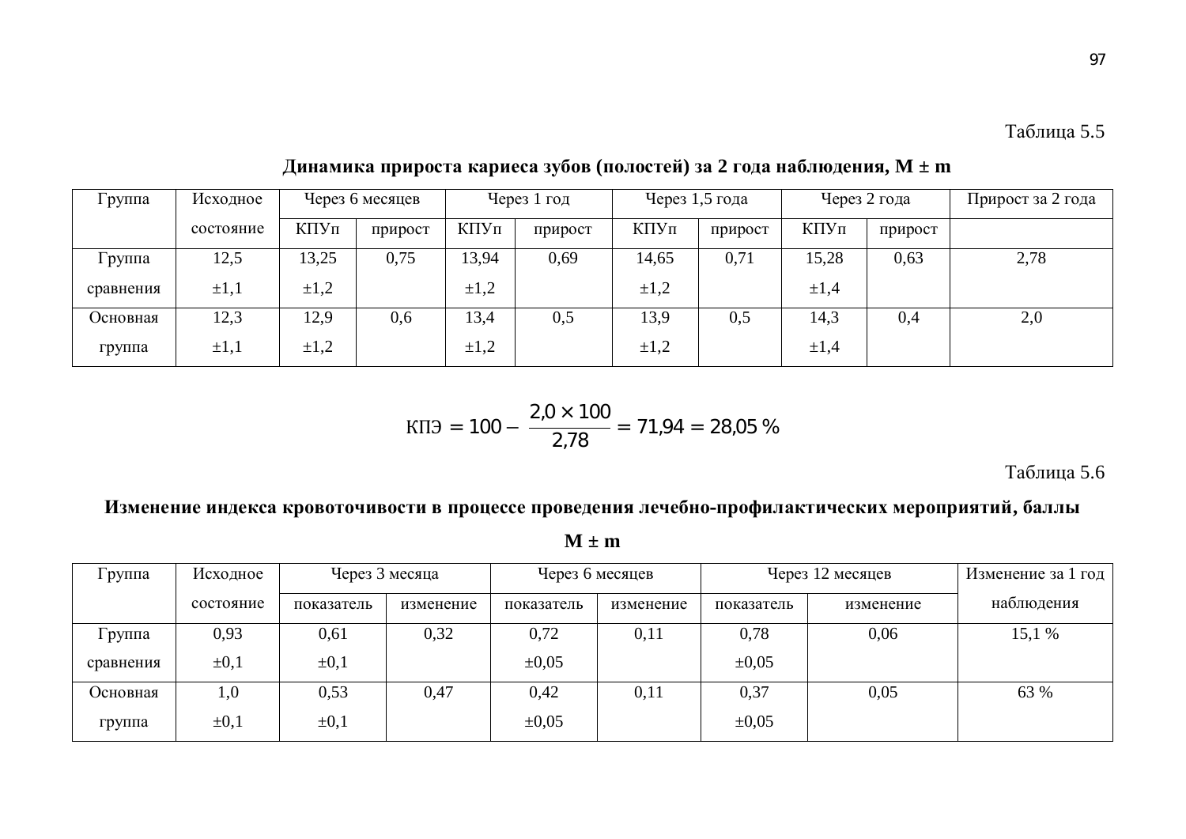Таблица 5.5

**Динамика прироста кариеса зубов (полостей) за 2 года наблюдения, M ± m**

| Группа | Исходное состояние | Через 6 месяцев | | Через 1 год | | Через 1,5 года | | Через 2 года | | Прирост за 2 года |
|---|---|---|---|---|---|---|---|---|---|---|
| | | КПУп | прирост | КПУп | прирост | КПУп | прирост | КПУп | прирост | |
| Группа сравнения | 12,5 ±1,1 | 13,25 ±1,2 | 0,75 | 13,94 ±1,2 | 0,69 | 14,65 ±1,2 | 0,71 | 15,28 ±1,4 | 0,63 | 2,78 |
| Основная группа | 12,3 ±1,1 | 12,9 ±1,2 | 0,6 | 13,4 ±1,2 | 0,5 | 13,9 ±1,2 | 0,5 | 14,3 ±1,4 | 0,4 | 2,0 |

$$\text{КПЭ} = 100 - \frac{2{,}0 \times 100}{2{,}78} = 71{,}94 = 28{,}05\ \%$$

Таблица 5.6

**Изменение индекса кровоточивости в процессе проведения лечебно-профилактических мероприятий, баллы M ± m**

| Группа | Исходное состояние | Через 3 месяца | | Через 6 месяцев | | Через 12 месяцев | | Изменение за 1 год наблюдения |
|---|---|---|---|---|---|---|---|---|
| | | показатель | изменение | показатель | изменение | показатель | изменение | |
| Группа сравнения | 0,93 ±0,1 | 0,61 ±0,1 | 0,32 | 0,72 ±0,05 | 0,11 | 0,78 ±0,05 | 0,06 | 15,1 % |
| Основная группа | 1,0 ±0,1 | 0,53 ±0,1 | 0,47 | 0,42 ±0,05 | 0,11 | 0,37 ±0,05 | 0,05 | 63 % |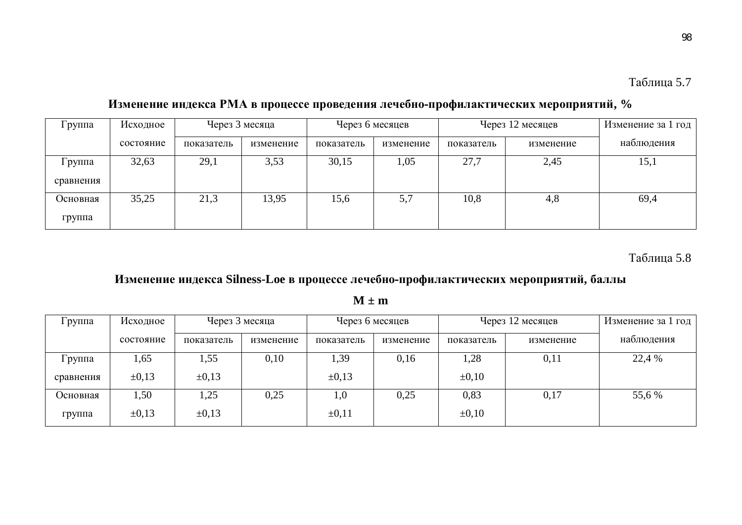Таблица 5.7

**Изменение индекса РМА в процессе проведения лечебно-профилактических мероприятий, %**

| Группа | Исходное состояние | Через 3 месяца | | Через 6 месяцев | | Через 12 месяцев | | Изменение за 1 год наблюдения |
|---|---|---|---|---|---|---|---|---|
| | | показатель | изменение | показатель | изменение | показатель | изменение | |
| Группа сравнения | 32,63 | 29,1 | 3,53 | 30,15 | 1,05 | 27,7 | 2,45 | 15,1 |
| Основная группа | 35,25 | 21,3 | 13,95 | 15,6 | 5,7 | 10,8 | 4,8 | 69,4 |

Таблица 5.8

**Изменение индекса Silness-Loe в процессе лечебно-профилактических мероприятий, баллы**

**M ± m**

| Группа | Исходное состояние | Через 3 месяца | | Через 6 месяцев | | Через 12 месяцев | | Изменение за 1 год наблюдения |
|---|---|---|---|---|---|---|---|---|
| | | показатель | изменение | показатель | изменение | показатель | изменение | |
| Группа сравнения | 1,65 ±0,13 | 1,55 ±0,13 | 0,10 | 1,39 ±0,13 | 0,16 | 1,28 ±0,10 | 0,11 | 22,4 % |
| Основная группа | 1,50 ±0,13 | 1,25 ±0,13 | 0,25 | 1,0 ±0,11 | 0,25 | 0,83 ±0,10 | 0,17 | 55,6 % |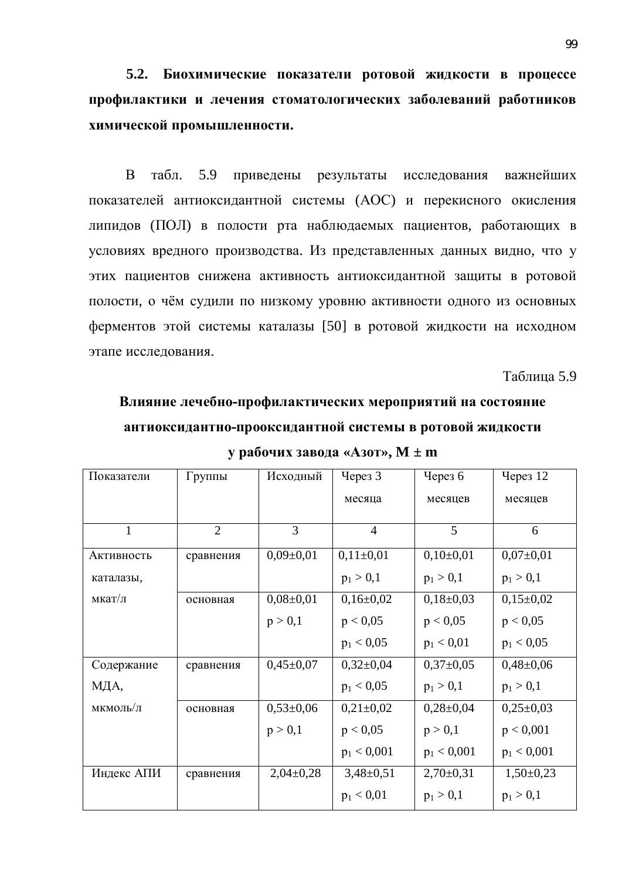### 5.2. Биохимические показатели ротовой жидкости в процессе профилактики и лечения стоматологических заболеваний работников химической промышленности.

В табл. 5.9 приведены результаты исследования важнейших показателей антиоксидантной системы (АОС) и перекисного окисления липидов (ПОЛ) в полости рта наблюдаемых пациентов, работающих в условиях вредного производства. Из представленных данных видно, что у этих пациентов снижена активность антиоксидантной защиты в ротовой полости, о чём судили по низкому уровню активности одного из основных ферментов этой системы каталазы [50] в ротовой жидкости на исходном этапе исследования.

Таблица 5.9

**Влияние лечебно-профилактических мероприятий на состояние антиоксидантно-прооксидантной системы в ротовой жидкости у рабочих завода «Азот», M ± m**

| Показатели | Группы | Исходный | Через 3 месяца | Через 6 месяцев | Через 12 месяцев |
|---|---|---|---|---|---|
| 1 | 2 | 3 | 4 | 5 | 6 |
| Активность каталазы, мкат/л | сравнения | 0,09±0,01 | 0,11±0,01 $p_1 > 0,1$ | 0,10±0,01 $p_1 > 0,1$ | 0,07±0,01 $p_1 > 0,1$ |
| | основная | 0,08±0,01 $p > 0,1$ | 0,16±0,02 $p < 0,05$ $p_1 < 0,05$ | 0,18±0,03 $p < 0,05$ $p_1 < 0,01$ | 0,15±0,02 $p < 0,05$ $p_1 < 0,05$ |
| Содержание МДА, мкмоль/л | сравнения | 0,45±0,07 | 0,32±0,04 $p_1 < 0,05$ | 0,37±0,05 $p_1 > 0,1$ | 0,48±0,06 $p_1 > 0,1$ |
| | основная | 0,53±0,06 $p > 0,1$ | 0,21±0,02 $p < 0,05$ $p_1 < 0,001$ | 0,28±0,04 $p > 0,1$ $p_1 < 0,001$ | 0,25±0,03 $p < 0,001$ $p_1 < 0,001$ |
| Индекс АПИ | сравнения | 2,04±0,28 | 3,48±0,51 $p_1 < 0,01$ | 2,70±0,31 $p_1 > 0,1$ | 1,50±0,23 $p_1 > 0,1$ |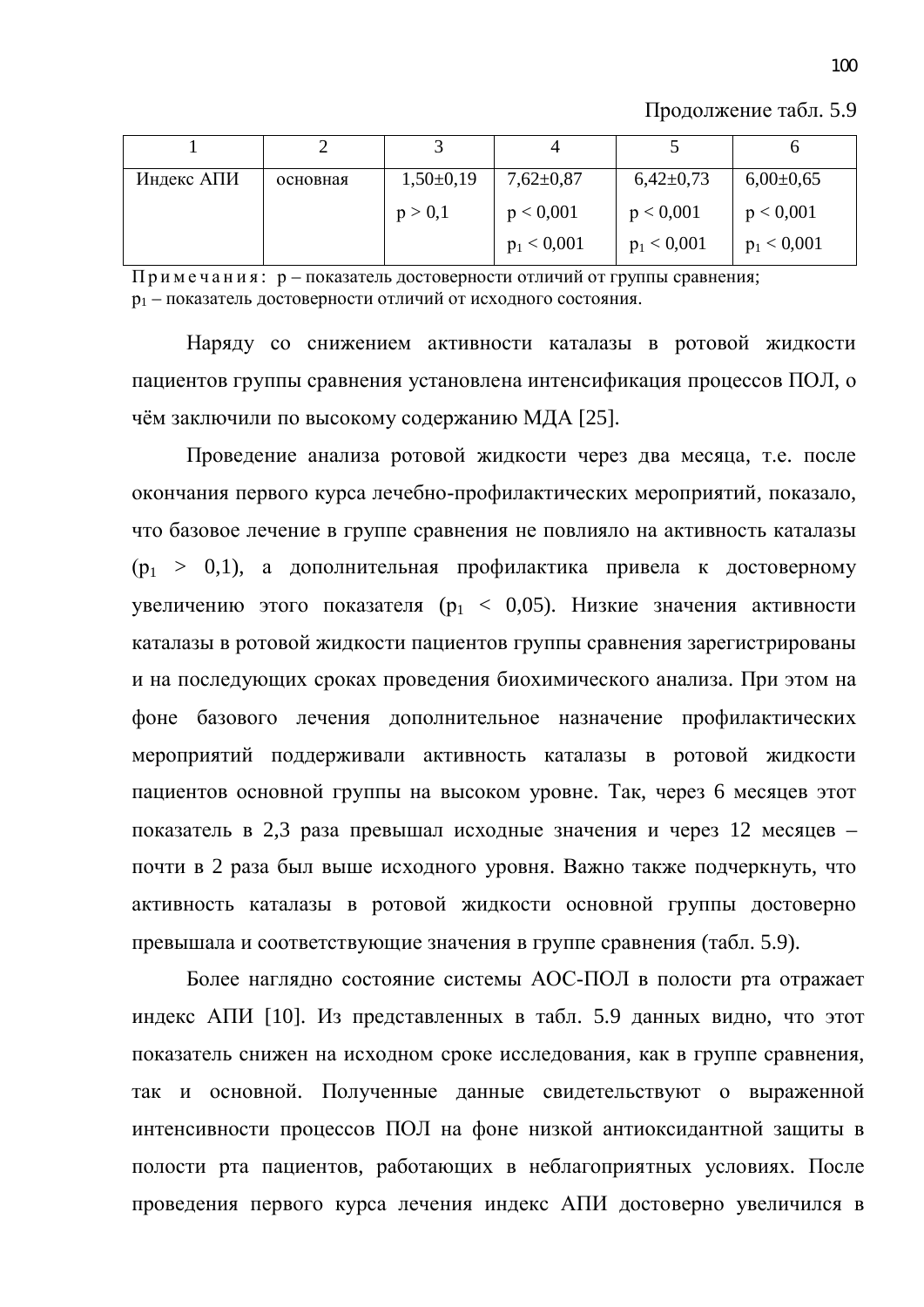Продолжение табл. 5.9

| 1 | 2 | 3 | 4 | 5 | 6 |
|---|---|---|---|---|---|
| Индекс АПИ | основная | 1,50±0,19<br>$p > 0,1$ | 7,62±0,87<br>$p < 0,001$<br>$p_1 < 0,001$ | 6,42±0,73<br>$p < 0,001$<br>$p_1 < 0,001$ | 6,00±0,65<br>$p < 0,001$<br>$p_1 < 0,001$ |

П р и м е ч а н и я : р – показатель достоверности отличий от группы сравнения; $p_1$ – показатель достоверности отличий от исходного состояния.

Наряду со снижением активности каталазы в ротовой жидкости пациентов группы сравнения установлена интенсификация процессов ПОЛ, о чём заключили по высокому содержанию МДА [25].

Проведение анализа ротовой жидкости через два месяца, т.е. после окончания первого курса лечебно-профилактических мероприятий, показало, что базовое лечение в группе сравнения не повлияло на активность каталазы ($p_1 > 0,1$), а дополнительная профилактика привела к достоверному увеличению этого показателя ($p_1 < 0,05$). Низкие значения активности каталазы в ротовой жидкости пациентов группы сравнения зарегистрированы и на последующих сроках проведения биохимического анализа. При этом на фоне базового лечения дополнительное назначение профилактических мероприятий поддерживали активность каталазы в ротовой жидкости пациентов основной группы на высоком уровне. Так, через 6 месяцев этот показатель в 2,3 раза превышал исходные значения и через 12 месяцев – почти в 2 раза был выше исходного уровня. Важно также подчеркнуть, что активность каталазы в ротовой жидкости основной группы достоверно превышала и соответствующие значения в группе сравнения (табл. 5.9).

Более наглядно состояние системы АОС-ПОЛ в полости рта отражает индекс АПИ [10]. Из представленных в табл. 5.9 данных видно, что этот показатель снижен на исходном сроке исследования, как в группе сравнения, так и основной. Полученные данные свидетельствуют о выраженной интенсивности процессов ПОЛ на фоне низкой антиоксидантной защиты в полости рта пациентов, работающих в неблагоприятных условиях. После проведения первого курса лечения индекс АПИ достоверно увеличился в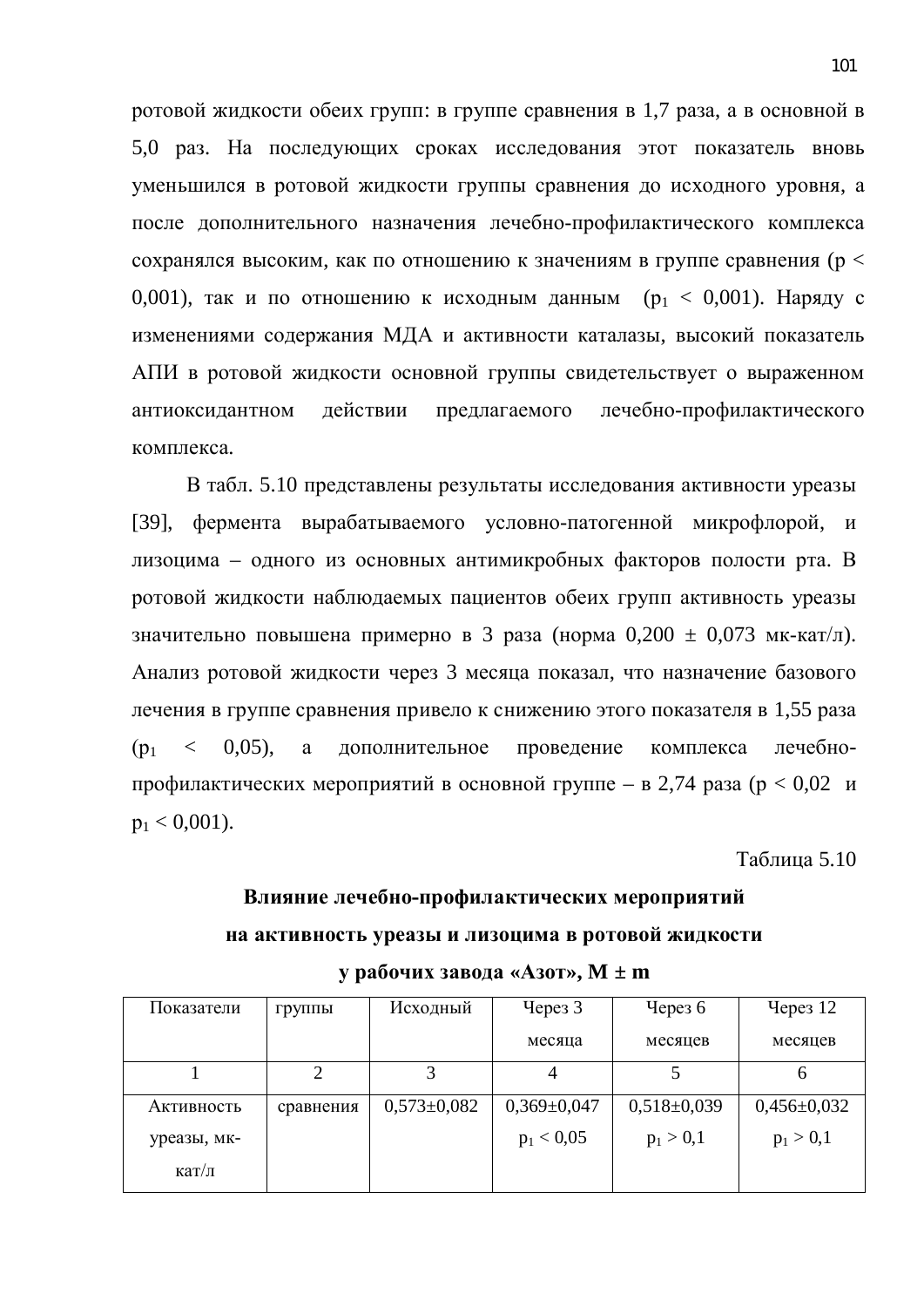ротовой жидкости обеих групп: в группе сравнения в 1,7 раза, а в основной в 5,0 раз. На последующих сроках исследования этот показатель вновь уменьшился в ротовой жидкости группы сравнения до исходного уровня, а после дополнительного назначения лечебно-профилактического комплекса сохранялся высоким, как по отношению к значениям в группе сравнения ($p < 0{,}001$), так и по отношению к исходным данным ($p_1 < 0{,}001$). Наряду с изменениями содержания МДА и активности каталазы, высокий показатель АПИ в ротовой жидкости основной группы свидетельствует о выраженном антиоксидантном действии предлагаемого лечебно-профилактического комплекса.

В табл. 5.10 представлены результаты исследования активности уреазы [39], фермента вырабатываемого условно-патогенной микрофлорой, и лизоцима – одного из основных антимикробных факторов полости рта. В ротовой жидкости наблюдаемых пациентов обеих групп активность уреазы значительно повышена примерно в 3 раза (норма 0,200 ± 0,073 мк-кат/л). Анализ ротовой жидкости через 3 месяца показал, что назначение базового лечения в группе сравнения привело к снижению этого показателя в 1,55 раза ($p_1 < 0{,}05$), а дополнительное проведение комплекса лечебно-профилактических мероприятий в основной группе – в 2,74 раза ($p < 0{,}02$ и $p_1 < 0{,}001$).

Таблица 5.10

**Влияние лечебно-профилактических мероприятий на активность уреазы и лизоцима в ротовой жидкости у рабочих завода «Азот», M ± m**

| Показатели | группы | Исходный | Через 3 месяца | Через 6 месяцев | Через 12 месяцев |
|---|---|---|---|---|---|
| 1 | 2 | 3 | 4 | 5 | 6 |
| Активность уреазы, мк-кат/л | сравнения | 0,573±0,082 | 0,369±0,047 $p_1 < 0{,}05$ | 0,518±0,039 $p_1 > 0{,}1$ | 0,456±0,032 $p_1 > 0{,}1$ |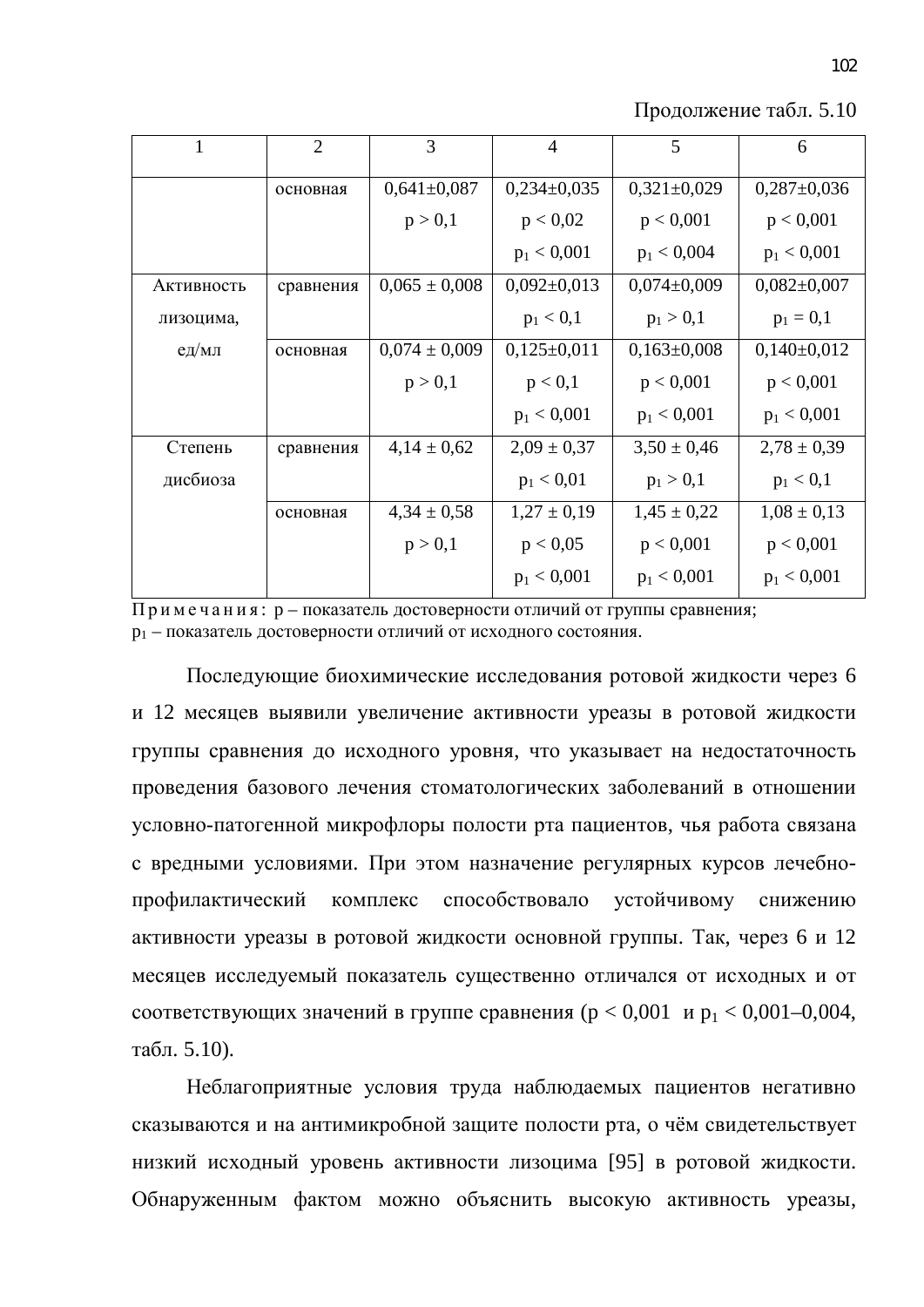Продолжение табл. 5.10

| 1 | 2 | 3 | 4 | 5 | 6 |
|---|---|---|---|---|---|
| | основная | 0,641±0,087<br>$p > 0,1$ | 0,234±0,035<br>$p < 0,02$<br>$p_1 < 0,001$ | 0,321±0,029<br>$p < 0,001$<br>$p_1 < 0,004$ | 0,287±0,036<br>$p < 0,001$<br>$p_1 < 0,001$ |
| Активность лизоцима, ед/мл | сравнения | 0,065 ± 0,008 | 0,092±0,013<br>$p_1 < 0,1$ | 0,074±0,009<br>$p_1 > 0,1$ | 0,082±0,007<br>$p_1 = 0,1$ |
| | основная | 0,074 ± 0,009<br>$p > 0,1$ | 0,125±0,011<br>$p < 0,1$<br>$p_1 < 0,001$ | 0,163±0,008<br>$p < 0,001$<br>$p_1 < 0,001$ | 0,140±0,012<br>$p < 0,001$<br>$p_1 < 0,001$ |
| Степень дисбиоза | сравнения | 4,14 ± 0,62 | 2,09 ± 0,37<br>$p_1 < 0,01$ | 3,50 ± 0,46<br>$p_1 > 0,1$ | 2,78 ± 0,39<br>$p_1 < 0,1$ |
| | основная | 4,34 ± 0,58<br>$p > 0,1$ | 1,27 ± 0,19<br>$p < 0,05$<br>$p_1 < 0,001$ | 1,45 ± 0,22<br>$p < 0,001$<br>$p_1 < 0,001$ | 1,08 ± 0,13<br>$p < 0,001$<br>$p_1 < 0,001$ |

Примечания: p – показатель достоверности отличий от группы сравнения;
$p_1$ – показатель достоверности отличий от исходного состояния.

Последующие биохимические исследования ротовой жидкости через 6 и 12 месяцев выявили увеличение активности уреазы в ротовой жидкости группы сравнения до исходного уровня, что указывает на недостаточность проведения базового лечения стоматологических заболеваний в отношении условно-патогенной микрофлоры полости рта пациентов, чья работа связана с вредными условиями. При этом назначение регулярных курсов лечебно-профилактический комплекс способствовало устойчивому снижению активности уреазы в ротовой жидкости основной группы. Так, через 6 и 12 месяцев исследуемый показатель существенно отличался от исходных и от соответствующих значений в группе сравнения ($p < 0,001$ и $p_1 < 0,001$–$0,004$, табл. 5.10).

Неблагоприятные условия труда наблюдаемых пациентов негативно сказываются и на антимикробной защите полости рта, о чём свидетельствует низкий исходный уровень активности лизоцима [95] в ротовой жидкости. Обнаруженным фактом можно объяснить высокую активность уреазы,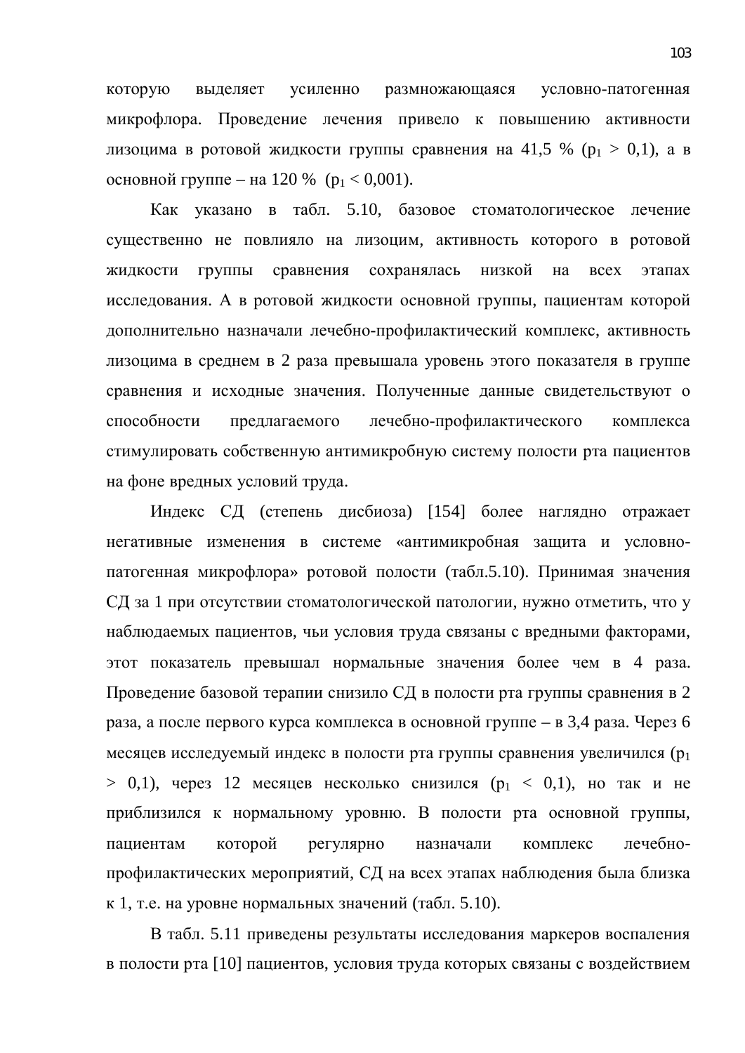которую выделяет усиленно размножающаяся условно-патогенная микрофлора. Проведение лечения привело к повышению активности лизоцима в ротовой жидкости группы сравнения на 41,5 % ($p_1 > 0,1$), а в основной группе – на 120 % ($p_1 < 0,001$).

Как указано в табл. 5.10, базовое стоматологическое лечение существенно не повлияло на лизоцим, активность которого в ротовой жидкости группы сравнения сохранялась низкой на всех этапах исследования. А в ротовой жидкости основной группы, пациентам которой дополнительно назначали лечебно-профилактический комплекс, активность лизоцима в среднем в 2 раза превышала уровень этого показателя в группе сравнения и исходные значения. Полученные данные свидетельствуют о способности предлагаемого лечебно-профилактического комплекса стимулировать собственную антимикробную систему полости рта пациентов на фоне вредных условий труда.

Индекс СД (степень дисбиоза) [154] более наглядно отражает негативные изменения в системе «антимикробная защита и условно-патогенная микрофлора» ротовой полости (табл.5.10). Принимая значения СД за 1 при отсутствии стоматологической патологии, нужно отметить, что у наблюдаемых пациентов, чьи условия труда связаны с вредными факторами, этот показатель превышал нормальные значения более чем в 4 раза. Проведение базовой терапии снизило СД в полости рта группы сравнения в 2 раза, а после первого курса комплекса в основной группе – в 3,4 раза. Через 6 месяцев исследуемый индекс в полости рта группы сравнения увеличился ($p_1 > 0,1$), через 12 месяцев несколько снизился ($p_1 < 0,1$), но так и не приблизился к нормальному уровню. В полости рта основной группы, пациентам которой регулярно назначали комплекс лечебно-профилактических мероприятий, СД на всех этапах наблюдения была близка к 1, т.е. на уровне нормальных значений (табл. 5.10).

В табл. 5.11 приведены результаты исследования маркеров воспаления в полости рта [10] пациентов, условия труда которых связаны с воздействием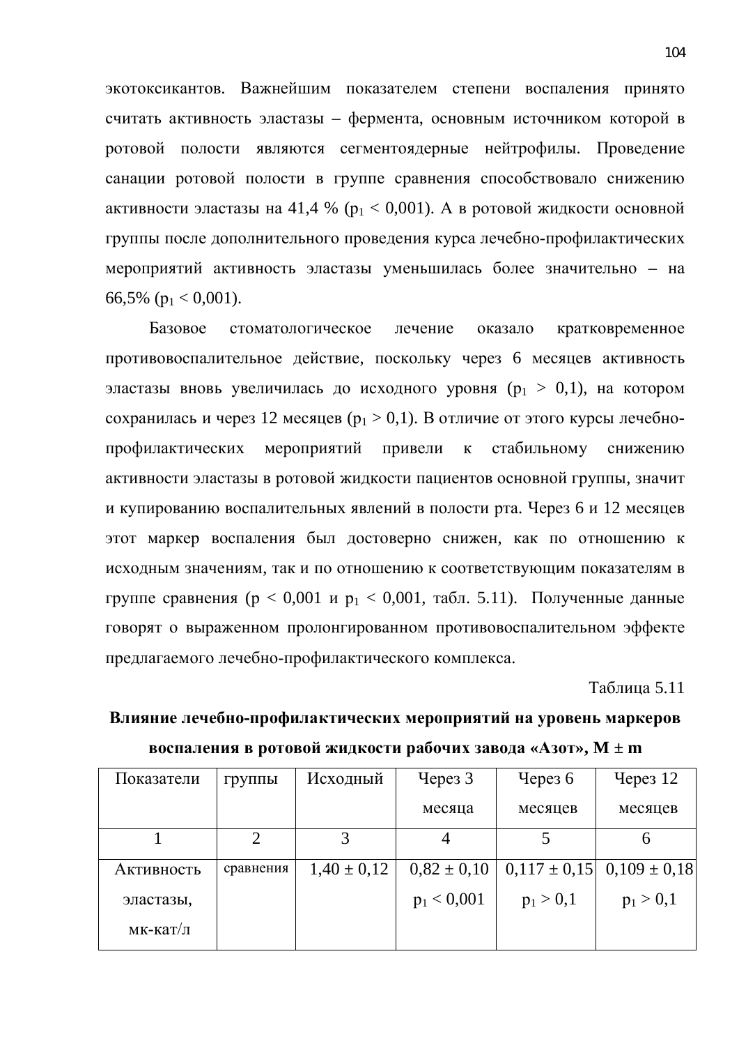экотоксикантов. Важнейшим показателем степени воспаления принято считать активность эластазы – фермента, основным источником которой в ротовой полости являются сегментоядерные нейтрофилы. Проведение санации ротовой полости в группе сравнения способствовало снижению активности эластазы на 41,4 % ($p_1 < 0{,}001$). А в ротовой жидкости основной группы после дополнительного проведения курса лечебно-профилактических мероприятий активность эластазы уменьшилась более значительно – на 66,5% ($p_1 < 0{,}001$).

Базовое стоматологическое лечение оказало кратковременное противовоспалительное действие, поскольку через 6 месяцев активность эластазы вновь увеличилась до исходного уровня ($p_1 > 0{,}1$), на котором сохранилась и через 12 месяцев ($p_1 > 0{,}1$). В отличие от этого курсы лечебно-профилактических мероприятий привели к стабильному снижению активности эластазы в ротовой жидкости пациентов основной группы, значит и купированию воспалительных явлений в полости рта. Через 6 и 12 месяцев этот маркер воспаления был достоверно снижен, как по отношению к исходным значениям, так и по отношению к соответствующим показателям в группе сравнения ($p < 0{,}001$ и $p_1 < 0{,}001$, табл. 5.11). Полученные данные говорят о выраженном пролонгированном противовоспалительном эффекте предлагаемого лечебно-профилактического комплекса.

Таблица 5.11

**Влияние лечебно-профилактических мероприятий на уровень маркеров воспаления в ротовой жидкости рабочих завода «Азот», M ± m**

| Показатели | группы | Исходный | Через 3 месяца | Через 6 месяцев | Через 12 месяцев |
|---|---|---|---|---|---|
| 1 | 2 | 3 | 4 | 5 | 6 |
| Активность эластазы, мк-кат/л | сравнения | 1,40 ± 0,12 | 0,82 ± 0,10 $p_1 < 0{,}001$ | 0,117 ± 0,15 $p_1 > 0{,}1$ | 0,109 ± 0,18 $p_1 > 0{,}1$ |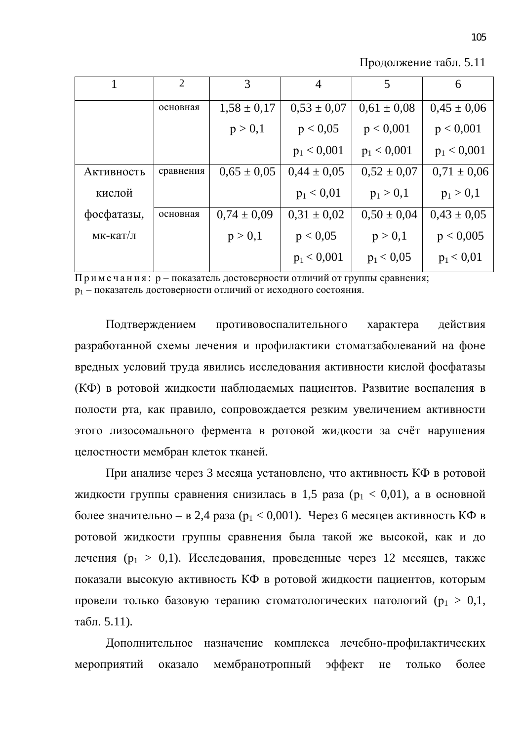Продолжение табл. 5.11

| 1 | 2 | 3 | 4 | 5 | 6 |
|---|---|---|---|---|---|
| | основная | $1,58 \pm 0,17$<br>$p > 0,1$ | $0,53 \pm 0,07$<br>$p < 0,05$<br>$p_1 < 0,001$ | $0,61 \pm 0,08$<br>$p < 0,001$<br>$p_1 < 0,001$ | $0,45 \pm 0,06$<br>$p < 0,001$<br>$p_1 < 0,001$ |
| Активность кислой фосфатазы, мк-кат/л | сравнения | $0,65 \pm 0,05$ | $0,44 \pm 0,05$<br>$p_1 < 0,01$ | $0,52 \pm 0,07$<br>$p_1 > 0,1$ | $0,71 \pm 0,06$<br>$p_1 > 0,1$ |
| | основная | $0,74 \pm 0,09$<br>$p > 0,1$ | $0,31 \pm 0,02$<br>$p < 0,05$<br>$p_1 < 0,001$ | $0,50 \pm 0,04$<br>$p > 0,1$<br>$p_1 < 0,05$ | $0,43 \pm 0,05$<br>$p < 0,005$<br>$p_1 < 0,01$ |

Примечания: р – показатель достоверности отличий от группы сравнения; $p_1$ – показатель достоверности отличий от исходного состояния.

Подтверждением противовоспалительного характера действия разработанной схемы лечения и профилактики стоматзаболеваний на фоне вредных условий труда явились исследования активности кислой фосфатазы (КФ) в ротовой жидкости наблюдаемых пациентов. Развитие воспаления в полости рта, как правило, сопровождается резким увеличением активности этого лизосомального фермента в ротовой жидкости за счёт нарушения целостности мембран клеток тканей.

При анализе через 3 месяца установлено, что активность КФ в ротовой жидкости группы сравнения снизилась в 1,5 раза ($p_1 < 0,01$), а в основной более значительно – в 2,4 раза ($p_1 < 0,001$). Через 6 месяцев активность КФ в ротовой жидкости группы сравнения была такой же высокой, как и до лечения ($p_1 > 0,1$). Исследования, проведенные через 12 месяцев, также показали высокую активность КФ в ротовой жидкости пациентов, которым провели только базовую терапию стоматологических патологий ($p_1 > 0,1$, табл. 5.11).

Дополнительное назначение комплекса лечебно-профилактических мероприятий оказало мембранотропный эффект не только более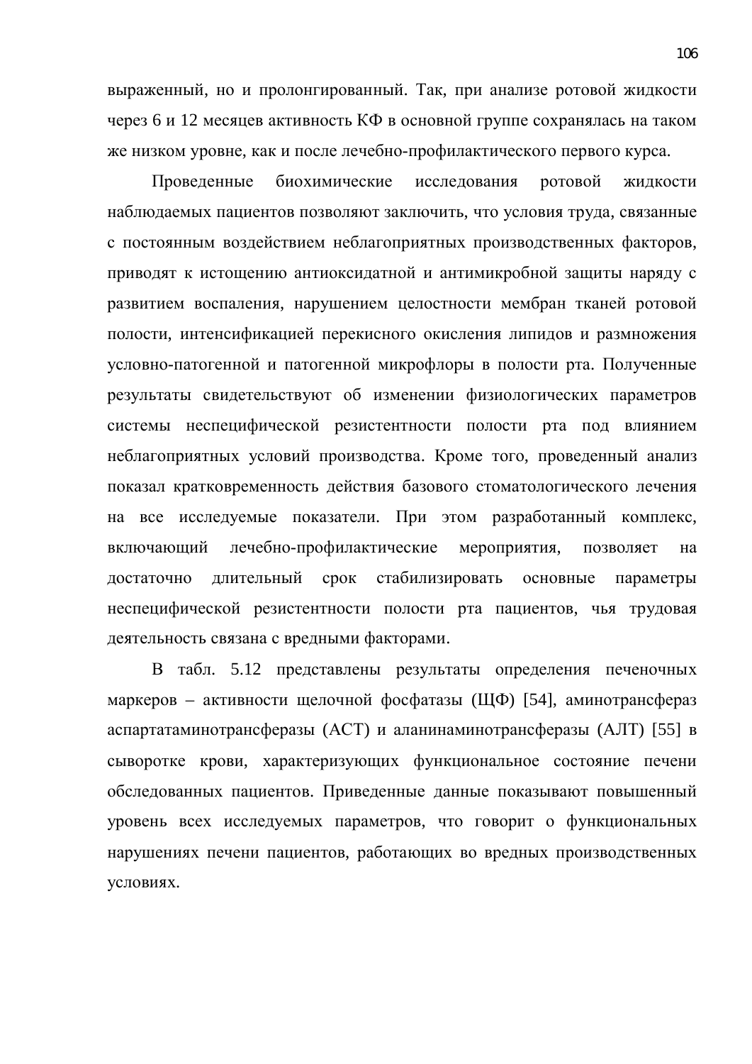выраженный, но и пролонгированный. Так, при анализе ротовой жидкости через 6 и 12 месяцев активность КФ в основной группе сохранялась на таком же низком уровне, как и после лечебно-профилактического первого курса.

Проведенные биохимические исследования ротовой жидкости наблюдаемых пациентов позволяют заключить, что условия труда, связанные с постоянным воздействием неблагоприятных производственных факторов, приводят к истощению антиоксидатной и антимикробной защиты наряду с развитием воспаления, нарушением целостности мембран тканей ротовой полости, интенсификацией перекисного окисления липидов и размножения условно-патогенной и патогенной микрофлоры в полости рта. Полученные результаты свидетельствуют об изменении физиологических параметров системы неспецифической резистентности полости рта под влиянием неблагоприятных условий производства. Кроме того, проведенный анализ показал кратковременность действия базового стоматологического лечения на все исследуемые показатели. При этом разработанный комплекс, включающий лечебно-профилактические мероприятия, позволяет на достаточно длительный срок стабилизировать основные параметры неспецифической резистентности полости рта пациентов, чья трудовая деятельность связана с вредными факторами.

В табл. 5.12 представлены результаты определения печеночных маркеров – активности щелочной фосфатазы (ЩФ) [54], аминотрансфераз аспартатаминотрансферазы (АСТ) и аланинаминотрансферазы (АЛТ) [55] в сыворотке крови, характеризующих функциональное состояние печени обследованных пациентов. Приведенные данные показывают повышенный уровень всех исследуемых параметров, что говорит о функциональных нарушениях печени пациентов, работающих во вредных производственных условиях.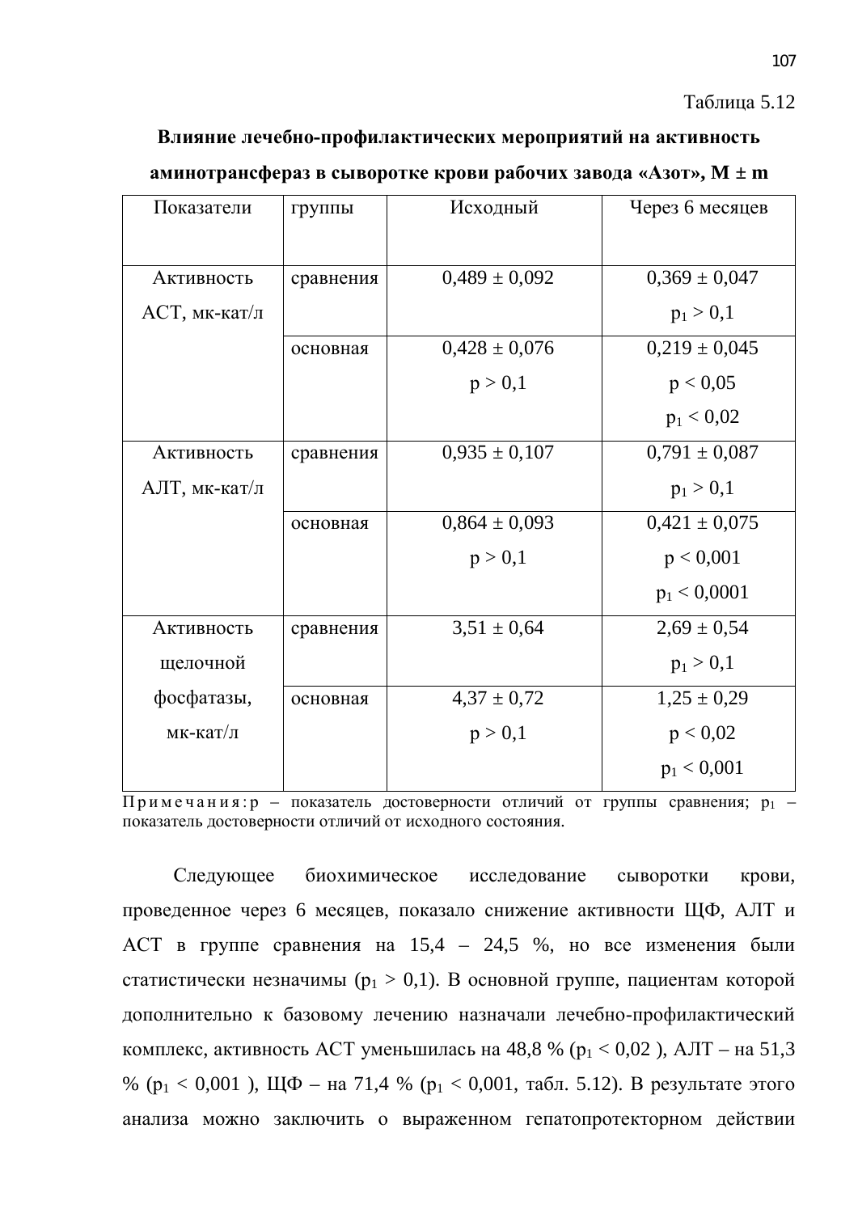Таблица 5.12

**Влияние лечебно-профилактических мероприятий на активность аминотрансфераз в сыворотке крови рабочих завода «Азот», M ± m**

| Показатели | группы | Исходный | Через 6 месяцев |
|---|---|---|---|
| Активность АСТ, мк-кат/л | сравнения | 0,489 ± 0,092 | 0,369 ± 0,047 $p_1 > 0,1$ |
| | основная | 0,428 ± 0,076 $p > 0,1$ | 0,219 ± 0,045 $p < 0,05$ $p_1 < 0,02$ |
| Активность АЛТ, мк-кат/л | сравнения | 0,935 ± 0,107 | 0,791 ± 0,087 $p_1 > 0,1$ |
| | основная | 0,864 ± 0,093 $p > 0,1$ | 0,421 ± 0,075 $p < 0,001$ $p_1 < 0,0001$ |
| Активность щелочной фосфатазы, мк-кат/л | сравнения | 3,51 ± 0,64 | 2,69 ± 0,54 $p_1 > 0,1$ |
| | основная | 4,37 ± 0,72 $p > 0,1$ | 1,25 ± 0,29 $p < 0,02$ $p_1 < 0,001$ |

Примечания: p – показатель достоверности отличий от группы сравнения; $p_1$ – показатель достоверности отличий от исходного состояния.

Следующее биохимическое исследование сыворотки крови, проведенное через 6 месяцев, показало снижение активности ЩФ, АЛТ и АСТ в группе сравнения на 15,4 – 24,5 %, но все изменения были статистически незначимы ($p_1 > 0,1$). В основной группе, пациентам которой дополнительно к базовому лечению назначали лечебно-профилактический комплекс, активность АСТ уменьшилась на 48,8 % ($p_1 < 0,02$ ), АЛТ – на 51,3 % ($p_1 < 0,001$ ), ЩФ – на 71,4 % ($p_1 < 0,001$, табл. 5.12). В результате этого анализа можно заключить о выраженном гепатопротекторном действии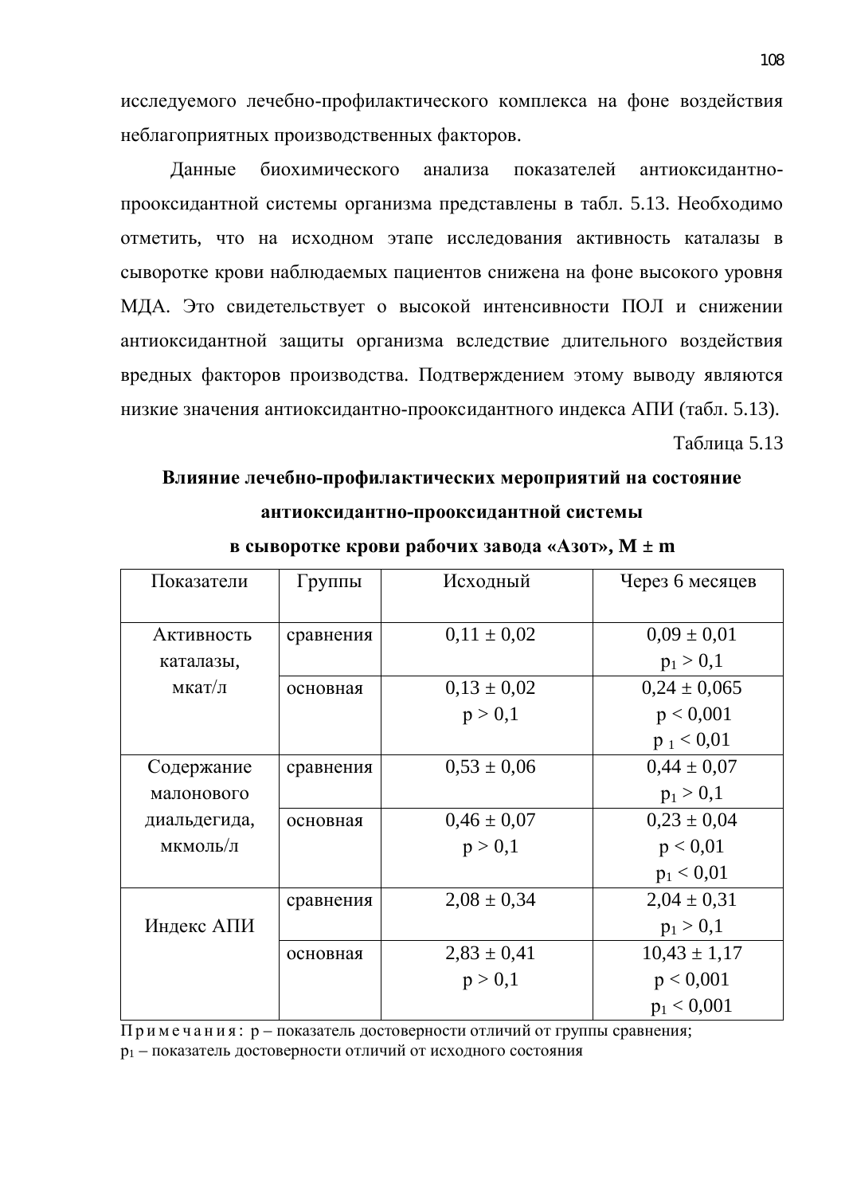исследуемого лечебно-профилактического комплекса на фоне воздействия неблагоприятных производственных факторов.

Данные биохимического анализа показателей антиоксидантно-прооксидантной системы организма представлены в табл. 5.13. Необходимо отметить, что на исходном этапе исследования активность каталазы в сыворотке крови наблюдаемых пациентов снижена на фоне высокого уровня МДА. Это свидетельствует о высокой интенсивности ПОЛ и снижении антиоксидантной защиты организма вследствие длительного воздействия вредных факторов производства. Подтверждением этому выводу являются низкие значения антиоксидантно-прооксидантного индекса АПИ (табл. 5.13).

Таблица 5.13

**Влияние лечебно-профилактических мероприятий на состояние антиоксидантно-прооксидантной системы в сыворотке крови рабочих завода «Азот», M ± m**

| Показатели | Группы | Исходный | Через 6 месяцев |
|---|---|---|---|
| Активность каталазы, мкат/л | сравнения | 0,11 ± 0,02 | 0,09 ± 0,01<br>$p_1 > 0,1$ |
| | основная | 0,13 ± 0,02<br>$p > 0,1$ | 0,24 ± 0,065<br>$p < 0,001$<br>$p_1 < 0,01$ |
| Содержание малонового диальдегида, мкмоль/л | сравнения | 0,53 ± 0,06 | 0,44 ± 0,07<br>$p_1 > 0,1$ |
| | основная | 0,46 ± 0,07<br>$p > 0,1$ | 0,23 ± 0,04<br>$p < 0,01$<br>$p_1 < 0,01$ |
| Индекс АПИ | сравнения | 2,08 ± 0,34 | 2,04 ± 0,31<br>$p_1 > 0,1$ |
| | основная | 2,83 ± 0,41<br>$p > 0,1$ | 10,43 ± 1,17<br>$p < 0,001$<br>$p_1 < 0,001$ |

П р и м е ч а н и я : р – показатель достоверности отличий от группы сравнения;
$p_1$ – показатель достоверности отличий от исходного состояния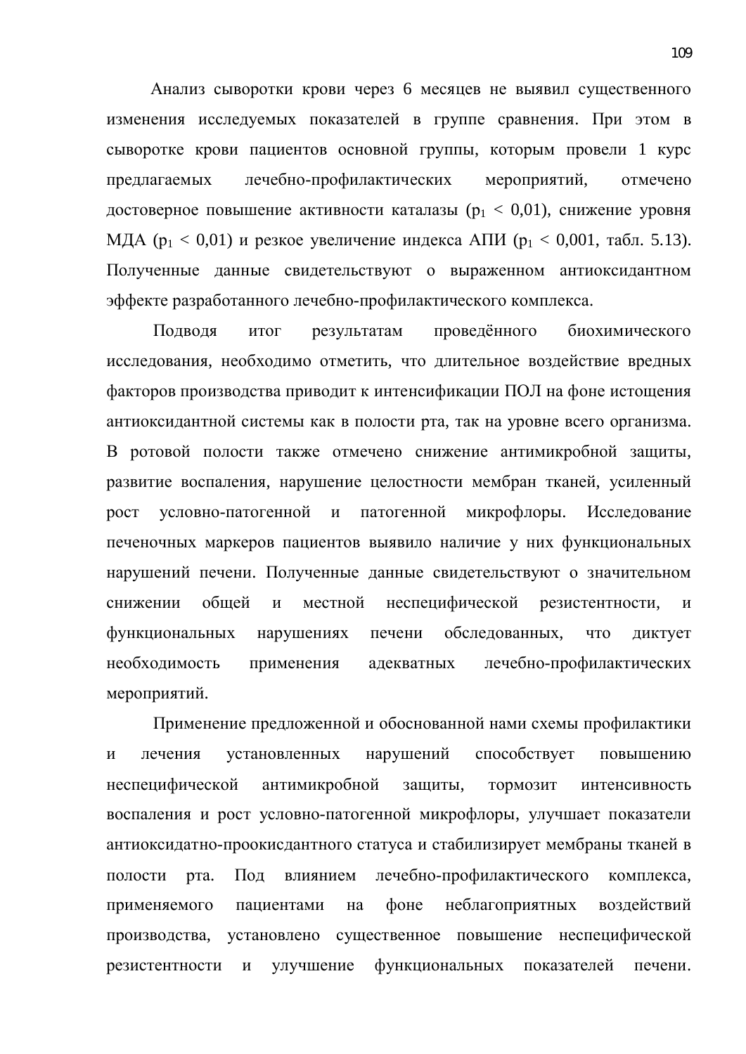Анализ сыворотки крови через 6 месяцев не выявил существенного изменения исследуемых показателей в группе сравнения. При этом в сыворотке крови пациентов основной группы, которым провели 1 курс предлагаемых лечебно-профилактических мероприятий, отмечено достоверное повышение активности каталазы ($p_1 < 0,01$), снижение уровня МДА ($p_1 < 0,01$) и резкое увеличение индекса АПИ ($p_1 < 0,001$, табл. 5.13). Полученные данные свидетельствуют о выраженном антиоксидантном эффекте разработанного лечебно-профилактического комплекса.

Подводя итог результатам проведённого биохимического исследования, необходимо отметить, что длительное воздействие вредных факторов производства приводит к интенсификации ПОЛ на фоне истощения антиоксидантной системы как в полости рта, так на уровне всего организма. В ротовой полости также отмечено снижение антимикробной защиты, развитие воспаления, нарушение целостности мембран тканей, усиленный рост условно-патогенной и патогенной микрофлоры. Исследование печеночных маркеров пациентов выявило наличие у них функциональных нарушений печени. Полученные данные свидетельствуют о значительном снижении общей и местной неспецифической резистентности, и функциональных нарушениях печени обследованных, что диктует необходимость применения адекватных лечебно-профилактических мероприятий.

Применение предложенной и обоснованной нами схемы профилактики и лечения установленных нарушений способствует повышению неспецифической антимикробной защиты, тормозит интенсивность воспаления и рост условно-патогенной микрофлоры, улучшает показатели антиоксидатно-проокисдантного статуса и стабилизирует мембраны тканей в полости рта. Под влиянием лечебно-профилактического комплекса, применяемого пациентами на фоне неблагоприятных воздействий производства, установлено существенное повышение неспецифической резистентности и улучшение функциональных показателей печени.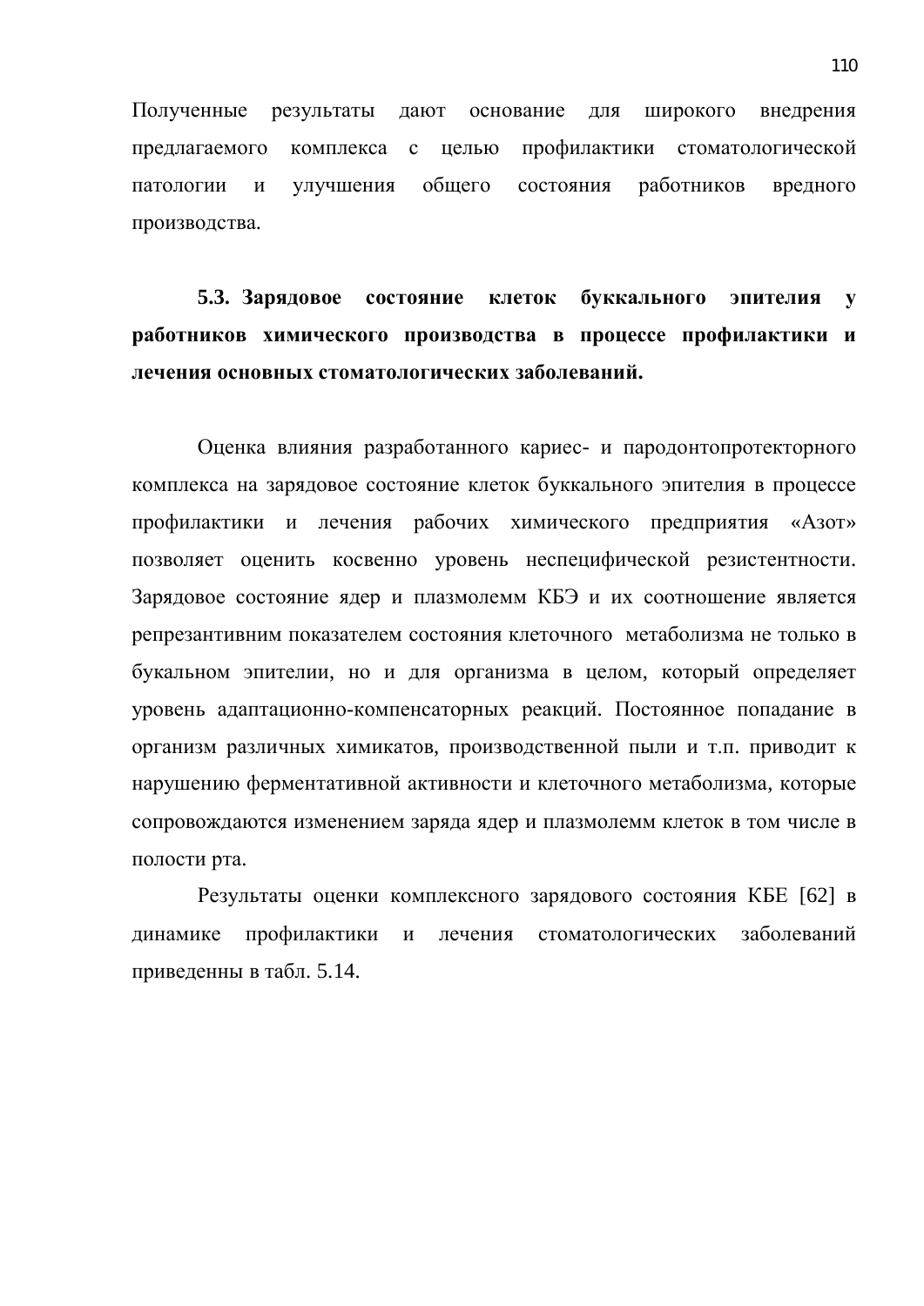Полученные результаты дают основание для широкого внедрения предлагаемого комплекса с целью профилактики стоматологической патологии и улучшения общего состояния работников вредного производства.

### 5.3. Зарядовое состояние клеток буккального эпителия у работников химического производства в процессе профилактики и лечения основных стоматологических заболеваний.

Оценка влияния разработанного кариес- и пародонтопротекторного комплекса на зарядовое состояние клеток буккального эпителия в процессе профилактики и лечения рабочих химического предприятия «Азот» позволяет оценить косвенно уровень неспецифической резистентности. Зарядовое состояние ядер и плазмолемм КБЭ и их соотношение является репрезантивним показателем состояния клеточного метаболизма не только в букальном эпителии, но и для организма в целом, который определяет уровень адаптационно-компенсаторных реакций. Постоянное попадание в организм различных химикатов, производственной пыли и т.п. приводит к нарушению ферментативной активности и клеточного метаболизма, которые сопровождаются изменением заряда ядер и плазмолемм клеток в том числе в полости рта.

Результаты оценки комплексного зарядового состояния КБЕ [62] в динамике профилактики и лечения стоматологических заболеваний приведенны в табл. 5.14.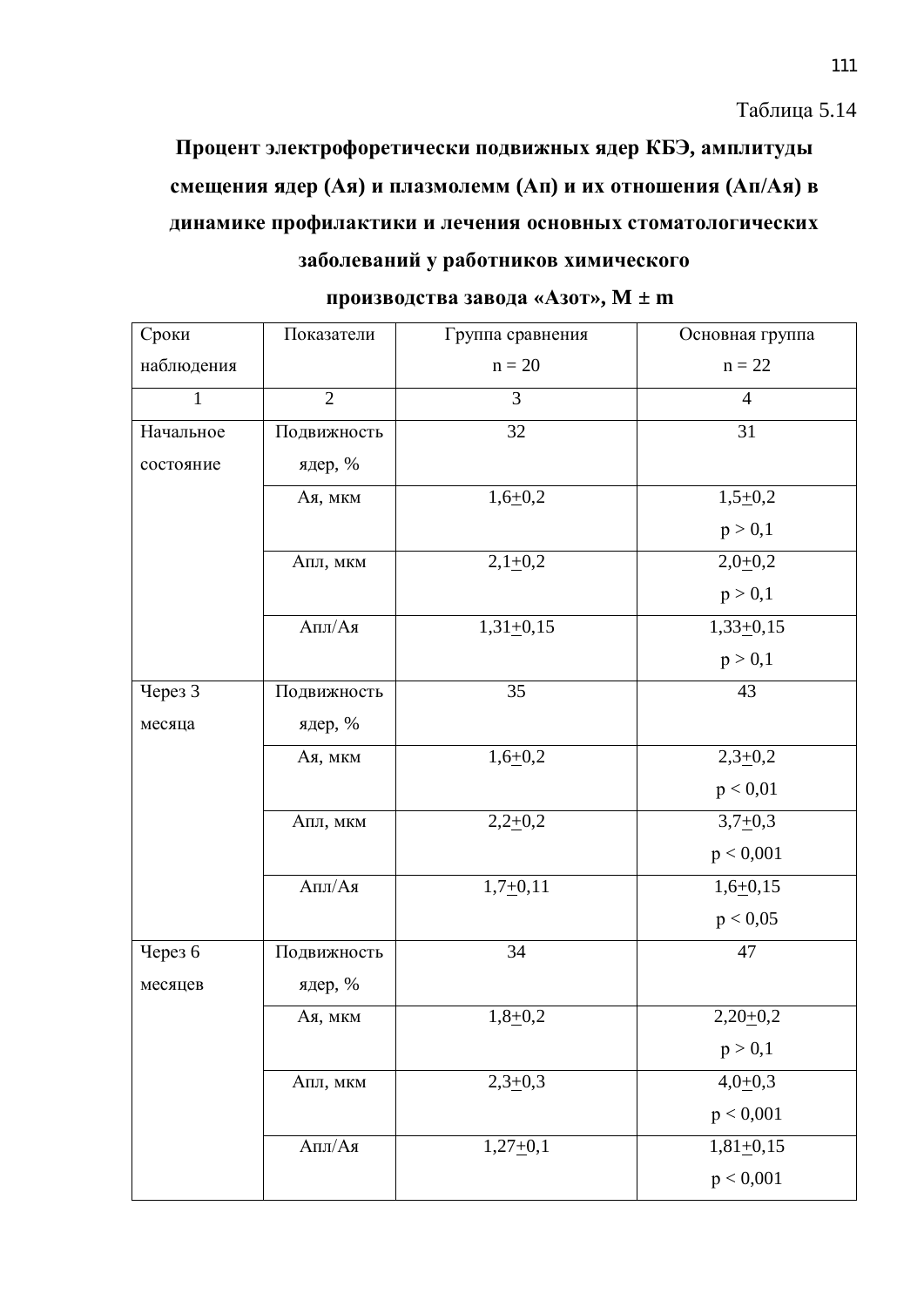Таблица 5.14

**Процент электрофоретически подвижных ядер КБЭ, амплитуды смещения ядер (Ая) и плазмолемм (Ап) и их отношения (Ап/Ая) в динамике профилактики и лечения основных стоматологических заболеваний у работников химического производства завода «Азот», M ± m**

| Сроки наблюдения | Показатели | Группа сравнения n = 20 | Основная группа n = 22 |
|---|---|---|---|
| 1 | 2 | 3 | 4 |
| Начальное состояние | Подвижность ядер, % | 32 | 31 |
| | Ая, мкм | 1,6±0,2 | 1,5±0,2 $p > 0,1$ |
| | Апл, мкм | 2,1±0,2 | 2,0±0,2 $p > 0,1$ |
| | Апл/Ая | 1,31±0,15 | 1,33±0,15 $p > 0,1$ |
| Через 3 месяца | Подвижность ядер, % | 35 | 43 |
| | Ая, мкм | 1,6±0,2 | 2,3±0,2 $p < 0,01$ |
| | Апл, мкм | 2,2±0,2 | 3,7±0,3 $p < 0,001$ |
| | Апл/Ая | 1,7±0,11 | 1,6±0,15 $p < 0,05$ |
| Через 6 месяцев | Подвижность ядер, % | 34 | 47 |
| | Ая, мкм | 1,8±0,2 | 2,20±0,2 $p > 0,1$ |
| | Апл, мкм | 2,3±0,3 | 4,0±0,3 $p < 0,001$ |
| | Апл/Ая | 1,27±0,1 | 1,81±0,15 $p < 0,001$ |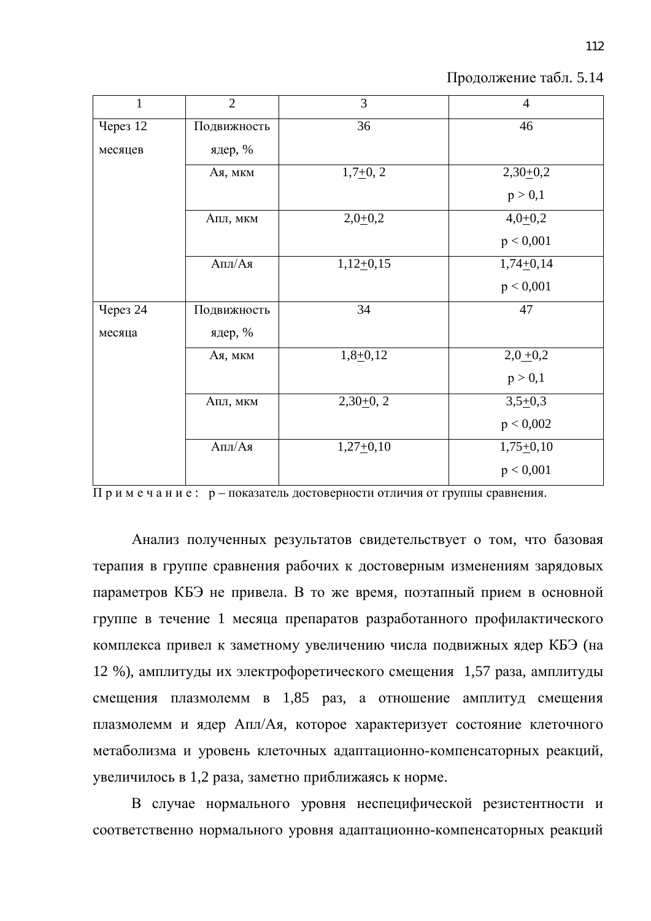Продолжение табл. 5.14

| 1 | 2 | 3 | 4 |
|---|---|---|---|
| Через 12 месяцев | Подвижность ядер, % | 36 | 46 |
| | Ая, мкм | 1,7+0, 2 | 2,30+0,2<br>$p > 0,1$ |
| | Апл, мкм | 2,0+0,2 | 4,0+0,2<br>$p < 0,001$ |
| | Апл/Ая | 1,12+0,15 | 1,74+0,14<br>$p < 0,001$ |
| Через 24 месяца | Подвижность ядер, % | 34 | 47 |
| | Ая, мкм | 1,8+0,12 | 2,0 +0,2<br>$p > 0,1$ |
| | Апл, мкм | 2,30+0, 2 | 3,5+0,3<br>$p < 0,002$ |
| | Апл/Ая | 1,27+0,10 | 1,75+0,10<br>$p < 0,001$ |

Примечание: p – показатель достоверности отличия от группы сравнения.

Анализ полученных результатов свидетельствует о том, что базовая терапия в группе сравнения рабочих к достоверным изменениям зарядовых параметров КБЭ не привела. В то же время, поэтапный прием в основной группе в течение 1 месяца препаратов разработанного профилактического комплекса привел к заметному увеличению числа подвижных ядер КБЭ (на 12 %), амплитуды их электрофоретического смещения 1,57 раза, амплитуды смещения плазмолемм в 1,85 раз, а отношение амплитуд смещения плазмолемм и ядер Апл/Ая, которое характеризует состояние клеточного метаболизма и уровень клеточных адаптационно-компенсаторных реакций, увеличилось в 1,2 раза, заметно приближаясь к норме.

В случае нормального уровня неспецифической резистентности и соответственно нормального уровня адаптационно-компенсаторных реакций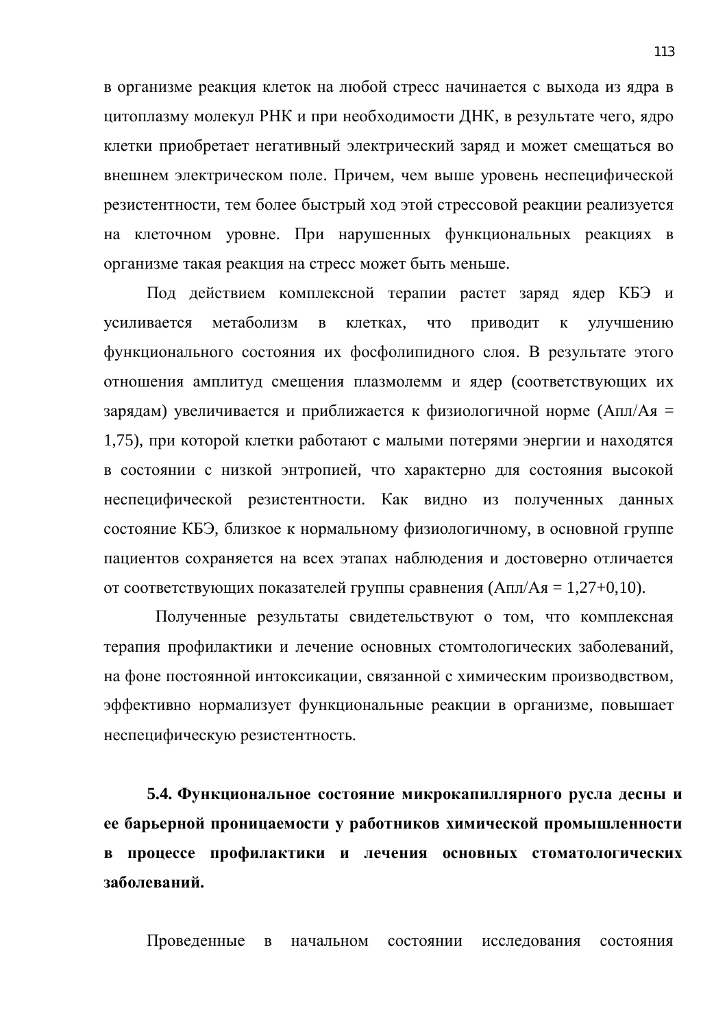в организме реакция клеток на любой стресс начинается с выхода из ядра в цитоплазму молекул РНК и при необходимости ДНК, в результате чего, ядро клетки приобретает негативный электрический заряд и может смещаться во внешнем электрическом поле. Причем, чем выше уровень неспецифической резистентности, тем более быстрый ход этой стрессовой реакции реализуется на клеточном уровне. При нарушенных функциональных реакциях в организме такая реакция на стресс может быть меньше.

Под действием комплексной терапии растет заряд ядер КБЭ и усиливается метаболизм в клетках, что приводит к улучшению функционального состояния их фосфолипидного слоя. В результате этого отношения амплитуд смещения плазмолемм и ядер (соответствующих их зарядам) увеличивается и приближается к физиологичной норме (Апл/Ая = 1,75), при которой клетки работают с малыми потерями энергии и находятся в состоянии с низкой энтропией, что характерно для состояния высокой неспецифической резистентности. Как видно из полученных данных состояние КБЭ, близкое к нормальному физиологичному, в основной группе пациентов сохраняется на всех этапах наблюдения и достоверно отличается от соответствующих показателей группы сравнения (Апл/Ая = 1,27+0,10).

Полученные результаты свидетельствуют о том, что комплексная терапия профилактики и лечение основных стомтологических заболеваний, на фоне постоянной интоксикации, связанной с химическим производвством, эффективно нормализует функциональные реакции в организме, повышает неспецифическую резистентность.

### 5.4. Функциональное состояние микрокапиллярного русла десны и ее барьерной проницаемости у работников химической промышленности в процессе профилактики и лечения основных стоматологических заболеваний.

Проведенные в начальном состоянии исследования состояния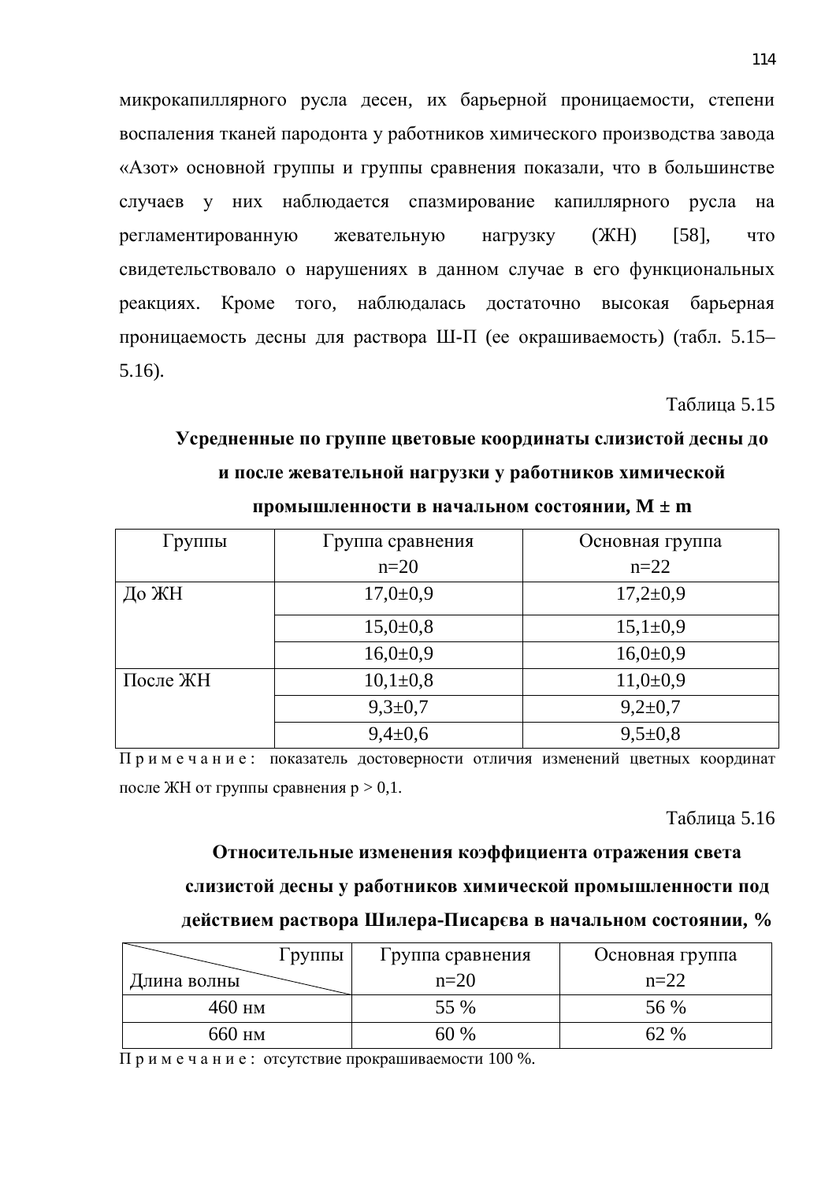микрокапиллярного русла десен, их барьерной проницаемости, степени воспаления тканей пародонта у работников химического производства завода «Азот» основной группы и группы сравнения показали, что в большинстве случаев у них наблюдается спазмирование капиллярного русла на регламентированную жевательную нагрузку (ЖН) [58], что свидетельствовало о нарушениях в данном случае в его функциональных реакциях. Кроме того, наблюдалась достаточно высокая барьерная проницаемость десны для раствора Ш-П (ее окрашиваемость) (табл. 5.15–5.16).

Таблица 5.15

**Усредненные по группе цветовые координаты слизистой десны до и после жевательной нагрузки у работников химической промышленности в начальном состоянии, M ± m**

| Группы | Группа сравнения n=20 | Основная группа n=22 |
|---|---|---|
| До ЖН | 17,0±0,9 | 17,2±0,9 |
| | 15,0±0,8 | 15,1±0,9 |
| | 16,0±0,9 | 16,0±0,9 |
| После ЖН | 10,1±0,8 | 11,0±0,9 |
| | 9,3±0,7 | 9,2±0,7 |
| | 9,4±0,6 | 9,5±0,8 |

Примечание: показатель достоверности отличия изменений цветных координат после ЖН от группы сравнения $p > 0,1$.

Таблица 5.16

**Относительные изменения коэффициента отражения света слизистой десны у работников химической промышленности под действием раствора Шилера-Писарєва в начальном состоянии, %**

| Группы / Длина волны | Группа сравнения n=20 | Основная группа n=22 |
|---|---|---|
| 460 нм | 55 % | 56 % |
| 660 нм | 60 % | 62 % |

Примечание: отсутствие прокрашиваемости 100 %.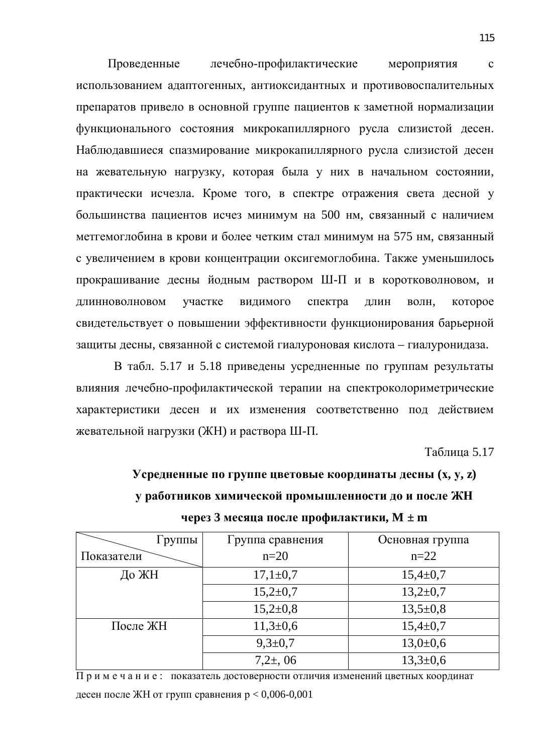Проведенные лечебно-профилактические мероприятия с использованием адаптогенных, антиоксидантных и противовоспалительных препаратов привело в основной группе пациентов к заметной нормализации функционального состояния микрокапиллярного русла слизистой десен. Наблюдавшиеся спазмирование микрокапиллярного русла слизистой десен на жевательную нагрузку, которая была у них в начальном состоянии, практически исчезла. Кроме того, в спектре отражения света десной у большинства пациентов исчез минимум на 500 нм, связанный с наличием метгемоглобина в крови и более четким стал минимум на 575 нм, связанный с увеличением в крови концентрации оксигемоглобина. Также уменьшилось прокрашивание десны йодным раствором Ш-П и в коротковолновом, и длинноволновом участке видимого спектра длин волн, которое свидетельствует о повышении эффективности функционирования барьерной защиты десны, связанной с системой гиалуроновая кислота – гиалуронидаза.

В табл. 5.17 и 5.18 приведены усредненные по группам результаты влияния лечебно-профилактической терапии на спектроколориметрические характеристики десен и их изменения соответственно под действием жевательной нагрузки (ЖН) и раствора Ш-П.

Таблица 5.17

**Усредненные по группе цветовые координаты десны (x, y, z) у работников химической промышленности до и после ЖН через 3 месяца после профилактики, M ± m**

| Группы / Показатели | Группа сравнения n=20 | Основная группа n=22 |
|---|---|---|
| До ЖН | 17,1±0,7 | 15,4±0,7 |
| | 15,2±0,7 | 13,2±0,7 |
| | 15,2±0,8 | 13,5±0,8 |
| После ЖН | 11,3±0,6 | 15,4±0,7 |
| | 9,3±0,7 | 13,0±0,6 |
| | 7,2±, 06 | 13,3±0,6 |

П р и м е ч а н и е : показатель достоверности отличия изменений цветных координат десен после ЖН от групп сравнения $p < 0{,}006$-$0{,}001$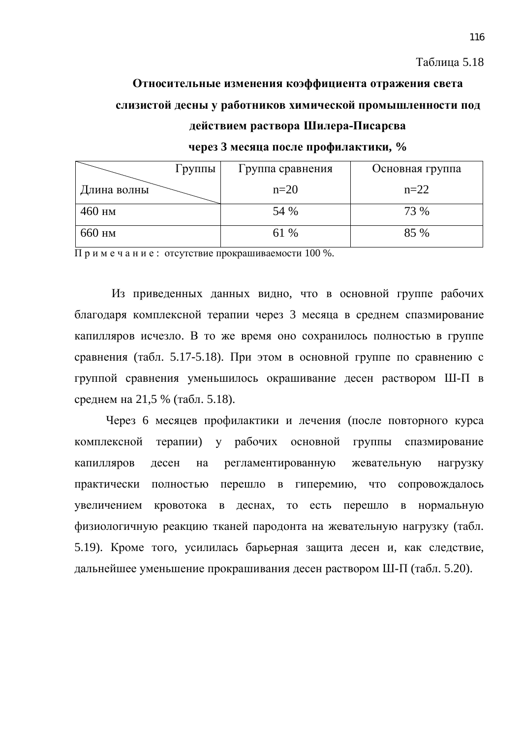Таблица 5.18

**Относительные изменения коэффициента отражения света слизистой десны у работников химической промышленности под действием раствора Шилера-Писарєва через 3 месяца после профилактики, %**

| Группы / Длина волны | Группа сравнения n=20 | Основная группа n=22 |
|---|---|---|
| 460 нм | 54 % | 73 % |
| 660 нм | 61 % | 85 % |

П р и м е ч а н и е : отсутствие прокрашиваемости 100 %.

Из приведенных данных видно, что в основной группе рабочих благодаря комплексной терапии через 3 месяца в среднем спазмирование капилляров исчезло. В то же время оно сохранилось полностью в группе сравнения (табл. 5.17-5.18). При этом в основной группе по сравнению с группой сравнения уменьшилось окрашивание десен раствором Ш-П в среднем на 21,5 % (табл. 5.18).

Через 6 месяцев профилактики и лечения (после повторного курса комплексной терапии) у рабочих основной группы спазмирование капилляров десен на регламентированную жевательную нагрузку практически полностью перешло в гиперемию, что сопровождалось увеличением кровотока в деснах, то есть перешло в нормальную физиологичную реакцию тканей пародонта на жевательную нагрузку (табл. 5.19). Кроме того, усилилась барьерная защита десен и, как следствие, дальнейшее уменьшение прокрашивания десен раствором Ш-П (табл. 5.20).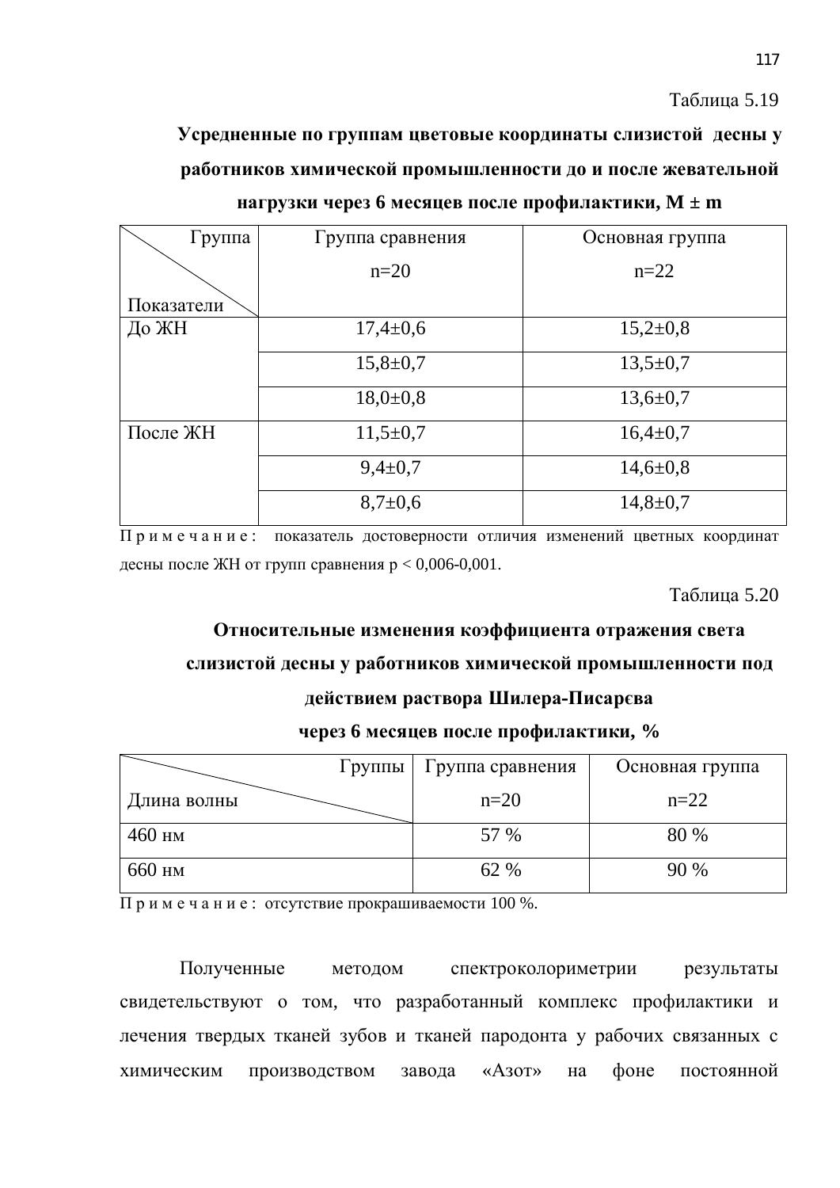Таблица 5.19

**Усредненные по группам цветовые координаты слизистой десны у работников химической промышленности до и после жевательной нагрузки через 6 месяцев после профилактики, M ± m**

| Группа / Показатели | Группа сравнения n=20 | Основная группа n=22 |
|---|---|---|
| До ЖН | 17,4±0,6 | 15,2±0,8 |
| | 15,8±0,7 | 13,5±0,7 |
| | 18,0±0,8 | 13,6±0,7 |
| После ЖН | 11,5±0,7 | 16,4±0,7 |
| | 9,4±0,7 | 14,6±0,8 |
| | 8,7±0,6 | 14,8±0,7 |

П р и м е ч а н и е : показатель достоверности отличия изменений цветных координат десны после ЖН от групп сравнения $p < 0,006$-$0,001$.

Таблица 5.20

**Относительные изменения коэффициента отражения света слизистой десны у работников химической промышленности под действием раствора Шилера-Писарєва через 6 месяцев после профилактики, %**

| Группы / Длина волны | Группа сравнения n=20 | Основная группа n=22 |
|---|---|---|
| 460 нм | 57 % | 80 % |
| 660 нм | 62 % | 90 % |

П р и м е ч а н и е : отсутствие прокрашиваемости 100 %.

Полученные методом спектроколориметрии результаты свидетельствуют о том, что разработанный комплекс профилактики и лечения твердых тканей зубов и тканей пародонта у рабочих связанных с химическим производством завода «Азот» на фоне постоянной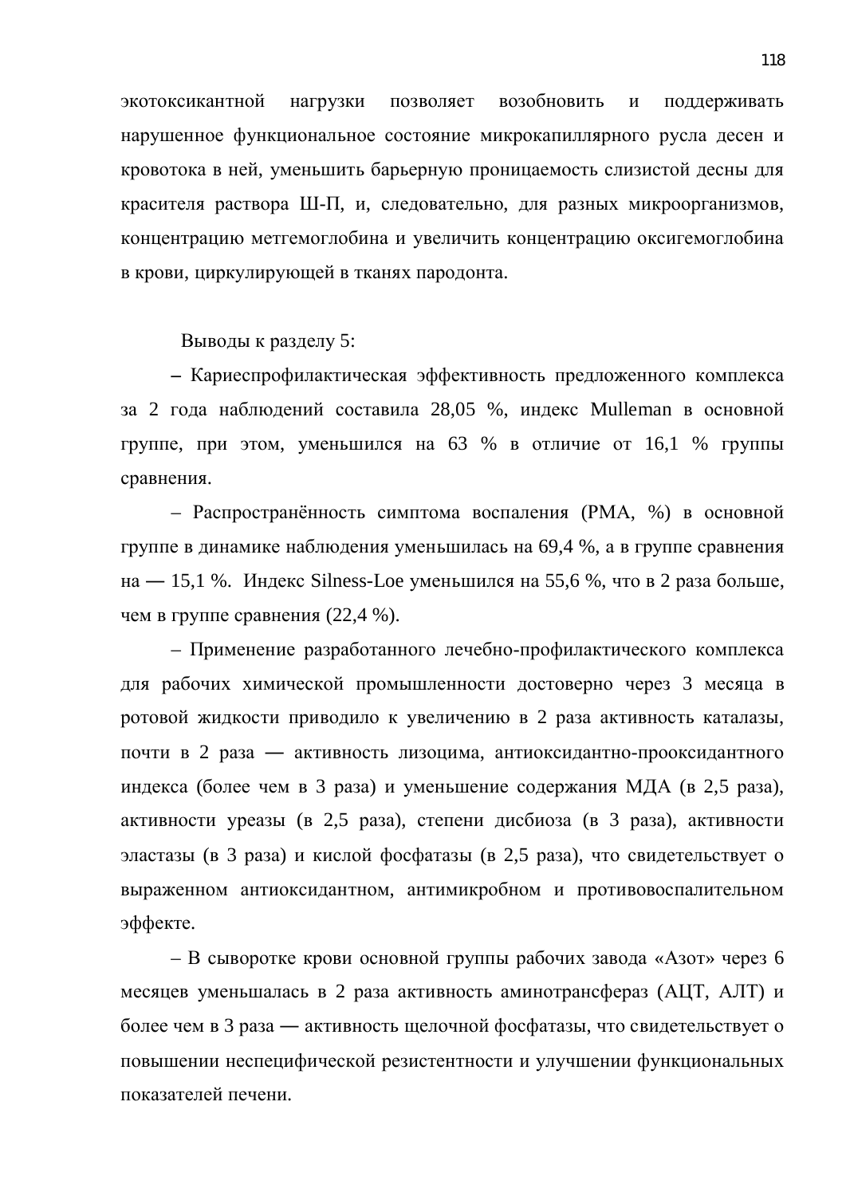экотоксикантной нагрузки позволяет возобновить и поддерживать нарушенное функциональное состояние микрокапиллярного русла десен и кровотока в ней, уменьшить барьерную проницаемость слизистой десны для красителя раствора Ш-П, и, следовательно, для разных микроорганизмов, концентрацию метгемоглобина и увеличить концентрацию оксигемоглобина в крови, циркулирующей в тканях пародонта.

Выводы к разделу 5:

– Кариеспрофилактическая эффективность предложенного комплекса за 2 года наблюдений составила 28,05 %, индекс Mulleman в основной группе, при этом, уменьшился на 63 % в отличие от 16,1 % группы сравнения.

– Распространённость симптома воспаления (РМА, %) в основной группе в динамике наблюдения уменьшилась на 69,4 %, а в группе сравнения на — 15,1 %. Индекс Silness-Loe уменьшился на 55,6 %, что в 2 раза больше, чем в группе сравнения (22,4 %).

– Применение разработанного лечебно-профилактического комплекса для рабочих химической промышленности достоверно через 3 месяца в ротовой жидкости приводило к увеличению в 2 раза активность каталазы, почти в 2 раза — активность лизоцима, антиоксидантно-прооксидантного индекса (более чем в 3 раза) и уменьшение содержания МДА (в 2,5 раза), активности уреазы (в 2,5 раза), степени дисбиоза (в 3 раза), активности эластазы (в 3 раза) и кислой фосфатазы (в 2,5 раза), что свидетельствует о выраженном антиоксидантном, антимикробном и противовоспалительном эффекте.

– В сыворотке крови основной группы рабочих завода «Азот» через 6 месяцев уменьшалась в 2 раза активность аминотрансфераз (АЦТ, АЛТ) и более чем в 3 раза — активность щелочной фосфатазы, что свидетельствует о повышении неспецифической резистентности и улучшении функциональных показателей печени.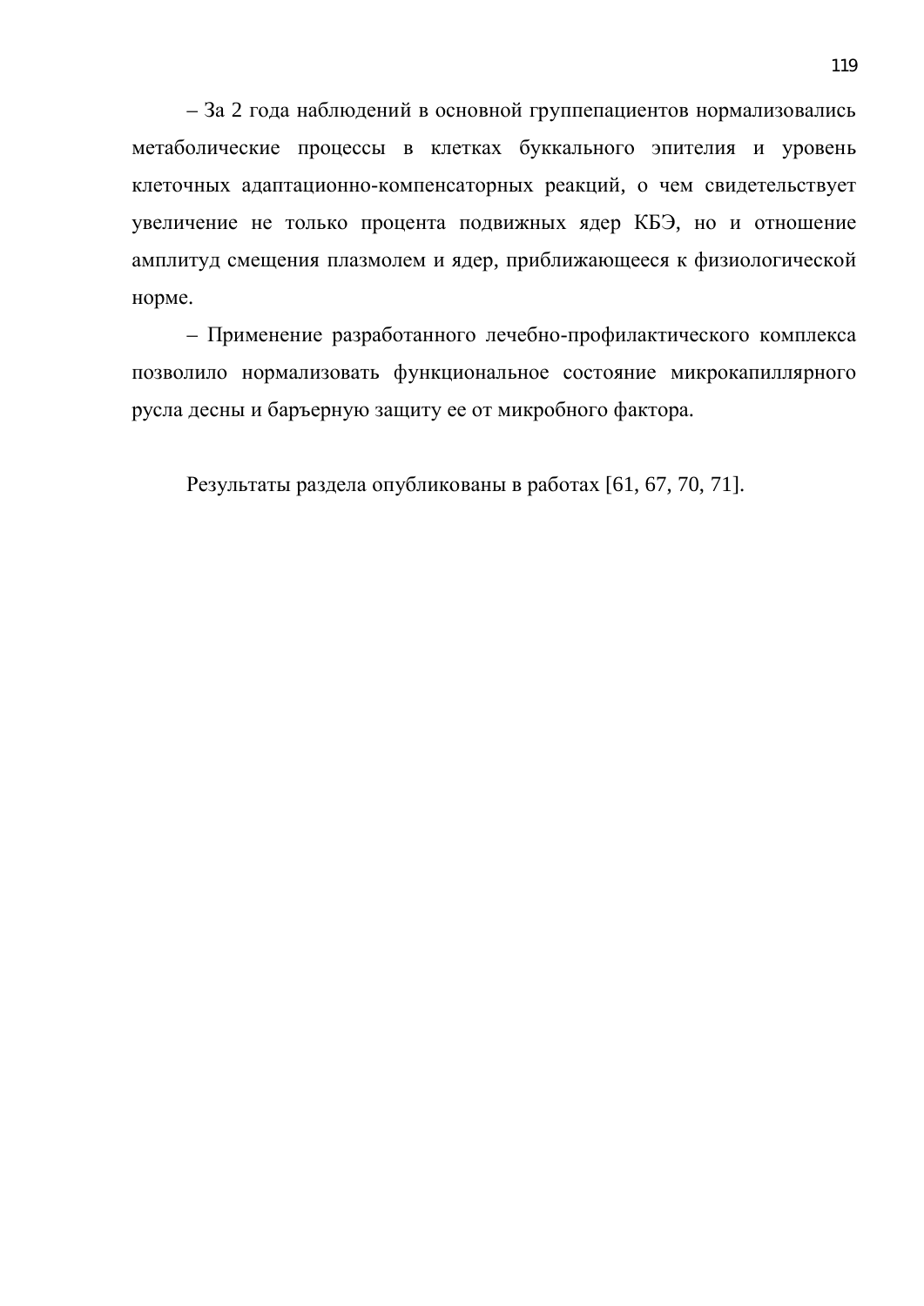– За 2 года наблюдений в основной группепациентов нормализовались метаболические процессы в клетках буккального эпителия и уровень клеточных адаптационно-компенсаторных реакций, о чем свидетельствует увеличение не только процента подвижных ядер КБЭ, но и отношение амплитуд смещения плазмолем и ядер, приближающееся к физиологической норме.

– Применение разработанного лечебно-профилактического комплекса позволило нормализовать функциональное состояние микрокапиллярного русла десны и барьерную защиту ее от микробного фактора.

Результаты раздела опубликованы в работах [61, 67, 70, 71].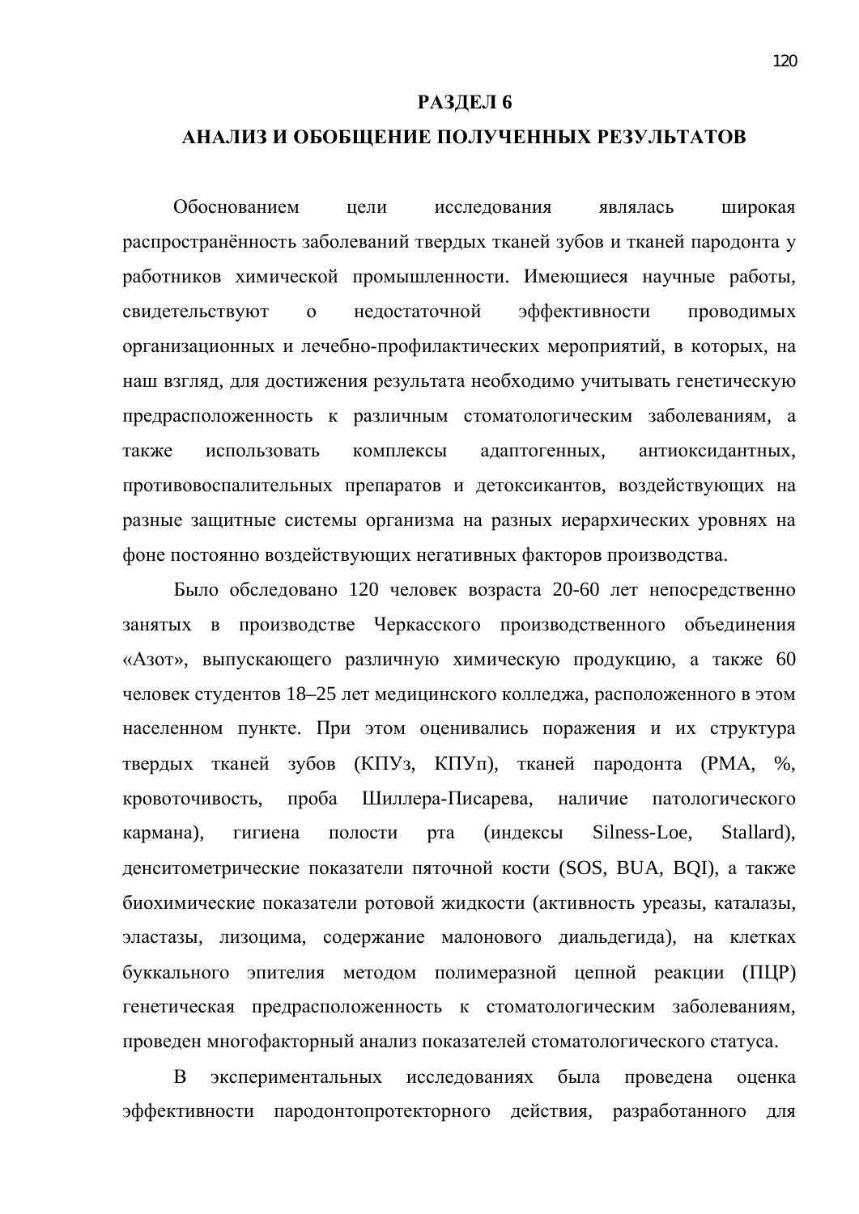# РАЗДЕЛ 6

# АНАЛИЗ И ОБОБЩЕНИЕ ПОЛУЧЕННЫХ РЕЗУЛЬТАТОВ

Обоснованием цели исследования являлась широкая распространённость заболеваний твердых тканей зубов и тканей пародонта у работников химической промышленности. Имеющиеся научные работы, свидетельствуют о недостаточной эффективности проводимых организационных и лечебно-профилактических мероприятий, в которых, на наш взгляд, для достижения результата необходимо учитывать генетическую предрасположенность к различным стоматологическим заболеваниям, а также использовать комплексы адаптогенных, антиоксидантных, противовоспалительных препаратов и детоксикантов, воздействующих на разные защитные системы организма на разных иерархических уровнях на фоне постоянно воздействующих негативных факторов производства.

Было обследовано 120 человек возраста 20-60 лет непосредственно занятых в производстве Черкасского производственного объединения «Азот», выпускающего различную химическую продукцию, а также 60 человек студентов 18–25 лет медицинского колледжа, расположенного в этом населенном пункте. При этом оценивались поражения и их структура твердых тканей зубов (КПУз, КПУп), тканей пародонта (РМА, %, кровоточивость, проба Шиллера-Писарева, наличие патологического кармана), гигиена полости рта (индексы Silness-Loe, Stallard), денситометрические показатели пяточной кости (SOS, BUA, BQI), а также биохимические показатели ротовой жидкости (активность уреазы, каталазы, эластазы, лизоцима, содержание малонового диальдегида), на клетках буккального эпителия методом полимеразной цепной реакции (ПЦР) генетическая предрасположенность к стоматологическим заболеваниям, проведен многофакторный анализ показателей стоматологического статуса.

В экспериментальных исследованиях была проведена оценка эффективности пародонтопротекторного действия, разработанного для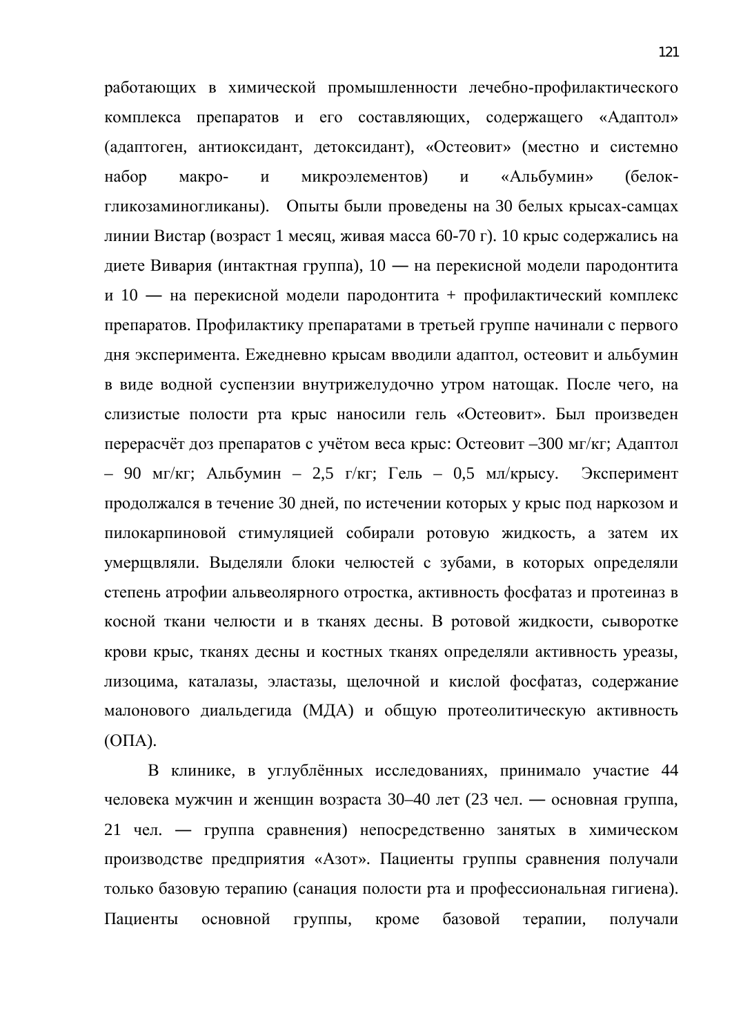работающих в химической промышленности лечебно-профилактического комплекса препаратов и его составляющих, содержащего «Адаптол» (адаптоген, антиоксидант, детоксидант), «Остеовит» (местно и системно набор макро- и микроэлементов) и «Альбумин» (белок-гликозаминогликаны). Опыты были проведены на 30 белых крысах-самцах линии Вистар (возраст 1 месяц, живая масса 60-70 г). 10 крыс содержались на диете Вивария (интактная группа), 10 — на перекисной модели пародонтита и 10 — на перекисной модели пародонтита + профилактический комплекс препаратов. Профилактику препаратами в третьей группе начинали с первого дня эксперимента. Ежедневно крысам вводили адаптол, остеовит и альбумин в виде водной суспензии внутрижелудочно утром натощак. После чего, на слизистые полости рта крыс наносили гель «Остеовит». Был произведен перерасчёт доз препаратов с учётом веса крыс: Остеовит –300 мг/кг; Адаптол – 90 мг/кг; Альбумин – 2,5 г/кг; Гель – 0,5 мл/крысу. Эксперимент продолжался в течение 30 дней, по истечении которых у крыс под наркозом и пилокарпиновой стимуляцией собирали ротовую жидкость, а затем их умерщвляли. Выделяли блоки челюстей с зубами, в которых определяли степень атрофии альвеолярного отростка, активность фосфатаз и протеиназ в косной ткани челюсти и в тканях десны. В ротовой жидкости, сыворотке крови крыс, тканях десны и костных тканях определяли активность уреазы, лизоцима, каталазы, эластазы, щелочной и кислой фосфатаз, содержание малонового диальдегида (МДА) и общую протеолитическую активность (ОПА).

В клинике, в углублённых исследованиях, принимало участие 44 человека мужчин и женщин возраста 30–40 лет (23 чел. — основная группа, 21 чел. — группа сравнения) непосредственно занятых в химическом производстве предприятия «Азот». Пациенты группы сравнения получали только базовую терапию (санация полости рта и профессиональная гигиена). Пациенты основной группы, кроме базовой терапии, получали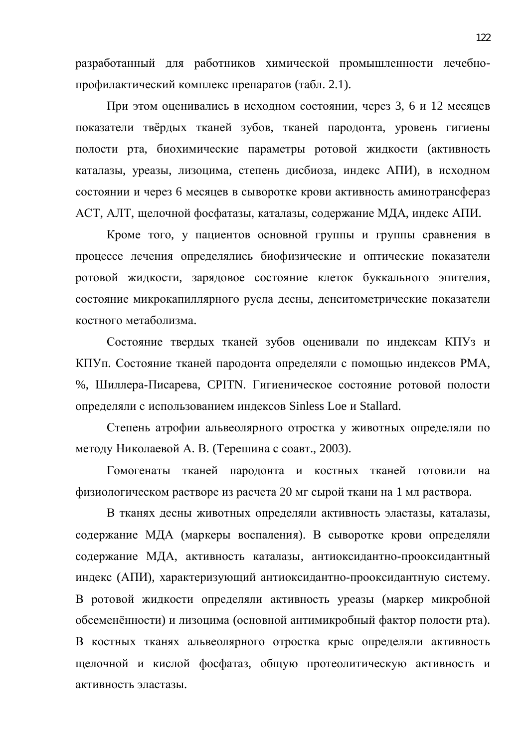разработанный для работников химической промышленности лечебно-профилактический комплекс препаратов (табл. 2.1).

При этом оценивались в исходном состоянии, через 3, 6 и 12 месяцев показатели твёрдых тканей зубов, тканей пародонта, уровень гигиены полости рта, биохимические параметры ротовой жидкости (активность каталазы, уреазы, лизоцима, степень дисбиоза, индекс АПИ), в исходном состоянии и через 6 месяцев в сыворотке крови активность аминотрансфераз АСТ, АЛТ, щелочной фосфатазы, каталазы, содержание МДА, индекс АПИ.

Кроме того, у пациентов основной группы и группы сравнения в процессе лечения определялись биофизические и оптические показатели ротовой жидкости, зарядовое состояние клеток буккального эпителия, состояние микрокапиллярного русла десны, денситометрические показатели костного метаболизма.

Состояние твердых тканей зубов оценивали по индексам КПУз и КПУп. Состояние тканей пародонта определяли с помощью индексов РМА, %, Шиллера-Писарева, CPITN. Гигиеническое состояние ротовой полости определяли с использованием индексов Sinless Loe и Stallard.

Степень атрофии альвеолярного отростка у животных определяли по методу Николаевой А. В. (Терешина с соавт., 2003).

Гомогенаты тканей пародонта и костных тканей готовили на физиологическом растворе из расчета 20 мг сырой ткани на 1 мл раствора.

В тканях десны животных определяли активность эластазы, каталазы, содержание МДА (маркеры воспаления). В сыворотке крови определяли содержание МДА, активность каталазы, антиоксидантно-прооксидантный индекс (АПИ), характеризующий антиоксидантно-прооксидантную систему. В ротовой жидкости определяли активность уреазы (маркер микробной обсеменённости) и лизоцима (основной антимикробный фактор полости рта). В костных тканях альвеолярного отростка крыс определяли активность щелочной и кислой фосфатаз, общую протеолитическую активность и активность эластазы.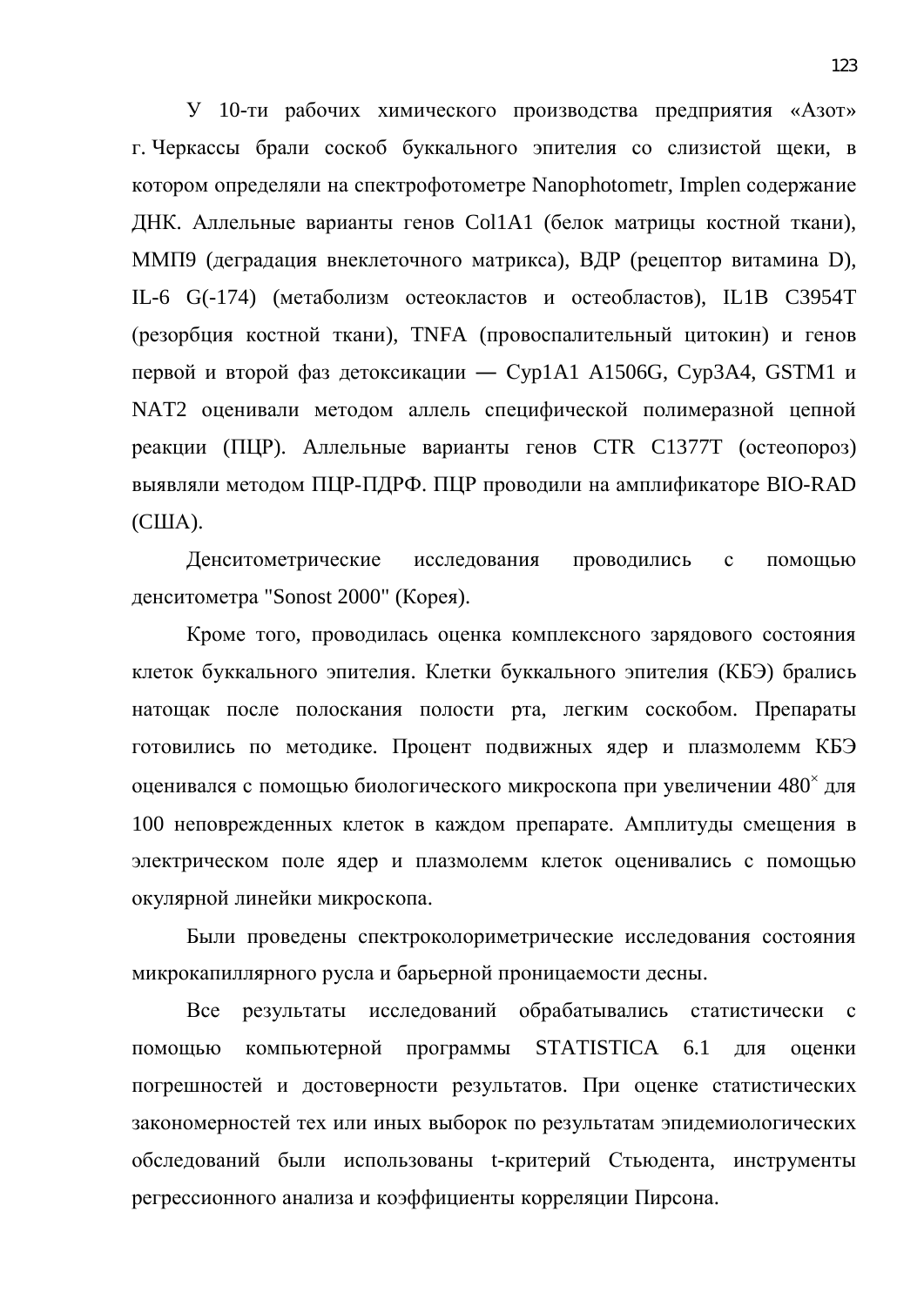У 10-ти рабочих химического производства предприятия «Азот» г. Черкассы брали соскоб буккального эпителия со слизистой щеки, в котором определяли на спектрофотометре Nanophotometr, Implen содержание ДНК. Аллельные варианты генов Col1A1 (белок матрицы костной ткани), ММП9 (деградация внеклеточного матрикса), ВДР (рецептор витамина D), IL-6 G(-174) (метаболизм остеокластов и остеобластов), IL1B C3954T (резорбция костной ткани), TNFA (провоспалительный цитокин) и генов первой и второй фаз детоксикации — Cyp1A1 A1506G, Cyp3A4, GSTM1 и NAT2 оценивали методом аллель специфической полимеразной цепной реакции (ПЦР). Аллельные варианты генов CTR C1377T (остеопороз) выявляли методом ПЦР-ПДРФ. ПЦР проводили на амплификаторе BIO-RAD (США).

Денситометрические исследования проводились с помощью денситометра "Sonost 2000" (Корея).

Кроме того, проводилась оценка комплексного зарядового состояния клеток буккального эпителия. Клетки буккального эпителия (КБЭ) брались натощак после полоскания полости рта, легким соскобом. Препараты готовились по методике. Процент подвижных ядер и плазмолемм КБЭ оценивался с помощью биологического микроскопа при увеличении $480^{\times}$ для 100 неповрежденных клеток в каждом препарате. Амплитуды смещения в электрическом поле ядер и плазмолемм клеток оценивались с помощью окулярной линейки микроскопа.

Были проведены спектроколориметрические исследования состояния микрокапиллярного русла и барьерной проницаемости десны.

Все результаты исследований обрабатывались статистически с помощью компьютерной программы STATISTICA 6.1 для оценки погрешностей и достоверности результатов. При оценке статистических закономерностей тех или иных выборок по результатам эпидемиологических обследований были использованы t-критерий Стьюдента, инструменты регрессионного анализа и коэффициенты корреляции Пирсона.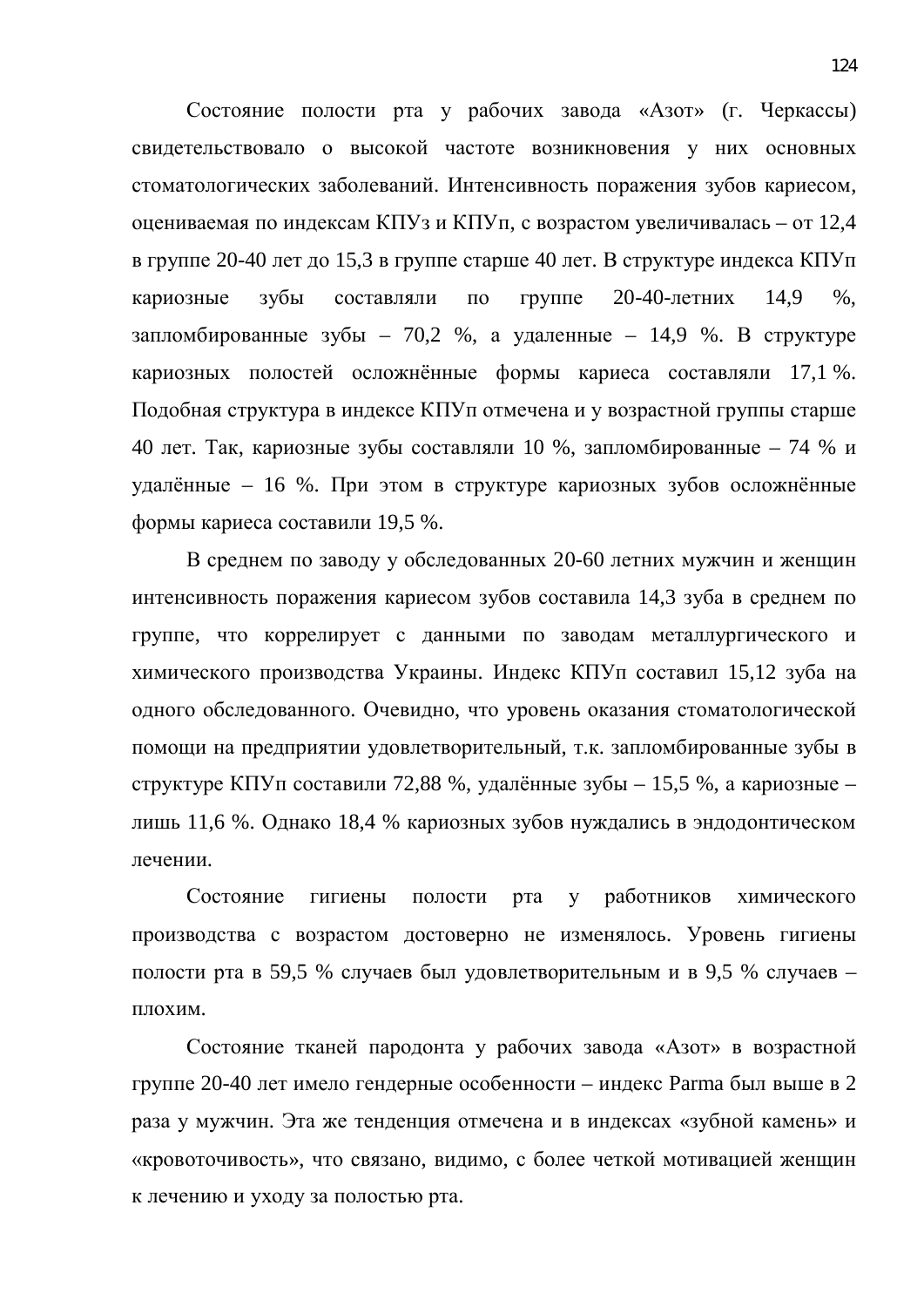Состояние полости рта у рабочих завода «Азот» (г. Черкассы) свидетельствовало о высокой частоте возникновения у них основных стоматологических заболеваний. Интенсивность поражения зубов кариесом, оцениваемая по индексам КПУз и КПУп, с возрастом увеличивалась – от 12,4 в группе 20-40 лет до 15,3 в группе старше 40 лет. В структуре индекса КПУп кариозные зубы составляли по группе 20-40-летних 14,9 %, запломбированные зубы – 70,2 %, а удаленные – 14,9 %. В структуре кариозных полостей осложнённые формы кариеса составляли 17,1 %. Подобная структура в индексе КПУп отмечена и у возрастной группы старше 40 лет. Так, кариозные зубы составляли 10 %, запломбированные – 74 % и удалённые – 16 %. При этом в структуре кариозных зубов осложнённые формы кариеса составили 19,5 %.

В среднем по заводу у обследованных 20-60 летних мужчин и женщин интенсивность поражения кариесом зубов составила 14,3 зуба в среднем по группе, что коррелирует с данными по заводам металлургического и химического производства Украины. Индекс КПУп составил 15,12 зуба на одного обследованного. Очевидно, что уровень оказания стоматологической помощи на предприятии удовлетворительный, т.к. запломбированные зубы в структуре КПУп составили 72,88 %, удалённые зубы – 15,5 %, а кариозные – лишь 11,6 %. Однако 18,4 % кариозных зубов нуждались в эндодонтическом лечении.

Состояние гигиены полости рта у работников химического производства с возрастом достоверно не изменялось. Уровень гигиены полости рта в 59,5 % случаев был удовлетворительным и в 9,5 % случаев – плохим.

Состояние тканей пародонта у рабочих завода «Азот» в возрастной группе 20-40 лет имело гендерные особенности – индекс Parma был выше в 2 раза у мужчин. Эта же тенденция отмечена и в индексах «зубной камень» и «кровоточивость», что связано, видимо, с более четкой мотивацией женщин к лечению и уходу за полостью рта.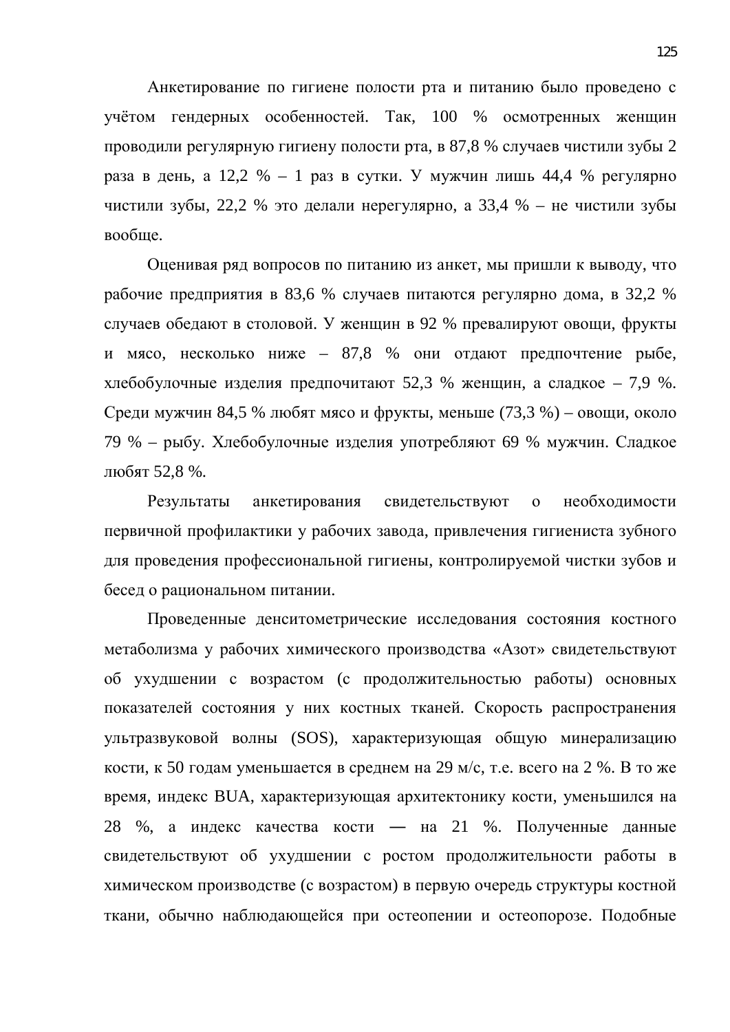Анкетирование по гигиене полости рта и питанию было проведено с учётом гендерных особенностей. Так, 100 % осмотренных женщин проводили регулярную гигиену полости рта, в 87,8 % случаев чистили зубы 2 раза в день, а 12,2 % – 1 раз в сутки. У мужчин лишь 44,4 % регулярно чистили зубы, 22,2 % это делали нерегулярно, а 33,4 % – не чистили зубы вообще.

Оценивая ряд вопросов по питанию из анкет, мы пришли к выводу, что рабочие предприятия в 83,6 % случаев питаются регулярно дома, в 32,2 % случаев обедают в столовой. У женщин в 92 % превалируют овощи, фрукты и мясо, несколько ниже – 87,8 % они отдают предпочтение рыбе, хлебобулочные изделия предпочитают 52,3 % женщин, а сладкое – 7,9 %. Среди мужчин 84,5 % любят мясо и фрукты, меньше (73,3 %) – овощи, около 79 % – рыбу. Хлебобулочные изделия употребляют 69 % мужчин. Сладкое любят 52,8 %.

Результаты анкетирования свидетельствуют о необходимости первичной профилактики у рабочих завода, привлечения гигиениста зубного для проведения профессиональной гигиены, контролируемой чистки зубов и бесед о рациональном питании.

Проведенные денситометрические исследования состояния костного метаболизма у рабочих химического производства «Азот» свидетельствуют об ухудшении с возрастом (с продолжительностью работы) основных показателей состояния у них костных тканей. Скорость распространения ультразвуковой волны (SOS), характеризующая общую минерализацию кости, к 50 годам уменьшается в среднем на 29 м/с, т.е. всего на 2 %. В то же время, индекс BUA, характеризующая архитектонику кости, уменьшился на 28 %, а индекс качества кости — на 21 %. Полученные данные свидетельствуют об ухудшении с ростом продолжительности работы в химическом производстве (с возрастом) в первую очередь структуры костной ткани, обычно наблюдающейся при остеопении и остеопорозе. Подобные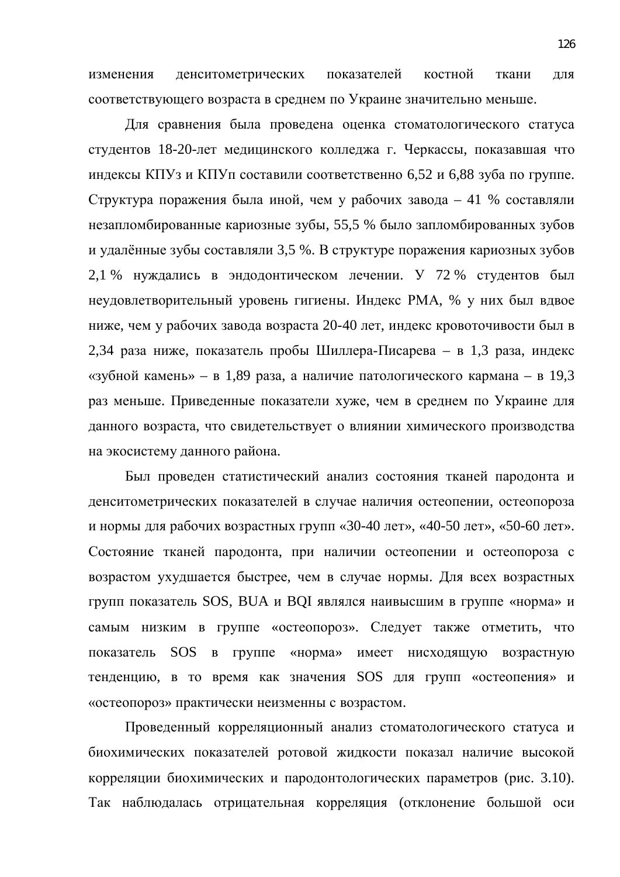изменения денситометрических показателей костной ткани для соответствующего возраста в среднем по Украине значительно меньше.

Для сравнения была проведена оценка стоматологического статуса студентов 18-20-лет медицинского колледжа г. Черкассы, показавшая что индексы КПУз и КПУп составили соответственно 6,52 и 6,88 зуба по группе. Структура поражения была иной, чем у рабочих завода – 41 % составляли незапломбированные кариозные зубы, 55,5 % было запломбированных зубов и удалённые зубы составляли 3,5 %. В структуре поражения кариозных зубов 2,1 % нуждались в эндодонтическом лечении. У 72 % студентов был неудовлетворительный уровень гигиены. Индекс РМА, % у них был вдвое ниже, чем у рабочих завода возраста 20-40 лет, индекс кровоточивости был в 2,34 раза ниже, показатель пробы Шиллера-Писарева – в 1,3 раза, индекс «зубной камень» – в 1,89 раза, а наличие патологического кармана – в 19,3 раз меньше. Приведенные показатели хуже, чем в среднем по Украине для данного возраста, что свидетельствует о влиянии химического производства на экосистему данного района.

Был проведен статистический анализ состояния тканей пародонта и денситометрических показателей в случае наличия остеопении, остеопороза и нормы для рабочих возрастных групп «30-40 лет», «40-50 лет», «50-60 лет». Состояние тканей пародонта, при наличии остеопении и остеопороза с возрастом ухудшается быстрее, чем в случае нормы. Для всех возрастных групп показатель SOS, BUA и BQI являлся наивысшим в группе «норма» и самым низким в группе «остеопороз». Следует также отметить, что показатель SOS в группе «норма» имеет нисходящую возрастную тенденцию, в то время как значения SOS для групп «остеопения» и «остеопороз» практически неизменны с возрастом.

Проведенный корреляционный анализ стоматологического статуса и биохимических показателей ротовой жидкости показал наличие высокой корреляции биохимических и пародонтологических параметров (рис. 3.10). Так наблюдалась отрицательная корреляция (отклонение большой оси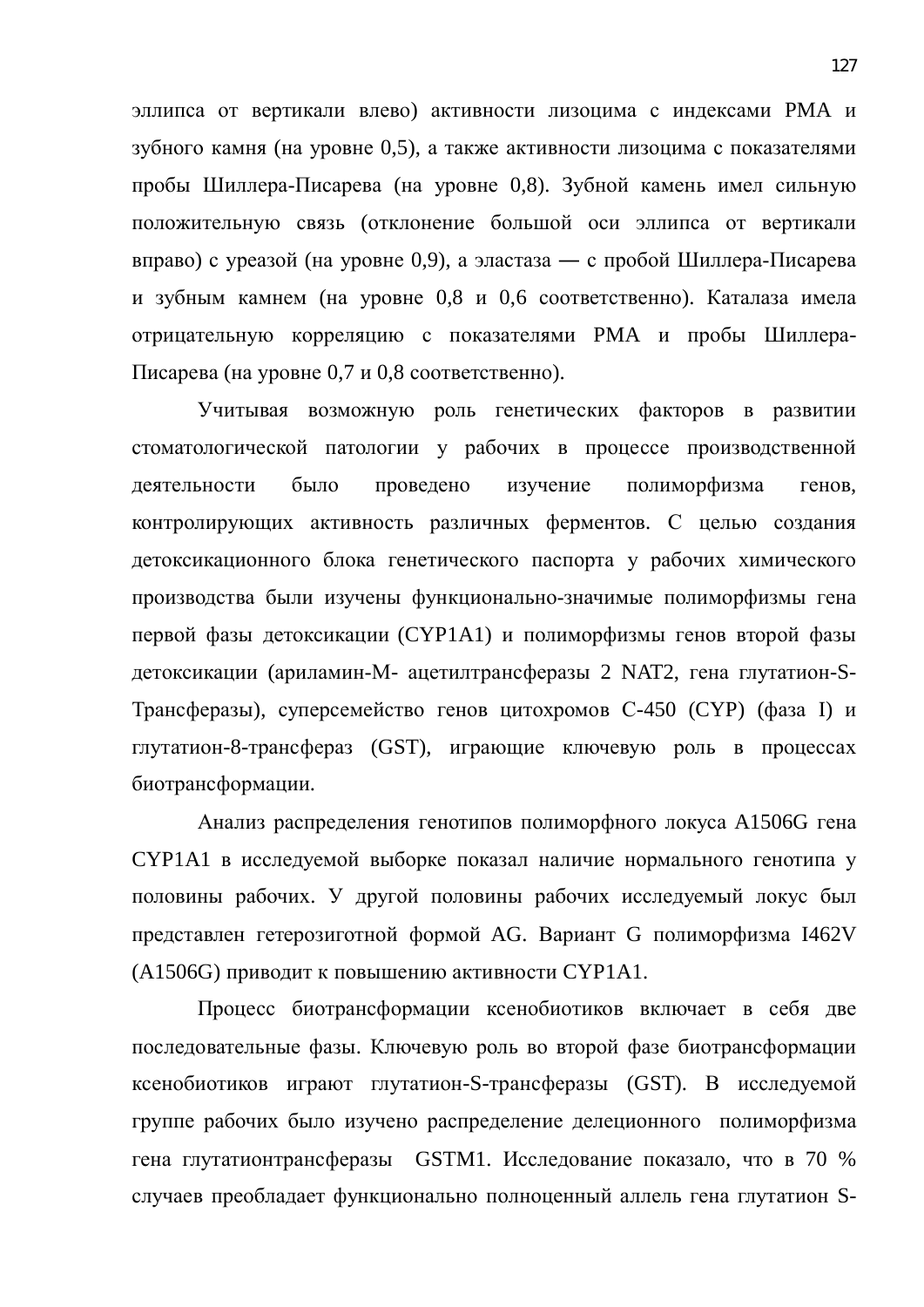эллипса от вертикали влево) активности лизоцима с индексами РМА и зубного камня (на уровне 0,5), а также активности лизоцима с показателями пробы Шиллера-Писарева (на уровне 0,8). Зубной камень имел сильную положительную связь (отклонение большой оси эллипса от вертикали вправо) с уреазой (на уровне 0,9), а эластаза — с пробой Шиллера-Писарева и зубным камнем (на уровне 0,8 и 0,6 соответственно). Каталаза имела отрицательную корреляцию с показателями РМА и пробы Шиллера-Писарева (на уровне 0,7 и 0,8 соответственно).

Учитывая возможную роль генетических факторов в развитии стоматологической патологии у рабочих в процессе производственной деятельности было проведено изучение полиморфизма генов, контролирующих активность различных ферментов. С целью создания детоксикационного блока генетического паспорта у рабочих химического производства были изучены функционально-значимые полиморфизмы гена первой фазы детоксикации (CYP1A1) и полиморфизмы генов второй фазы детоксикации (ариламин-М- ацетилтрансферазы 2 NAT2, гена глутатион-S-Трансферазы), суперсемейство генов цитохромов С-450 (CYP) (фаза I) и глутатион-8-трансфераз (GST), играющие ключевую роль в процессах биотрансформации.

Анализ распределения генотипов полиморфного локуса A1506G гена CYP1A1 в исследуемой выборке показал наличие нормального генотипа у половины рабочих. У другой половины рабочих исследуемый локус был представлен гетерозиготной формой AG. Вариант G полиморфизма I462V (A1506G) приводит к повышению активности CYP1A1.

Процесс биотрансформации ксенобиотиков включает в себя две последовательные фазы. Ключевую роль во второй фазе биотрансформации ксенобиотиков играют глутатион-S-трансферазы (GST). В исследуемой группе рабочих было изучено распределение делеционного полиморфизма гена глутатионтрансферазы GSTM1. Исследование показало, что в 70 % случаев преобладает функционально полноценный аллель гена глутатион S-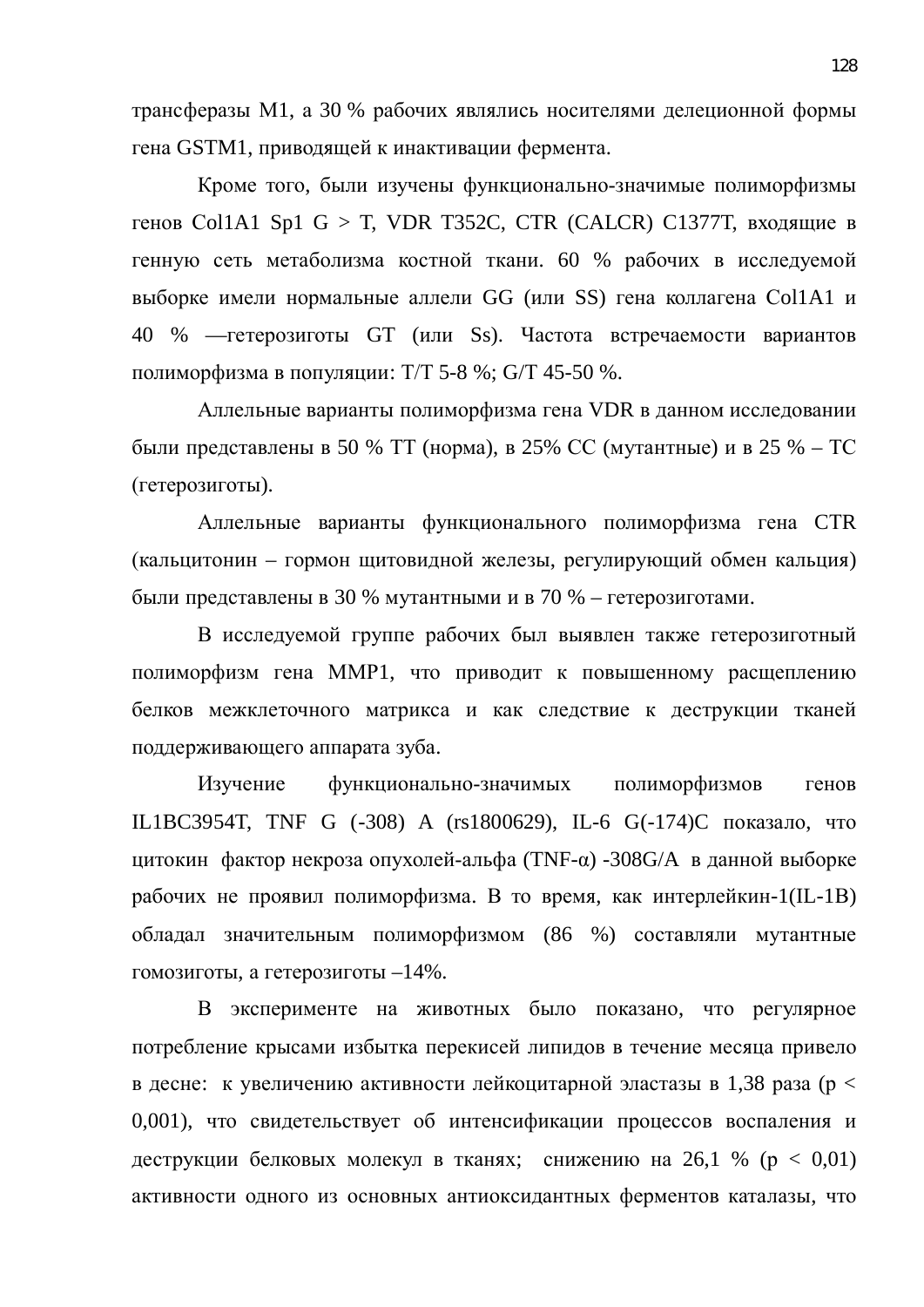трансферазы M1, а 30 % рабочих являлись носителями делеционной формы гена GSTM1, приводящей к инактивации фермента.

Кроме того, были изучены функционально-значимые полиморфизмы генов Col1A1 Sp1 G > T, VDR T352C, CTR (CALCR) C1377T, входящие в генную сеть метаболизма костной ткани. 60 % рабочих в исследуемой выборке имели нормальные аллели GG (или SS) гена коллагена Col1A1 и 40 % —гетерозиготы GT (или Ss). Частота встречаемости вариантов полиморфизма в популяции: T/T 5-8 %; G/T 45-50 %.

Аллельные варианты полиморфизма гена VDR в данном исследовании были представлены в 50 % TT (норма), в 25% CC (мутантные) и в 25 % – TC (гетерозиготы).

Аллельные варианты функционального полиморфизма гена CTR (кальцитонин – гормон щитовидной железы, регулирующий обмен кальция) были представлены в 30 % мутантными и в 70 % – гетерозиготами.

В исследуемой группе рабочих был выявлен также гетерозиготный полиморфизм гена MMP1, что приводит к повышенному расщеплению белков межклеточного матрикса и как следствие к деструкции тканей поддерживающего аппарата зуба.

Изучение функционально-значимых полиморфизмов генов IL1BC3954T, TNF G (-308) A (rs1800629), IL-6 G(-174)C показало, что цитокин фактор некроза опухолей-альфа (TNF-α) -308G/A в данной выборке рабочих не проявил полиморфизма. В то время, как интерлейкин-1(IL-1B) обладал значительным полиморфизмом (86 %) составляли мутантные гомозиготы, а гетерозиготы –14%.

В эксперименте на животных было показано, что регулярное потребление крысами избытка перекисей липидов в течение месяца привело в десне: к увеличению активности лейкоцитарной эластазы в 1,38 раза ($p < 0,001$), что свидетельствует об интенсификации процессов воспаления и деструкции белковых молекул в тканях; снижению на 26,1 % ($p < 0,01$) активности одного из основных антиоксидантных ферментов каталазы, что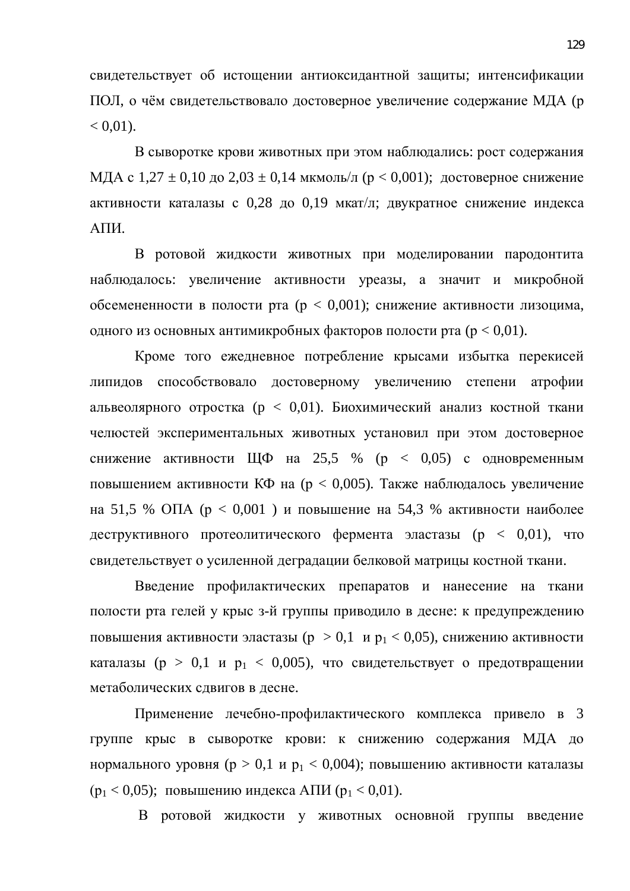свидетельствует об истощении антиоксидантной защиты; интенсификации ПОЛ, о чём свидетельствовало достоверное увеличение содержание МДА ($p < 0,01$).

В сыворотке крови животных при этом наблюдались: рост содержания МДА с 1,27 ± 0,10 до 2,03 ± 0,14 мкмоль/л ($p < 0,001$); достоверное снижение активности каталазы с 0,28 до 0,19 мкат/л; двукратное снижение индекса АПИ.

В ротовой жидкости животных при моделировании пародонтита наблюдалось: увеличение активности уреазы, а значит и микробной обсемененности в полости рта ($p < 0,001$); снижение активности лизоцима, одного из основных антимикробных факторов полости рта ($p < 0,01$).

Кроме того ежедневное потребление крысами избытка перекисей липидов способствовало достоверному увеличению степени атрофии альвеолярного отростка ($p < 0,01$). Биохимический анализ костной ткани челюстей экспериментальных животных установил при этом достоверное снижение активности ЩФ на 25,5 % ($p < 0,05$) с одновременным повышением активности КФ на ($p < 0,005$). Также наблюдалось увеличение на 51,5 % ОПА ($p < 0,001$ ) и повышение на 54,3 % активности наиболее деструктивного протеолитического фермента эластазы ($p < 0,01$), что свидетельствует о усиленной деградации белковой матрицы костной ткани.

Введение профилактических препаратов и нанесение на ткани полости рта гелей у крыс з-й группы приводило в десне: к предупреждению повышения активности эластазы ($p > 0,1$ и $p_1 < 0,05$), снижению активности каталазы ($p > 0,1$ и $p_1 < 0,005$), что свидетельствует о предотвращении метаболических сдвигов в десне.

Применение лечебно-профилактического комплекса привело в 3 группе крыс в сыворотке крови: к снижению содержания МДА до нормального уровня ($p > 0,1$ и $p_1 < 0,004$); повышению активности каталазы ($p_1 < 0,05$); повышению индекса АПИ ($p_1 < 0,01$).

В ротовой жидкости у животных основной группы введение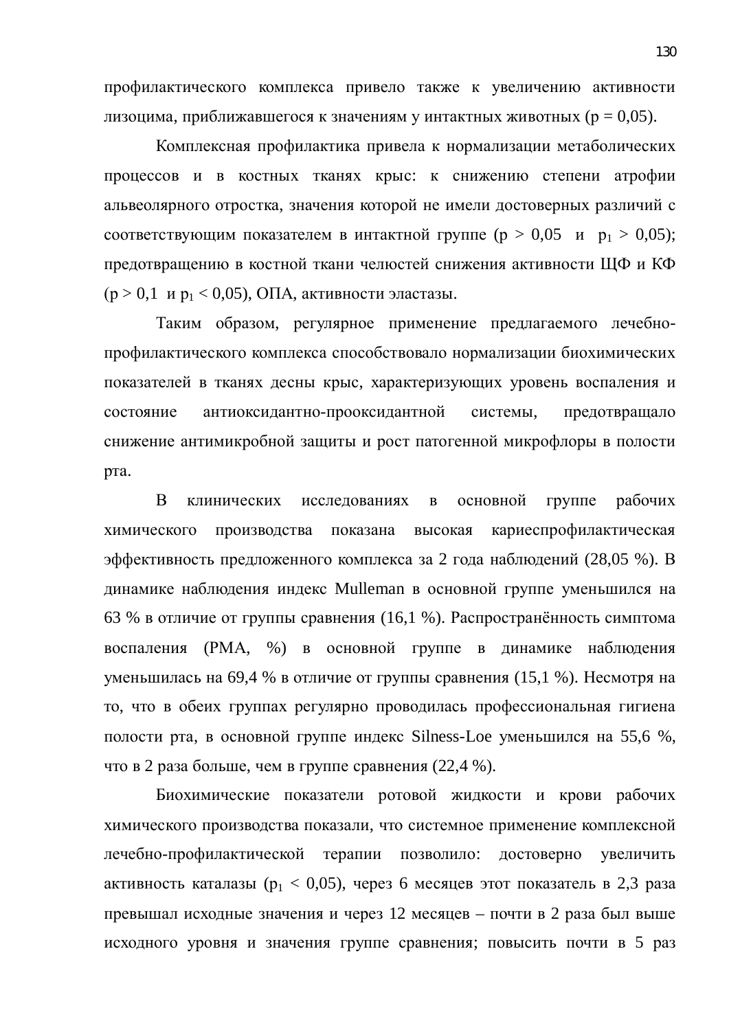профилактического комплекса привело также к увеличению активности лизоцима, приближавшегося к значениям у интактных животных ($p = 0,05$).

Комплексная профилактика привела к нормализации метаболических процессов и в костных тканях крыс: к снижению степени атрофии альвеолярного отростка, значения которой не имели достоверных различий с соответствующим показателем в интактной группе ($p > 0,05$ и $p_1 > 0,05$); предотвращению в костной ткани челюстей снижения активности ЩФ и КФ ($p > 0,1$ и $p_1 < 0,05$), ОПА, активности эластазы.

Таким образом, регулярное применение предлагаемого лечебно-профилактического комплекса способствовало нормализации биохимических показателей в тканях десны крыс, характеризующих уровень воспаления и состояние антиоксидантно-прооксидантной системы, предотвращало снижение антимикробной защиты и рост патогенной микрофлоры в полости рта.

В клинических исследованиях в основной группе рабочих химического производства показана высокая кариеспрофилактическая эффективность предложенного комплекса за 2 года наблюдений (28,05 %). В динамике наблюдения индекс Mulleman в основной группе уменьшился на 63 % в отличие от группы сравнения (16,1 %). Распространённость симптома воспаления (РМА, %) в основной группе в динамике наблюдения уменьшилась на 69,4 % в отличие от группы сравнения (15,1 %). Несмотря на то, что в обеих группах регулярно проводилась профессиональная гигиена полости рта, в основной группе индекс Silness-Loe уменьшился на 55,6 %, что в 2 раза больше, чем в группе сравнения (22,4 %).

Биохимические показатели ротовой жидкости и крови рабочих химического производства показали, что системное применение комплексной лечебно-профилактической терапии позволило: достоверно увеличить активность каталазы ($p_1 < 0,05$), через 6 месяцев этот показатель в 2,3 раза превышал исходные значения и через 12 месяцев – почти в 2 раза был выше исходного уровня и значения группе сравнения; повысить почти в 5 раз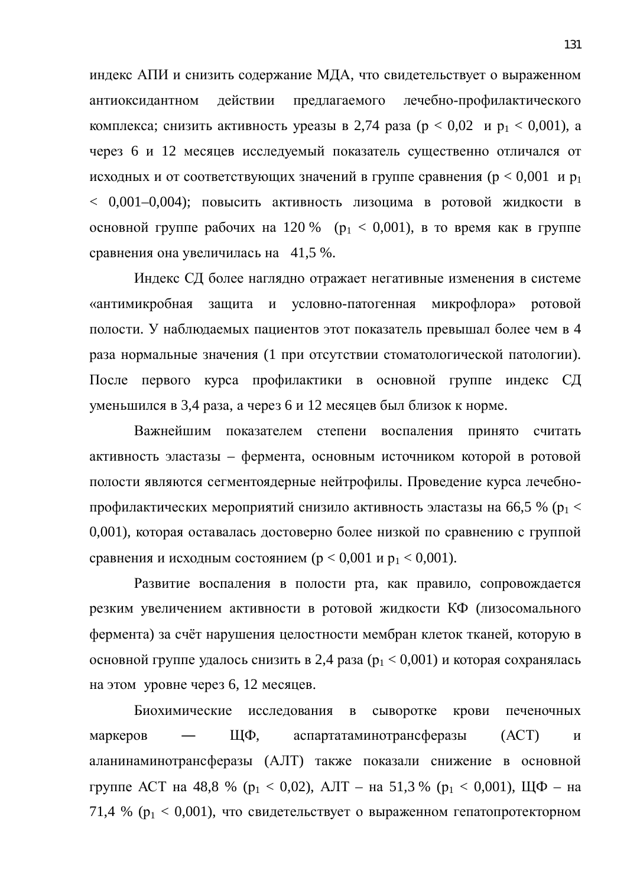индекс АПИ и снизить содержание МДА, что свидетельствует о выраженном антиоксидантном действии предлагаемого лечебно-профилактического комплекса; снизить активность уреазы в 2,74 раза ($p < 0{,}02$ и $p_1 < 0{,}001$), а через 6 и 12 месяцев исследуемый показатель существенно отличался от исходных и от соответствующих значений в группе сравнения ($p < 0{,}001$ и $p_1 < 0{,}001$–$0{,}004$); повысить активность лизоцима в ротовой жидкости в основной группе рабочих на 120 % ($p_1 < 0{,}001$), в то время как в группе сравнения она увеличилась на 41,5 %.

Индекс СД более наглядно отражает негативные изменения в системе «антимикробная защита и условно-патогенная микрофлора» ротовой полости. У наблюдаемых пациентов этот показатель превышал более чем в 4 раза нормальные значения (1 при отсутствии стоматологической патологии). После первого курса профилактики в основной группе индекс СД уменьшился в 3,4 раза, а через 6 и 12 месяцев был близок к норме.

Важнейшим показателем степени воспаления принято считать активность эластазы – фермента, основным источником которой в ротовой полости являются сегментоядерные нейтрофилы. Проведение курса лечебно-профилактических мероприятий снизило активность эластазы на 66,5 % ($p_1 < 0{,}001$), которая оставалась достоверно более низкой по сравнению с группой сравнения и исходным состоянием ($p < 0{,}001$ и $p_1 < 0{,}001$).

Развитие воспаления в полости рта, как правило, сопровождается резким увеличением активности в ротовой жидкости КФ (лизосомального фермента) за счёт нарушения целостности мембран клеток тканей, которую в основной группе удалось снизить в 2,4 раза ($p_1 < 0{,}001$) и которая сохранялась на этом уровне через 6, 12 месяцев.

Биохимические исследования в сыворотке крови печеночных маркеров — ЩФ, аспартатаминотрансферазы (АСТ) и аланинаминотрансферазы (АЛТ) также показали снижение в основной группе АСТ на 48,8 % ($p_1 < 0{,}02$), АЛТ – на 51,3 % ($p_1 < 0{,}001$), ЩФ – на 71,4 % ($p_1 < 0{,}001$), что свидетельствует о выраженном гепатопротекторном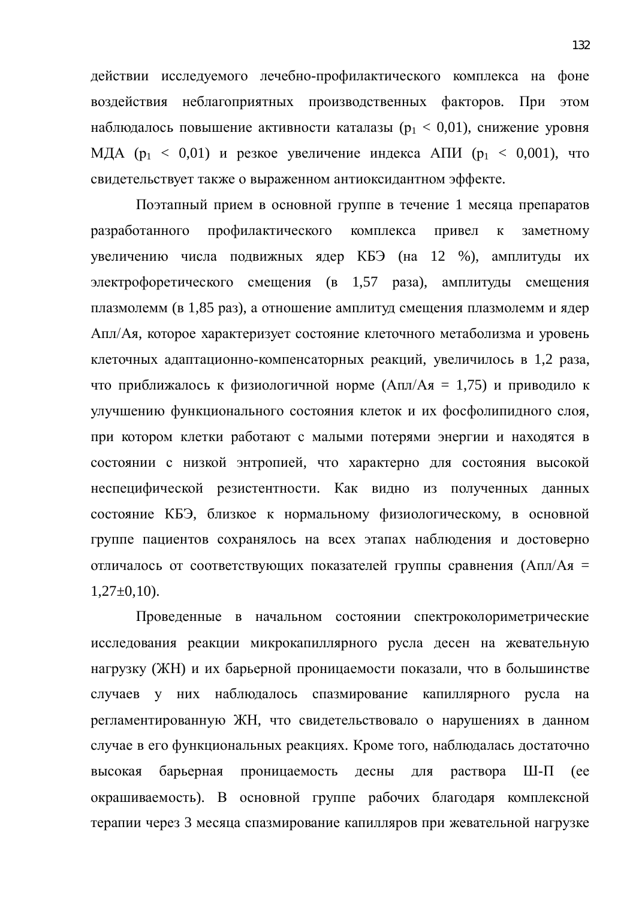действии исследуемого лечебно-профилактического комплекса на фоне воздействия неблагоприятных производственных факторов. При этом наблюдалось повышение активности каталазы ($p_1 < 0{,}01$), снижение уровня МДА ($p_1 < 0{,}01$) и резкое увеличение индекса АПИ ($p_1 < 0{,}001$), что свидетельствует также о выраженном антиоксидантном эффекте.

Поэтапный прием в основной группе в течение 1 месяца препаратов разработанного профилактического комплекса привел к заметному увеличению числа подвижных ядер КБЭ (на 12 %), амплитуды их электрофоретического смещения (в 1,57 раза), амплитуды смещения плазмолемм (в 1,85 раз), а отношение амплитуд смещения плазмолемм и ядер Апл/Ая, которое характеризует состояние клеточного метаболизма и уровень клеточных адаптационно-компенсаторных реакций, увеличилось в 1,2 раза, что приближалось к физиологичной норме (Апл/Ая = 1,75) и приводило к улучшению функционального состояния клеток и их фосфолипидного слоя, при котором клетки работают с малыми потерями энергии и находятся в состоянии с низкой энтропией, что характерно для состояния высокой неспецифической резистентности. Как видно из полученных данных состояние КБЭ, близкое к нормальному физиологическому, в основной группе пациентов сохранялось на всех этапах наблюдения и достоверно отличалось от соответствующих показателей группы сравнения (Апл/Ая = 1,27±0,10).

Проведенные в начальном состоянии спектроколориметрические исследования реакции микрокапиллярного русла десен на жевательную нагрузку (ЖН) и их барьерной проницаемости показали, что в большинстве случаев у них наблюдалось спазмирование капиллярного русла на регламентированную ЖН, что свидетельствовало о нарушениях в данном случае в его функциональных реакциях. Кроме того, наблюдалась достаточно высокая барьерная проницаемость десны для раствора Ш-П (ее окрашиваемость). В основной группе рабочих благодаря комплексной терапии через 3 месяца спазмирование капилляров при жевательной нагрузке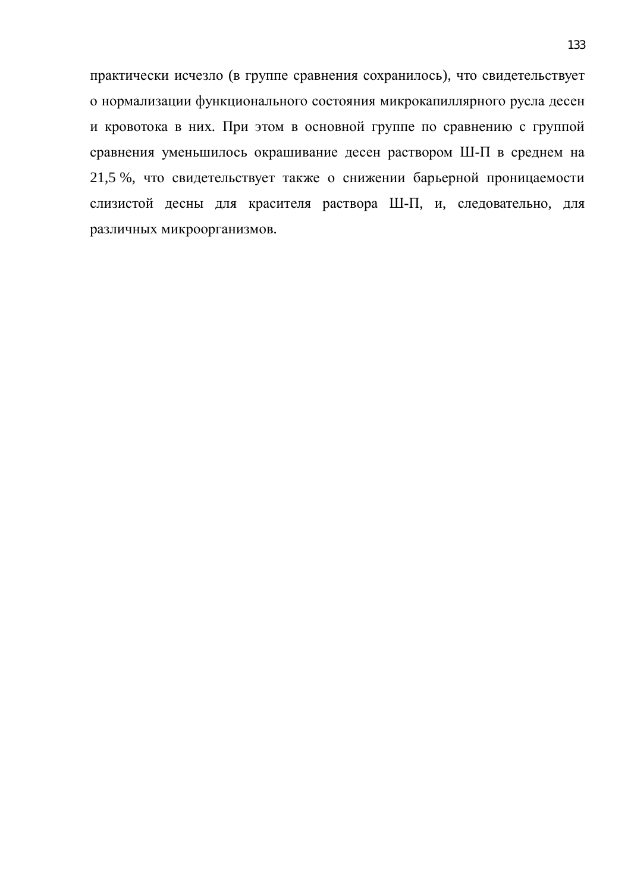практически исчезло (в группе сравнения сохранилось), что свидетельствует о нормализации функционального состояния микрокапиллярного русла десен и кровотока в них. При этом в основной группе по сравнению с группой сравнения уменьшилось окрашивание десен раствором Ш-П в среднем на 21,5 %, что свидетельствует также о снижении барьерной проницаемости слизистой десны для красителя раствора Ш-П, и, следовательно, для различных микроорганизмов.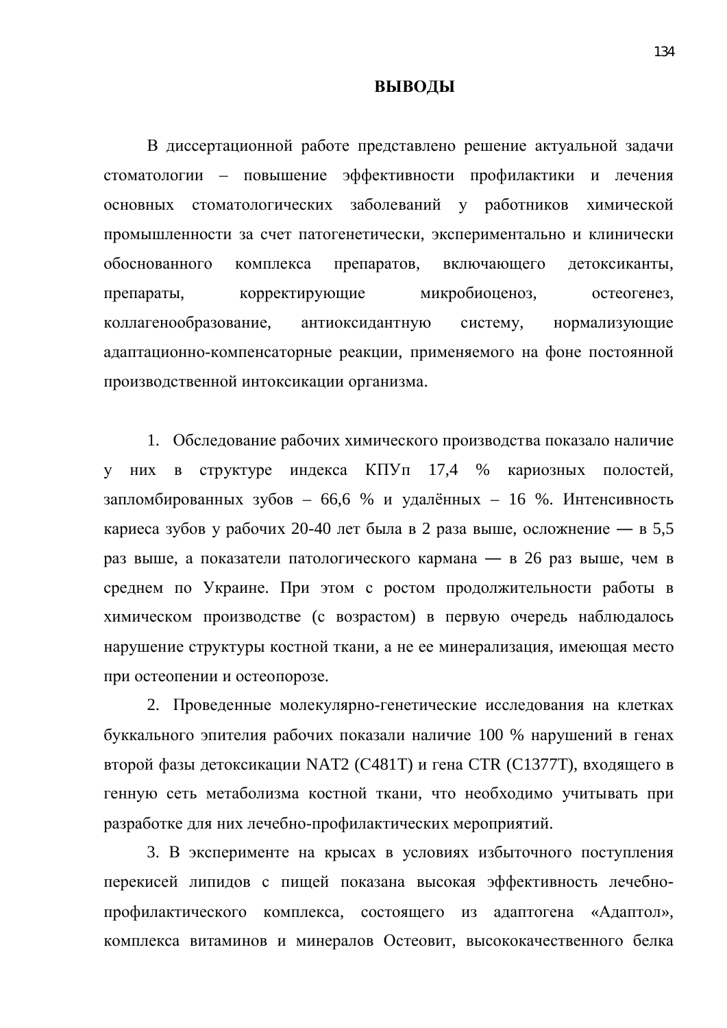# ВЫВОДЫ

В диссертационной работе представлено решение актуальной задачи стоматологии – повышение эффективности профилактики и лечения основных стоматологических заболеваний у работников химической промышленности за счет патогенетически, экспериментально и клинически обоснованного комплекса препаратов, включающего детоксиканты, препараты, корректирующие микробиоценоз, остеогенез, коллагенообразование, антиоксидантную систему, нормализующие адаптационно-компенсаторные реакции, применяемого на фоне постоянной производственной интоксикации организма.

1. Обследование рабочих химического производства показало наличие у них в структуре индекса КПУп 17,4 % кариозных полостей, запломбированных зубов – 66,6 % и удалённых – 16 %. Интенсивность кариеса зубов у рабочих 20-40 лет была в 2 раза выше, осложнение — в 5,5 раз выше, а показатели патологического кармана — в 26 раз выше, чем в среднем по Украине. При этом с ростом продолжительности работы в химическом производстве (с возрастом) в первую очередь наблюдалось нарушение структуры костной ткани, а не ее минерализация, имеющая место при остеопении и остеопорозе.

2. Проведенные молекулярно-генетические исследования на клетках буккального эпителия рабочих показали наличие 100 % нарушений в генах второй фазы детоксикации NAT2 (С481Т) и гена CTR (С1377Т), входящего в генную сеть метаболизма костной ткани, что необходимо учитывать при разработке для них лечебно-профилактических мероприятий.

3. В эксперименте на крысах в условиях избыточного поступления перекисей липидов с пищей показана высокая эффективность лечебно-профилактического комплекса, состоящего из адаптогена «Адаптол», комплекса витаминов и минералов Остеовит, высококачественного белка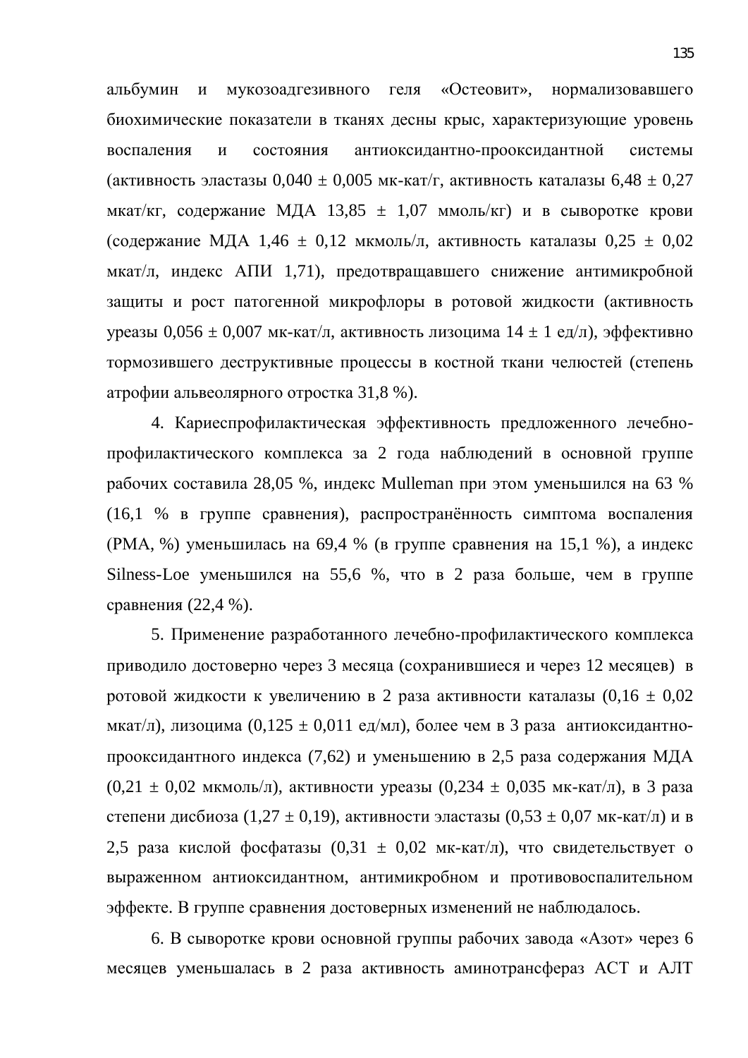альбумин и мукозоадгезивного геля «Остеовит», нормализовавшего биохимические показатели в тканях десны крыс, характеризующие уровень воспаления и состояния антиоксидантно-прооксидантной системы (активность эластазы 0,040 ± 0,005 мк-кат/г, активность каталазы 6,48 ± 0,27 мкат/кг, содержание МДА 13,85 ± 1,07 ммоль/кг) и в сыворотке крови (содержание МДА 1,46 ± 0,12 мкмоль/л, активность каталазы 0,25 ± 0,02 мкат/л, индекс АПИ 1,71), предотвращавшего снижение антимикробной защиты и рост патогенной микрофлоры в ротовой жидкости (активность уреазы 0,056 ± 0,007 мк-кат/л, активность лизоцима 14 ± 1 ед/л), эффективно тормозившего деструктивные процессы в костной ткани челюстей (степень атрофии альвеолярного отростка 31,8 %).

4. Кариеспрофилактическая эффективность предложенного лечебно-профилактического комплекса за 2 года наблюдений в основной группе рабочих составила 28,05 %, индекс Mulleman при этом уменьшился на 63 % (16,1 % в группе сравнения), распространённость симптома воспаления (РМА, %) уменьшилась на 69,4 % (в группе сравнения на 15,1 %), а индекс Silness-Loe уменьшился на 55,6 %, что в 2 раза больше, чем в группе сравнения (22,4 %).

5. Применение разработанного лечебно-профилактического комплекса приводило достоверно через 3 месяца (сохранившиеся и через 12 месяцев) в ротовой жидкости к увеличению в 2 раза активности каталазы (0,16 ± 0,02 мкат/л), лизоцима (0,125 ± 0,011 ед/мл), более чем в 3 раза антиоксидантно-прооксидантного индекса (7,62) и уменьшению в 2,5 раза содержания МДА (0,21 ± 0,02 мкмоль/л), активности уреазы (0,234 ± 0,035 мк-кат/л), в 3 раза степени дисбиоза (1,27 ± 0,19), активности эластазы (0,53 ± 0,07 мк-кат/л) и в 2,5 раза кислой фосфатазы (0,31 ± 0,02 мк-кат/л), что свидетельствует о выраженном антиоксидантном, антимикробном и противовоспалительном эффекте. В группе сравнения достоверных изменений не наблюдалось.

6. В сыворотке крови основной группы рабочих завода «Азот» через 6 месяцев уменьшалась в 2 раза активность аминотрансфераз АСТ и АЛТ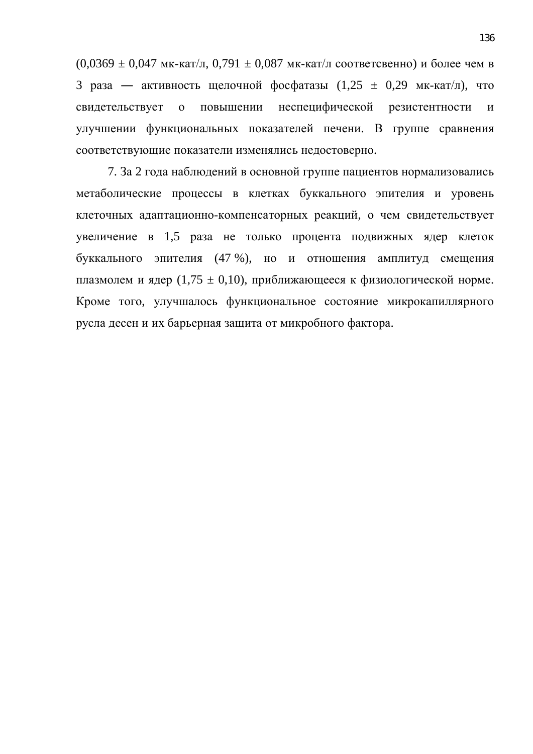(0,0369 ± 0,047 мк-кат/л, 0,791 ± 0,087 мк-кат/л соответсвенно) и более чем в 3 раза — активность щелочной фосфатазы (1,25 ± 0,29 мк-кат/л), что свидетельствует о повышении неспецифической резистентности и улучшении функциональных показателей печени. В группе сравнения соответствующие показатели изменялись недостоверно.

7. За 2 года наблюдений в основной группе пациентов нормализовались метаболические процессы в клетках буккального эпителия и уровень клеточных адаптационно-компенсаторных реакций, о чем свидетельствует увеличение в 1,5 раза не только процента подвижных ядер клеток буккального эпителия (47 %), но и отношения амплитуд смещения плазмолем и ядер (1,75 ± 0,10), приближающееся к физиологической норме. Кроме того, улучшалось функциональное состояние микрокапиллярного русла десен и их барьерная защита от микробного фактора.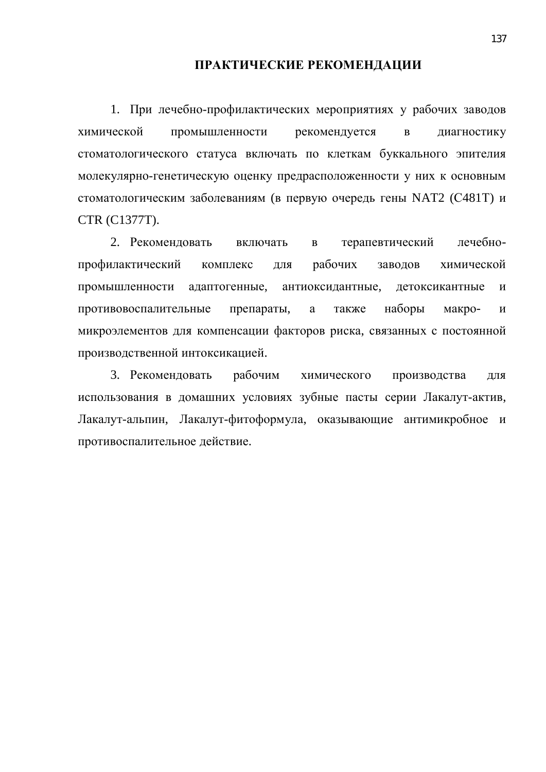# ПРАКТИЧЕСКИЕ РЕКОМЕНДАЦИИ

1. При лечебно-профилактических мероприятиях у рабочих заводов химической промышленности рекомендуется в диагностику стоматологического статуса включать по клеткам буккального эпителия молекулярно-генетическую оценку предрасположенности у них к основным стоматологическим заболеваниям (в первую очередь гены NAT2 (C481T) и CTR (C1377T).

2. Рекомендовать включать в терапевтический лечебно-профилактический комплекс для рабочих заводов химической промышленности адаптогенные, антиоксидантные, детоксикантные и противовоспалительные препараты, а также наборы макро- и микроэлементов для компенсации факторов риска, связанных с постоянной производственной интоксикацией.

3. Рекомендовать рабочим химического производства для использования в домашних условиях зубные пасты серии Лакалут-актив, Лакалут-альпин, Лакалут-фитоформула, оказывающие антимикробное и противоспалительное действие.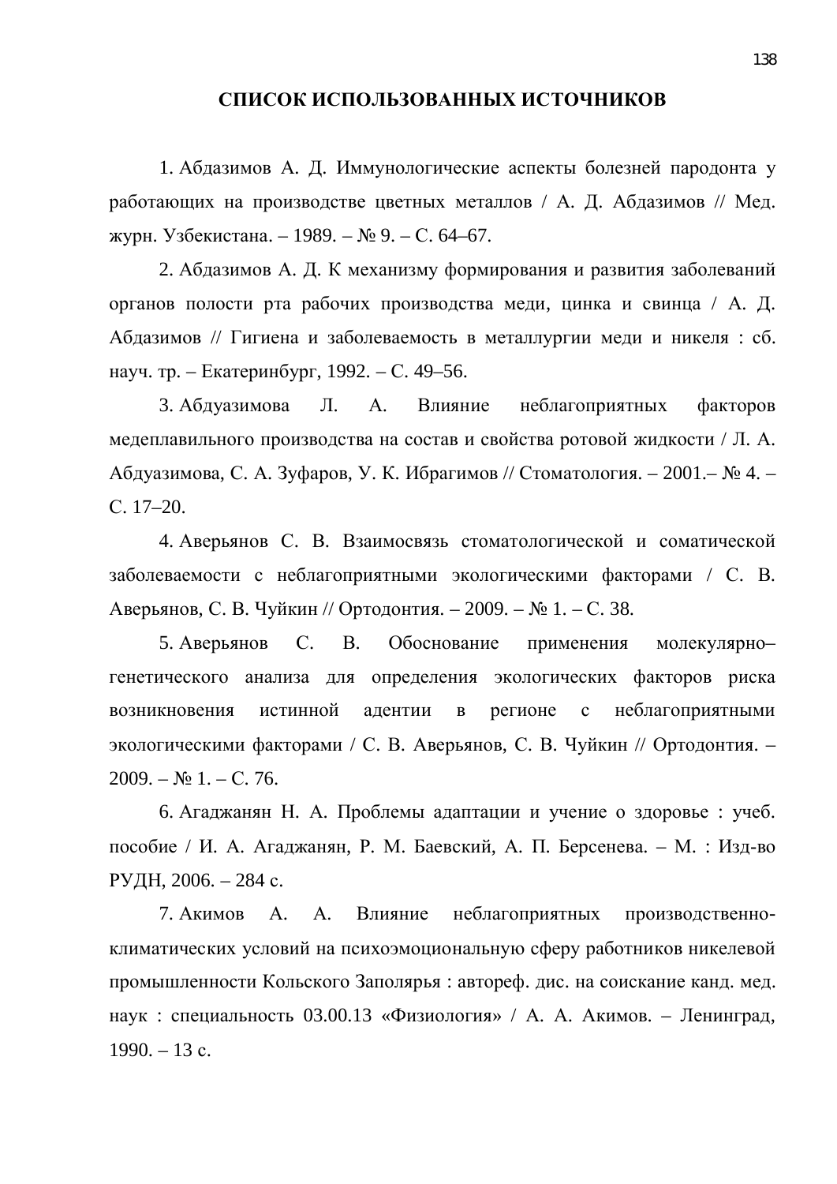# СПИСОК ИСПОЛЬЗОВАННЫХ ИСТОЧНИКОВ

1. Абдазимов А. Д. Иммунологические аспекты болезней пародонта у работающих на производстве цветных металлов / А. Д. Абдазимов // Мед. журн. Узбекистана. – 1989. – № 9. – С. 64–67.

2. Абдазимов А. Д. К механизму формирования и развития заболеваний органов полости рта рабочих производства меди, цинка и свинца / А. Д. Абдазимов // Гигиена и заболеваемость в металлургии меди и никеля : сб. науч. тр. – Екатеринбург, 1992. – С. 49–56.

3. Абдуазимова Л. А. Влияние неблагоприятных факторов медеплавильного производства на состав и свойства ротовой жидкости / Л. А. Абдуазимова, С. А. Зуфаров, У. К. Ибрагимов // Стоматология. – 2001.– № 4. – С. 17–20.

4. Аверьянов С. В. Взаимосвязь стоматологической и соматической заболеваемости с неблагоприятными экологическими факторами / С. В. Аверьянов, С. В. Чуйкин // Ортодонтия. – 2009. – № 1. – С. 38.

5. Аверьянов С. В. Обоснование применения молекулярно–генетического анализа для определения экологических факторов риска возникновения истинной адентии в регионе с неблагоприятными экологическими факторами / С. В. Аверьянов, С. В. Чуйкин // Ортодонтия. – 2009. – № 1. – С. 76.

6. Агаджанян Н. А. Проблемы адаптации и учение о здоровье : учеб. пособие / И. А. Агаджанян, Р. М. Баевский, А. П. Берсенева. – М. : Изд-во РУДН, 2006. – 284 с.

7. Акимов А. А. Влияние неблагоприятных производственно-климатических условий на психоэмоциональную сферу работников никелевой промышленности Кольского Заполярья : автореф. дис. на соискание канд. мед. наук : специальность 03.00.13 «Физиология» / А. А. Акимов. – Ленинград, 1990. – 13 с.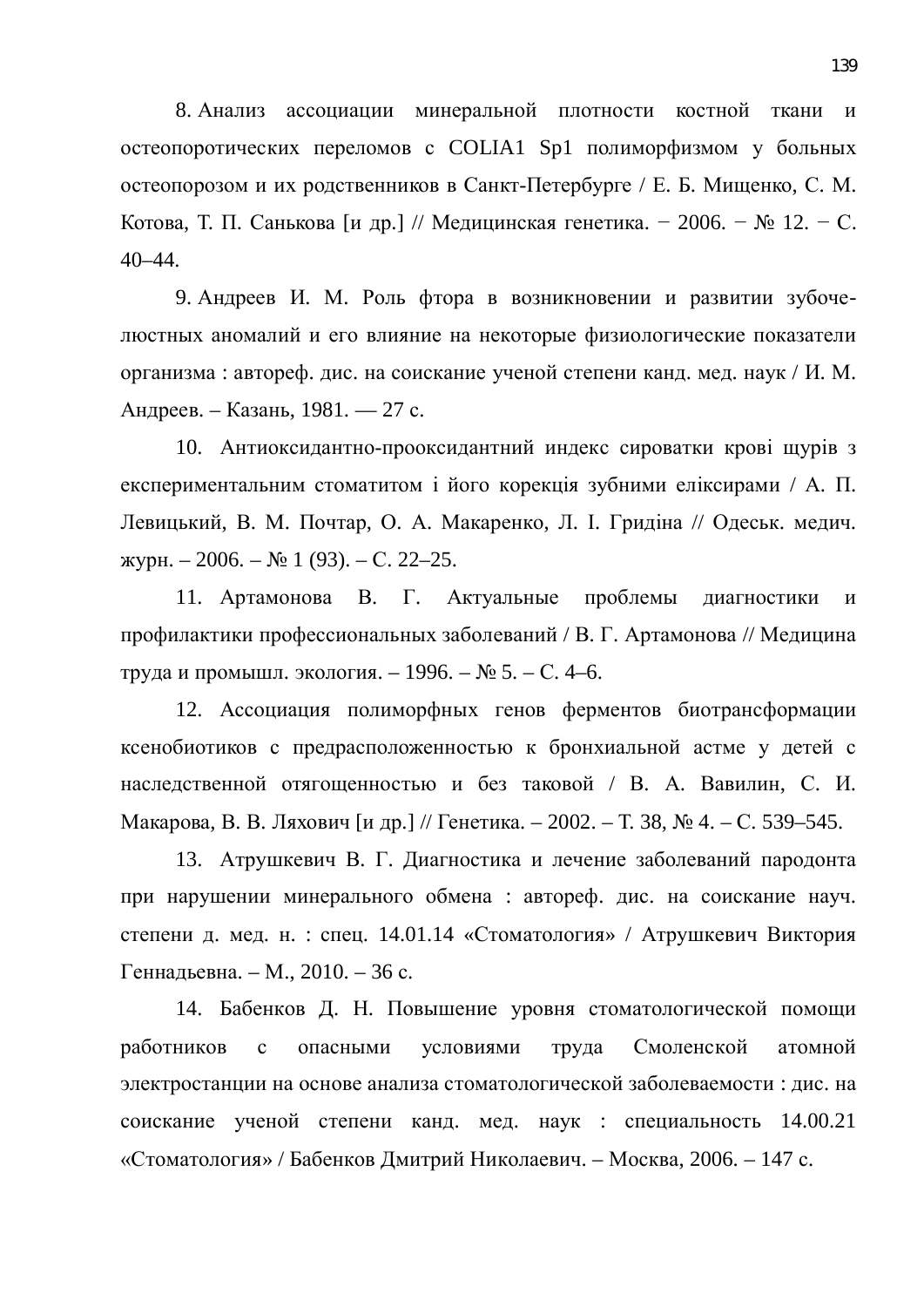8. Анализ ассоциации минеральной плотности костной ткани и остеопоротических переломов с COLIA1 Sp1 полиморфизмом у больных остеопорозом и их родственников в Санкт-Петербурге / Е. Б. Мищенко, С. М. Котова, Т. П. Санькова [и др.] // Медицинская генетика. − 2006. − № 12. − С. 40–44.

9. Андреев И. М. Роль фтора в возникновении и развитии зубочелюстных аномалий и его влияние на некоторые физиологические показатели организма : автореф. дис. на соискание ученой степени канд. мед. наук / И. М. Андреев. – Казань, 1981. — 27 с.

10. Антиоксидантно-прооксидантний индекс сироватки крові щурів з експериментальним стоматитом і його корекція зубними еліксирами / А. П. Левицький, В. М. Почтар, О. А. Макаренко, Л. І. Гридіна // Одеськ. медич. журн. – 2006. – № 1 (93). – С. 22–25.

11. Артамонова В. Г. Актуальные проблемы диагностики и профилактики профессиональных заболеваний / В. Г. Артамонова // Медицина труда и промышл. экология. – 1996. – № 5. – С. 4–6.

12. Ассоциация полиморфных генов ферментов биотрансформации ксенобиотиков с предрасположенностью к бронхиальной астме у детей с наследственной отягощенностью и без таковой / В. А. Вавилин, С. И. Макарова, В. В. Ляхович [и др.] // Генетика. – 2002. – Т. 38, № 4. – С. 539–545.

13. Атрушкевич В. Г. Диагностика и лечение заболеваний пародонта при нарушении минерального обмена : автореф. дис. на соискание науч. степени д. мед. н. : спец. 14.01.14 «Стоматология» / Атрушкевич Виктория Геннадьевна. – М., 2010. – 36 с.

14. Бабенков Д. Н. Повышение уровня стоматологической помощи работников с опасными условиями труда Смоленской атомной электростанции на основе анализа стоматологической заболеваемости : дис. на соискание ученой степени канд. мед. наук : специальность 14.00.21 «Стоматология» / Бабенков Дмитрий Николаевич. – Москва, 2006. – 147 с.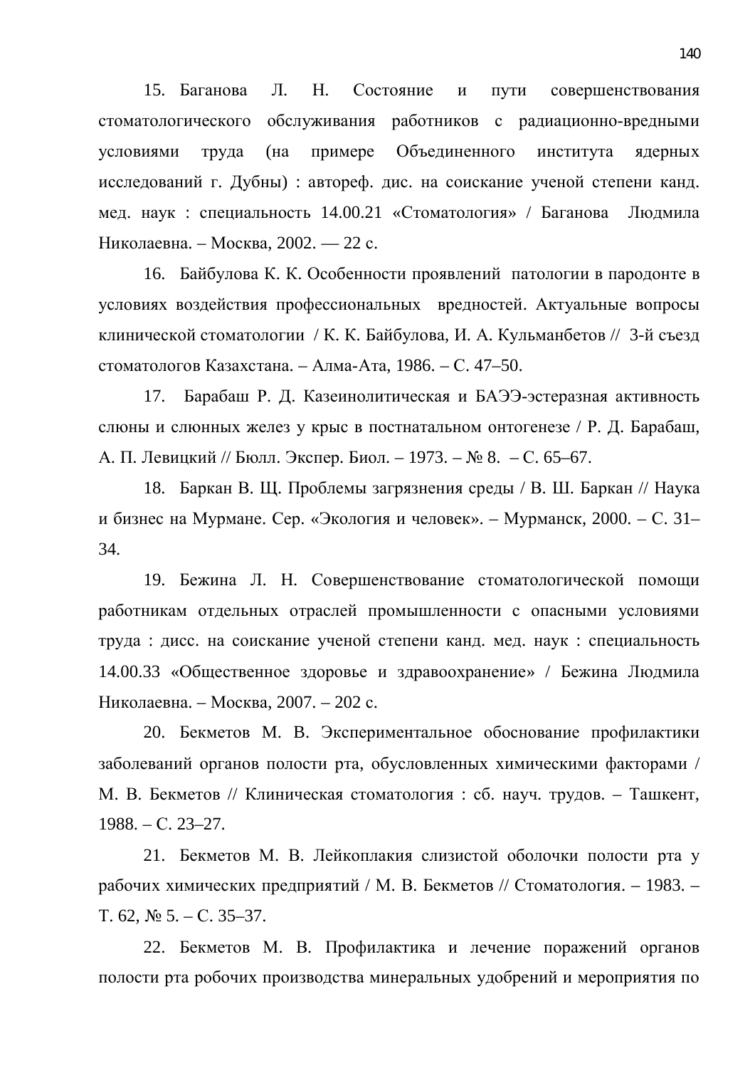15. Баганова Л. Н. Состояние и пути совершенствования стоматологического обслуживания работников с радиационно-вредными условиями труда (на примере Объединенного института ядерных исследований г. Дубны) : автореф. дис. на соискание ученой степени канд. мед. наук : специальность 14.00.21 «Стоматология» / Баганова Людмила Николаевна. – Москва, 2002. — 22 с.

16. Байбулова К. К. Особенности проявлений патологии в пародонте в условиях воздействия профессиональных вредностей. Актуальные вопросы клинической стоматологии / К. К. Байбулова, И. А. Кульманбетов // 3-й съезд стоматологов Казахстана. – Алма-Ата, 1986. – С. 47–50.

17. Барабаш Р. Д. Казеинолитическая и БАЭЭ-эстеразная активность слюны и слюнных желез у крыс в постнатальном онтогенезе / Р. Д. Барабаш, А. П. Левицкий // Бюлл. Экспер. Биол. – 1973. – № 8. – С. 65–67.

18. Баркан В. Щ. Проблемы загрязнения среды / В. Ш. Баркан // Наука и бизнес на Мурмане. Сер. «Экология и человек». – Мурманск, 2000. – С. 31–34.

19. Бежина Л. Н. Совершенствование стоматологической помощи работникам отдельных отраслей промышленности с опасными условиями труда : дисс. на соискание ученой степени канд. мед. наук : специальность 14.00.33 «Общественное здоровье и здравоохранение» / Бежина Людмила Николаевна. – Москва, 2007. – 202 с.

20. Бекметов М. В. Экспериментальное обоснование профилактики заболеваний органов полости рта, обусловленных химическими факторами / М. В. Бекметов // Клиническая стоматология : сб. науч. трудов. – Ташкент, 1988. – С. 23–27.

21. Бекметов М. В. Лейкоплакия слизистой оболочки полости рта у рабочих химических предприятий / М. В. Бекметов // Стоматология. – 1983. – Т. 62, № 5. – С. 35–37.

22. Бекметов М. В. Профилактика и лечение поражений органов полости рта робочих производства минеральных удобрений и мероприятия по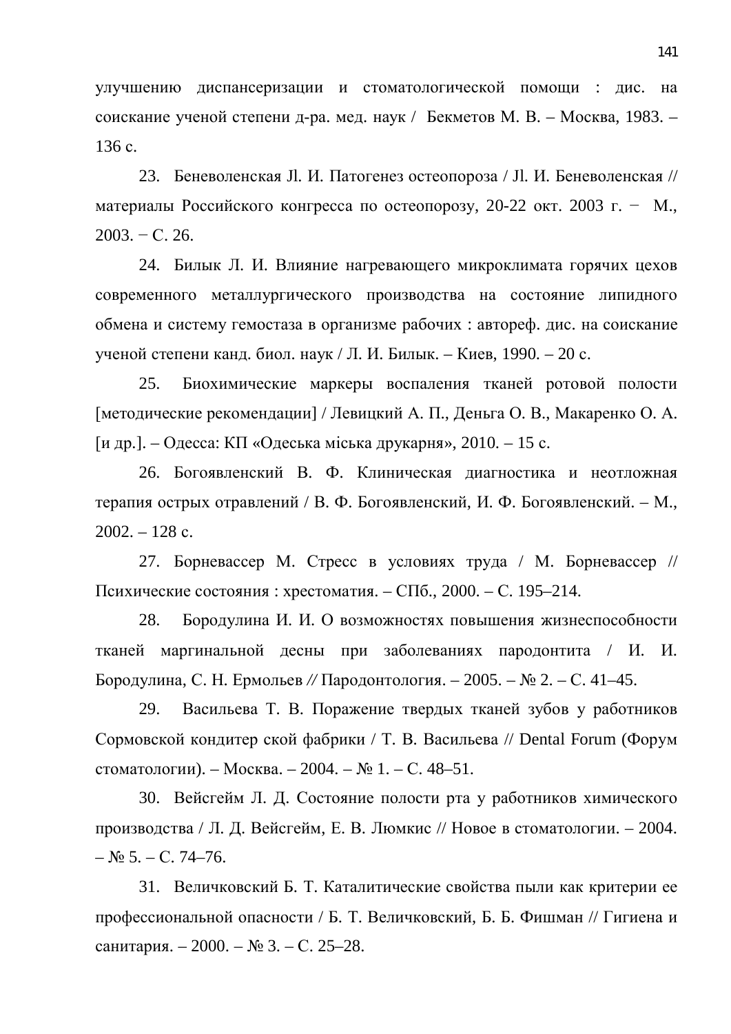улучшению диспансеризации и стоматологической помощи : дис. на соискание ученой степени д-ра. мед. наук / Бекметов М. В. – Москва, 1983. – 136 с.

23. Беневоленская Jl. И. Патогенез остеопороза / Jl. И. Беневоленская // материалы Российского конгресса по остеопорозу, 20-22 окт. 2003 г. − М., 2003. − С. 26.

24. Билык Л. И. Влияние нагревающего микроклимата горячих цехов современного металлургического производства на состояние липидного обмена и систему гемостаза в организме рабочих : автореф. дис. на соискание ученой степени канд. биол. наук / Л. И. Билык. – Киев, 1990. – 20 с.

25. Биохимические маркеры воспаления тканей ротовой полости [методические рекомендации] / Левицкий А. П., Деньга О. В., Макаренко О. А. [и др.]. – Одесса: КП «Одеська міська друкарня», 2010. – 15 с.

26. Богоявленский В. Ф. Клиническая диагностика и неотложная терапия острых отравлений / В. Ф. Богоявленский, И. Ф. Богоявленский. – М., 2002. – 128 с.

27. Борневассер М. Стресс в условиях труда / М. Борневассер // Психические состояния : хрестоматия. – СПб., 2000. – С. 195–214.

28. Бородулина И. И. О возможностях повышения жизнеспособности тканей маргинальной десны при заболеваниях пародонтита / И. И. Бородулина, С. Н. Ермольев // Пародонтология. – 2005. – № 2. – С. 41–45.

29. Васильева Т. В. Поражение твердых тканей зубов у работников Сормовской кондитер ской фабрики / Т. В. Васильева // Dental Forum (Форум стоматологии). – Москва. – 2004. – № 1. – С. 48–51.

30. Вейсгейм Л. Д. Состояние полости рта у работников химического производства / Л. Д. Вейсгейм, Е. В. Люмкис // Новое в стоматологии. – 2004. – № 5. – С. 74–76.

31. Величковский Б. Т. Каталитические свойства пыли как критерии ее профессиональной опасности / Б. Т. Величковский, Б. Б. Фишман // Гигиена и санитария. – 2000. – № 3. – С. 25–28.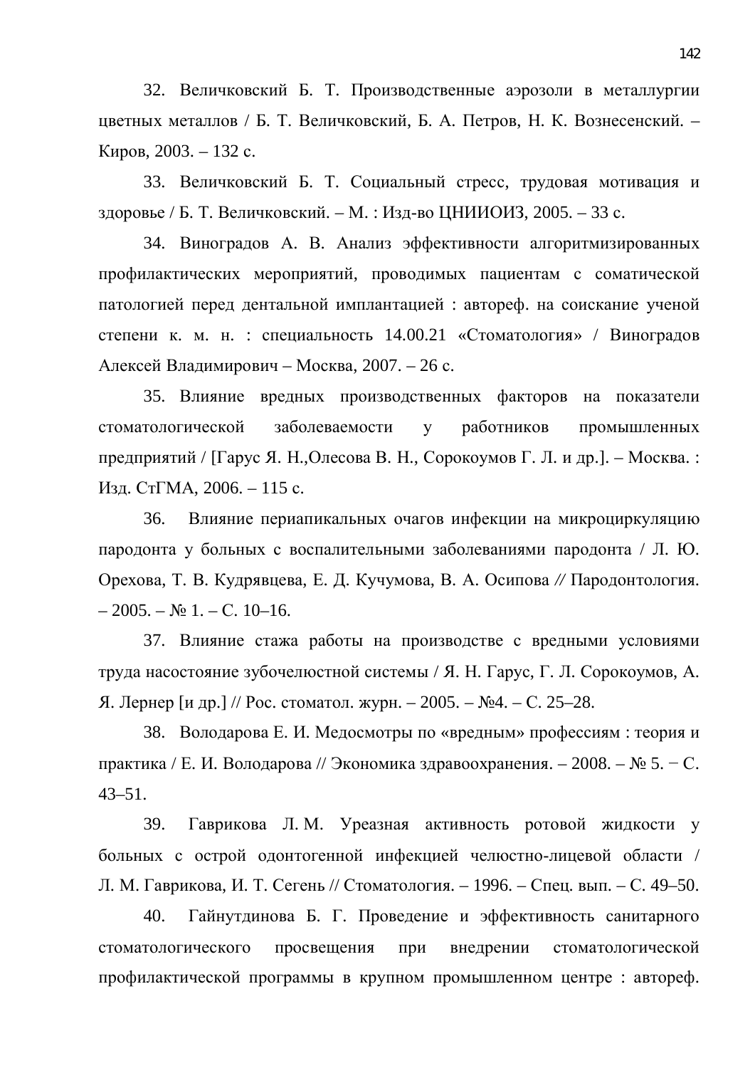32. Величковский Б. Т. Производственные аэрозоли в металлургии цветных металлов / Б. Т. Величковский, Б. А. Петров, Н. К. Вознесенский. – Киров, 2003. – 132 с.

33. Величковский Б. Т. Социальный стресс, трудовая мотивация и здоровье / Б. Т. Величковский. – М. : Изд-во ЦНИИОИЗ, 2005. – 33 с.

34. Виноградов А. В. Анализ эффективности алгоритмизированных профилактических мероприятий, проводимых пациентам с соматической патологией перед дентальной имплантацией : автореф. на соискание ученой степени к. м. н. : специальность 14.00.21 «Стоматология» / Виноградов Алексей Владимирович – Москва, 2007. – 26 с.

35. Влияние вредных производственных факторов на показатели стоматологической заболеваемости у работников промышленных предприятий / [Гарус Я. Н.,Олесова В. Н., Сорокоумов Г. Л. и др.]. – Москва. : Изд. СтГМА, 2006. – 115 с.

36. Влияние периапикальных очагов инфекции на микроциркуляцию пародонта у больных с воспалительными заболеваниями пародонта / Л. Ю. Орехова, Т. В. Кудрявцева, Е. Д. Кучумова, В. А. Осипова // Пародонтология. – 2005. – № 1. – С. 10–16.

37. Влияние стажа работы на производстве с вредными условиями труда насостояние зубочелюстной системы / Я. Н. Гарус, Г. Л. Сорокоумов, А. Я. Лернер [и др.] // Рос. стоматол. журн. – 2005. – №4. – С. 25–28.

38. Володарова Е. И. Медосмотры по «вредным» профессиям : теория и практика / Е. И. Володарова // Экономика здравоохранения. – 2008. – № 5. − С. 43–51.

39. Гаврикова Л. М. Уреазная активность ротовой жидкости у больных с острой одонтогенной инфекцией челюстно-лицевой области / Л. М. Гаврикова, И. Т. Сегень // Стоматология. – 1996. – Спец. вып. – С. 49–50.

40. Гайнутдинова Б. Г. Проведение и эффективность санитарного стоматологического просвещения при внедрении стоматологической профилактической программы в крупном промышленном центре : автореф.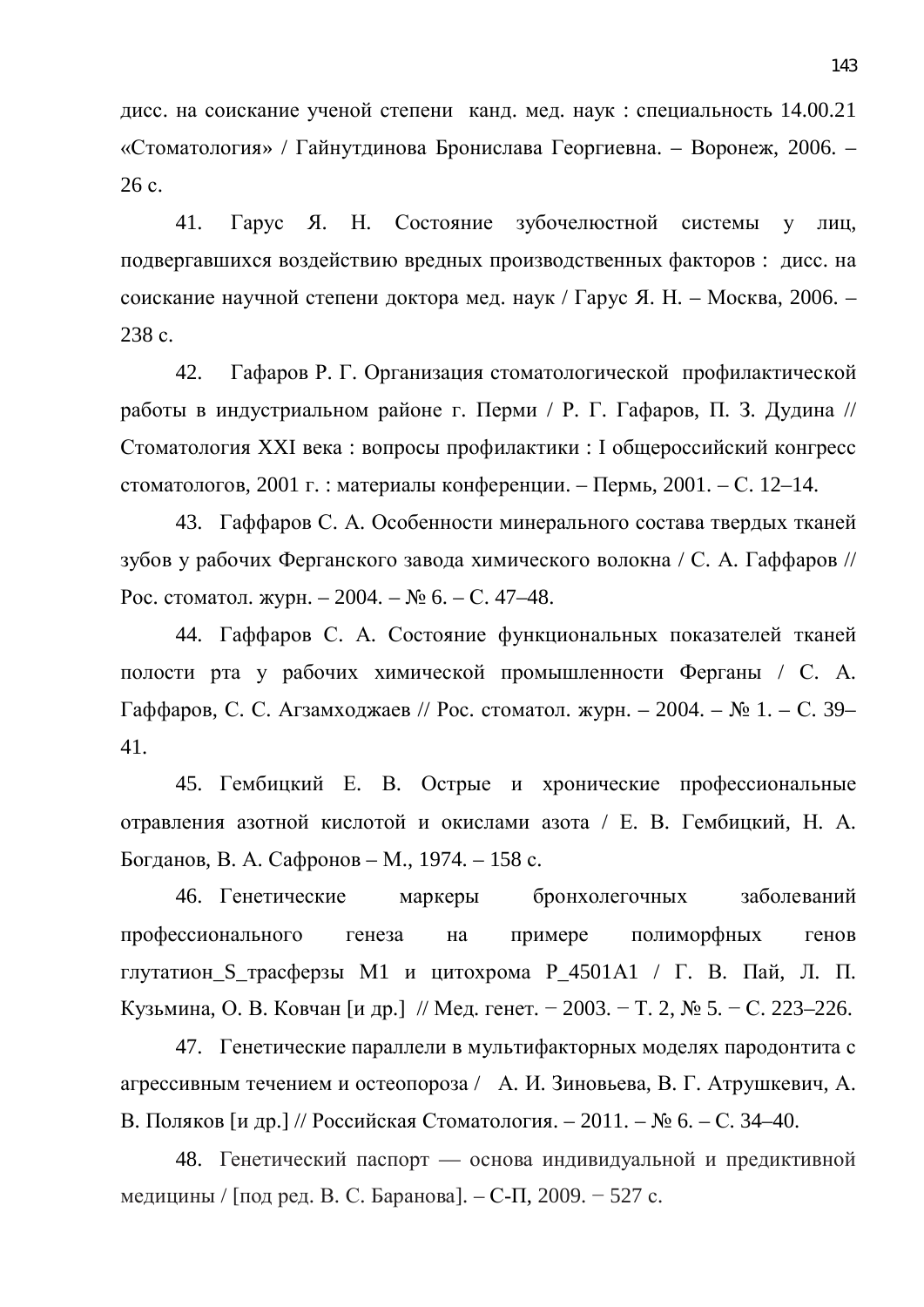дисс. на соискание ученой степени канд. мед. наук : специальность 14.00.21 «Стоматология» / Гайнутдинова Бронислава Георгиевна. – Воронеж, 2006. – 26 с.

41. Гарус Я. Н. Состояние зубочелюстной системы у лиц, подвергавшихся воздействию вредных производственных факторов : дисс. на соискание научной степени доктора мед. наук / Гарус Я. Н. – Москва, 2006. – 238 с.

42. Гафаров Р. Г. Организация стоматологической профилактической работы в индустриальном районе г. Перми / Р. Г. Гафаров, П. З. Дудина // Стоматология XXI века : вопросы профилактики : I общероссийский конгресс стоматологов, 2001 г. : материалы конференции. – Пермь, 2001. – С. 12–14.

43. Гаффаров С. А. Особенности минерального состава твердых тканей зубов у рабочих Ферганского завода химического волокна / С. А. Гаффаров // Рос. стоматол. журн. – 2004. – № 6. – С. 47–48.

44. Гаффаров С. А. Состояние функциональных показателей тканей полости рта у рабочих химической промышленности Ферганы / С. А. Гаффаров, С. С. Агзамходжаев // Рос. стоматол. журн. – 2004. – № 1. – С. 39–41.

45. Гембицкий Е. В. Острые и хронические профессиональные отравления азотной кислотой и окислами азота / Е. В. Гембицкий, Н. А. Богданов, В. А. Сафронов – М., 1974. – 158 с.

46. Генетические маркеры бронхолегочных заболеваний профессионального генеза на примере полиморфных генов глутатион_S_трасферзы М1 и цитохрома P_4501A1 / Г. В. Пай, Л. П. Кузьмина, О. В. Ковчан [и др.] // Мед. генет. − 2003. − Т. 2, № 5. − С. 223–226.

47. Генетические параллели в мультифакторных моделях пародонтита с агрессивным течением и остеопороза / А. И. Зиновьева, В. Г. Атрушкевич, А. В. Поляков [и др.] // Российская Стоматология. – 2011. – № 6. – С. 34–40.

48. Генетический паспорт — основа индивидуальной и предиктивной медицины / [под ред. В. С. Баранова]. – С-П, 2009. − 527 с.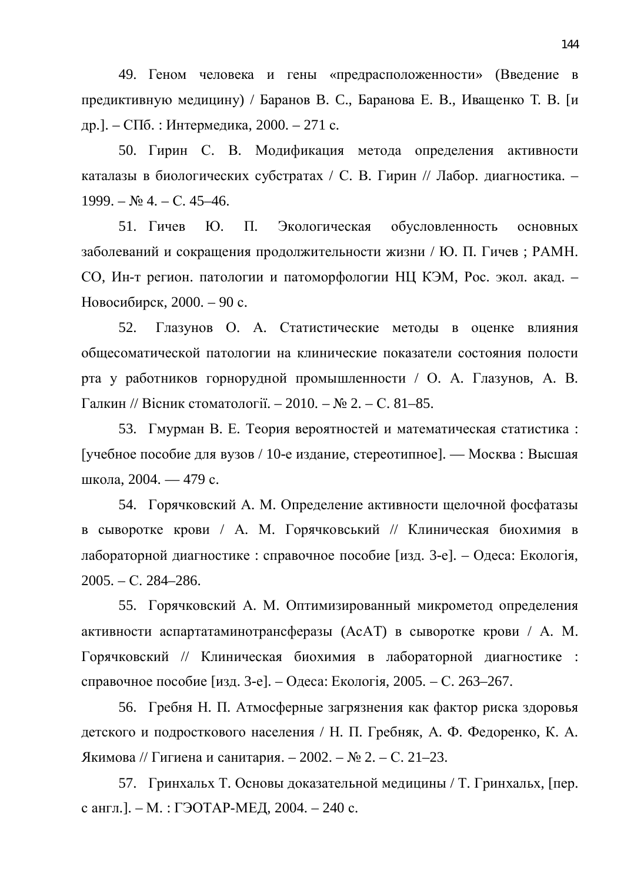49. Геном человека и гены «предрасположенности» (Введение в предиктивную медицину) / Баранов В. С., Баранова Е. В., Иващенко Т. В. [и др.]. – СПб. : Интермедика, 2000. – 271 с.

50. Гирин С. В. Модификация метода определения активности каталазы в биологических субстратах / С. В. Гирин // Лабор. диагностика. – 1999. – № 4. – С. 45–46.

51. Гичев Ю. П. Экологическая обусловленность основных заболеваний и сокращения продолжительности жизни / Ю. П. Гичев ; РАМН. СО, Ин-т регион. патологии и патоморфологии НЦ КЭМ, Рос. экол. акад. – Новосибирск, 2000. – 90 с.

52. Глазунов О. А. Статистические методы в оценке влияния общесоматической патологии на клинические показатели состояния полости рта у работников горнорудной промышленности / О. А. Глазунов, А. В. Галкин // Вiсник стоматологiї. – 2010. – № 2. – С. 81–85.

53. Гмурман В. Е. Теория вероятностей и математическая статистика : [учебное пособие для вузов / 10-е издание, стереотипное]. — Москва : Высшая школа, 2004. — 479 с.

54. Горячковский А. М. Определение активности щелочной фосфатазы в сыворотке крови / А. М. Горячковський // Клиническая биохимия в лабораторной диагностике : справочное пособие [изд. 3-е]. – Одеса: Екологiя, 2005. – С. 284–286.

55. Горячковский А. М. Оптимизированный микрометод определения активности аспартатаминотрансферазы (АсАТ) в сыворотке крови / А. М. Горячковский // Клиническая биохимия в лабораторной диагностике : справочное пособие [изд. 3-е]. – Одеса: Екологiя, 2005. – С. 263–267.

56. Гребня Н. П. Атмосферные загрязнения как фактор риска здоровья детского и подросткового населения / Н. П. Гребняк, А. Ф. Федоренко, К. А. Якимова // Гигиена и санитария. – 2002. – № 2. – С. 21–23.

57. Гринхальх Т. Основы доказательной медицины / Т. Гринхальх, [пер. с англ.]. – М. : ГЭОТАР-МЕД, 2004. – 240 с.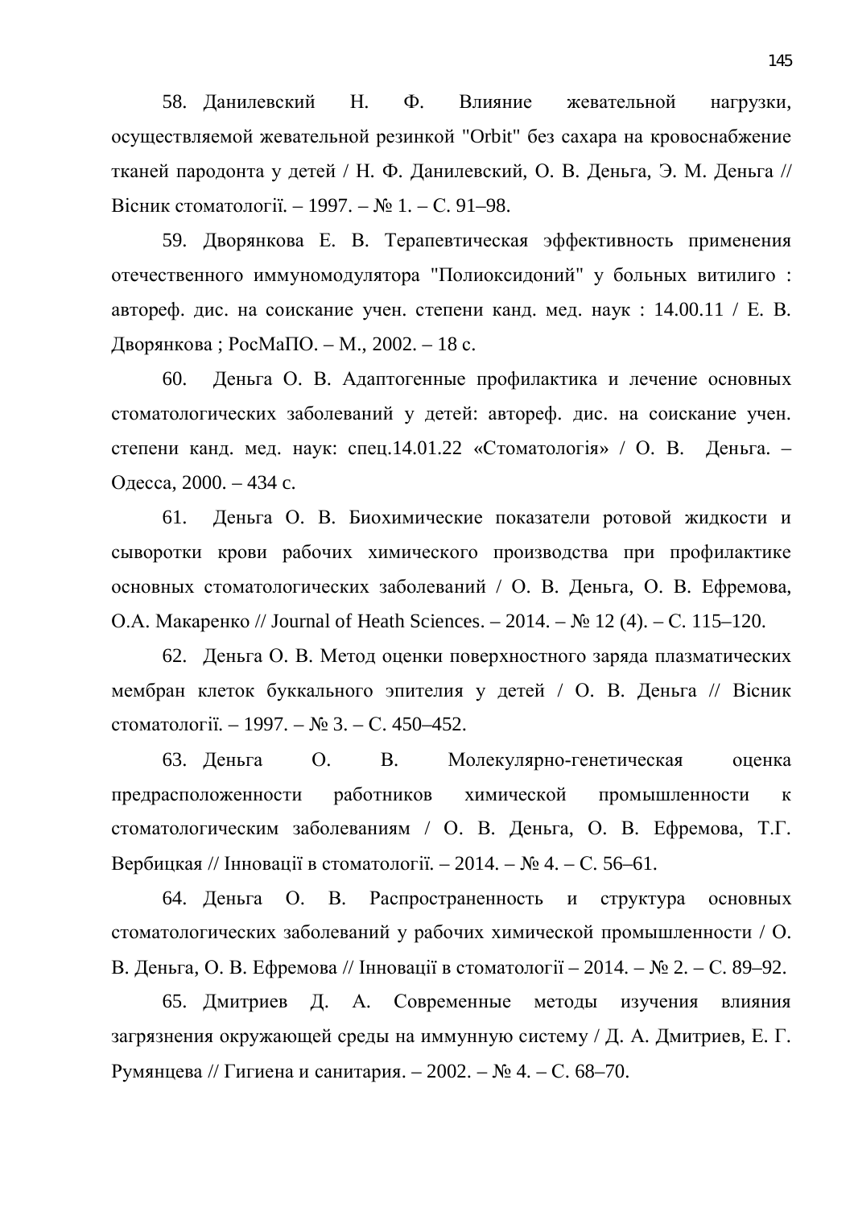58. Данилевский Н. Ф. Влияние жевательной нагрузки, осуществляемой жевательной резинкой "Orbit" без сахара на кровоснабжение тканей пародонта у детей / Н. Ф. Данилевский, О. В. Деньга, Э. М. Деньга // Вісник стоматології. – 1997. – № 1. – С. 91–98.

59. Дворянкова Е. В. Терапевтическая эффективность применения отечественного иммуномодулятора "Полиоксидоний" у больных витилиго : автореф. дис. на соискание учен. степени канд. мед. наук : 14.00.11 / Е. В. Дворянкова ; РосМаПО. – М., 2002. – 18 с.

60. Деньга О. В. Адаптогенные профилактика и лечение основных стоматологических заболеваний у детей: автореф. дис. на соискание учен. степени канд. мед. наук: спец.14.01.22 «Стоматологія» / О. В. Деньга. – Одесса, 2000. – 434 с.

61. Деньга О. В. Биохимические показатели ротовой жидкости и сыворотки крови рабочих химического производства при профилактике основных стоматологических заболеваний / О. В. Деньга, О. В. Ефремова, О.А. Макаренко // Journal of Heath Sciences. – 2014. – № 12 (4). – С. 115–120.

62. Деньга О. В. Метод оценки поверхностного заряда плазматических мембран клеток буккального эпителия у детей / О. В. Деньга // Вісник стоматології. – 1997. – № 3. – С. 450–452.

63. Деньга О. В. Молекулярно-генетическая оценка предрасположенности работников химической промышленности к стоматологическим заболеваниям / О. В. Деньга, О. В. Ефремова, Т.Г. Вербицкая // Інновації в стоматології. – 2014. – № 4. – С. 56–61.

64. Деньга О. В. Распространенность и структура основных стоматологических заболеваний у рабочих химической промышленности / О. В. Деньга, О. В. Ефремова // Інновації в стоматології – 2014. – № 2. – С. 89–92.

65. Дмитриев Д. А. Современные методы изучения влияния загрязнения окружающей среды на иммунную систему / Д. А. Дмитриев, Е. Г. Румянцева // Гигиена и санитария. – 2002. – № 4. – С. 68–70.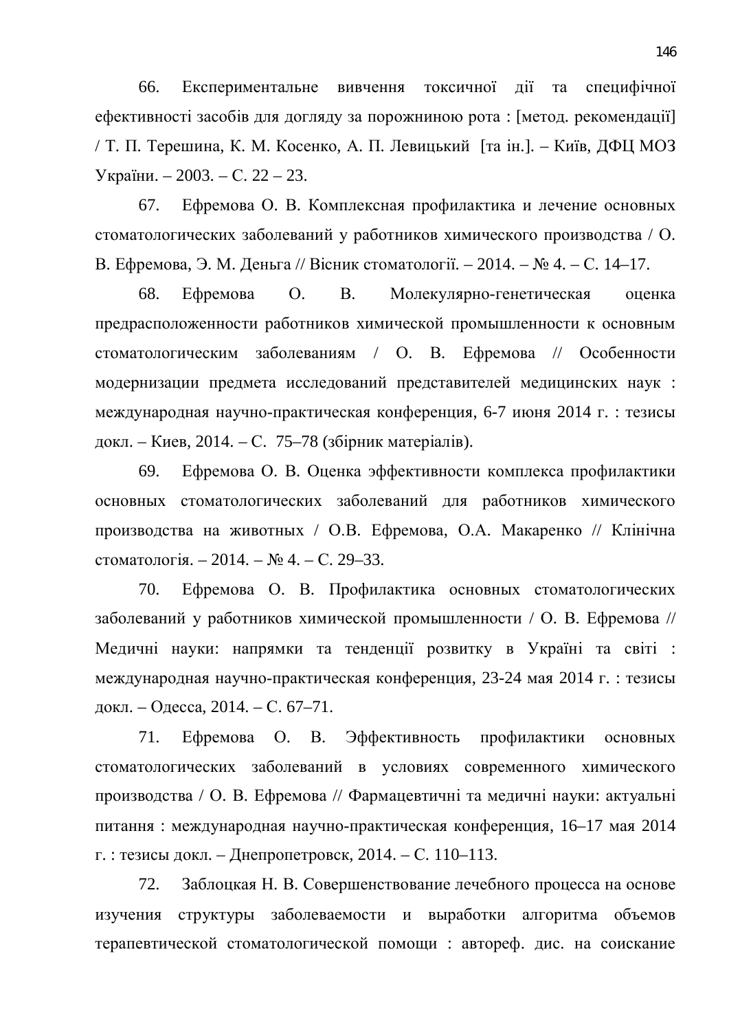66. Експериментальне вивчення токсичної дії та специфічної ефективності засобів для догляду за порожниною рота : [метод. рекомендації] / Т. П. Терешина, К. М. Косенко, А. П. Левицький [та ін.]. – Київ, ДФЦ МОЗ України. – 2003. – С. 22 – 23.

67. Ефремова О. В. Комплексная профилактика и лечение основных стоматологических заболеваний у работников химического производства / О. В. Ефремова, Э. М. Деньга // Вісник стоматології. – 2014. – № 4. – С. 14–17.

68. Ефремова О. В. Молекулярно-генетическая оценка предрасположенности работников химической промышленности к основным стоматологическим заболеваниям / О. В. Ефремова // Особенности модернизации предмета исследований представителей медицинских наук : международная научно-практическая конференция, 6-7 июня 2014 г. : тезисы докл. – Киев, 2014. – С. 75–78 (збірник матеріалів).

69. Ефремова О. В. Оценка эффективности комплекса профилактики основных стоматологических заболеваний для работников химического производства на животных / О.В. Ефремова, О.А. Макаренко // Клінічна стоматологія. – 2014. – № 4. – С. 29–33.

70. Ефремова О. В. Профилактика основных стоматологических заболеваний у работников химической промышленности / О. В. Ефремова // Медичні науки: напрямки та тенденції розвитку в Україні та світі : международная научно-практическая конференция, 23-24 мая 2014 г. : тезисы докл. – Одесса, 2014. – С. 67–71.

71. Ефремова О. В. Эффективность профилактики основных стоматологических заболеваний в условиях современного химического производства / О. В. Ефремова // Фармацевтичні та медичні науки: актуальні питання : международная научно-практическая конференция, 16–17 мая 2014 г. : тезисы докл. – Днепропетровск, 2014. – С. 110–113.

72. Заблоцкая Н. В. Совершенствование лечебного процесса на основе изучения структуры заболеваемости и выработки алгоритма объемов терапевтической стоматологической помощи : автореф. дис. на соискание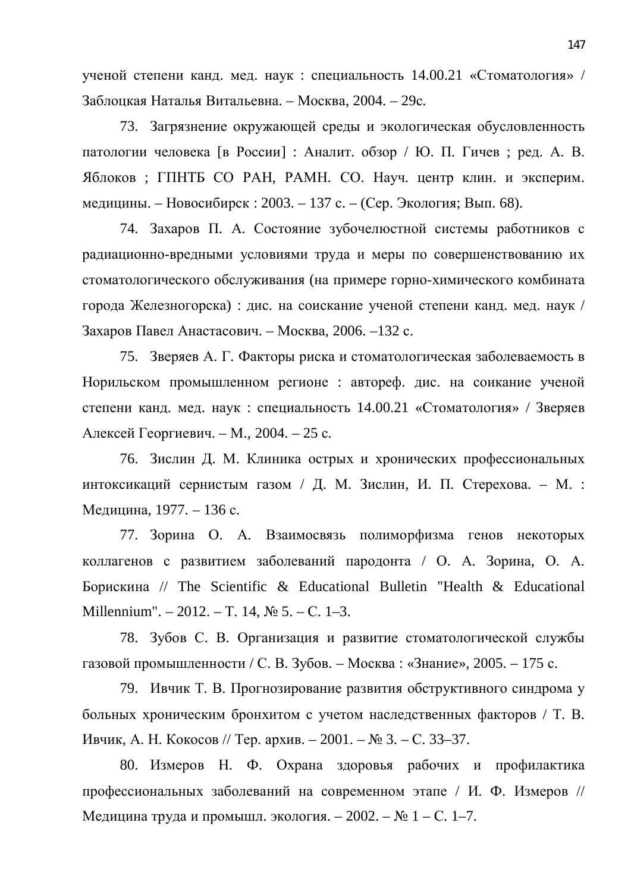ученой степени канд. мед. наук : специальность 14.00.21 «Стоматология» / Заблоцкая Наталья Витальевна. – Москва, 2004. – 29с.

73. Загрязнение окружающей среды и экологическая обусловленность патологии человека [в России] : Аналит. обзор / Ю. П. Гичев ; ред. А. В. Яблоков ; ГПНТБ СО РАН, РАМН. СО. Науч. центр клин. и эксперим. медицины. – Новосибирск : 2003. – 137 с. – (Сер. Экология; Вып. 68).

74. Захаров П. А. Состояние зубочелюстной системы работников с радиационно-вредными условиями труда и меры по совершенствованию их стоматологического обслуживания (на примере горно-химического комбината города Железногорска) : дис. на соискание ученой степени канд. мед. наук / Захаров Павел Анастасович. – Москва, 2006. –132 с.

75. Зверяев А. Г. Факторы риска и стоматологическая заболеваемость в Норильском промышленном регионе : автореф. дис. на соикание ученой степени канд. мед. наук : специальность 14.00.21 «Стоматология» / Зверяев Алексей Георгиевич. – М., 2004. – 25 с.

76. Зислин Д. М. Клиника острых и хронических профессиональных интоксикаций сернистым газом / Д. М. Зислин, И. П. Стерехова. – М. : Медицина, 1977. – 136 с.

77. Зорина О. А. Взаимосвязь полиморфизма генов некоторых коллагенов с развитием заболеваний пародонта / О. А. Зорина, О. А. Борискина // The Scientific & Educational Bulletin "Health & Educational Millennium". – 2012. – Т. 14, № 5. – С. 1–3.

78. Зубов С. В. Организация и развитие стоматологической службы газовой промышленности / С. В. Зубов. – Москва : «Знание», 2005. – 175 с.

79. Ивчик Т. В. Прогнозирование развития обструктивного синдрома у больных хроническим бронхитом с учетом наследственных факторов / Т. В. Ивчик, А. Н. Кокосов // Тер. архив. – 2001. – № 3. – С. 33–37.

80. Измеров Н. Ф. Охрана здоровья рабочих и профилактика профессиональных заболеваний на современном этапе / И. Ф. Измеров // Медицина труда и промышл. экология. – 2002. – № 1 – С. 1–7.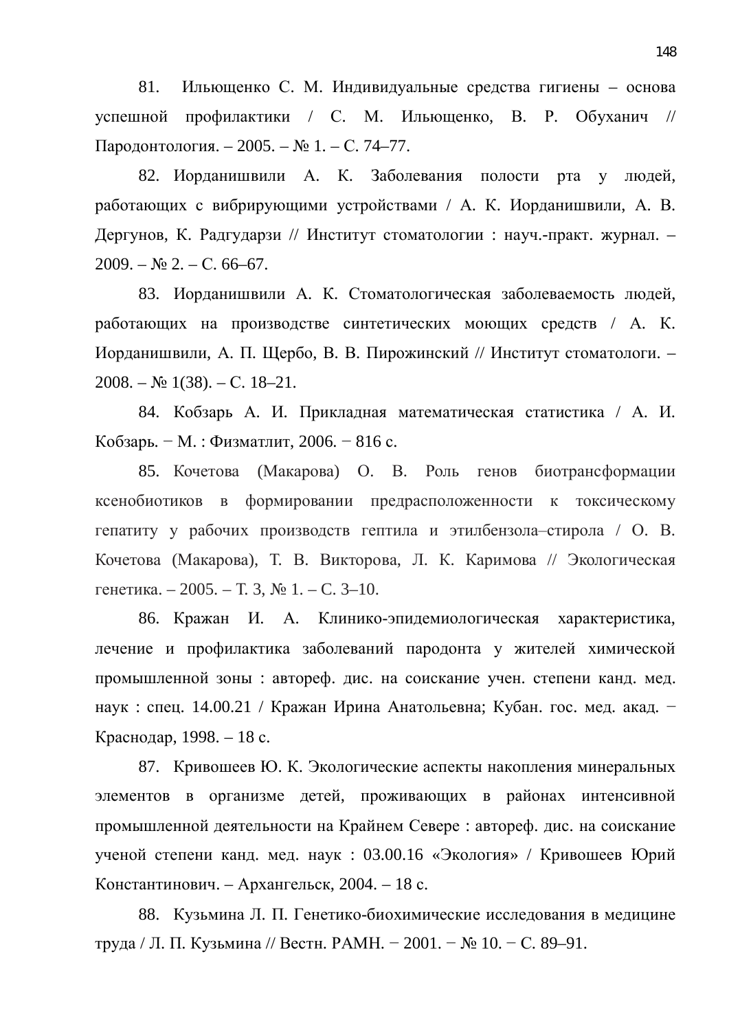81. Ильющенко С. М. Индивидуальные средства гигиены – основа успешной профилактики / С. М. Ильющенко, В. Р. Обуханич // Пародонтология. – 2005. – № 1. – С. 74–77.

82. Иорданишвили А. К. Заболевания полости рта у людей, работающих с вибрирующими устройствами / А. К. Иорданишвили, А. В. Дергунов, К. Радгударзи // Институт стоматологии : науч.-практ. журнал. – 2009. – № 2. – С. 66–67.

83. Иорданишвили А. К. Стоматологическая заболеваемость людей, работающих на производстве синтетических моющих средств / А. К. Иорданишвили, А. П. Щербо, В. В. Пирожинский // Институт стоматологи. – 2008. – № 1(38). – С. 18–21.

84. Кобзарь А. И. Прикладная математическая статистика / А. И. Кобзарь. − М. : Физматлит, 2006. − 816 с.

85. Кочетова (Макарова) О. В. Роль генов биотрансформации ксенобиотиков в формировании предрасположенности к токсическому гепатиту у рабочих производств гептила и этилбензола–стирола / О. В. Кочетова (Макарова), Т. В. Викторова, Л. К. Каримова // Экологическая генетика. – 2005. – Т. 3, № 1. – С. 3–10.

86. Кражан И. А. Клинико-эпидемиологическая характеристика, лечение и профилактика заболеваний пародонта у жителей химической промышленной зоны : автореф. дис. на соискание учен. степени канд. мед. наук : спец. 14.00.21 / Кражан Ирина Анатольевна; Кубан. гос. мед. акад. − Краснодар, 1998. – 18 с.

87. Кривошеев Ю. К. Экологические аспекты накопления минеральных элементов в организме детей, проживающих в районах интенсивной промышленной деятельности на Крайнем Севере : автореф. дис. на соискание ученой степени канд. мед. наук : 03.00.16 «Экология» / Кривошеев Юрий Константинович. – Архангельск, 2004. – 18 с.

88. Кузьмина Л. П. Генетико-биохимические исследования в медицине труда / Л. П. Кузьмина // Вестн. РАМН. − 2001. − № 10. − С. 89–91.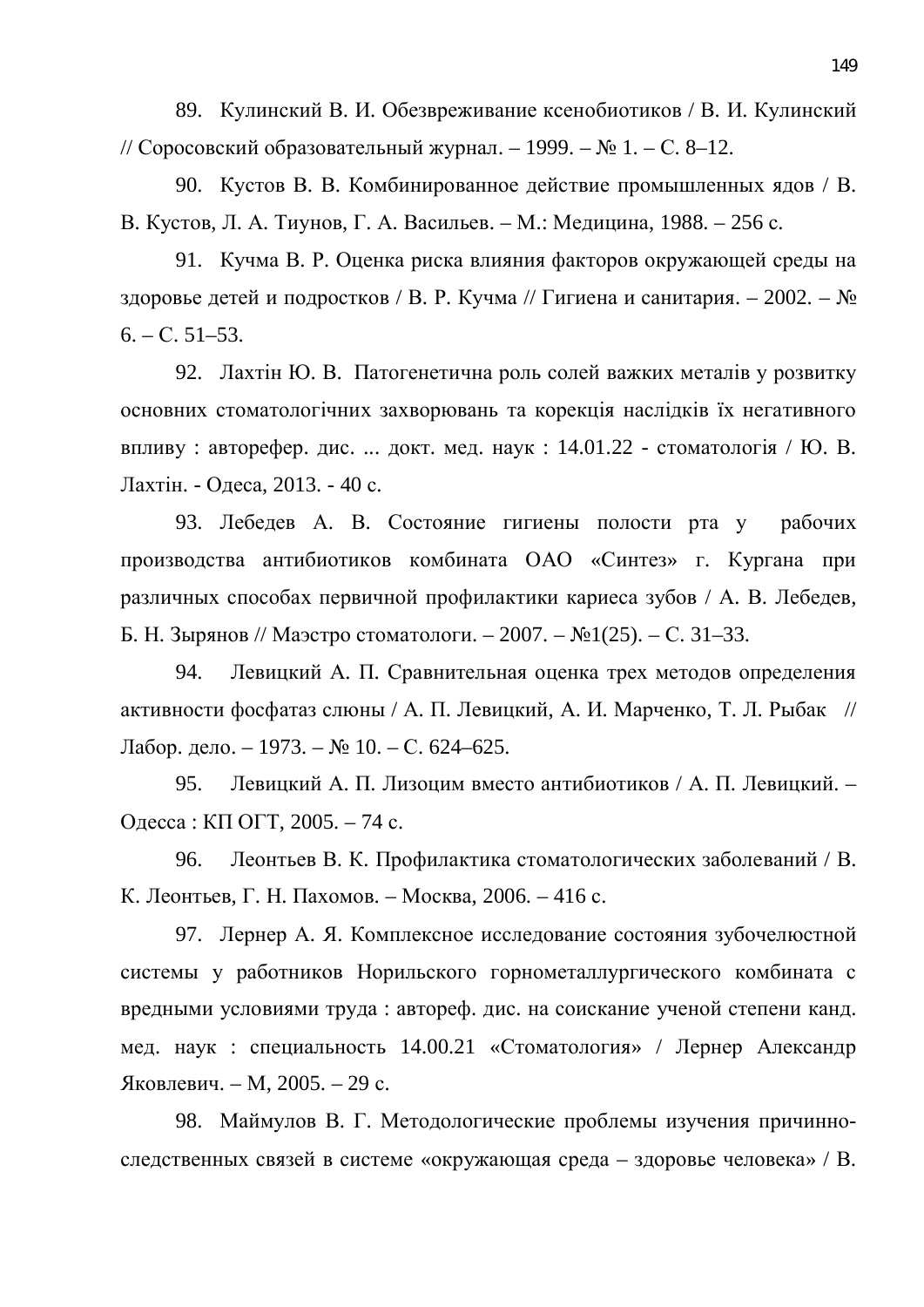89. Кулинский В. И. Обезвреживание ксенобиотиков / В. И. Кулинский // Соросовский образовательный журнал. – 1999. – № 1. – С. 8–12.

90. Кустов В. В. Комбинированное действие промышленных ядов / В. В. Кустов, Л. А. Тиунов, Г. А. Васильев. – М.: Медицина, 1988. – 256 с.

91. Кучма В. Р. Оценка риска влияния факторов окружающей среды на здоровье детей и подростков / В. Р. Кучма // Гигиена и санитария. – 2002. – № 6. – С. 51–53.

92. Лахтін Ю. В. Патогенетична роль солей важких металів у розвитку основних стоматологічних захворювань та корекція наслідків їх негативного впливу : авторефер. дис. ... докт. мед. наук : 14.01.22 - стоматологія / Ю. В. Лахтін. - Одеса, 2013. - 40 с.

93. Лебедев А. В. Состояние гигиены полости рта у рабочих производства антибиотиков комбината ОАО «Синтез» г. Кургана при различных способах первичной профилактики кариеса зубов / А. В. Лебедев, Б. Н. Зырянов // Маэстро стоматологи. – 2007. – №1(25). – С. 31–33.

94. Левицкий А. П. Сравнительная оценка трех методов определения активности фосфатаз слюны / А. П. Левицкий, А. И. Марченко, Т. Л. Рыбак // Лабор. дело. – 1973. – № 10. – С. 624–625.

95. Левицкий А. П. Лизоцим вместо антибиотиков / А. П. Левицкий. – Одесса : КП ОГТ, 2005. – 74 с.

96. Леонтьев В. К. Профилактика стоматологических заболеваний / В. К. Леонтьев, Г. Н. Пахомов. – Москва, 2006. – 416 с.

97. Лернер А. Я. Комплексное исследование состояния зубочелюстной системы у работников Норильского горнометаллургического комбината с вредными условиями труда : автореф. дис. на соискание ученой степени канд. мед. наук : специальность 14.00.21 «Стоматология» / Лернер Александр Яковлевич. – М, 2005. – 29 с.

98. Маймулов В. Г. Методологические проблемы изучения причинно-следственных связей в системе «окружающая среда – здоровье человека» / В.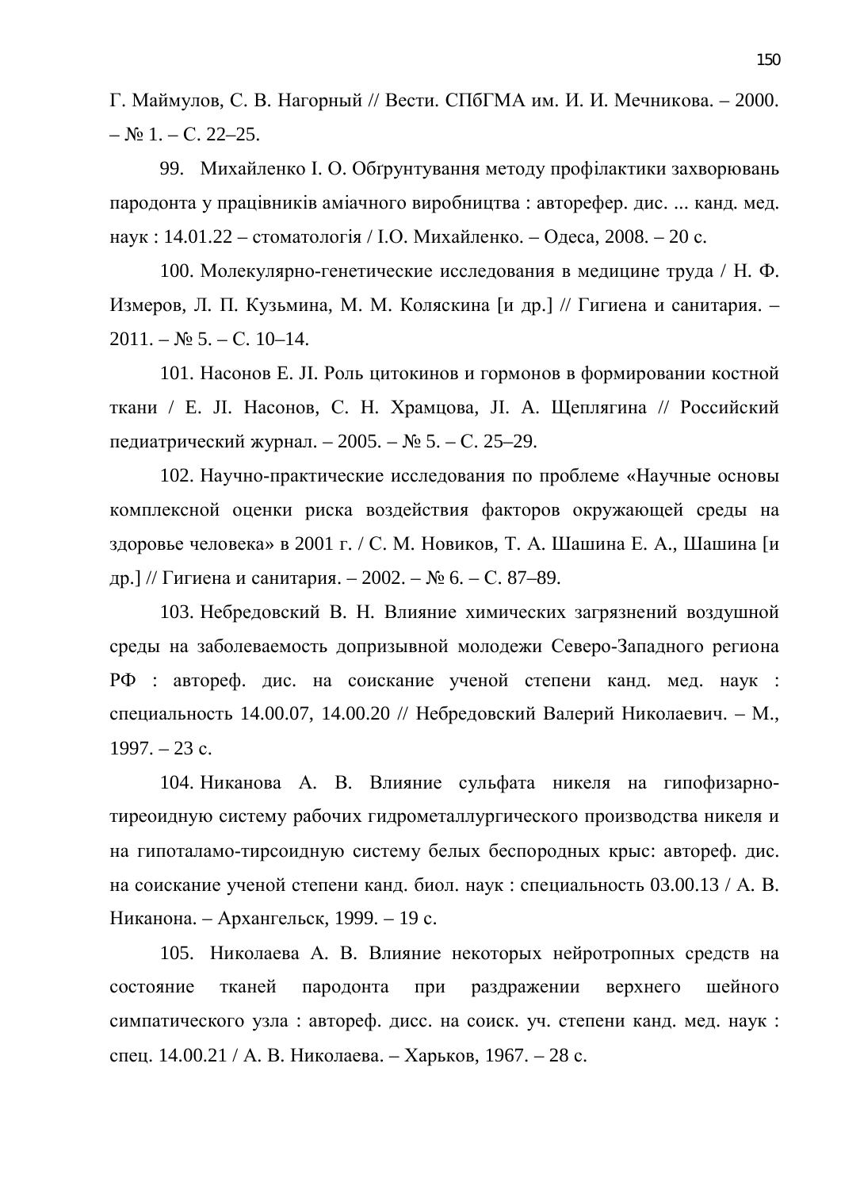Г. Маймулов, С. В. Нагорный // Вести. СПбГМА им. И. И. Мечникова. – 2000. – № 1. – С. 22–25.

99. Михайленко І. О. Обґрунтування методу профілактики захворювань пародонта у працівників аміачного виробництва : авторефер. дис. ... канд. мед. наук : 14.01.22 – стоматологія / І.О. Михайленко. – Одеса, 2008. – 20 с.

100. Молекулярно-генетические исследования в медицине труда / Н. Ф. Измеров, Л. П. Кузьмина, М. М. Коляскина [и др.] // Гигиена и санитария. – 2011. – № 5. – С. 10–14.

101. Насонов Е. Л. Роль цитокинов и гормонов в формировании костной ткани / Е. Л. Насонов, С. Н. Храмцова, Л. А. Щеплягина // Российский педиатрический журнал. – 2005. – № 5. – С. 25–29.

102. Научно-практические исследования по проблеме «Научные основы комплексной оценки риска воздействия факторов окружающей среды на здоровье человека» в 2001 г. / С. М. Новиков, Т. А. Шашина Е. А., Шашина [и др.] // Гигиена и санитария. – 2002. – № 6. – С. 87–89.

103. Небредовский В. Н. Влияние химических загрязнений воздушной среды на заболеваемость допризывной молодежи Северо-Западного региона РФ : автореф. дис. на соискание ученой степени канд. мед. наук : специальность 14.00.07, 14.00.20 // Небредовский Валерий Николаевич. – М., 1997. – 23 с.

104. Никанова А. В. Влияние сульфата никеля на гипофизарно-тиреоидную систему рабочих гидрометаллургического производства никеля и на гипоталамо-тирсоидную систему белых беспородных крыс: автореф. дис. на соискание ученой степени канд. биол. наук : специальность 03.00.13 / А. В. Никанона. – Архангельск, 1999. – 19 с.

105. Николаева А. В. Влияние некоторых нейротропных средств на состояние тканей пародонта при раздражении верхнего шейного симпатического узла : автореф. дисс. на соиск. уч. степени канд. мед. наук : спец. 14.00.21 / А. В. Николаева. – Харьков, 1967. – 28 с.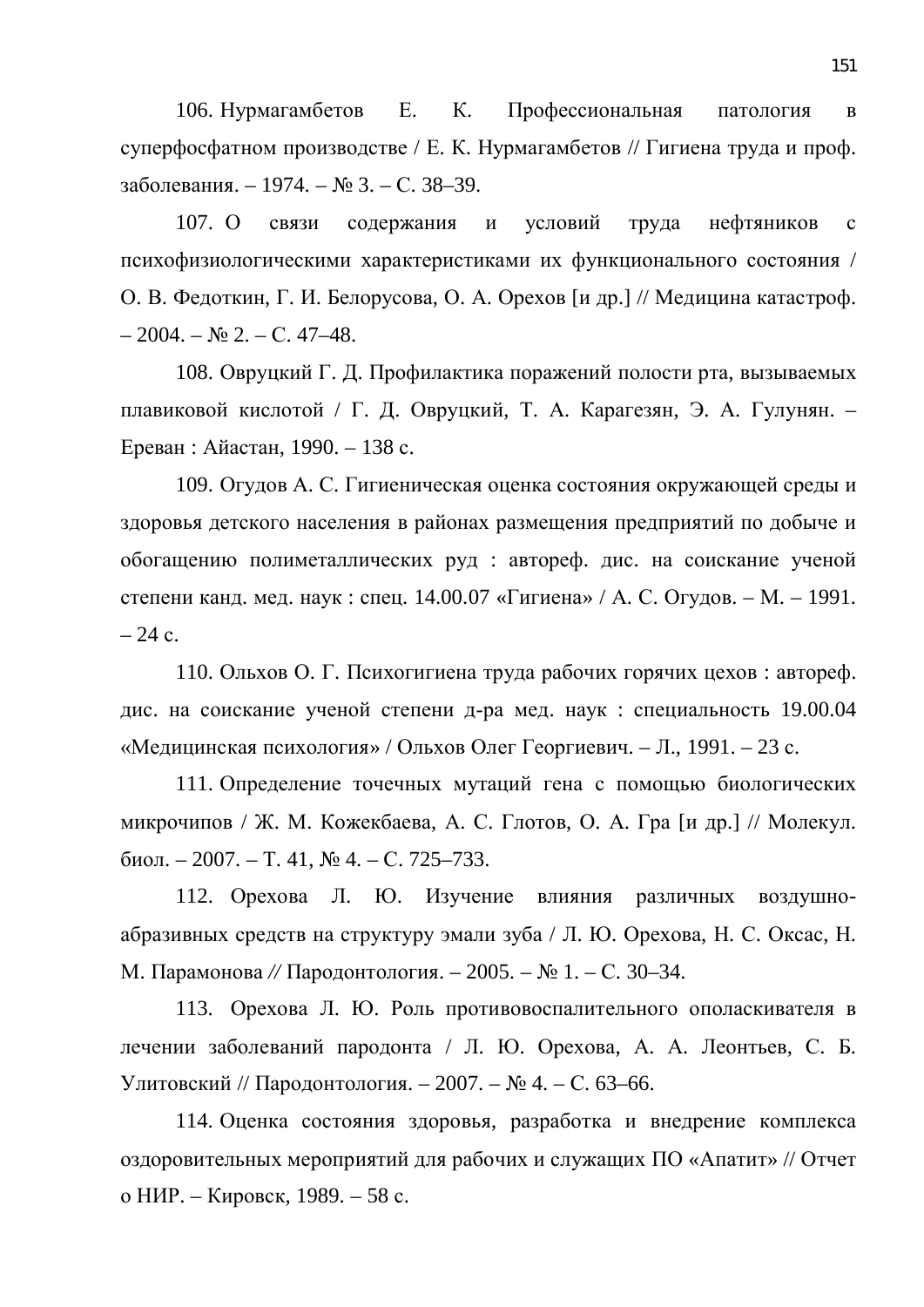106. Нурмагамбетов Е. К. Профессиональная патология в суперфосфатном производстве / Е. К. Нурмагамбетов // Гигиена труда и проф. заболевания. – 1974. – № 3. – С. 38–39.

107. О связи содержания и условий труда нефтяников с психофизиологическими характеристиками их функционального состояния / О. В. Федоткин, Г. И. Белорусова, О. А. Орехов [и др.] // Медицина катастроф. – 2004. – № 2. – С. 47–48.

108. Овруцкий Г. Д. Профилактика поражений полости рта, вызываемых плавиковой кислотой / Г. Д. Овруцкий, Т. А. Карагезян, Э. А. Гулунян. – Ереван : Айастан, 1990. – 138 с.

109. Огудов А. С. Гигиеническая оценка состояния окружающей среды и здоровья детского населения в районах размещения предприятий по добыче и обогащению полиметаллических руд : автореф. дис. на соискание ученой степени канд. мед. наук : спец. 14.00.07 «Гигиена» / А. С. Огудов. – М. – 1991. – 24 с.

110. Ольхов О. Г. Психогигиена труда рабочих горячих цехов : автореф. дис. на соискание ученой степени д-ра мед. наук : специальность 19.00.04 «Медицинская психология» / Ольхов Олег Георгиевич. – Л., 1991. – 23 с.

111. Определение точечных мутаций гена с помощью биологических микрочипов / Ж. М. Кожекбаева, А. С. Глотов, О. А. Гра [и др.] // Молекул. биол. – 2007. – Т. 41, № 4. – С. 725–733.

112. Орехова Л. Ю. Изучение влияния различных воздушно-абразивных средств на структуру эмали зуба / Л. Ю. Орехова, Н. С. Оксас, Н. М. Парамонова // Пародонтология. – 2005. – № 1. – С. 30–34.

113. Орехова Л. Ю. Роль противовоспалительного ополаскивателя в лечении заболеваний пародонта / Л. Ю. Орехова, А. А. Леонтьев, С. Б. Улитовский // Пародонтология. – 2007. – № 4. – С. 63–66.

114. Оценка состояния здоровья, разработка и внедрение комплекса оздоровительных мероприятий для рабочих и служащих ПО «Апатит» // Отчет о НИР. – Кировск, 1989. – 58 с.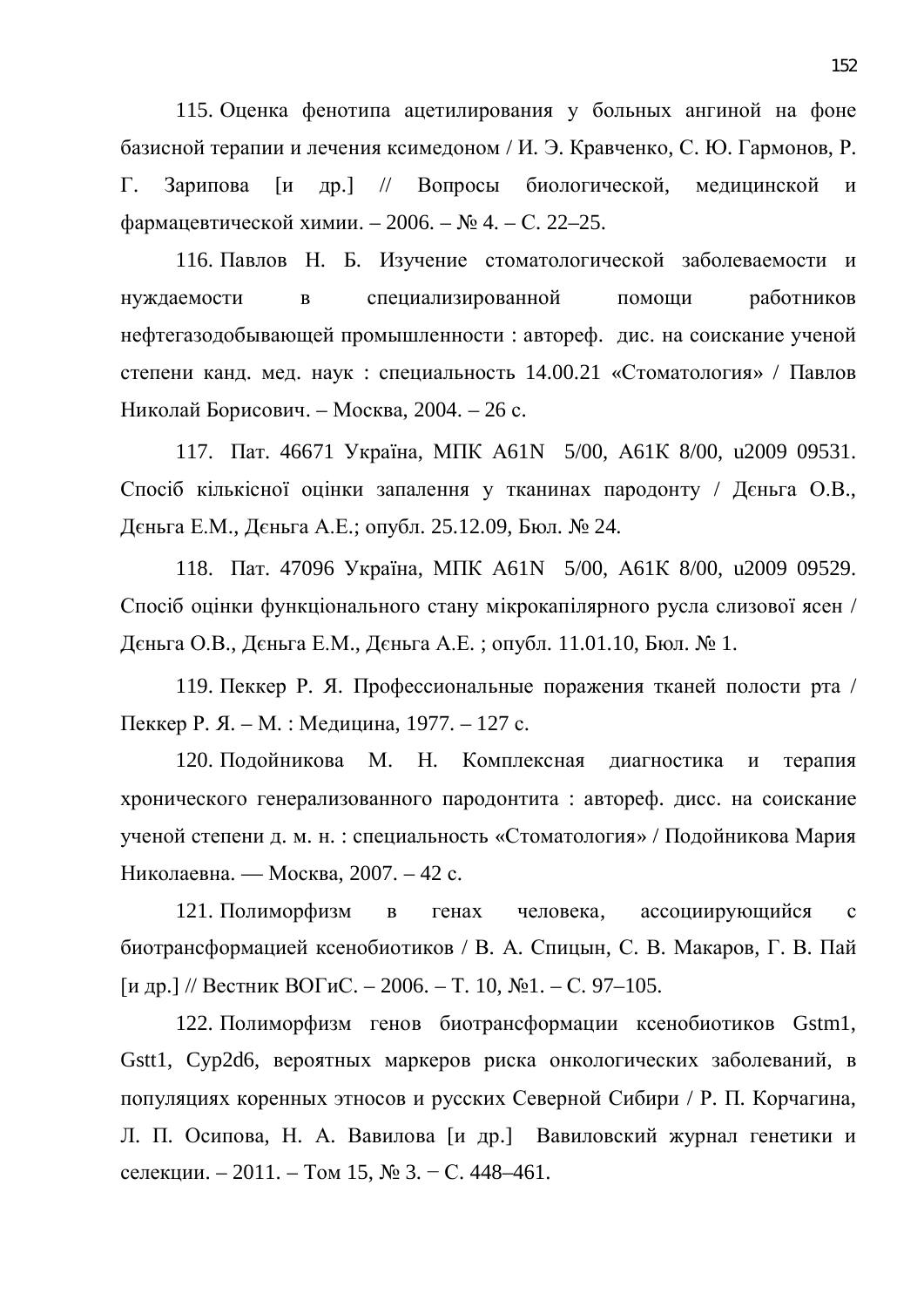115. Оценка фенотипа ацетилирования у больных ангиной на фоне базисной терапии и лечения ксимедоном / И. Э. Кравченко, С. Ю. Гармонов, Р. Г. Зарипова [и др.] // Вопросы биологической, медицинской и фармацевтической химии. – 2006. – № 4. – С. 22–25.

116. Павлов Н. Б. Изучение стоматологической заболеваемости и нуждаемости в специализированной помощи работников нефтегазодобывающей промышленности : автореф. дис. на соискание ученой степени канд. мед. наук : специальность 14.00.21 «Стоматология» / Павлов Николай Борисович. – Москва, 2004. – 26 с.

117. Пат. 46671 Україна, МПК А61N 5/00, А61К 8/00, u2009 09531. Спосіб кількісної оцінки запалення у тканинах пародонту / Дєньга О.В., Дєньга Е.М., Дєньга А.Е.; опубл. 25.12.09, Бюл. № 24.

118. Пат. 47096 Україна, МПК А61N 5/00, А61К 8/00, u2009 09529. Спосіб оцінки функціонального стану мікрокапілярного русла слизової ясен / Дєньга О.В., Дєньга Е.М., Дєньга А.Е. ; опубл. 11.01.10, Бюл. № 1.

119. Пеккер Р. Я. Профессиональные поражения тканей полости рта / Пеккер Р. Я. – М. : Медицина, 1977. – 127 с.

120. Подойникова М. Н. Комплексная диагностика и терапия хронического генерализованного пародонтита : автореф. дисс. на соискание ученой степени д. м. н. : специальность «Стоматология» / Подойникова Мария Николаевна. — Москва, 2007. – 42 с.

121. Полиморфизм в генах человека, ассоциирующийся с биотрансформацией ксенобиотиков / В. А. Спицын, С. В. Макаров, Г. В. Пай [и др.] // Вестник ВОГиС. – 2006. – Т. 10, №1. – С. 97–105.

122. Полиморфизм генов биотрансформации ксенобиотиков Gstm1, Gstt1, Cyp2d6, вероятных маркеров риска онкологических заболеваний, в популяциях коренных этносов и русских Северной Сибири / Р. П. Корчагина, Л. П. Осипова, Н. А. Вавилова [и др.] Вавиловский журнал генетики и селекции. – 2011. – Том 15, № 3. − С. 448–461.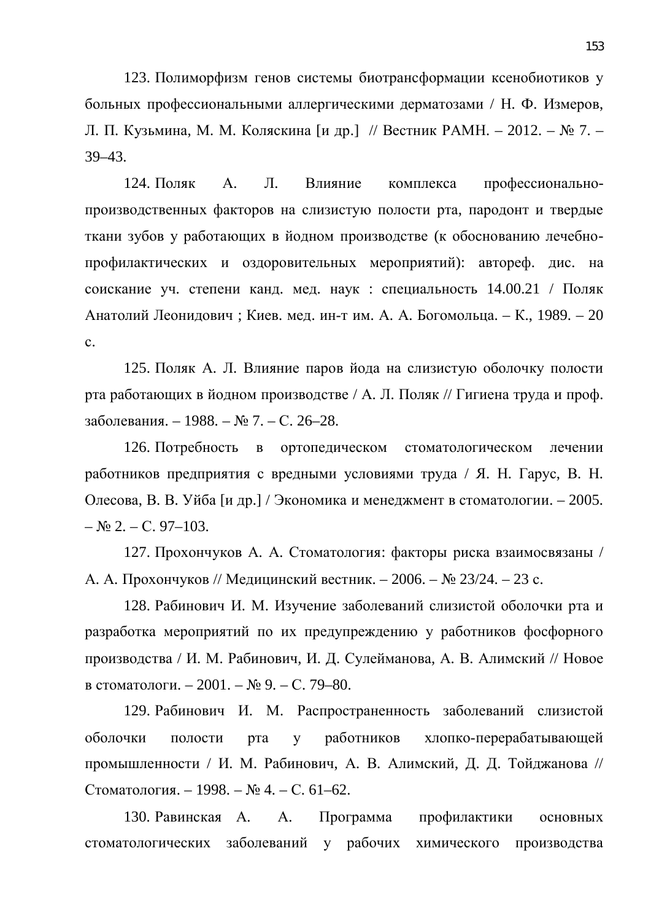123. Полиморфизм генов системы биотрансформации ксенобиотиков у больных профессиональными аллергическими дерматозами / Н. Ф. Измеров, Л. П. Кузьмина, М. М. Коляскина [и др.] // Вестник РАМН. – 2012. – № 7. – 39–43.

124. Поляк А. Л. Влияние комплекса профессионально-производственных факторов на слизистую полости рта, пародонт и твердые ткани зубов у работающих в йодном производстве (к обоснованию лечебно-профилактических и оздоровительных мероприятий): автореф. дис. на соискание уч. степени канд. мед. наук : специальность 14.00.21 / Поляк Анатолий Леонидович ; Киев. мед. ин-т им. А. А. Богомольца. – К., 1989. – 20 с.

125. Поляк А. Л. Влияние паров йода на слизистую оболочку полости рта работающих в йодном производстве / А. Л. Поляк // Гигиена труда и проф. заболевания. – 1988. – № 7. – С. 26–28.

126. Потребность в ортопедическом стоматологическом лечении работников предприятия с вредными условиями труда / Я. Н. Гарус, В. Н. Олесова, В. В. Уйба [и др.] / Экономика и менеджмент в стоматологии. – 2005. – № 2. – С. 97–103.

127. Прохончуков А. А. Стоматология: факторы риска взаимосвязаны / А. А. Прохончуков // Медицинский вестник. – 2006. – № 23/24. – 23 с.

128. Рабинович И. М. Изучение заболеваний слизистой оболочки рта и разработка мероприятий по их предупреждению у работников фосфорного производства / И. М. Рабинович, И. Д. Сулейманова, А. В. Алимский // Новое в стоматологи. – 2001. – № 9. – С. 79–80.

129. Рабинович И. М. Распространенность заболеваний слизистой оболочки полости рта у работников хлопко-перерабатывающей промышленности / И. М. Рабинович, А. В. Алимский, Д. Д. Тойджанова // Стоматология. – 1998. – № 4. – С. 61–62.

130. Равинская А. А. Программа профилактики основных стоматологических заболеваний у рабочих химического производства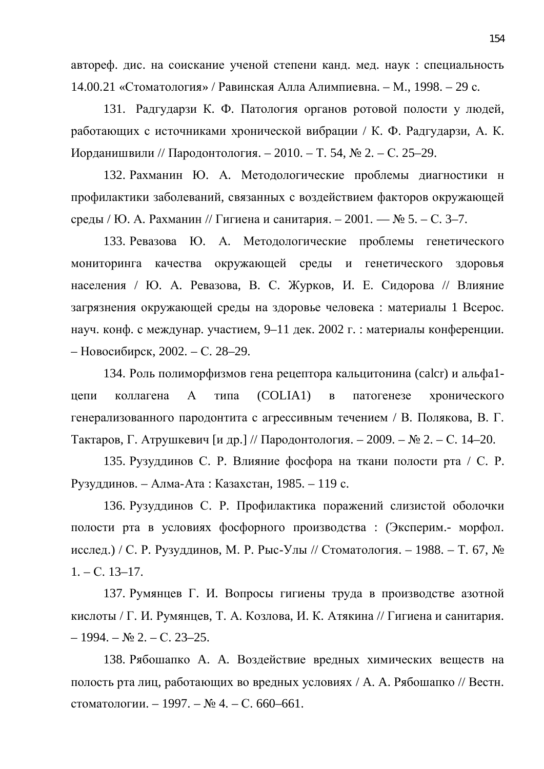автореф. дис. на соискание ученой степени канд. мед. наук : специальность 14.00.21 «Стоматология» / Равинская Алла Алимпиевна. – М., 1998. – 29 с.

131. Радгударзи К. Ф. Патология органов ротовой полости у людей, работающих с источниками хронической вибрации / К. Ф. Радгударзи, А. К. Иорданишвили // Пародонтология. – 2010. – Т. 54, № 2. – С. 25–29.

132. Рахманин Ю. А. Методологические проблемы диагностики н профилактики заболеваний, связанных с воздействием факторов окружающей среды / Ю. А. Рахманин // Гигиена и санитария. – 2001. — № 5. – С. 3–7.

133. Ревазова Ю. А. Методологические проблемы генетического мониторинга качества окружающей среды и генетического здоровья населения / Ю. А. Ревазова, В. С. Журков, И. Е. Сидорова // Влияние загрязнения окружающей среды на здоровье человека : материалы 1 Всерос. науч. конф. с междунар. участием, 9–11 дек. 2002 г. : материалы конференции. – Новосибирск, 2002. – С. 28–29.

134. Роль полиморфизмов гена рецептора кальцитонина (calcr) и альфа1-цепи коллагена А типа (COLIA1) в патогенезе хронического генерализованного пародонтита с агрессивным течением / В. Полякова, В. Г. Тактаров, Г. Атрушкевич [и др.] // Пародонтология. – 2009. – № 2. – С. 14–20.

135. Рузуддинов С. Р. Влияние фосфора на ткани полости рта / С. Р. Рузуддинов. – Алма-Ата : Казахстан, 1985. – 119 с.

136. Рузуддинов С. Р. Профилактика поражений слизистой оболочки полости рта в условиях фосфорного производства : (Эксперим.- морфол. исслед.) / С. Р. Рузуддинов, М. Р. Рыс-Улы // Стоматология. – 1988. – Т. 67, № 1. – С. 13–17.

137. Румянцев Г. И. Вопросы гигиены труда в производстве азотной кислоты / Г. И. Румянцев, Т. А. Козлова, И. К. Атякина // Гигиена и санитария. – 1994. – № 2. – С. 23–25.

138. Рябошапко А. А. Воздействие вредных химических веществ на полость рта лиц, работающих во вредных условиях / А. А. Рябошапко // Вестн. стоматологии. – 1997. – № 4. – С. 660–661.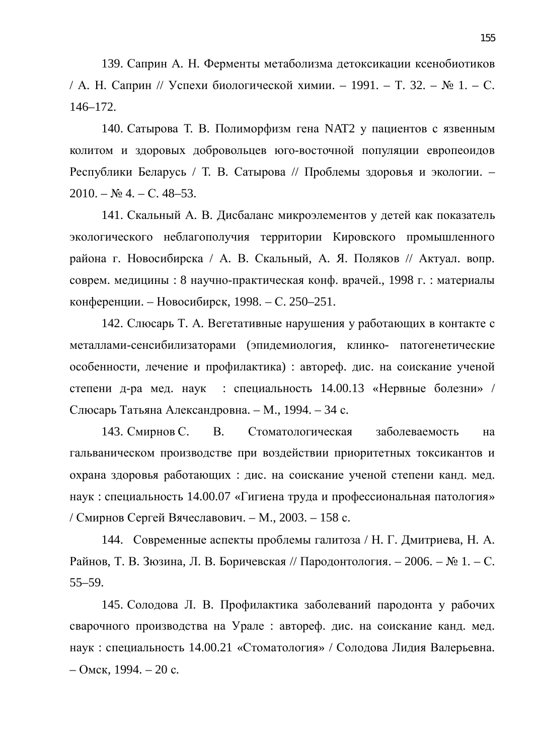139. Саприн А. Н. Ферменты метаболизма детоксикации ксенобиотиков / А. Н. Саприн // Успехи биологической химии. – 1991. – Т. 32. – № 1. – С. 146–172.

140. Сатырова Т. В. Полиморфизм гена NAT2 у пациентов с язвенным колитом и здоровых добровольцев юго-восточной популяции европеоидов Республики Беларусь / Т. В. Сатырова // Проблемы здоровья и экологии. – 2010. – № 4. – С. 48–53.

141. Скальный А. В. Дисбаланс микроэлементов у детей как показатель экологического неблагополучия территории Кировского промышленного района г. Новосибирска / А. В. Скальный, А. Я. Поляков // Актуал. вопр. соврем. медицины : 8 научно-практическая конф. врачей., 1998 г. : материалы конференции. – Новосибирск, 1998. – С. 250–251.

142. Слюсарь Т. А. Вегетативные нарушения у работающих в контакте с металлами-сенсибилизаторами (эпидемиология, клинко- патогенетические особенности, лечение и профилактика) : автореф. дис. на соискание ученой степени д-ра мед. наук : специальность 14.00.13 «Нервные болезни» / Слюсарь Татьяна Александровна. – М., 1994. – 34 с.

143. Смирнов С. В. Стоматологическая заболеваемость на гальваническом производстве при воздействии приоритетных токсикантов и охрана здоровья работающих : дис. на соискание ученой степени канд. мед. наук : специальность 14.00.07 «Гигиена труда и профессиональная патология» / Смирнов Сергей Вячеславович. – М., 2003. – 158 с.

144. Современные аспекты проблемы галитоза / Н. Г. Дмитриева, Н. А. Райнов, Т. В. Зюзина, Л. В. Боричевская // Пародонтология. – 2006. – № 1. – С. 55–59.

145. Солодова Л. В. Профилактика заболеваний пародонта у рабочих сварочного производства на Урале : автореф. дис. на соискание канд. мед. наук : специальность 14.00.21 «Стоматология» / Солодова Лидия Валерьевна. – Омск, 1994. – 20 с.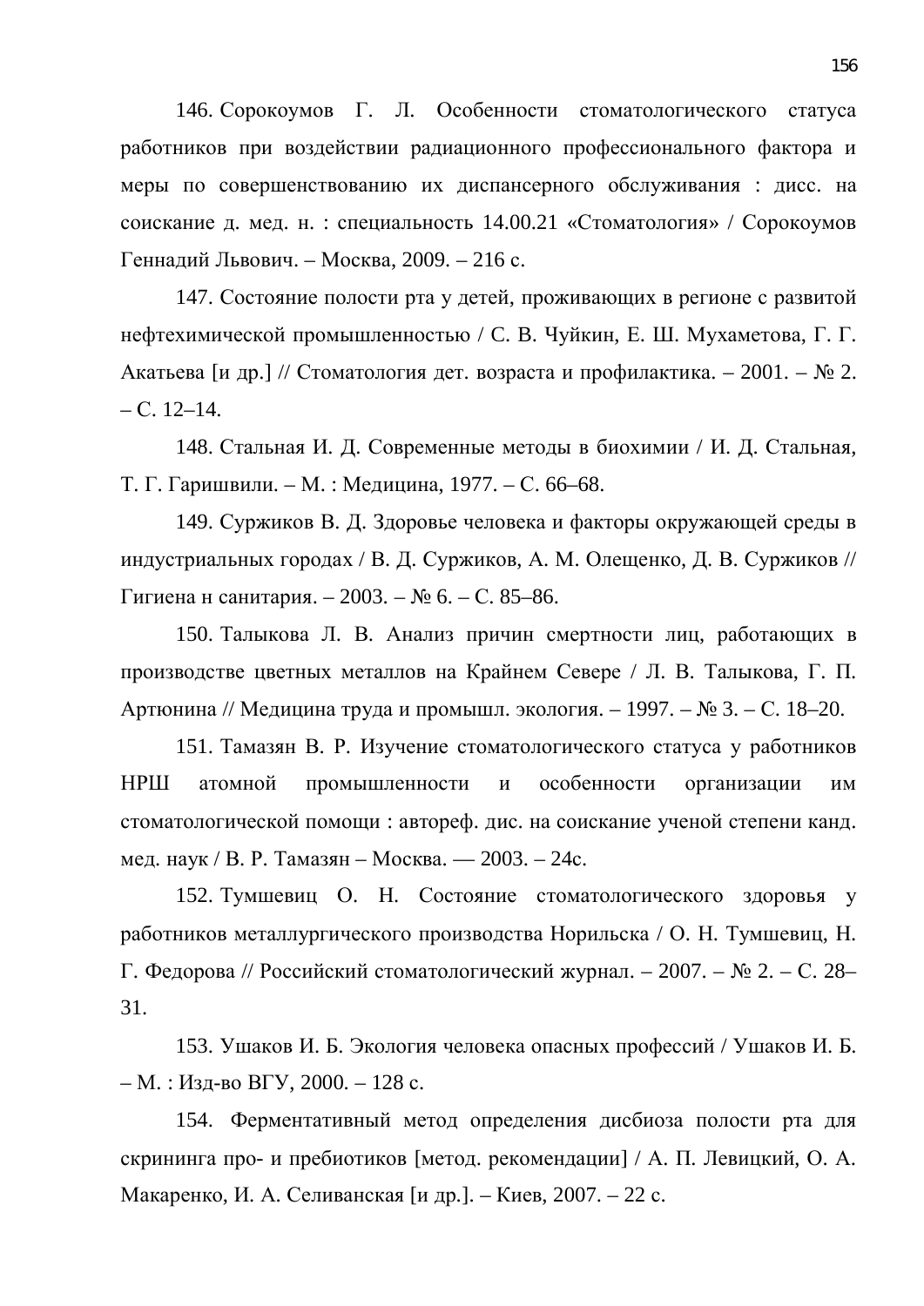146. Сорокоумов Г. Л. Особенности стоматологического статуса работников при воздействии радиационного профессионального фактора и меры по совершенствованию их диспансерного обслуживания : дисс. на соискание д. мед. н. : специальность 14.00.21 «Стоматология» / Сорокоумов Геннадий Львович. – Москва, 2009. – 216 с.

147. Состояние полости рта у детей, проживающих в регионе с развитой нефтехимической промышленностью / С. В. Чуйкин, Е. Ш. Мухаметова, Г. Г. Акатьева [и др.] // Стоматология дет. возраста и профилактика. – 2001. – № 2. – С. 12–14.

148. Стальная И. Д. Современные методы в биохимии / И. Д. Стальная, Т. Г. Гаришвили. – М. : Медицина, 1977. – С. 66–68.

149. Суржиков В. Д. Здоровье человека и факторы окружающей среды в индустриальных городах / В. Д. Суржиков, А. М. Олещенко, Д. В. Суржиков // Гигиена н санитария. – 2003. – № 6. – С. 85–86.

150. Талыкова Л. В. Анализ причин смертности лиц, работающих в производстве цветных металлов на Крайнем Севере / Л. В. Талыкова, Г. П. Артюнина // Медицина труда и промышл. экология. – 1997. – № 3. – С. 18–20.

151. Тамазян В. Р. Изучение стоматологического статуса у работников НРШ атомной промышленности и особенности организации им стоматологической помощи : автореф. дис. на соискание ученой степени канд. мед. наук / В. Р. Тамазян – Москва. — 2003. – 24с.

152. Тумшевиц О. Н. Состояние стоматологического здоровья у работников металлургического производства Норильска / О. Н. Тумшевиц, Н. Г. Федорова // Российский стоматологический журнал. – 2007. – № 2. – С. 28–31.

153. Ушаков И. Б. Экология человека опасных профессий / Ушаков И. Б. – М. : Изд-во ВГУ, 2000. – 128 с.

154. Ферментативный метод определения дисбиоза полости рта для скрининга про- и пребиотиков [метод. рекомендации] / А. П. Левицкий, О. А. Макаренко, И. А. Селиванская [и др.]. – Киев, 2007. – 22 с.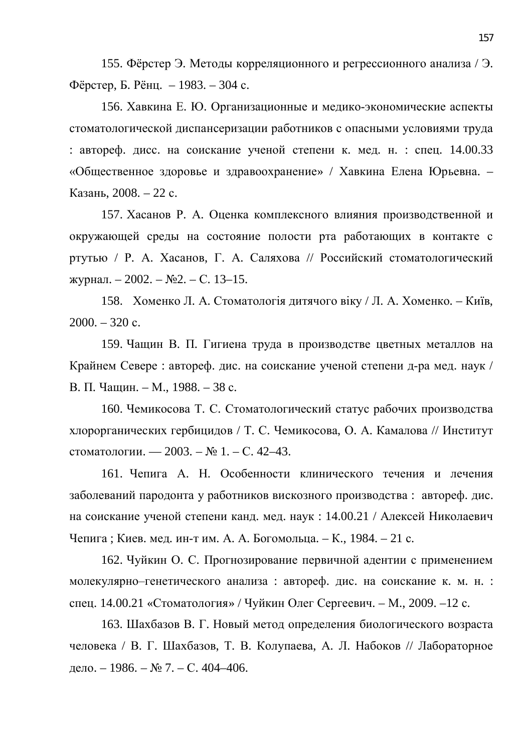155. Фёрстер Э. Методы корреляционного и регрессионного анализа / Э. Фёрстер, Б. Рёнц. – 1983. – 304 с.

156. Хавкина Е. Ю. Организационные и медико-экономические аспекты стоматологической диспансеризации работников с опасными условиями труда : автореф. дисс. на соискание ученой степени к. мед. н. : спец. 14.00.33 «Общественное здоровье и здравоохранение» / Хавкина Елена Юрьевна. – Казань, 2008. – 22 с.

157. Хасанов Р. А. Оценка комплексного влияния производственной и окружающей среды на состояние полости рта работающих в контакте с ртутью / Р. А. Хасанов, Г. А. Саляхова // Российский стоматологический журнал. – 2002. – №2. – С. 13–15.

158. Хоменко Л. А. Стоматологія дитячого віку / Л. А. Хоменко. – Київ, 2000. – 320 с.

159. Чащин В. П. Гигиена труда в производстве цветных металлов на Крайнем Севере : автореф. дис. на соискание ученой степени д-ра мед. наук / В. П. Чащин. – М., 1988. – 38 с.

160. Чемикосова Т. С. Стоматологический статус рабочих производства хлорорганических гербицидов / Т. С. Чемикосова, О. А. Камалова // Институт стоматологии. — 2003. – № 1. – С. 42–43.

161. Чепига А. Н. Особенности клинического течения и лечения заболеваний пародонта у работников вискозного производства : автореф. дис. на соискание ученой степени канд. мед. наук : 14.00.21 / Алексей Николаевич Чепига ; Киев. мед. ин-т им. А. А. Богомольца. – К., 1984. – 21 с.

162. Чуйкин О. С. Прогнозирование первичной адентии с применением молекулярно–генетического анализа : автореф. дис. на соискание к. м. н. : спец. 14.00.21 «Стоматология» / Чуйкин Олег Сергеевич. – М., 2009. –12 с.

163. Шахбазов В. Г. Новый метод определения биологического возраста человека / В. Г. Шахбазов, Т. В. Колупаева, А. Л. Набоков // Лабораторное дело. – 1986. – № 7. – С. 404–406.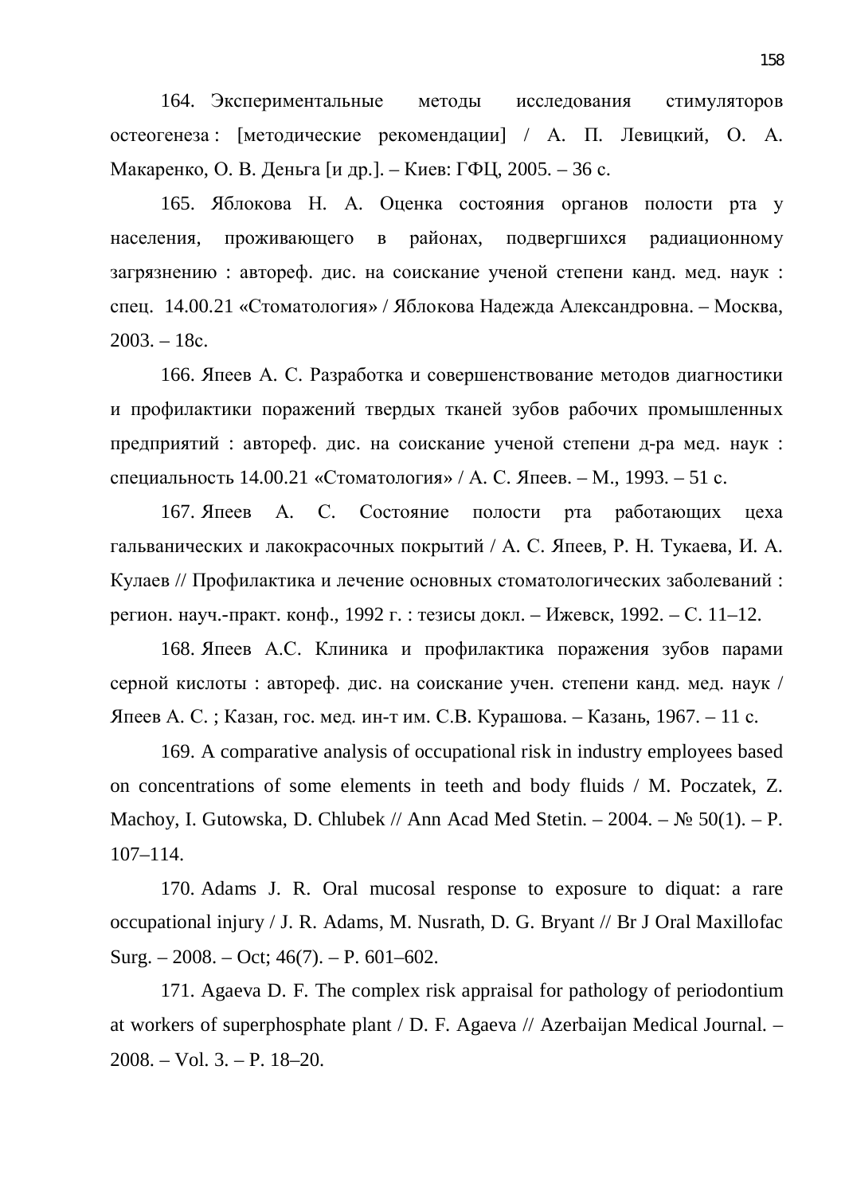164. Экспериментальные методы исследования стимуляторов остеогенеза : [методические рекомендации] / А. П. Левицкий, О. А. Макаренко, О. В. Деньга [и др.]. – Киев: ГФЦ, 2005. – 36 с.

165. Яблокова Н. А. Оценка состояния органов полости рта у населения, проживающего в районах, подвергшихся радиационному загрязнению : автореф. дис. на соискание ученой степени канд. мед. наук : спец. 14.00.21 «Стоматология» / Яблокова Надежда Александровна. – Москва, 2003. – 18с.

166. Япеев А. С. Разработка и совершенствование методов диагностики и профилактики поражений твердых тканей зубов рабочих промышленных предприятий : автореф. дис. на соискание ученой степени д-ра мед. наук : специальность 14.00.21 «Стоматология» / А. С. Япеев. – М., 1993. – 51 с.

167. Япеев А. С. Состояние полости рта работающих цеха гальванических и лакокрасочных покрытий / А. С. Япеев, Р. Н. Тукаева, И. А. Кулаев // Профилактика и лечение основных стоматологических заболеваний : регион. науч.-практ. конф., 1992 г. : тезисы докл. – Ижевск, 1992. – С. 11–12.

168. Япеев А.С. Клиника и профилактика поражения зубов парами серной кислоты : автореф. дис. на соискание учен. степени канд. мед. наук / Япеев А. С. ; Казан, гос. мед. ин-т им. С.В. Курашова. – Казань, 1967. – 11 с.

169. A comparative analysis of occupational risk in industry employees based on concentrations of some elements in teeth and body fluids / M. Poczatek, Z. Machoy, I. Gutowska, D. Chlubek // Ann Acad Med Stetin. – 2004. – № 50(1). – P. 107–114.

170. Adams J. R. Oral mucosal response to exposure to diquat: a rare occupational injury / J. R. Adams, M. Nusrath, D. G. Bryant // Br J Oral Maxillofac Surg. – 2008. – Oct; 46(7). – P. 601–602.

171. Agaeva D. F. The complex risk appraisal for pathology of periodontium at workers of superphosphate plant / D. F. Agaeva // Azerbaijan Medical Journal. – 2008. – Vol. 3. – P. 18–20.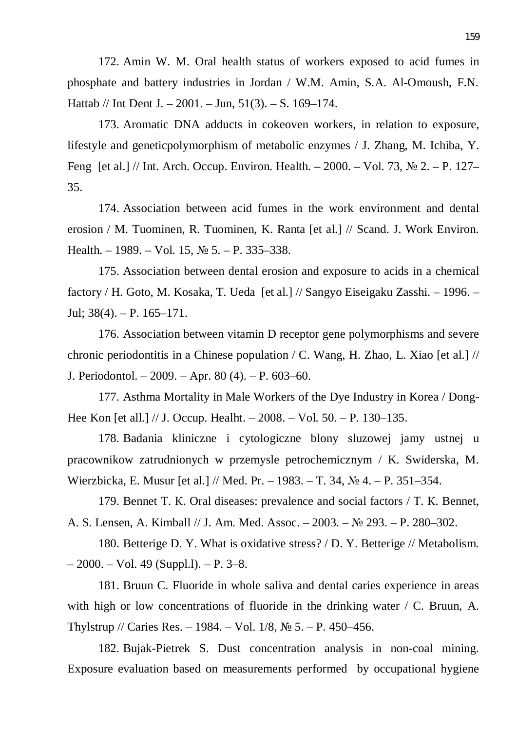172. Amin W. M. Oral health status of workers exposed to acid fumes in phosphate and battery industries in Jordan / W.M. Amin, S.A. Al-Omoush, F.N. Hattab // Int Dent J. – 2001. – Jun, 51(3). – S. 169–174.

173. Aromatic DNA adducts in cokeoven workers, in relation to exposure, lifestyle and geneticpolymorphism of metabolic enzymes / J. Zhang, M. Ichiba, Y. Feng [et al.] // Int. Arch. Occup. Environ. Health. – 2000. – Vol. 73, № 2. – P. 127–35.

174. Association between acid fumes in the work environment and dental erosion / M. Tuominen, R. Tuominen, K. Ranta [et al.] // Scand. J. Work Environ. Health. – 1989. – Vol. 15, № 5. – P. 335–338.

175. Association between dental erosion and exposure to acids in a chemical factory / H. Goto, M. Kosaka, T. Ueda [et al.] // Sangyo Eiseigaku Zasshi. – 1996. – Jul; 38(4). – P. 165–171.

176. Association between vitamin D receptor gene polymorphisms and severe chronic periodontitis in a Chinese population / C. Wang, H. Zhao, L. Xiao [et al.] // J. Periodontol. – 2009. – Apr. 80 (4). – P. 603–60.

177. Asthma Mortality in Male Workers of the Dye Industry in Korea / Dong-Hee Kon [et all.] // J. Occup. Healht. – 2008. – Vol. 50. – P. 130–135.

178. Badania kliniczne i cytologiczne blony sluzowej jamy ustnej u pracownikow zatrudnionych w przemysle petrochemicznym / K. Swiderska, M. Wierzbicka, E. Musur [et al.] // Med. Pr. – 1983. – T. 34, № 4. – P. 351–354.

179. Bennet T. K. Oral diseases: prevalence and social factors / T. K. Bennet, A. S. Lensen, A. Kimball // J. Am. Med. Assoc. – 2003. – № 293. – P. 280–302.

180. Betterige D. Y. What is oxidative stress? / D. Y. Betterige // Metabolism. – 2000. – Vol. 49 (Suppl.l). – P. 3–8.

181. Bruun C. Fluoride in whole saliva and dental caries experience in areas with high or low concentrations of fluoride in the drinking water / C. Bruun, A. Thylstrup // Caries Res. – 1984. – Vol. 1/8, № 5. – P. 450–456.

182. Bujak-Pietrek S. Dust concentration analysis in non-coal mining. Exposure evaluation based on measurements performed by occupational hygiene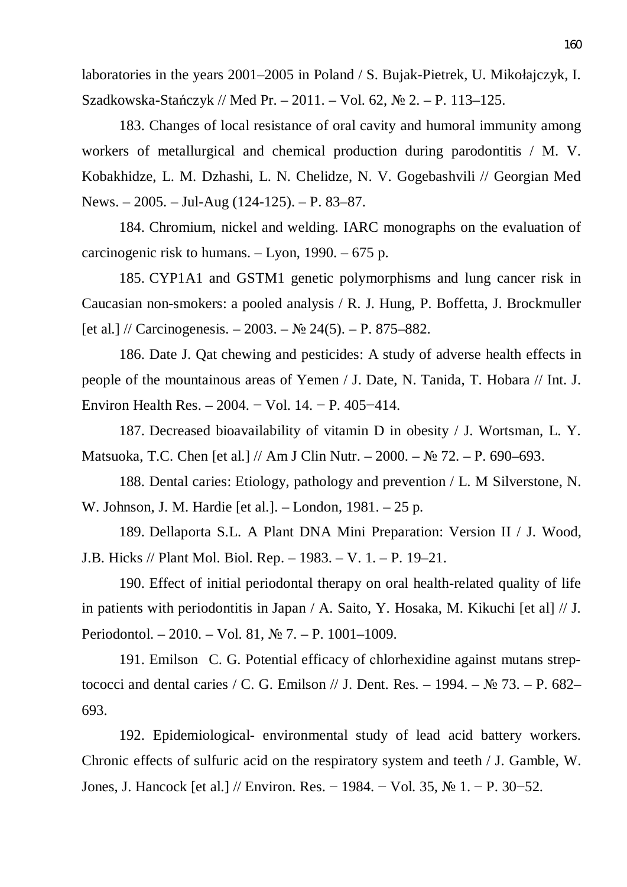laboratories in the years 2001–2005 in Poland / S. Bujak-Pietrek, U. Mikołajczyk, I. Szadkowska-Stańczyk // Med Pr. – 2011. – Vol. 62, № 2. – P. 113–125.

183. Changes of local resistance of oral cavity and humoral immunity among workers of metallurgical and chemical production during parodontitis / M. V. Kobakhidze, L. M. Dzhashi, L. N. Chelidze, N. V. Gogebashvili // Georgian Med News. – 2005. – Jul-Aug (124-125). – P. 83–87.

184. Chromium, nickel and welding. IARC monographs on the evaluation of carcinogenic risk to humans. – Lyon, 1990. – 675 p.

185. CYP1A1 and GSTM1 genetic polymorphisms and lung cancer risk in Caucasian non-smokers: a pooled analysis / R. J. Hung, P. Boffetta, J. Brockmuller [et al.] // Carcinogenesis. – 2003. – № 24(5). – P. 875–882.

186. Date J. Qat chewing and pesticides: A study of adverse health effects in people of the mountainous areas of Yemen / J. Date, N. Tanida, T. Hobara // Int. J. Environ Health Res. – 2004. − Vol. 14. − P. 405−414.

187. Decreased bioavailability of vitamin D in obesity / J. Wortsman, L. Y. Matsuoka, T.C. Chen [et al.] // Am J Clin Nutr. – 2000. – № 72. – P. 690–693.

188. Dental caries: Etiology, pathology and prevention / L. M Silverstone, N. W. Johnson, J. M. Hardie [et al.]. – London, 1981. – 25 p.

189. Dellaporta S.L. A Plant DNA Mini Preparation: Version II / J. Wood, J.B. Hicks // Plant Mol. Biol. Rep. – 1983. – V. 1. – P. 19–21.

190. Effect of initial periodontal therapy on oral health-related quality of life in patients with periodontitis in Japan / A. Saito, Y. Hosaka, M. Kikuchi [et al] // J. Periodontol. – 2010. – Vol. 81, № 7. – P. 1001–1009.

191. Emilson C. G. Potential efficacy of chlorhexidine against mutans streptococci and dental caries / C. G. Emilson // J. Dent. Res. – 1994. – № 73. – P. 682–693.

192. Epidemiological- environmental study of lead acid battery workers. Chronic effects of sulfuric acid on the respiratory system and teeth / J. Gamble, W. Jones, J. Hancock [et al.] // Environ. Res. − 1984. − Vol. 35, № 1. − P. 30−52.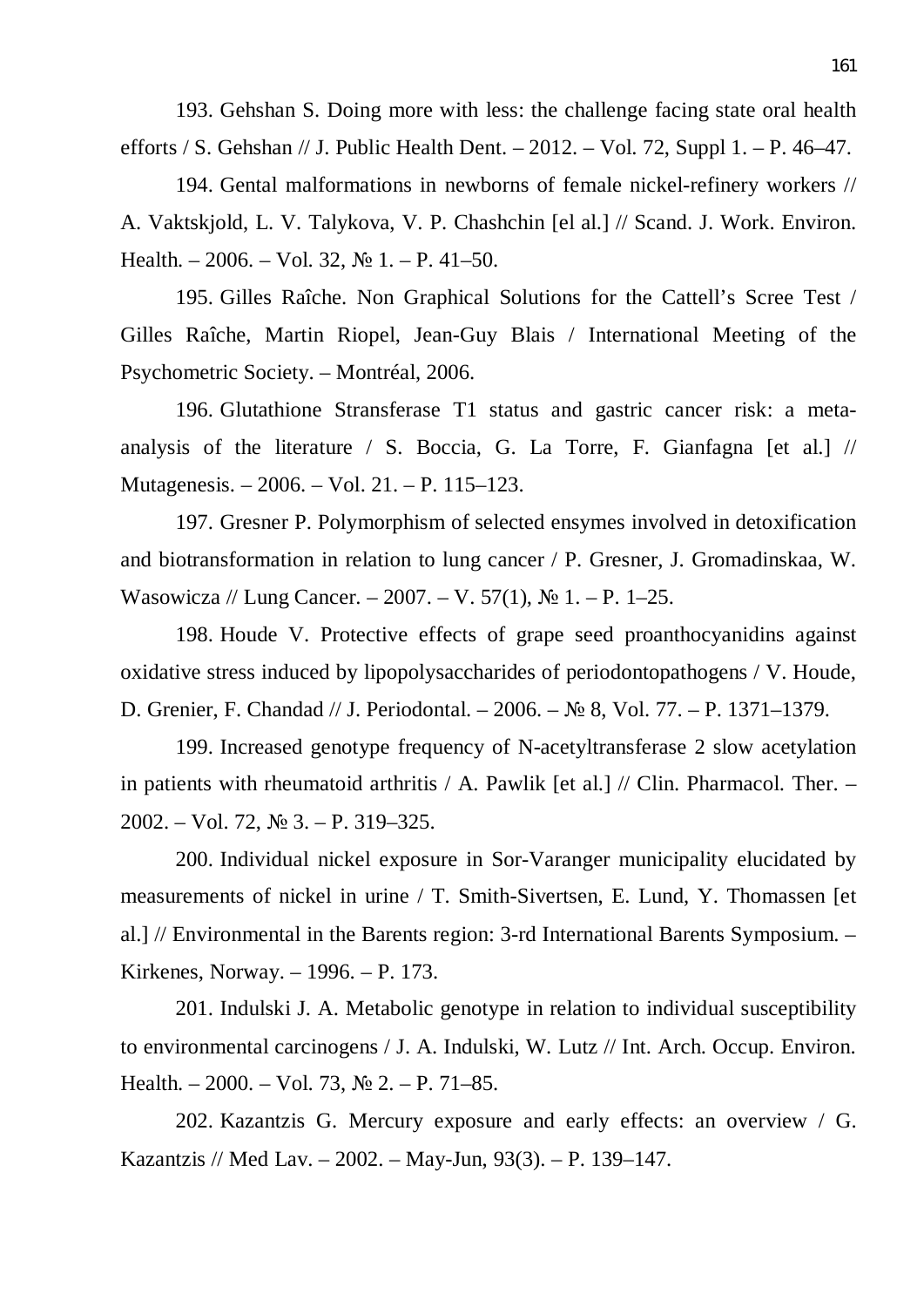193. Gehshan S. Doing more with less: the challenge facing state oral health efforts / S. Gehshan // J. Public Health Dent. – 2012. – Vol. 72, Suppl 1. – P. 46–47.

194. Gental malformations in newborns of female nickel-refinery workers // A. Vaktskjold, L. V. Talykova, V. P. Chashchin [el al.] // Scand. J. Work. Environ. Health. – 2006. – Vol. 32, № 1. – P. 41–50.

195. Gilles Raîche. Non Graphical Solutions for the Cattell's Scree Test / Gilles Raîche, Martin Riopel, Jean-Guy Blais / International Meeting of the Psychometric Society. – Montréal, 2006.

196. Glutathione Stransferase T1 status and gastric cancer risk: a meta-analysis of the literature / S. Boccia, G. La Torre, F. Gianfagna [et al.] // Mutagenesis. – 2006. – Vol. 21. – P. 115–123.

197. Gresner P. Polymorphism of selected ensymes involved in detoxification and biotransformation in relation to lung cancer / P. Gresner, J. Gromadinskaa, W. Wasowicza // Lung Cancer. – 2007. – V. 57(1), № 1. – P. 1–25.

198. Houde V. Protective effects of grape seed proanthocyanidins against oxidative stress induced by lipopolysaccharides of periodontopathogens / V. Houde, D. Grenier, F. Chandad // J. Periodontal. – 2006. – № 8, Vol. 77. – P. 1371–1379.

199. Increased genotype frequency of N-acetyltransferase 2 slow acetylation in patients with rheumatoid arthritis / A. Pawlik [et al.] // Clin. Pharmacol. Ther. – 2002. – Vol. 72, № 3. – P. 319–325.

200. Individual nickel exposure in Sor-Varanger municipality elucidated by measurements of nickel in urine / T. Smith-Sivertsen, E. Lund, Y. Thomassen [et al.] // Environmental in the Barents region: 3-rd International Barents Symposium. – Kirkenes, Norway. – 1996. – P. 173.

201. Indulski J. A. Metabolic genotype in relation to individual susceptibility to environmental carcinogens / J. A. Indulski, W. Lutz // Int. Arch. Occup. Environ. Health. – 2000. – Vol. 73, № 2. – P. 71–85.

202. Kazantzis G. Mercury exposure and early effects: an overview / G. Kazantzis // Med Lav. – 2002. – May-Jun, 93(3). – P. 139–147.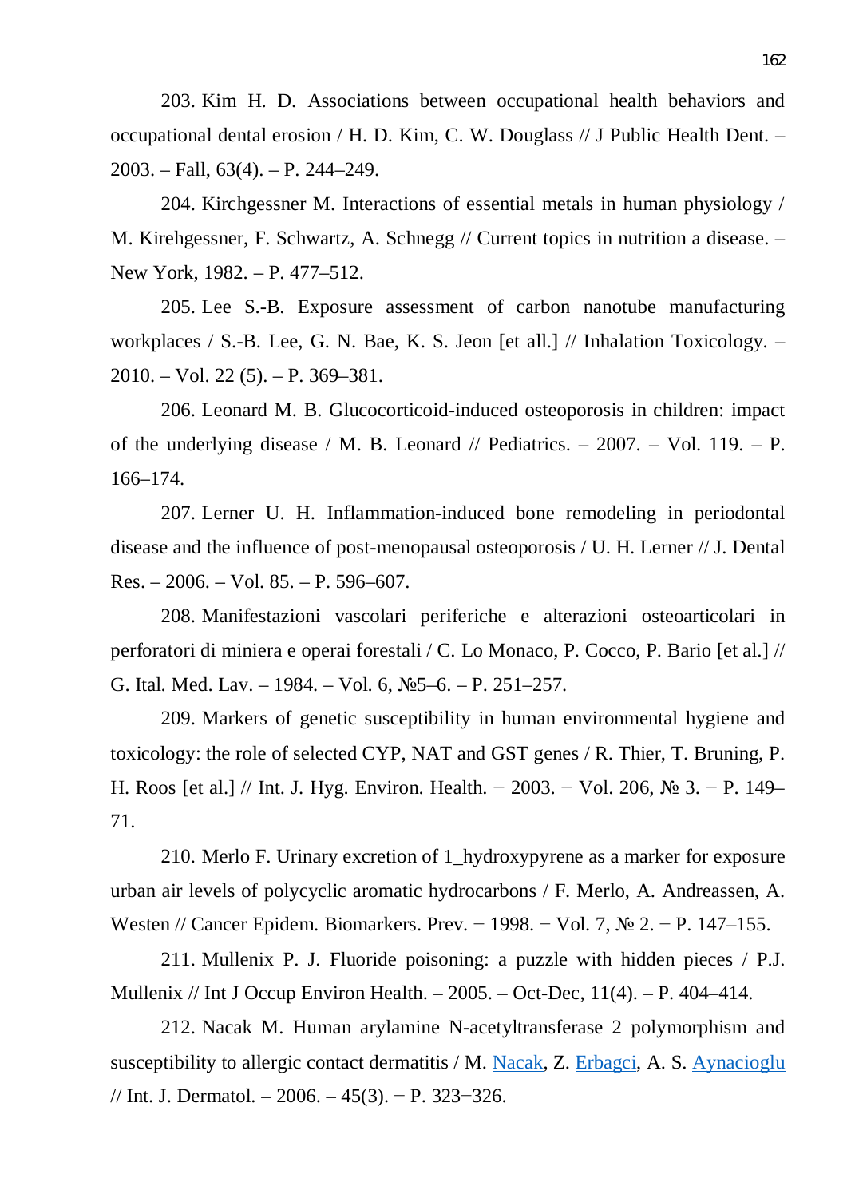203. Kim H. D. Associations between occupational health behaviors and occupational dental erosion / H. D. Kim, C. W. Douglass // J Public Health Dent. – 2003. – Fall, 63(4). – P. 244–249.

204. Kirchgessner M. Interactions of essential metals in human physiology / M. Kirehgessner, F. Schwartz, A. Schnegg // Current topics in nutrition a disease. – New York, 1982. – P. 477–512.

205. Lee S.-B. Exposure assessment of carbon nanotube manufacturing workplaces / S.-B. Lee, G. N. Bae, K. S. Jeon [et all.] // Inhalation Toxicology. – 2010. – Vol. 22 (5). – P. 369–381.

206. Leonard M. B. Glucocorticoid-induced osteoporosis in children: impact of the underlying disease / M. B. Leonard // Pediatrics. – 2007. – Vol. 119. – P. 166–174.

207. Lerner U. H. Inflammation-induced bone remodeling in periodontal disease and the influence of post-menopausal osteoporosis / U. H. Lerner // J. Dental Res. – 2006. – Vol. 85. – P. 596–607.

208. Manifestazioni vascolari periferiche e alterazioni osteoarticolari in perforatori di miniera e operai forestali / C. Lo Monaco, P. Cocco, P. Bario [et al.] // G. Ital. Med. Lav. – 1984. – Vol. 6, №5–6. – P. 251–257.

209. Markers of genetic susceptibility in human environmental hygiene and toxicology: the role of selected CYP, NAT and GST genes / R. Thier, T. Bruning, P. H. Roos [et al.] // Int. J. Hyg. Environ. Health. − 2003. − Vol. 206, № 3. − P. 149–71.

210. Merlo F. Urinary excretion of 1_hydroxypyrene as a marker for exposure urban air levels of polycyclic aromatic hydrocarbons / F. Merlo, A. Andreassen, A. Westen // Cancer Epidem. Biomarkers. Prev. − 1998. − Vol. 7, № 2. − P. 147–155.

211. Mullenix P. J. Fluoride poisoning: a puzzle with hidden pieces / P.J. Mullenix // Int J Occup Environ Health. – 2005. – Oct-Dec, 11(4). – P. 404–414.

212. Nacak M. Human arylamine N-acetyltransferase 2 polymorphism and susceptibility to allergic contact dermatitis / M. Nacak, Z. Erbagci, A. S. Aynacioglu // Int. J. Dermatol. – 2006. – 45(3). − P. 323−326.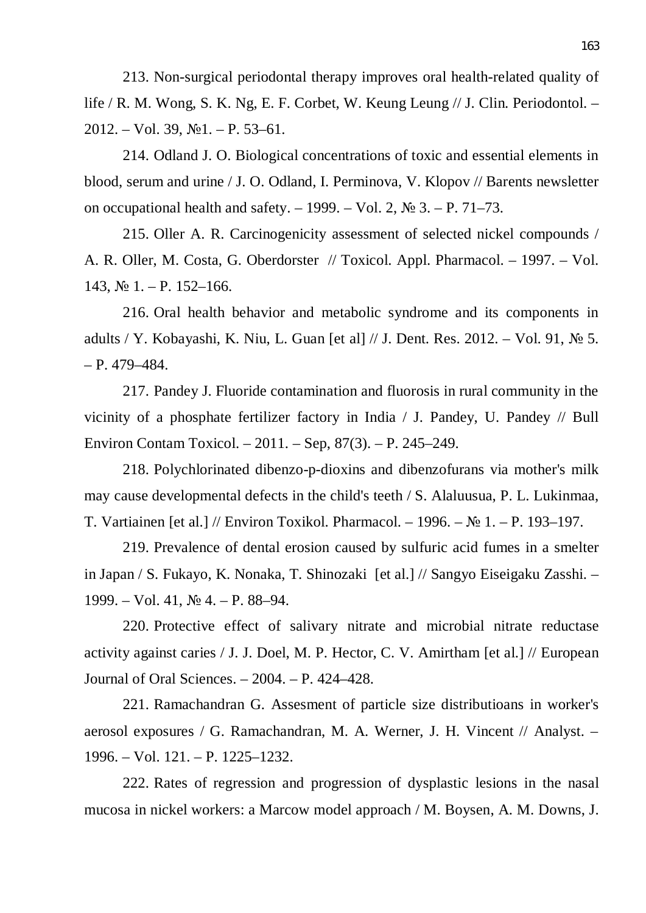213. Non-surgical periodontal therapy improves oral health-related quality of life / R. M. Wong, S. K. Ng, E. F. Corbet, W. Keung Leung // J. Clin. Periodontol. – 2012. – Vol. 39, №1. – P. 53–61.

214. Odland J. O. Biological concentrations of toxic and essential elements in blood, serum and urine / J. O. Odland, I. Perminova, V. Klopov // Barents newsletter on occupational health and safety. – 1999. – Vol. 2, № 3. – P. 71–73.

215. Oller A. R. Carcinogenicity assessment of selected nickel compounds / A. R. Oller, M. Costa, G. Oberdorster // Toxicol. Appl. Pharmacol. – 1997. – Vol. 143, № 1. – P. 152–166.

216. Oral health behavior and metabolic syndrome and its components in adults / Y. Kobayashi, K. Niu, L. Guan [et al] // J. Dent. Res. 2012. – Vol. 91, № 5. – P. 479–484.

217. Pandey J. Fluoride contamination and fluorosis in rural community in the vicinity of a phosphate fertilizer factory in India / J. Pandey, U. Pandey // Bull Environ Contam Toxicol. – 2011. – Sep, 87(3). – P. 245–249.

218. Polychlorinated dibenzo-p-dioxins and dibenzofurans via mother's milk may cause developmental defects in the child's teeth / S. Alaluusua, P. L. Lukinmaa, T. Vartiainen [et al.] // Environ Toxikol. Pharmacol. – 1996. – № 1. – P. 193–197.

219. Prevalence of dental erosion caused by sulfuric acid fumes in a smelter in Japan / S. Fukayo, K. Nonaka, T. Shinozaki [et al.] // Sangyo Eiseigaku Zasshi. – 1999. – Vol. 41, № 4. – P. 88–94.

220. Protective effect of salivary nitrate and microbial nitrate reductase activity against caries / J. J. Doel, M. P. Hector, C. V. Amirtham [et al.] // European Journal of Oral Sciences. – 2004. – P. 424–428.

221. Ramachandran G. Assesment of particle size distributioans in worker's aerosol exposures / G. Ramachandran, M. A. Werner, J. H. Vincent // Analyst. – 1996. – Vol. 121. – P. 1225–1232.

222. Rates of regression and progression of dysplastic lesions in the nasal mucosa in nickel workers: a Marcow model approach / M. Boysen, A. M. Downs, J.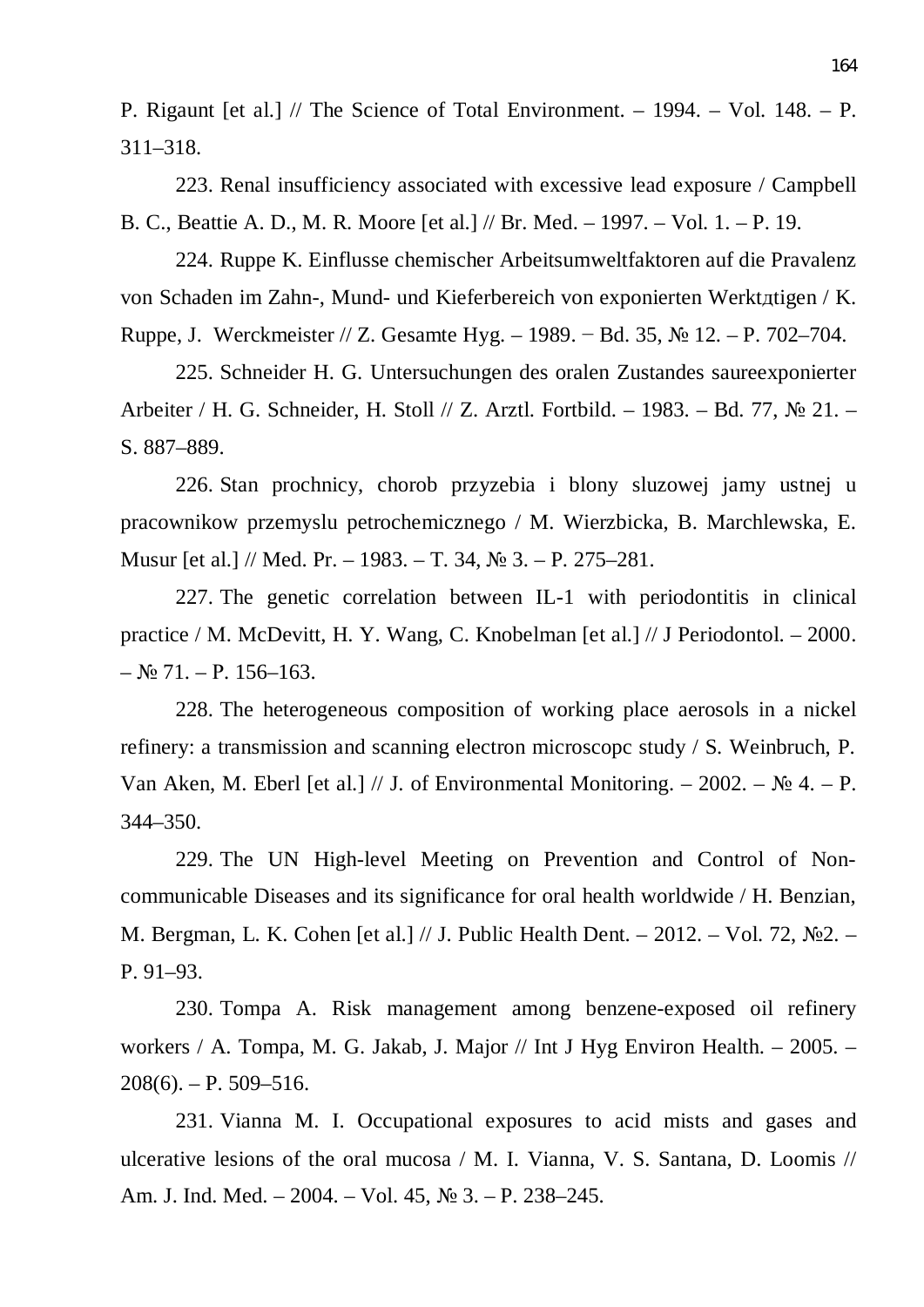P. Rigaunt [et al.] // The Science of Total Environment. – 1994. – Vol. 148. – P. 311–318.

223. Renal insufficiency associated with excessive lead exposure / Campbell B. C., Beattie A. D., M. R. Moore [et al.] // Br. Med. – 1997. – Vol. 1. – P. 19.

224. Ruppe K. Einflusse chemischer Arbeitsumweltfaktoren auf die Pravalenz von Schaden im Zahn-, Mund- und Kieferbereich von exponierten Werktдtigen / K. Ruppe, J. Werckmeister // Z. Gesamte Hyg. – 1989. − Bd. 35, № 12. – P. 702–704.

225. Schneider H. G. Untersuchungen des oralen Zustandes saureexponierter Arbeiter / H. G. Schneider, H. Stoll // Z. Arztl. Fortbild. – 1983. – Bd. 77, № 21. – S. 887–889.

226. Stan prochnicy, chorob przyzebia i blony sluzowej jamy ustnej u pracownikow przemyslu petrochemicznego / M. Wierzbicka, B. Marchlewska, E. Musur [et al.] // Med. Pr. – 1983. – T. 34, № 3. – P. 275–281.

227. The genetic correlation between IL-1 with periodontitis in clinical practice / M. McDevitt, H. Y. Wang, C. Knobelman [et al.] // J Periodontol. – 2000. – № 71. – P. 156–163.

228. The heterogeneous composition of working place aerosols in a nickel refinery: a transmission and scanning electron microscopc study / S. Weinbruch, P. Van Aken, M. Eberl [et al.] // J. of Environmental Monitoring. – 2002. – № 4. – P. 344–350.

229. The UN High-level Meeting on Prevention and Control of Non-communicable Diseases and its significance for oral health worldwide / H. Benzian, M. Bergman, L. K. Cohen [et al.] // J. Public Health Dent. – 2012. – Vol. 72, №2. – P. 91–93.

230. Tompa A. Risk management among benzene-exposed oil refinery workers / A. Tompa, M. G. Jakab, J. Major // Int J Hyg Environ Health. – 2005. – 208(6). – P. 509–516.

231. Vianna M. I. Occupational exposures to acid mists and gases and ulcerative lesions of the oral mucosa / M. I. Vianna, V. S. Santana, D. Loomis // Am. J. Ind. Med. – 2004. – Vol. 45, № 3. – P. 238–245.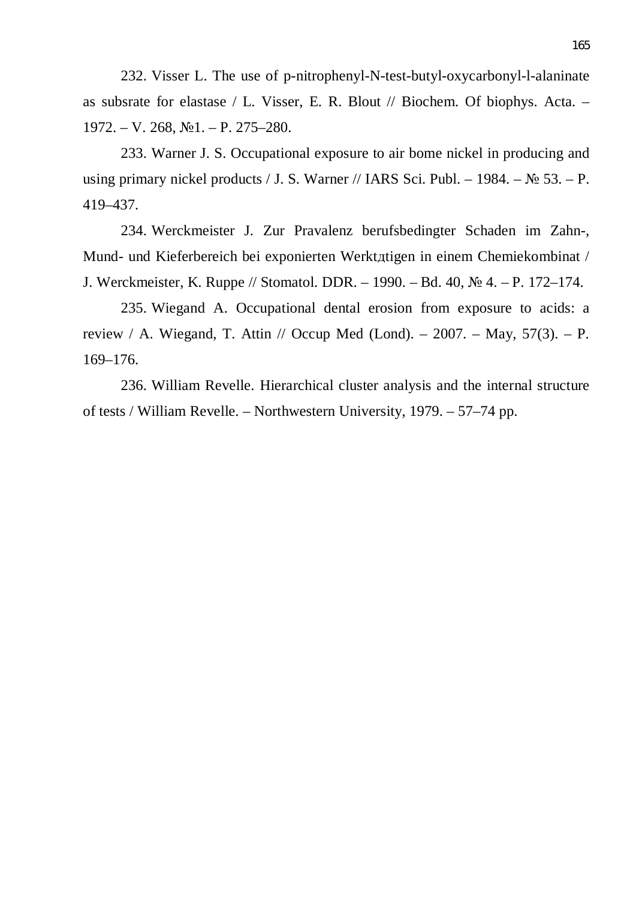232. Visser L. The use of p-nitrophenyl-N-test-butyl-oxycarbonyl-l-alaninate as subsrate for elastase / L. Visser, E. R. Blout // Biochem. Of biophys. Acta. – 1972. – V. 268, №1. – P. 275–280.

233. Warner J. S. Occupational exposure to air bome nickel in producing and using primary nickel products / J. S. Warner // IARS Sci. Publ. – 1984. – № 53. – P. 419–437.

234. Werckmeister J. Zur Pravalenz berufsbedingter Schaden im Zahn-, Mund- und Kieferbereich bei exponierten Werktдtigen in einem Chemiekombinat / J. Werckmeister, K. Ruppe // Stomatol. DDR. – 1990. – Bd. 40, № 4. – P. 172–174.

235. Wiegand A. Occupational dental erosion from exposure to acids: a review / A. Wiegand, T. Attin // Occup Med (Lond). – 2007. – May, 57(3). – P. 169–176.

236. William Revelle. Hierarchical cluster analysis and the internal structure of tests / William Revelle. – Northwestern University, 1979. – 57–74 pp.